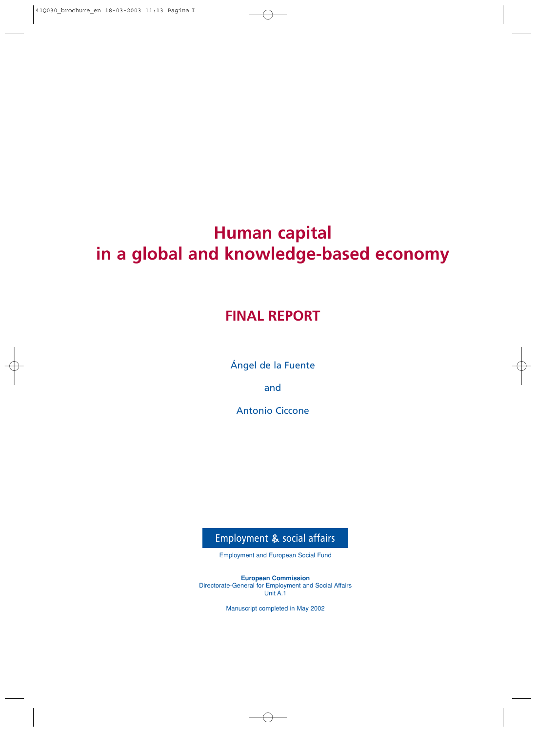# Human capital in a global and knowledge-based economy

## FINAL REPORT

Ángel de la Fuente

and

Antonio Ciccone

Employment & social affairs

Employment and European Social Fund

**European Commission**
Directorate-General for Employment and Social Affairs
Unit A.1

Manuscript completed in May 2002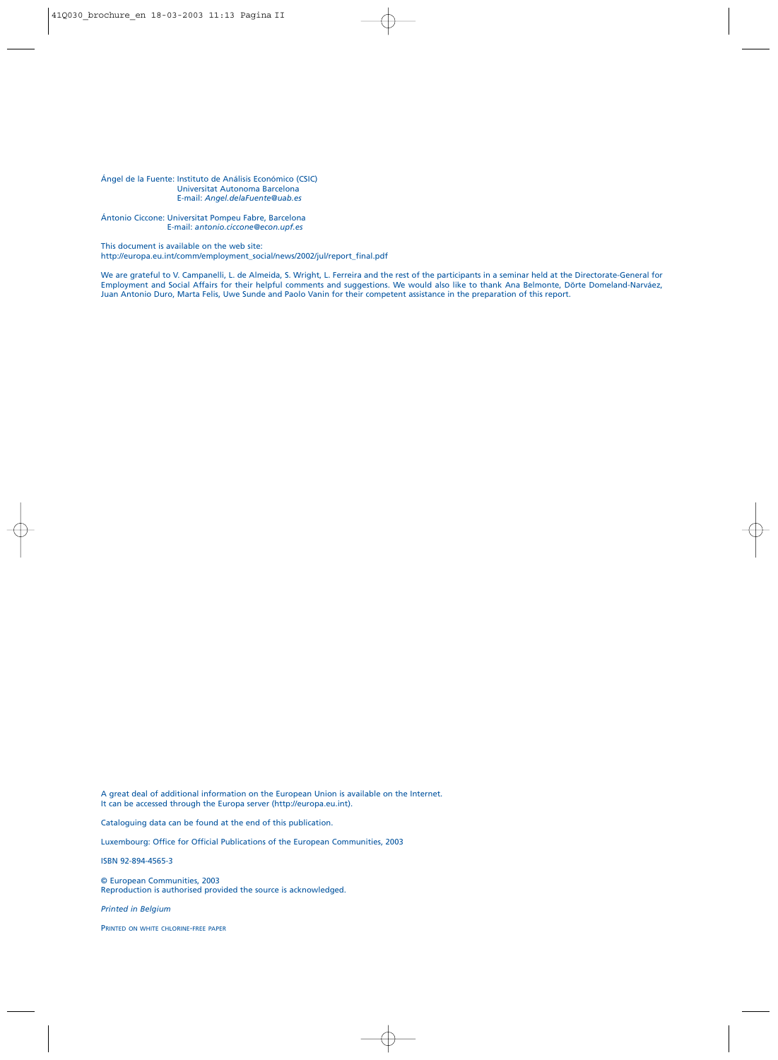Ángel de la Fuente: Instituto de Análisis Económico (CSIC)
Universitat Autonoma Barcelona
E-mail: *Angel.delaFuente@uab.es*

Ántonio Ciccone: Universitat Pompeu Fabre, Barcelona
E-mail: *antonio.ciccone@econ.upf.es*

This document is available on the web site:
http://europa.eu.int/comm/employment_social/news/2002/jul/report_final.pdf

We are grateful to V. Campanelli, L. de Almeida, S. Wright, L. Ferreira and the rest of the participants in a seminar held at the Directorate-General for Employment and Social Affairs for their helpful comments and suggestions. We would also like to thank Ana Belmonte, Dörte Domeland-Narváez, Juan Antonio Duro, Marta Felis, Uwe Sunde and Paolo Vanin for their competent assistance in the preparation of this report.

A great deal of additional information on the European Union is available on the Internet.
It can be accessed through the Europa server (http://europa.eu.int).

Cataloguing data can be found at the end of this publication.

Luxembourg: Office for Official Publications of the European Communities, 2003

ISBN 92-894-4565-3

© European Communities, 2003
Reproduction is authorised provided the source is acknowledged.

*Printed in Belgium*

PRINTED ON WHITE CHLORINE-FREE PAPER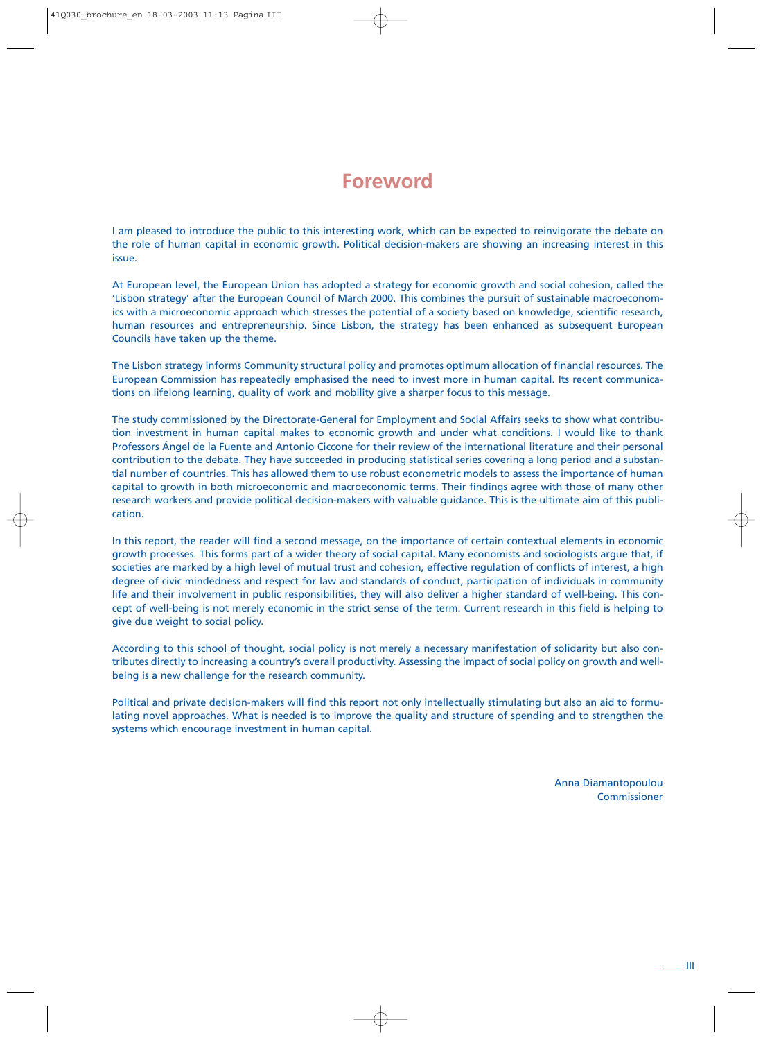# Foreword

I am pleased to introduce the public to this interesting work, which can be expected to reinvigorate the debate on the role of human capital in economic growth. Political decision-makers are showing an increasing interest in this issue.

At European level, the European Union has adopted a strategy for economic growth and social cohesion, called the 'Lisbon strategy' after the European Council of March 2000. This combines the pursuit of sustainable macroeconomics with a microeconomic approach which stresses the potential of a society based on knowledge, scientific research, human resources and entrepreneurship. Since Lisbon, the strategy has been enhanced as subsequent European Councils have taken up the theme.

The Lisbon strategy informs Community structural policy and promotes optimum allocation of financial resources. The European Commission has repeatedly emphasised the need to invest more in human capital. Its recent communications on lifelong learning, quality of work and mobility give a sharper focus to this message.

The study commissioned by the Directorate-General for Employment and Social Affairs seeks to show what contribution investment in human capital makes to economic growth and under what conditions. I would like to thank Professors Ángel de la Fuente and Antonio Ciccone for their review of the international literature and their personal contribution to the debate. They have succeeded in producing statistical series covering a long period and a substantial number of countries. This has allowed them to use robust econometric models to assess the importance of human capital to growth in both microeconomic and macroeconomic terms. Their findings agree with those of many other research workers and provide political decision-makers with valuable guidance. This is the ultimate aim of this publication.

In this report, the reader will find a second message, on the importance of certain contextual elements in economic growth processes. This forms part of a wider theory of social capital. Many economists and sociologists argue that, if societies are marked by a high level of mutual trust and cohesion, effective regulation of conflicts of interest, a high degree of civic mindedness and respect for law and standards of conduct, participation of individuals in community life and their involvement in public responsibilities, they will also deliver a higher standard of well-being. This concept of well-being is not merely economic in the strict sense of the term. Current research in this field is helping to give due weight to social policy.

According to this school of thought, social policy is not merely a necessary manifestation of solidarity but also contributes directly to increasing a country's overall productivity. Assessing the impact of social policy on growth and well-being is a new challenge for the research community.

Political and private decision-makers will find this report not only intellectually stimulating but also an aid to formulating novel approaches. What is needed is to improve the quality and structure of spending and to strengthen the systems which encourage investment in human capital.

Anna Diamantopoulou
Commissioner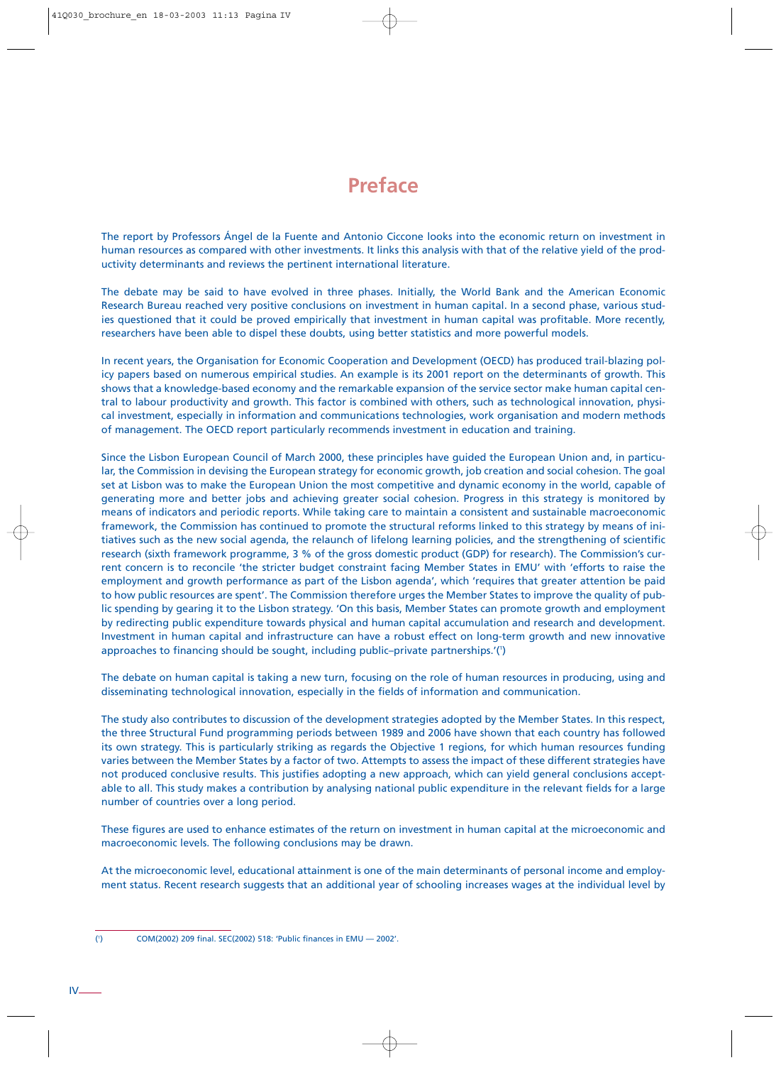# Preface

The report by Professors Ángel de la Fuente and Antonio Ciccone looks into the economic return on investment in human resources as compared with other investments. It links this analysis with that of the relative yield of the productivity determinants and reviews the pertinent international literature.

The debate may be said to have evolved in three phases. Initially, the World Bank and the American Economic Research Bureau reached very positive conclusions on investment in human capital. In a second phase, various studies questioned that it could be proved empirically that investment in human capital was profitable. More recently, researchers have been able to dispel these doubts, using better statistics and more powerful models.

In recent years, the Organisation for Economic Cooperation and Development (OECD) has produced trail-blazing policy papers based on numerous empirical studies. An example is its 2001 report on the determinants of growth. This shows that a knowledge-based economy and the remarkable expansion of the service sector make human capital central to labour productivity and growth. This factor is combined with others, such as technological innovation, physical investment, especially in information and communications technologies, work organisation and modern methods of management. The OECD report particularly recommends investment in education and training.

Since the Lisbon European Council of March 2000, these principles have guided the European Union and, in particular, the Commission in devising the European strategy for economic growth, job creation and social cohesion. The goal set at Lisbon was to make the European Union the most competitive and dynamic economy in the world, capable of generating more and better jobs and achieving greater social cohesion. Progress in this strategy is monitored by means of indicators and periodic reports. While taking care to maintain a consistent and sustainable macroeconomic framework, the Commission has continued to promote the structural reforms linked to this strategy by means of initiatives such as the new social agenda, the relaunch of lifelong learning policies, and the strengthening of scientific research (sixth framework programme, 3 % of the gross domestic product (GDP) for research). The Commission's current concern is to reconcile 'the stricter budget constraint facing Member States in EMU' with 'efforts to raise the employment and growth performance as part of the Lisbon agenda', which 'requires that greater attention be paid to how public resources are spent'. The Commission therefore urges the Member States to improve the quality of public spending by gearing it to the Lisbon strategy. 'On this basis, Member States can promote growth and employment by redirecting public expenditure towards physical and human capital accumulation and research and development. Investment in human capital and infrastructure can have a robust effect on long-term growth and new innovative approaches to financing should be sought, including public–private partnerships.'[1]

The debate on human capital is taking a new turn, focusing on the role of human resources in producing, using and disseminating technological innovation, especially in the fields of information and communication.

The study also contributes to discussion of the development strategies adopted by the Member States. In this respect, the three Structural Fund programming periods between 1989 and 2006 have shown that each country has followed its own strategy. This is particularly striking as regards the Objective 1 regions, for which human resources funding varies between the Member States by a factor of two. Attempts to assess the impact of these different strategies have not produced conclusive results. This justifies adopting a new approach, which can yield general conclusions acceptable to all. This study makes a contribution by analysing national public expenditure in the relevant fields for a large number of countries over a long period.

These figures are used to enhance estimates of the return on investment in human capital at the microeconomic and macroeconomic levels. The following conclusions may be drawn.

At the microeconomic level, educational attainment is one of the main determinants of personal income and employment status. Recent research suggests that an additional year of schooling increases wages at the individual level by

---

[1] COM(2002) 209 final. SEC(2002) 518: 'Public finances in EMU — 2002'.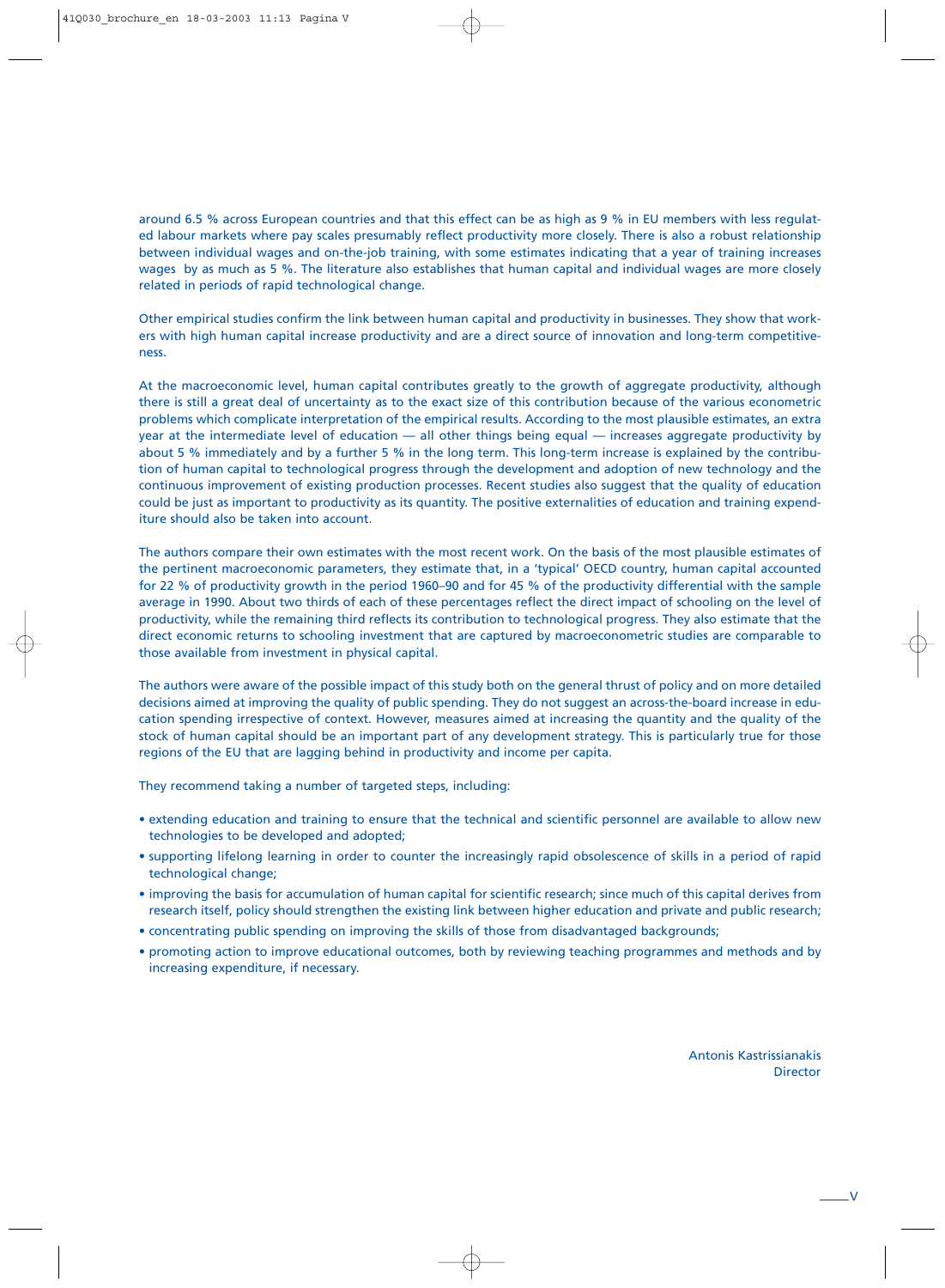around 6.5 % across European countries and that this effect can be as high as 9 % in EU members with less regulated labour markets where pay scales presumably reflect productivity more closely. There is also a robust relationship between individual wages and on-the-job training, with some estimates indicating that a year of training increases wages by as much as 5 %. The literature also establishes that human capital and individual wages are more closely related in periods of rapid technological change.

Other empirical studies confirm the link between human capital and productivity in businesses. They show that workers with high human capital increase productivity and are a direct source of innovation and long-term competitiveness.

At the macroeconomic level, human capital contributes greatly to the growth of aggregate productivity, although there is still a great deal of uncertainty as to the exact size of this contribution because of the various econometric problems which complicate interpretation of the empirical results. According to the most plausible estimates, an extra year at the intermediate level of education — all other things being equal — increases aggregate productivity by about 5 % immediately and by a further 5 % in the long term. This long-term increase is explained by the contribution of human capital to technological progress through the development and adoption of new technology and the continuous improvement of existing production processes. Recent studies also suggest that the quality of education could be just as important to productivity as its quantity. The positive externalities of education and training expenditure should also be taken into account.

The authors compare their own estimates with the most recent work. On the basis of the most plausible estimates of the pertinent macroeconomic parameters, they estimate that, in a 'typical' OECD country, human capital accounted for 22 % of productivity growth in the period 1960–90 and for 45 % of the productivity differential with the sample average in 1990. About two thirds of each of these percentages reflect the direct impact of schooling on the level of productivity, while the remaining third reflects its contribution to technological progress. They also estimate that the direct economic returns to schooling investment that are captured by macroeconometric studies are comparable to those available from investment in physical capital.

The authors were aware of the possible impact of this study both on the general thrust of policy and on more detailed decisions aimed at improving the quality of public spending. They do not suggest an across-the-board increase in education spending irrespective of context. However, measures aimed at increasing the quantity and the quality of the stock of human capital should be an important part of any development strategy. This is particularly true for those regions of the EU that are lagging behind in productivity and income per capita.

They recommend taking a number of targeted steps, including:

- extending education and training to ensure that the technical and scientific personnel are available to allow new technologies to be developed and adopted;
- supporting lifelong learning in order to counter the increasingly rapid obsolescence of skills in a period of rapid technological change;
- improving the basis for accumulation of human capital for scientific research; since much of this capital derives from research itself, policy should strengthen the existing link between higher education and private and public research;
- concentrating public spending on improving the skills of those from disadvantaged backgrounds;
- promoting action to improve educational outcomes, both by reviewing teaching programmes and methods and by increasing expenditure, if necessary.

Antonis Kastrissianakis
Director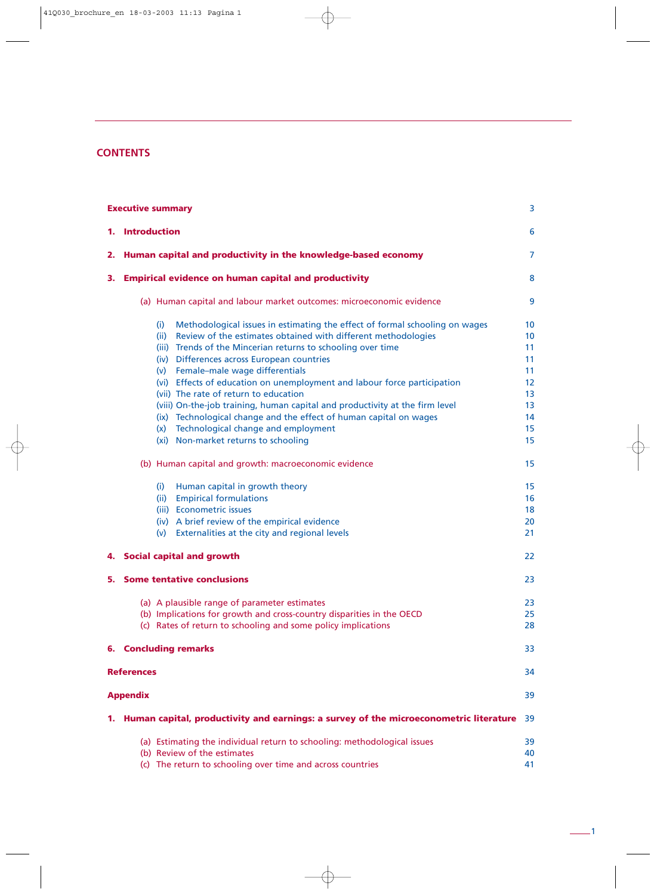## CONTENTS

| | |
|---|---|
| **Executive summary** | 3 |
| **1. Introduction** | 6 |
| **2. Human capital and productivity in the knowledge-based economy** | 7 |
| **3. Empirical evidence on human capital and productivity** | 8 |
| (a) Human capital and labour market outcomes: microeconomic evidence | 9 |
| (i) Methodological issues in estimating the effect of formal schooling on wages | 10 |
| (ii) Review of the estimates obtained with different methodologies | 10 |
| (iii) Trends of the Mincerian returns to schooling over time | 11 |
| (iv) Differences across European countries | 11 |
| (v) Female–male wage differentials | 11 |
| (vi) Effects of education on unemployment and labour force participation | 12 |
| (vii) The rate of return to education | 13 |
| (viii) On-the-job training, human capital and productivity at the firm level | 13 |
| (ix) Technological change and the effect of human capital on wages | 14 |
| (x) Technological change and employment | 15 |
| (xi) Non-market returns to schooling | 15 |
| (b) Human capital and growth: macroeconomic evidence | 15 |
| (i) Human capital in growth theory | 15 |
| (ii) Empirical formulations | 16 |
| (iii) Econometric issues | 18 |
| (iv) A brief review of the empirical evidence | 20 |
| (v) Externalities at the city and regional levels | 21 |
| **4. Social capital and growth** | 22 |
| **5. Some tentative conclusions** | 23 |
| (a) A plausible range of parameter estimates | 23 |
| (b) Implications for growth and cross-country disparities in the OECD | 25 |
| (c) Rates of return to schooling and some policy implications | 28 |
| **6. Concluding remarks** | 33 |
| **References** | 34 |
| **Appendix** | 39 |
| **1. Human capital, productivity and earnings: a survey of the microeconometric literature** | 39 |
| (a) Estimating the individual return to schooling: methodological issues | 39 |
| (b) Review of the estimates | 40 |
| (c) The return to schooling over time and across countries | 41 |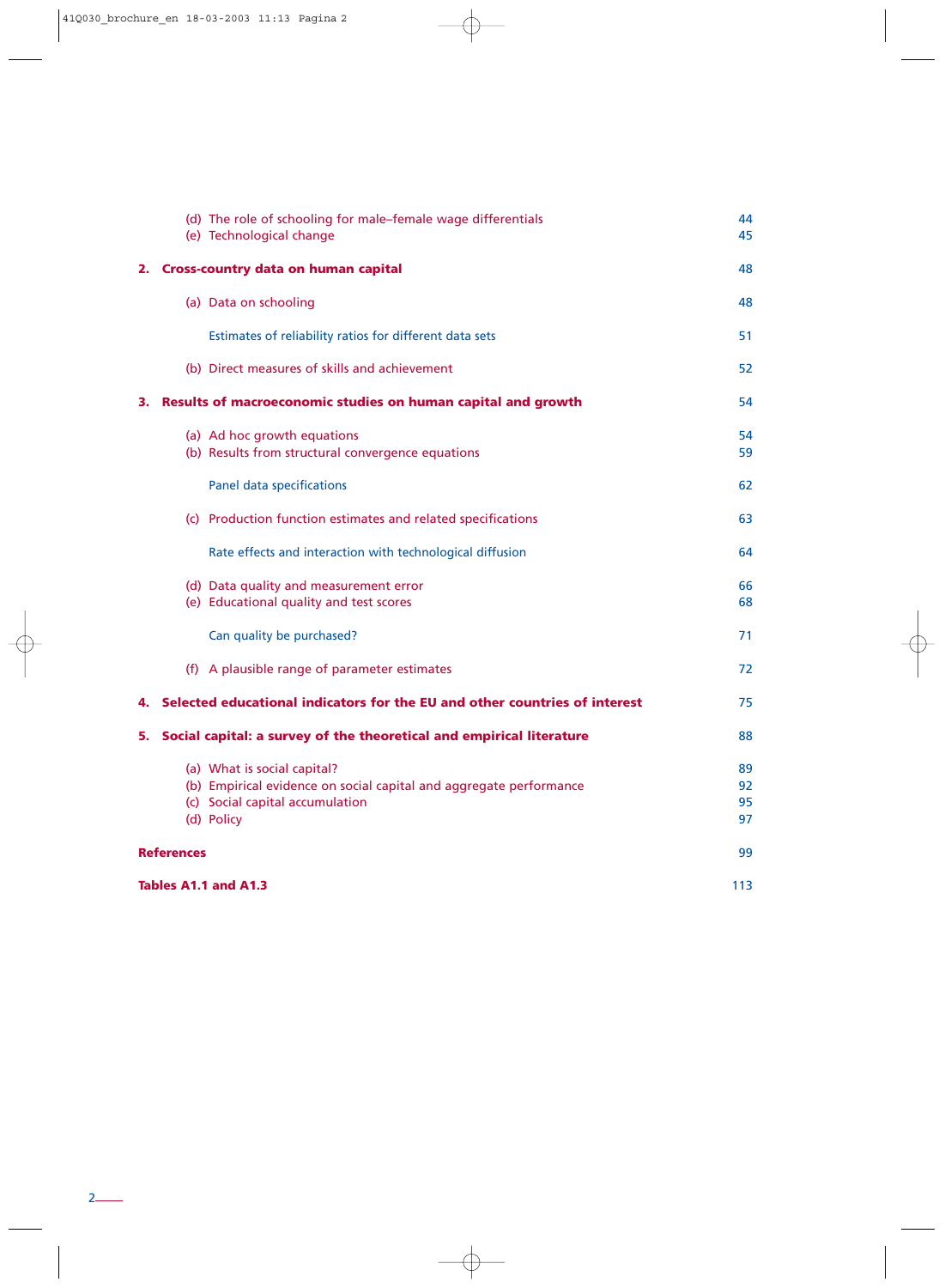(d) The role of schooling for male–female wage differentials 44
(e) Technological change 45

**2. Cross-country data on human capital** 48

(a) Data on schooling 48

Estimates of reliability ratios for different data sets 51

(b) Direct measures of skills and achievement 52

**3. Results of macroeconomic studies on human capital and growth** 54

(a) Ad hoc growth equations 54
(b) Results from structural convergence equations 59

Panel data specifications 62

(c) Production function estimates and related specifications 63

Rate effects and interaction with technological diffusion 64

(d) Data quality and measurement error 66
(e) Educational quality and test scores 68

Can quality be purchased? 71

(f) A plausible range of parameter estimates 72

**4. Selected educational indicators for the EU and other countries of interest** 75

**5. Social capital: a survey of the theoretical and empirical literature** 88

(a) What is social capital? 89
(b) Empirical evidence on social capital and aggregate performance 92
(c) Social capital accumulation 95
(d) Policy 97

**References** 99

**Tables A1.1 and A1.3** 113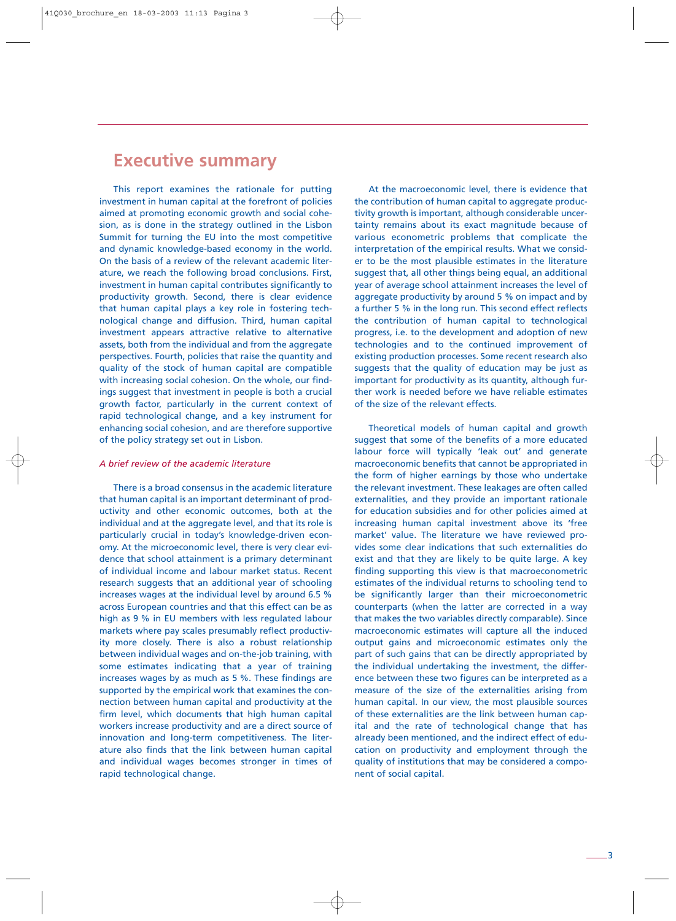# Executive summary

This report examines the rationale for putting investment in human capital at the forefront of policies aimed at promoting economic growth and social cohesion, as is done in the strategy outlined in the Lisbon Summit for turning the EU into the most competitive and dynamic knowledge-based economy in the world. On the basis of a review of the relevant academic literature, we reach the following broad conclusions. First, investment in human capital contributes significantly to productivity growth. Second, there is clear evidence that human capital plays a key role in fostering technological change and diffusion. Third, human capital investment appears attractive relative to alternative assets, both from the individual and from the aggregate perspectives. Fourth, policies that raise the quantity and quality of the stock of human capital are compatible with increasing social cohesion. On the whole, our findings suggest that investment in people is both a crucial growth factor, particularly in the current context of rapid technological change, and a key instrument for enhancing social cohesion, and are therefore supportive of the policy strategy set out in Lisbon.

*A brief review of the academic literature*

There is a broad consensus in the academic literature that human capital is an important determinant of productivity and other economic outcomes, both at the individual and at the aggregate level, and that its role is particularly crucial in today's knowledge-driven economy. At the microeconomic level, there is very clear evidence that school attainment is a primary determinant of individual income and labour market status. Recent research suggests that an additional year of schooling increases wages at the individual level by around 6.5 % across European countries and that this effect can be as high as 9 % in EU members with less regulated labour markets where pay scales presumably reflect productivity more closely. There is also a robust relationship between individual wages and on-the-job training, with some estimates indicating that a year of training increases wages by as much as 5 %. These findings are supported by the empirical work that examines the connection between human capital and productivity at the firm level, which documents that high human capital workers increase productivity and are a direct source of innovation and long-term competitiveness. The literature also finds that the link between human capital and individual wages becomes stronger in times of rapid technological change.

At the macroeconomic level, there is evidence that the contribution of human capital to aggregate productivity growth is important, although considerable uncertainty remains about its exact magnitude because of various econometric problems that complicate the interpretation of the empirical results. What we consider to be the most plausible estimates in the literature suggest that, all other things being equal, an additional year of average school attainment increases the level of aggregate productivity by around 5 % on impact and by a further 5 % in the long run. This second effect reflects the contribution of human capital to technological progress, i.e. to the development and adoption of new technologies and to the continued improvement of existing production processes. Some recent research also suggests that the quality of education may be just as important for productivity as its quantity, although further work is needed before we have reliable estimates of the size of the relevant effects.

Theoretical models of human capital and growth suggest that some of the benefits of a more educated labour force will typically 'leak out' and generate macroeconomic benefits that cannot be appropriated in the form of higher earnings by those who undertake the relevant investment. These leakages are often called externalities, and they provide an important rationale for education subsidies and for other policies aimed at increasing human capital investment above its 'free market' value. The literature we have reviewed provides some clear indications that such externalities do exist and that they are likely to be quite large. A key finding supporting this view is that macroeconometric estimates of the individual returns to schooling tend to be significantly larger than their microeconometric counterparts (when the latter are corrected in a way that makes the two variables directly comparable). Since macroeconomic estimates will capture all the induced output gains and microeconomic estimates only the part of such gains that can be directly appropriated by the individual undertaking the investment, the difference between these two figures can be interpreted as a measure of the size of the externalities arising from human capital. In our view, the most plausible sources of these externalities are the link between human capital and the rate of technological change that has already been mentioned, and the indirect effect of education on productivity and employment through the quality of institutions that may be considered a component of social capital.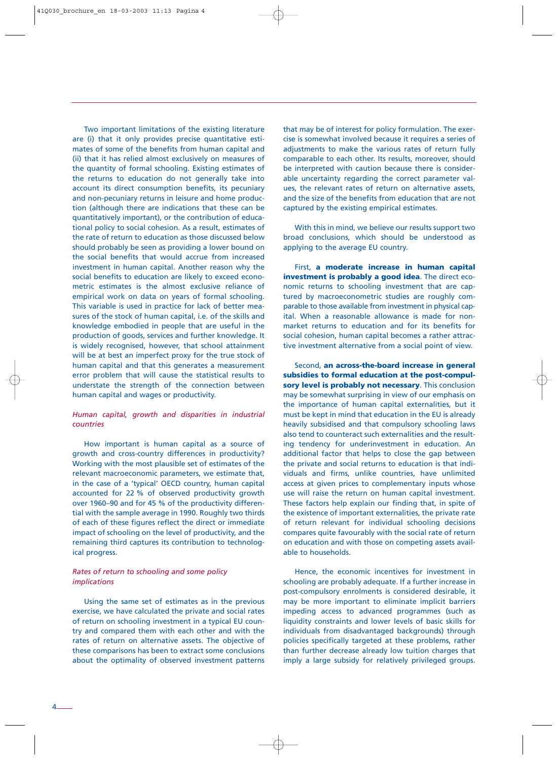Two important limitations of the existing literature are (i) that it only provides precise quantitative estimates of some of the benefits from human capital and (ii) that it has relied almost exclusively on measures of the quantity of formal schooling. Existing estimates of the returns to education do not generally take into account its direct consumption benefits, its pecuniary and non-pecuniary returns in leisure and home production (although there are indications that these can be quantitatively important), or the contribution of educational policy to social cohesion. As a result, estimates of the rate of return to education as those discussed below should probably be seen as providing a lower bound on the social benefits that would accrue from increased investment in human capital. Another reason why the social benefits to education are likely to exceed econometric estimates is the almost exclusive reliance of empirical work on data on years of formal schooling. This variable is used in practice for lack of better measures of the stock of human capital, i.e. of the skills and knowledge embodied in people that are useful in the production of goods, services and further knowledge. It is widely recognised, however, that school attainment will be at best an imperfect proxy for the true stock of human capital and that this generates a measurement error problem that will cause the statistical results to understate the strength of the connection between human capital and wages or productivity.

### *Human capital, growth and disparities in industrial countries*

How important is human capital as a source of growth and cross-country differences in productivity? Working with the most plausible set of estimates of the relevant macroeconomic parameters, we estimate that, in the case of a 'typical' OECD country, human capital accounted for 22 % of observed productivity growth over 1960–90 and for 45 % of the productivity differential with the sample average in 1990. Roughly two thirds of each of these figures reflect the direct or immediate impact of schooling on the level of productivity, and the remaining third captures its contribution to technological progress.

### *Rates of return to schooling and some policy implications*

Using the same set of estimates as in the previous exercise, we have calculated the private and social rates of return on schooling investment in a typical EU country and compared them with each other and with the rates of return on alternative assets. The objective of these comparisons has been to extract some conclusions about the optimality of observed investment patterns that may be of interest for policy formulation. The exercise is somewhat involved because it requires a series of adjustments to make the various rates of return fully comparable to each other. Its results, moreover, should be interpreted with caution because there is considerable uncertainty regarding the correct parameter values, the relevant rates of return on alternative assets, and the size of the benefits from education that are not captured by the existing empirical estimates.

With this in mind, we believe our results support two broad conclusions, which should be understood as applying to the average EU country.

First, **a moderate increase in human capital investment is probably a good idea**. The direct economic returns to schooling investment that are captured by macroeconometric studies are roughly comparable to those available from investment in physical capital. When a reasonable allowance is made for non-market returns to education and for its benefits for social cohesion, human capital becomes a rather attractive investment alternative from a social point of view.

Second, **an across-the-board increase in general subsidies to formal education at the post-compulsory level is probably not necessary**. This conclusion may be somewhat surprising in view of our emphasis on the importance of human capital externalities, but it must be kept in mind that education in the EU is already heavily subsidised and that compulsory schooling laws also tend to counteract such externalities and the resulting tendency for underinvestment in education. An additional factor that helps to close the gap between the private and social returns to education is that individuals and firms, unlike countries, have unlimited access at given prices to complementary inputs whose use will raise the return on human capital investment. These factors help explain our finding that, in spite of the existence of important externalities, the private rate of return relevant for individual schooling decisions compares quite favourably with the social rate of return on education and with those on competing assets available to households.

Hence, the economic incentives for investment in schooling are probably adequate. If a further increase in post-compulsory enrolments is considered desirable, it may be more important to eliminate implicit barriers impeding access to advanced programmes (such as liquidity constraints and lower levels of basic skills for individuals from disadvantaged backgrounds) through policies specifically targeted at these problems, rather than further decrease already low tuition charges that imply a large subsidy for relatively privileged groups.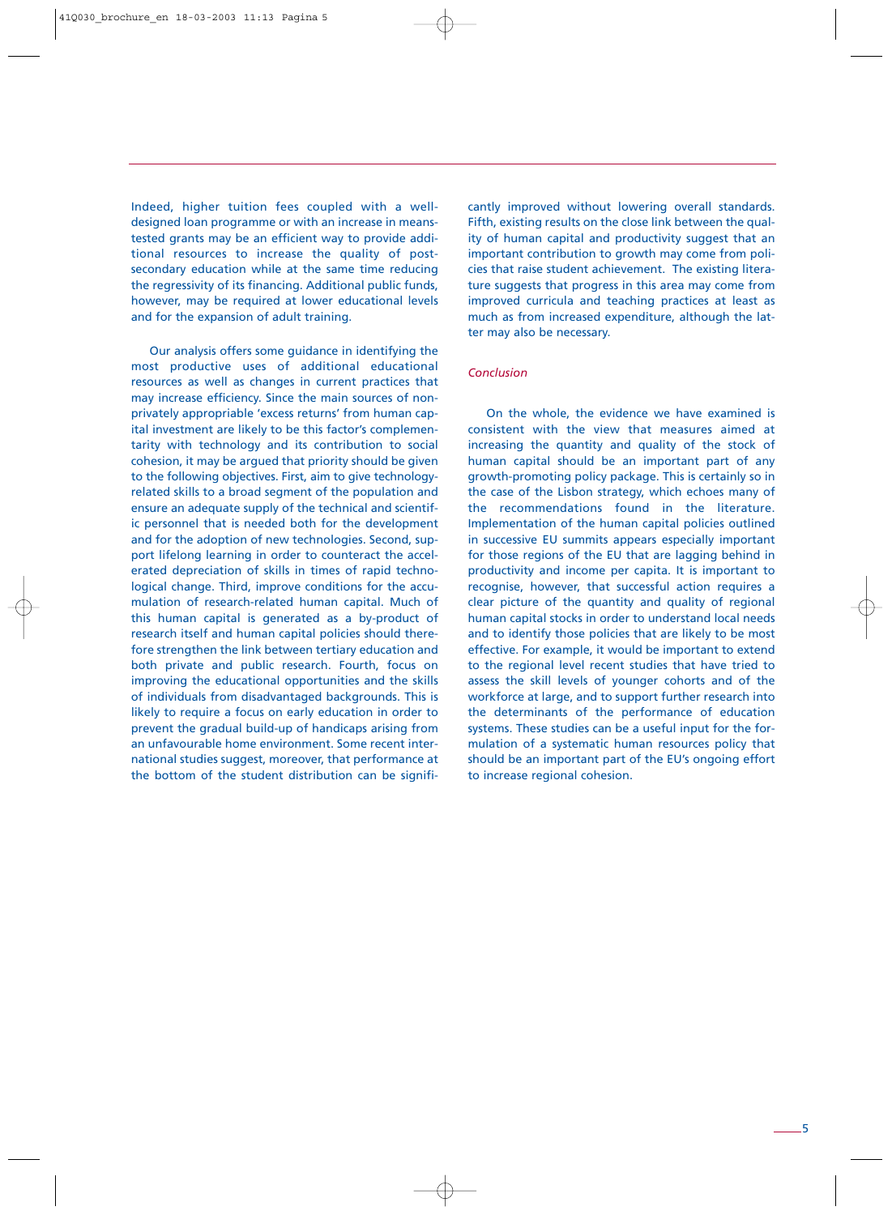Indeed, higher tuition fees coupled with a well-designed loan programme or with an increase in means-tested grants may be an efficient way to provide additional resources to increase the quality of post-secondary education while at the same time reducing the regressivity of its financing. Additional public funds, however, may be required at lower educational levels and for the expansion of adult training.

Our analysis offers some guidance in identifying the most productive uses of additional educational resources as well as changes in current practices that may increase efficiency. Since the main sources of non-privately appropriable 'excess returns' from human capital investment are likely to be this factor's complementarity with technology and its contribution to social cohesion, it may be argued that priority should be given to the following objectives. First, aim to give technology-related skills to a broad segment of the population and ensure an adequate supply of the technical and scientific personnel that is needed both for the development and for the adoption of new technologies. Second, support lifelong learning in order to counteract the accelerated depreciation of skills in times of rapid technological change. Third, improve conditions for the accumulation of research-related human capital. Much of this human capital is generated as a by-product of research itself and human capital policies should therefore strengthen the link between tertiary education and both private and public research. Fourth, focus on improving the educational opportunities and the skills of individuals from disadvantaged backgrounds. This is likely to require a focus on early education in order to prevent the gradual build-up of handicaps arising from an unfavourable home environment. Some recent international studies suggest, moreover, that performance at the bottom of the student distribution can be significantly improved without lowering overall standards. Fifth, existing results on the close link between the quality of human capital and productivity suggest that an important contribution to growth may come from policies that raise student achievement. The existing literature suggests that progress in this area may come from improved curricula and teaching practices at least as much as from increased expenditure, although the latter may also be necessary.

### *Conclusion*

On the whole, the evidence we have examined is consistent with the view that measures aimed at increasing the quantity and quality of the stock of human capital should be an important part of any growth-promoting policy package. This is certainly so in the case of the Lisbon strategy, which echoes many of the recommendations found in the literature. Implementation of the human capital policies outlined in successive EU summits appears especially important for those regions of the EU that are lagging behind in productivity and income per capita. It is important to recognise, however, that successful action requires a clear picture of the quantity and quality of regional human capital stocks in order to understand local needs and to identify those policies that are likely to be most effective. For example, it would be important to extend to the regional level recent studies that have tried to assess the skill levels of younger cohorts and of the workforce at large, and to support further research into the determinants of the performance of education systems. These studies can be a useful input for the formulation of a systematic human resources policy that should be an important part of the EU's ongoing effort to increase regional cohesion.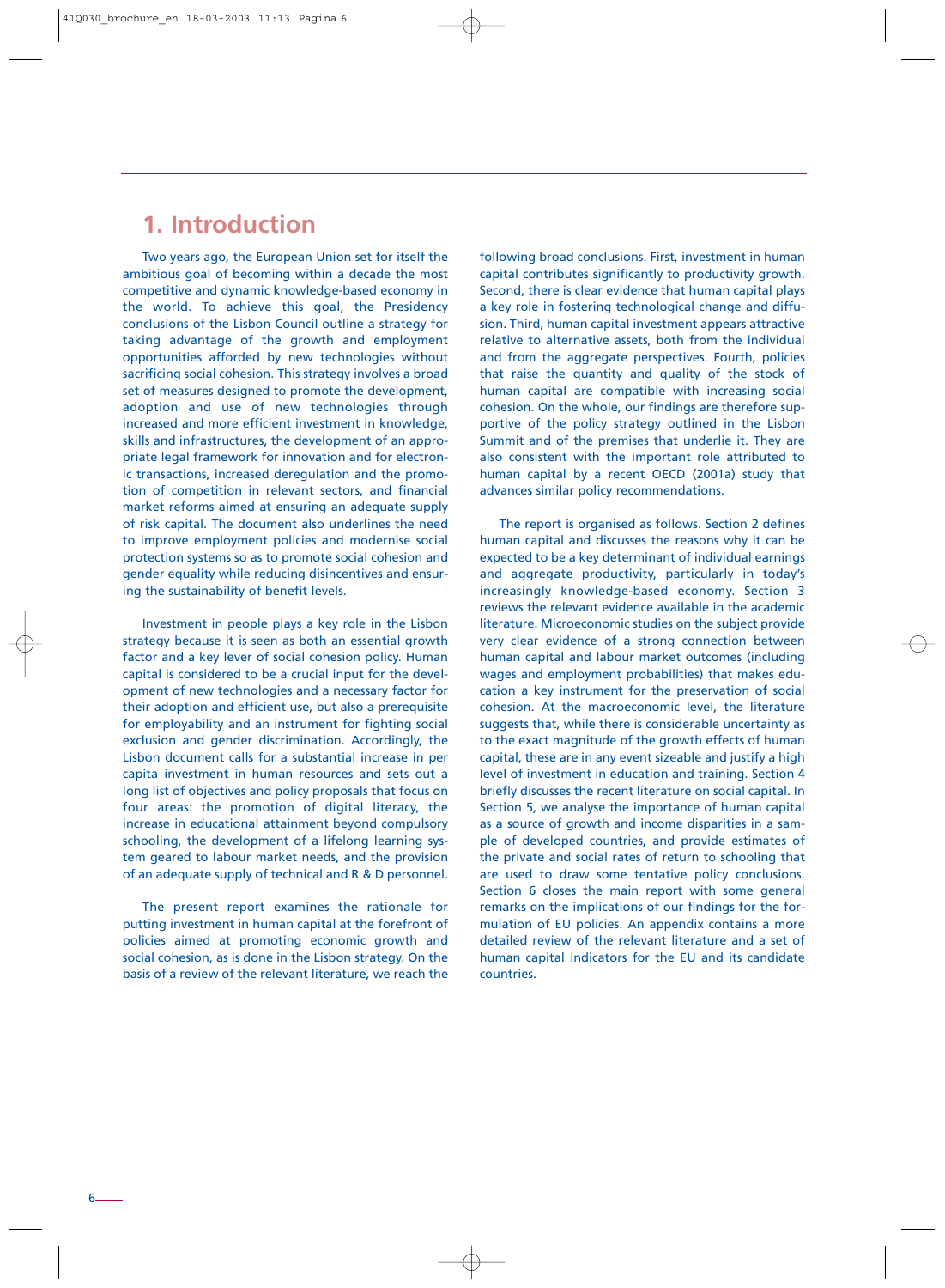# 1. Introduction

Two years ago, the European Union set for itself the ambitious goal of becoming within a decade the most competitive and dynamic knowledge-based economy in the world. To achieve this goal, the Presidency conclusions of the Lisbon Council outline a strategy for taking advantage of the growth and employment opportunities afforded by new technologies without sacrificing social cohesion. This strategy involves a broad set of measures designed to promote the development, adoption and use of new technologies through increased and more efficient investment in knowledge, skills and infrastructures, the development of an appropriate legal framework for innovation and for electronic transactions, increased deregulation and the promotion of competition in relevant sectors, and financial market reforms aimed at ensuring an adequate supply of risk capital. The document also underlines the need to improve employment policies and modernise social protection systems so as to promote social cohesion and gender equality while reducing disincentives and ensuring the sustainability of benefit levels.

Investment in people plays a key role in the Lisbon strategy because it is seen as both an essential growth factor and a key lever of social cohesion policy. Human capital is considered to be a crucial input for the development of new technologies and a necessary factor for their adoption and efficient use, but also a prerequisite for employability and an instrument for fighting social exclusion and gender discrimination. Accordingly, the Lisbon document calls for a substantial increase in per capita investment in human resources and sets out a long list of objectives and policy proposals that focus on four areas: the promotion of digital literacy, the increase in educational attainment beyond compulsory schooling, the development of a lifelong learning system geared to labour market needs, and the provision of an adequate supply of technical and R & D personnel.

The present report examines the rationale for putting investment in human capital at the forefront of policies aimed at promoting economic growth and social cohesion, as is done in the Lisbon strategy. On the basis of a review of the relevant literature, we reach the following broad conclusions. First, investment in human capital contributes significantly to productivity growth. Second, there is clear evidence that human capital plays a key role in fostering technological change and diffusion. Third, human capital investment appears attractive relative to alternative assets, both from the individual and from the aggregate perspectives. Fourth, policies that raise the quantity and quality of the stock of human capital are compatible with increasing social cohesion. On the whole, our findings are therefore supportive of the policy strategy outlined in the Lisbon Summit and of the premises that underlie it. They are also consistent with the important role attributed to human capital by a recent OECD (2001a) study that advances similar policy recommendations.

The report is organised as follows. Section 2 defines human capital and discusses the reasons why it can be expected to be a key determinant of individual earnings and aggregate productivity, particularly in today's increasingly knowledge-based economy. Section 3 reviews the relevant evidence available in the academic literature. Microeconomic studies on the subject provide very clear evidence of a strong connection between human capital and labour market outcomes (including wages and employment probabilities) that makes education a key instrument for the preservation of social cohesion. At the macroeconomic level, the literature suggests that, while there is considerable uncertainty as to the exact magnitude of the growth effects of human capital, these are in any event sizeable and justify a high level of investment in education and training. Section 4 briefly discusses the recent literature on social capital. In Section 5, we analyse the importance of human capital as a source of growth and income disparities in a sample of developed countries, and provide estimates of the private and social rates of return to schooling that are used to draw some tentative policy conclusions. Section 6 closes the main report with some general remarks on the implications of our findings for the formulation of EU policies. An appendix contains a more detailed review of the relevant literature and a set of human capital indicators for the EU and its candidate countries.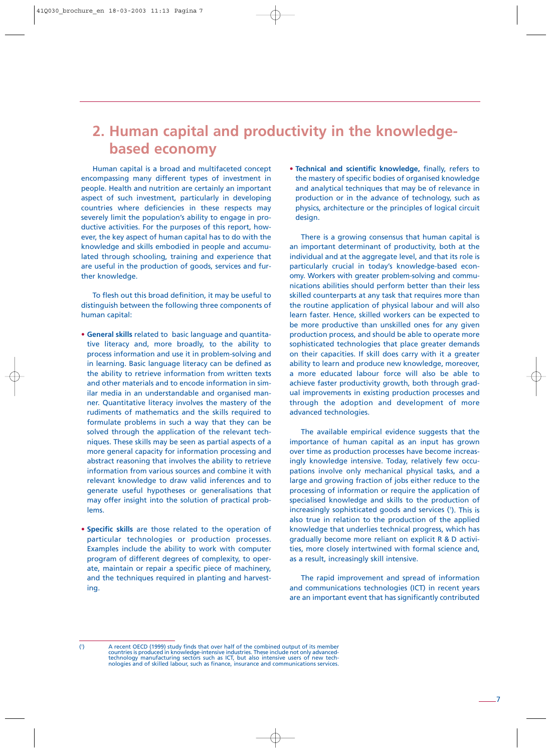## 2. Human capital and productivity in the knowledge-based economy

Human capital is a broad and multifaceted concept encompassing many different types of investment in people. Health and nutrition are certainly an important aspect of such investment, particularly in developing countries where deficiencies in these respects may severely limit the population's ability to engage in productive activities. For the purposes of this report, however, the key aspect of human capital has to do with the knowledge and skills embodied in people and accumulated through schooling, training and experience that are useful in the production of goods, services and further knowledge.

To flesh out this broad definition, it may be useful to distinguish between the following three components of human capital:

- **General skills** related to basic language and quantitative literacy and, more broadly, to the ability to process information and use it in problem-solving and in learning. Basic language literacy can be defined as the ability to retrieve information from written texts and other materials and to encode information in similar media in an understandable and organised manner. Quantitative literacy involves the mastery of the rudiments of mathematics and the skills required to formulate problems in such a way that they can be solved through the application of the relevant techniques. These skills may be seen as partial aspects of a more general capacity for information processing and abstract reasoning that involves the ability to retrieve information from various sources and combine it with relevant knowledge to draw valid inferences and to generate useful hypotheses or generalisations that may offer insight into the solution of practical problems.

- **Specific skills** are those related to the operation of particular technologies or production processes. Examples include the ability to work with computer program of different degrees of complexity, to operate, maintain or repair a specific piece of machinery, and the techniques required in planting and harvesting.

- **Technical and scientific knowledge,** finally, refers to the mastery of specific bodies of organised knowledge and analytical techniques that may be of relevance in production or in the advance of technology, such as physics, architecture or the principles of logical circuit design.

There is a growing consensus that human capital is an important determinant of productivity, both at the individual and at the aggregate level, and that its role is particularly crucial in today's knowledge-based economy. Workers with greater problem-solving and communications abilities should perform better than their less skilled counterparts at any task that requires more than the routine application of physical labour and will also learn faster. Hence, skilled workers can be expected to be more productive than unskilled ones for any given production process, and should be able to operate more sophisticated technologies that place greater demands on their capacities. If skill does carry with it a greater ability to learn and produce new knowledge, moreover, a more educated labour force will also be able to achieve faster productivity growth, both through gradual improvements in existing production processes and through the adoption and development of more advanced technologies.

The available empirical evidence suggests that the importance of human capital as an input has grown over time as production processes have become increasingly knowledge intensive. Today, relatively few occupations involve only mechanical physical tasks, and a large and growing fraction of jobs either reduce to the processing of information or require the application of specialised knowledge and skills to the production of increasingly sophisticated goods and services [1]. This is also true in relation to the production of the applied knowledge that underlies technical progress, which has gradually become more reliant on explicit R & D activities, more closely intertwined with formal science and, as a result, increasingly skill intensive.

The rapid improvement and spread of information and communications technologies (ICT) in recent years are an important event that has significantly contributed

---

[1] A recent OECD (1999) study finds that over half of the combined output of its member countries is produced in knowledge-intensive industries. These include not only advanced-technology manufacturing sectors such as ICT, but also intensive users of new technologies and of skilled labour, such as finance, insurance and communications services.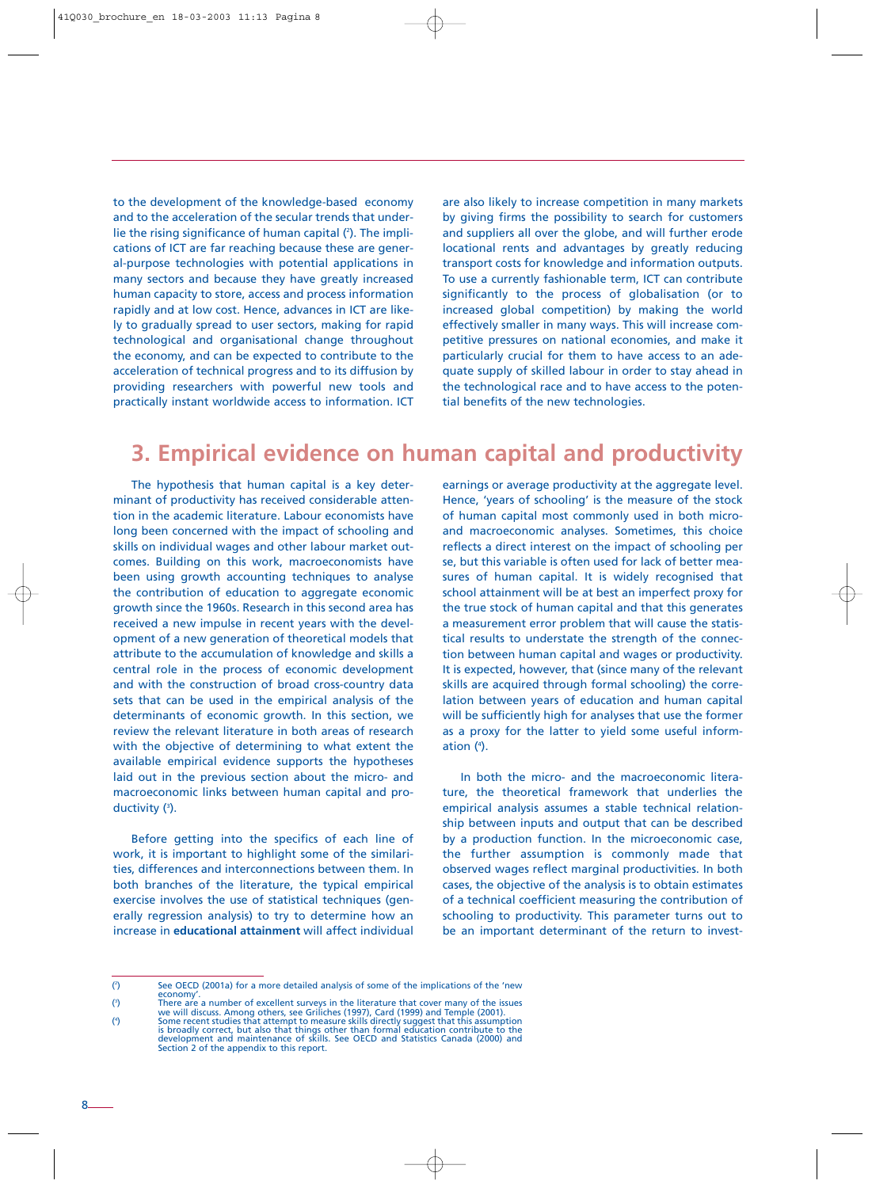to the development of the knowledge-based economy and to the acceleration of the secular trends that underlie the rising significance of human capital ([2]). The implications of ICT are far reaching because these are general-purpose technologies with potential applications in many sectors and because they have greatly increased human capacity to store, access and process information rapidly and at low cost. Hence, advances in ICT are likely to gradually spread to user sectors, making for rapid technological and organisational change throughout the economy, and can be expected to contribute to the acceleration of technical progress and to its diffusion by providing researchers with powerful new tools and practically instant worldwide access to information. ICT are also likely to increase competition in many markets by giving firms the possibility to search for customers and suppliers all over the globe, and will further erode locational rents and advantages by greatly reducing transport costs for knowledge and information outputs. To use a currently fashionable term, ICT can contribute significantly to the process of globalisation (or to increased global competition) by making the world effectively smaller in many ways. This will increase competitive pressures on national economies, and make it particularly crucial for them to have access to an adequate supply of skilled labour in order to stay ahead in the technological race and to have access to the potential benefits of the new technologies.

## 3. Empirical evidence on human capital and productivity

The hypothesis that human capital is a key determinant of productivity has received considerable attention in the academic literature. Labour economists have long been concerned with the impact of schooling and skills on individual wages and other labour market outcomes. Building on this work, macroeconomists have been using growth accounting techniques to analyse the contribution of education to aggregate economic growth since the 1960s. Research in this second area has received a new impulse in recent years with the development of a new generation of theoretical models that attribute to the accumulation of knowledge and skills a central role in the process of economic development and with the construction of broad cross-country data sets that can be used in the empirical analysis of the determinants of economic growth. In this section, we review the relevant literature in both areas of research with the objective of determining to what extent the available empirical evidence supports the hypotheses laid out in the previous section about the micro- and macroeconomic links between human capital and productivity ([3]).

Before getting into the specifics of each line of work, it is important to highlight some of the similarities, differences and interconnections between them. In both branches of the literature, the typical empirical exercise involves the use of statistical techniques (generally regression analysis) to try to determine how an increase in **educational attainment** will affect individual earnings or average productivity at the aggregate level. Hence, 'years of schooling' is the measure of the stock of human capital most commonly used in both micro- and macroeconomic analyses. Sometimes, this choice reflects a direct interest on the impact of schooling per se, but this variable is often used for lack of better measures of human capital. It is widely recognised that school attainment will be at best an imperfect proxy for the true stock of human capital and that this generates a measurement error problem that will cause the statistical results to understate the strength of the connection between human capital and wages or productivity. It is expected, however, that (since many of the relevant skills are acquired through formal schooling) the correlation between years of education and human capital will be sufficiently high for analyses that use the former as a proxy for the latter to yield some useful information ([4]).

In both the micro- and the macroeconomic literature, the theoretical framework that underlies the empirical analysis assumes a stable technical relationship between inputs and output that can be described by a production function. In the microeconomic case, the further assumption is commonly made that observed wages reflect marginal productivities. In both cases, the objective of the analysis is to obtain estimates of a technical coefficient measuring the contribution of schooling to productivity. This parameter turns out to be an important determinant of the return to invest-

---

([2]) See OECD (2001a) for a more detailed analysis of some of the implications of the 'new economy'.

([3]) There are a number of excellent surveys in the literature that cover many of the issues we will discuss. Among others, see Griliches (1997), Card (1999) and Temple (2001).

([4]) Some recent studies that attempt to measure skills directly suggest that this assumption is broadly correct, but also that things other than formal education contribute to the development and maintenance of skills. See OECD and Statistics Canada (2000) and Section 2 of the appendix to this report.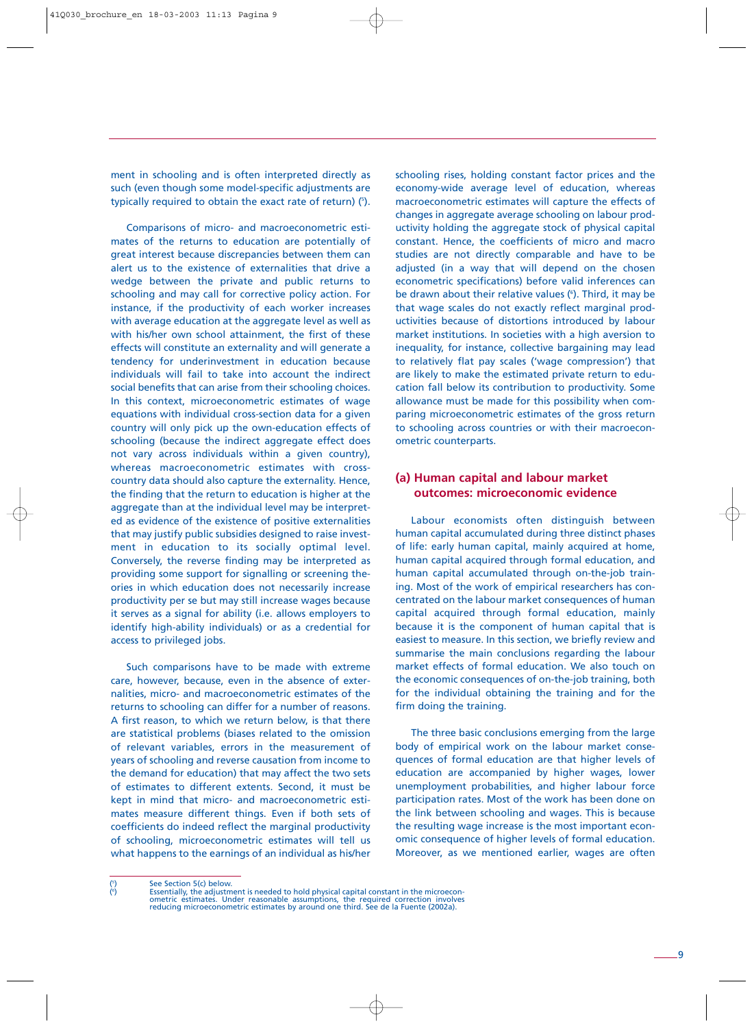ment in schooling and is often interpreted directly as such (even though some model-specific adjustments are typically required to obtain the exact rate of return) [5].

Comparisons of micro- and macroeconometric estimates of the returns to education are potentially of great interest because discrepancies between them can alert us to the existence of externalities that drive a wedge between the private and public returns to schooling and may call for corrective policy action. For instance, if the productivity of each worker increases with average education at the aggregate level as well as with his/her own school attainment, the first of these effects will constitute an externality and will generate a tendency for underinvestment in education because individuals will fail to take into account the indirect social benefits that can arise from their schooling choices. In this context, microeconometric estimates of wage equations with individual cross-section data for a given country will only pick up the own-education effects of schooling (because the indirect aggregate effect does not vary across individuals within a given country), whereas macroeconometric estimates with cross-country data should also capture the externality. Hence, the finding that the return to education is higher at the aggregate than at the individual level may be interpreted as evidence of the existence of positive externalities that may justify public subsidies designed to raise investment in education to its socially optimal level. Conversely, the reverse finding may be interpreted as providing some support for signalling or screening theories in which education does not necessarily increase productivity per se but may still increase wages because it serves as a signal for ability (i.e. allows employers to identify high-ability individuals) or as a credential for access to privileged jobs.

Such comparisons have to be made with extreme care, however, because, even in the absence of externalities, micro- and macroeconometric estimates of the returns to schooling can differ for a number of reasons. A first reason, to which we return below, is that there are statistical problems (biases related to the omission of relevant variables, errors in the measurement of years of schooling and reverse causation from income to the demand for education) that may affect the two sets of estimates to different extents. Second, it must be kept in mind that micro- and macroeconometric estimates measure different things. Even if both sets of coefficients do indeed reflect the marginal productivity of schooling, microeconometric estimates will tell us what happens to the earnings of an individual as his/her schooling rises, holding constant factor prices and the economy-wide average level of education, whereas macroeconometric estimates will capture the effects of changes in aggregate average schooling on labour productivity holding the aggregate stock of physical capital constant. Hence, the coefficients of micro and macro studies are not directly comparable and have to be adjusted (in a way that will depend on the chosen econometric specifications) before valid inferences can be drawn about their relative values [6]. Third, it may be that wage scales do not exactly reflect marginal productivities because of distortions introduced by labour market institutions. In societies with a high aversion to inequality, for instance, collective bargaining may lead to relatively flat pay scales ('wage compression') that are likely to make the estimated private return to education fall below its contribution to productivity. Some allowance must be made for this possibility when comparing microeconometric estimates of the gross return to schooling across countries or with their macroeconometric counterparts.

## (a) Human capital and labour market outcomes: microeconomic evidence

Labour economists often distinguish between human capital accumulated during three distinct phases of life: early human capital, mainly acquired at home, human capital acquired through formal education, and human capital accumulated through on-the-job training. Most of the work of empirical researchers has concentrated on the labour market consequences of human capital acquired through formal education, mainly because it is the component of human capital that is easiest to measure. In this section, we briefly review and summarise the main conclusions regarding the labour market effects of formal education. We also touch on the economic consequences of on-the-job training, both for the individual obtaining the training and for the firm doing the training.

The three basic conclusions emerging from the large body of empirical work on the labour market consequences of formal education are that higher levels of education are accompanied by higher wages, lower unemployment probabilities, and higher labour force participation rates. Most of the work has been done on the link between schooling and wages. This is because the resulting wage increase is the most important economic consequence of higher levels of formal education. Moreover, as we mentioned earlier, wages are often

---

[5] See Section 5(c) below.

[6] Essentially, the adjustment is needed to hold physical capital constant in the microeconometric estimates. Under reasonable assumptions, the required correction involves reducing microeconometric estimates by around one third. See de la Fuente (2002a).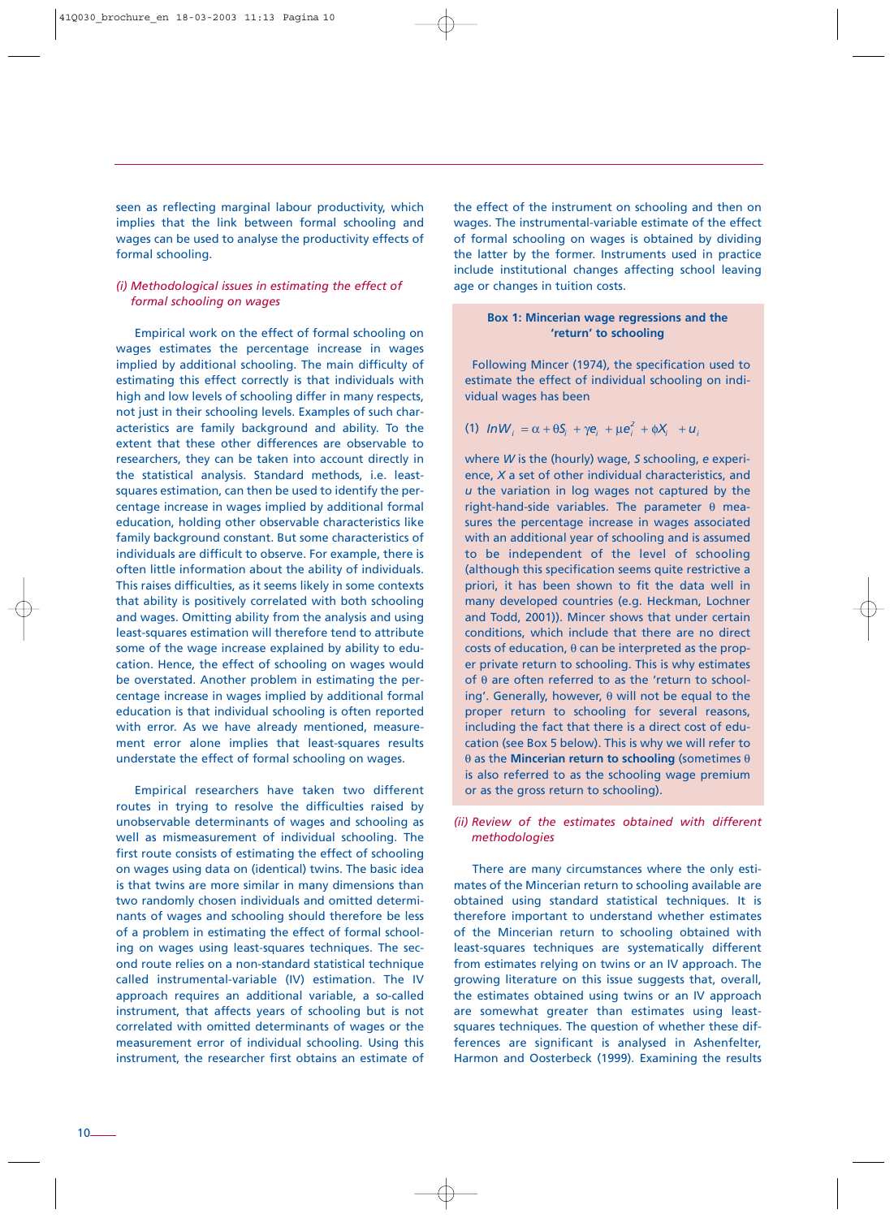seen as reflecting marginal labour productivity, which implies that the link between formal schooling and wages can be used to analyse the productivity effects of formal schooling.

### *(i) Methodological issues in estimating the effect of formal schooling on wages*

Empirical work on the effect of formal schooling on wages estimates the percentage increase in wages implied by additional schooling. The main difficulty of estimating this effect correctly is that individuals with high and low levels of schooling differ in many respects, not just in their schooling levels. Examples of such characteristics are family background and ability. To the extent that these other differences are observable to researchers, they can be taken into account directly in the statistical analysis. Standard methods, i.e. least-squares estimation, can then be used to identify the percentage increase in wages implied by additional formal education, holding other observable characteristics like family background constant. But some characteristics of individuals are difficult to observe. For example, there is often little information about the ability of individuals. This raises difficulties, as it seems likely in some contexts that ability is positively correlated with both schooling and wages. Omitting ability from the analysis and using least-squares estimation will therefore tend to attribute some of the wage increase explained by ability to education. Hence, the effect of schooling on wages would be overstated. Another problem in estimating the percentage increase in wages implied by additional formal education is that individual schooling is often reported with error. As we have already mentioned, measurement error alone implies that least-squares results understate the effect of formal schooling on wages.

Empirical researchers have taken two different routes in trying to resolve the difficulties raised by unobservable determinants of wages and schooling as well as mismeasurement of individual schooling. The first route consists of estimating the effect of schooling on wages using data on (identical) twins. The basic idea is that twins are more similar in many dimensions than two randomly chosen individuals and omitted determinants of wages and schooling should therefore be less of a problem in estimating the effect of formal schooling on wages using least-squares techniques. The second route relies on a non-standard statistical technique called instrumental-variable (IV) estimation. The IV approach requires an additional variable, a so-called instrument, that affects years of schooling but is not correlated with omitted determinants of wages or the measurement error of individual schooling. Using this instrument, the researcher first obtains an estimate of the effect of the instrument on schooling and then on wages. The instrumental-variable estimate of the effect of formal schooling on wages is obtained by dividing the latter by the former. Instruments used in practice include institutional changes affecting school leaving age or changes in tuition costs.

> **Box 1: Mincerian wage regressions and the 'return' to schooling**
>
> Following Mincer (1974), the specification used to estimate the effect of individual schooling on individual wages has been
>
> (1) $\ln W_i = \alpha + \theta S_i + \gamma e_i + \mu e_i^2 + \phi X_i + u_i$
>
> where $W$ is the (hourly) wage, $S$ schooling, $e$ experience, $X$ a set of other individual characteristics, and $u$ the variation in log wages not captured by the right-hand-side variables. The parameter $\theta$ measures the percentage increase in wages associated with an additional year of schooling and is assumed to be independent of the level of schooling (although this specification seems quite restrictive a priori, it has been shown to fit the data well in many developed countries (e.g. Heckman, Lochner and Todd, 2001)). Mincer shows that under certain conditions, which include that there are no direct costs of education, $\theta$ can be interpreted as the proper private return to schooling. This is why estimates of $\theta$ are often referred to as the 'return to schooling'. Generally, however, $\theta$ will not be equal to the proper return to schooling for several reasons, including the fact that there is a direct cost of education (see Box 5 below). This is why we will refer to $\theta$ as the **Mincerian return to schooling** (sometimes $\theta$ is also referred to as the schooling wage premium or as the gross return to schooling).

### *(ii) Review of the estimates obtained with different methodologies*

There are many circumstances where the only estimates of the Mincerian return to schooling available are obtained using standard statistical techniques. It is therefore important to understand whether estimates of the Mincerian return to schooling obtained with least-squares techniques are systematically different from estimates relying on twins or an IV approach. The growing literature on this issue suggests that, overall, the estimates obtained using twins or an IV approach are somewhat greater than estimates using least-squares techniques. The question of whether these differences are significant is analysed in Ashenfelter, Harmon and Oosterbeck (1999). Examining the results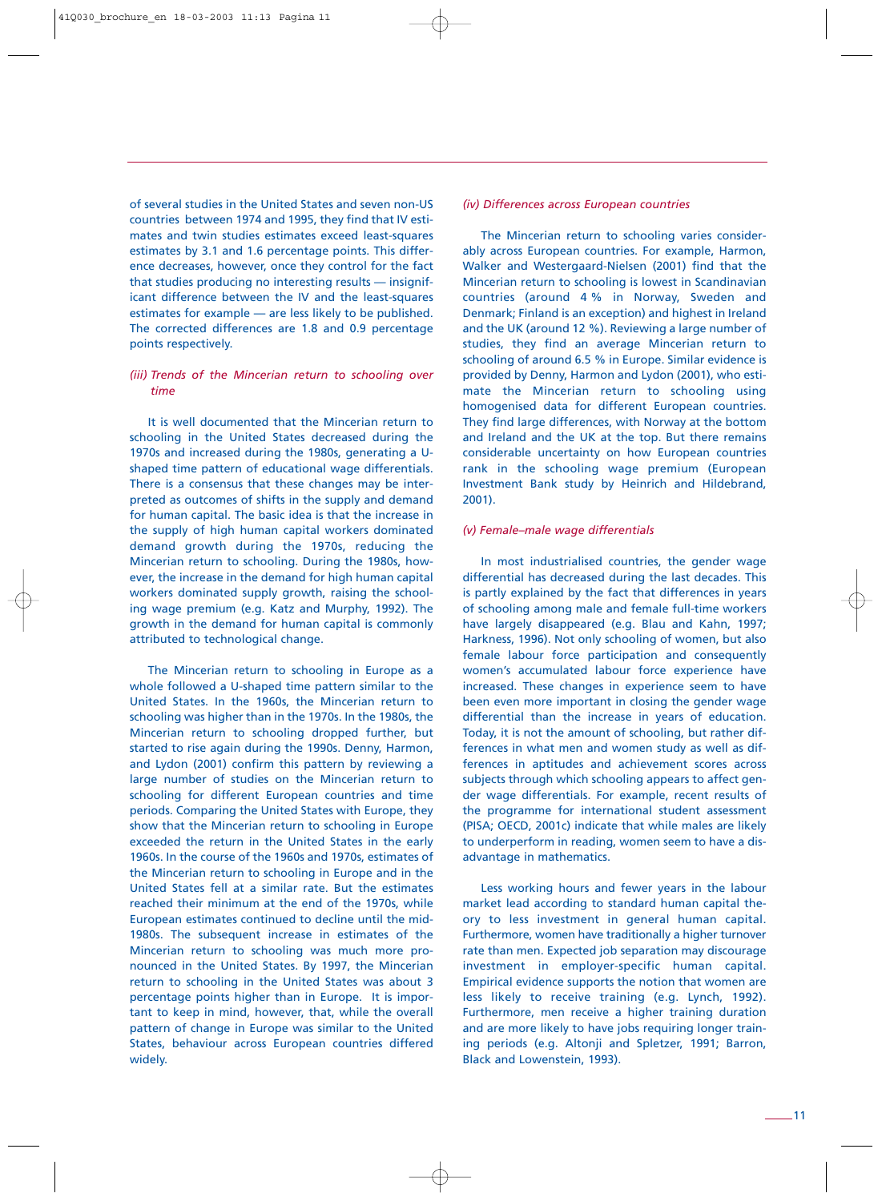of several studies in the United States and seven non-US countries between 1974 and 1995, they find that IV estimates and twin studies estimates exceed least-squares estimates by 3.1 and 1.6 percentage points. This difference decreases, however, once they control for the fact that studies producing no interesting results — insignificant difference between the IV and the least-squares estimates for example — are less likely to be published. The corrected differences are 1.8 and 0.9 percentage points respectively.

### *(iii) Trends of the Mincerian return to schooling over time*

It is well documented that the Mincerian return to schooling in the United States decreased during the 1970s and increased during the 1980s, generating a U-shaped time pattern of educational wage differentials. There is a consensus that these changes may be interpreted as outcomes of shifts in the supply and demand for human capital. The basic idea is that the increase in the supply of high human capital workers dominated demand growth during the 1970s, reducing the Mincerian return to schooling. During the 1980s, however, the increase in the demand for high human capital workers dominated supply growth, raising the schooling wage premium (e.g. Katz and Murphy, 1992). The growth in the demand for human capital is commonly attributed to technological change.

The Mincerian return to schooling in Europe as a whole followed a U-shaped time pattern similar to the United States. In the 1960s, the Mincerian return to schooling was higher than in the 1970s. In the 1980s, the Mincerian return to schooling dropped further, but started to rise again during the 1990s. Denny, Harmon, and Lydon (2001) confirm this pattern by reviewing a large number of studies on the Mincerian return to schooling for different European countries and time periods. Comparing the United States with Europe, they show that the Mincerian return to schooling in Europe exceeded the return in the United States in the early 1960s. In the course of the 1960s and 1970s, estimates of the Mincerian return to schooling in Europe and in the United States fell at a similar rate. But the estimates reached their minimum at the end of the 1970s, while European estimates continued to decline until the mid-1980s. The subsequent increase in estimates of the Mincerian return to schooling was much more pronounced in the United States. By 1997, the Mincerian return to schooling in the United States was about 3 percentage points higher than in Europe. It is important to keep in mind, however, that, while the overall pattern of change in Europe was similar to the United States, behaviour across European countries differed widely.

### *(iv) Differences across European countries*

The Mincerian return to schooling varies considerably across European countries. For example, Harmon, Walker and Westergaard-Nielsen (2001) find that the Mincerian return to schooling is lowest in Scandinavian countries (around 4 % in Norway, Sweden and Denmark; Finland is an exception) and highest in Ireland and the UK (around 12 %). Reviewing a large number of studies, they find an average Mincerian return to schooling of around 6.5 % in Europe. Similar evidence is provided by Denny, Harmon and Lydon (2001), who estimate the Mincerian return to schooling using homogenised data for different European countries. They find large differences, with Norway at the bottom and Ireland and the UK at the top. But there remains considerable uncertainty on how European countries rank in the schooling wage premium (European Investment Bank study by Heinrich and Hildebrand, 2001).

### *(v) Female–male wage differentials*

In most industrialised countries, the gender wage differential has decreased during the last decades. This is partly explained by the fact that differences in years of schooling among male and female full-time workers have largely disappeared (e.g. Blau and Kahn, 1997; Harkness, 1996). Not only schooling of women, but also female labour force participation and consequently women's accumulated labour force experience have increased. These changes in experience seem to have been even more important in closing the gender wage differential than the increase in years of education. Today, it is not the amount of schooling, but rather differences in what men and women study as well as differences in aptitudes and achievement scores across subjects through which schooling appears to affect gender wage differentials. For example, recent results of the programme for international student assessment (PISA; OECD, 2001c) indicate that while males are likely to underperform in reading, women seem to have a disadvantage in mathematics.

Less working hours and fewer years in the labour market lead according to standard human capital theory to less investment in general human capital. Furthermore, women have traditionally a higher turnover rate than men. Expected job separation may discourage investment in employer-specific human capital. Empirical evidence supports the notion that women are less likely to receive training (e.g. Lynch, 1992). Furthermore, men receive a higher training duration and are more likely to have jobs requiring longer training periods (e.g. Altonji and Spletzer, 1991; Barron, Black and Lowenstein, 1993).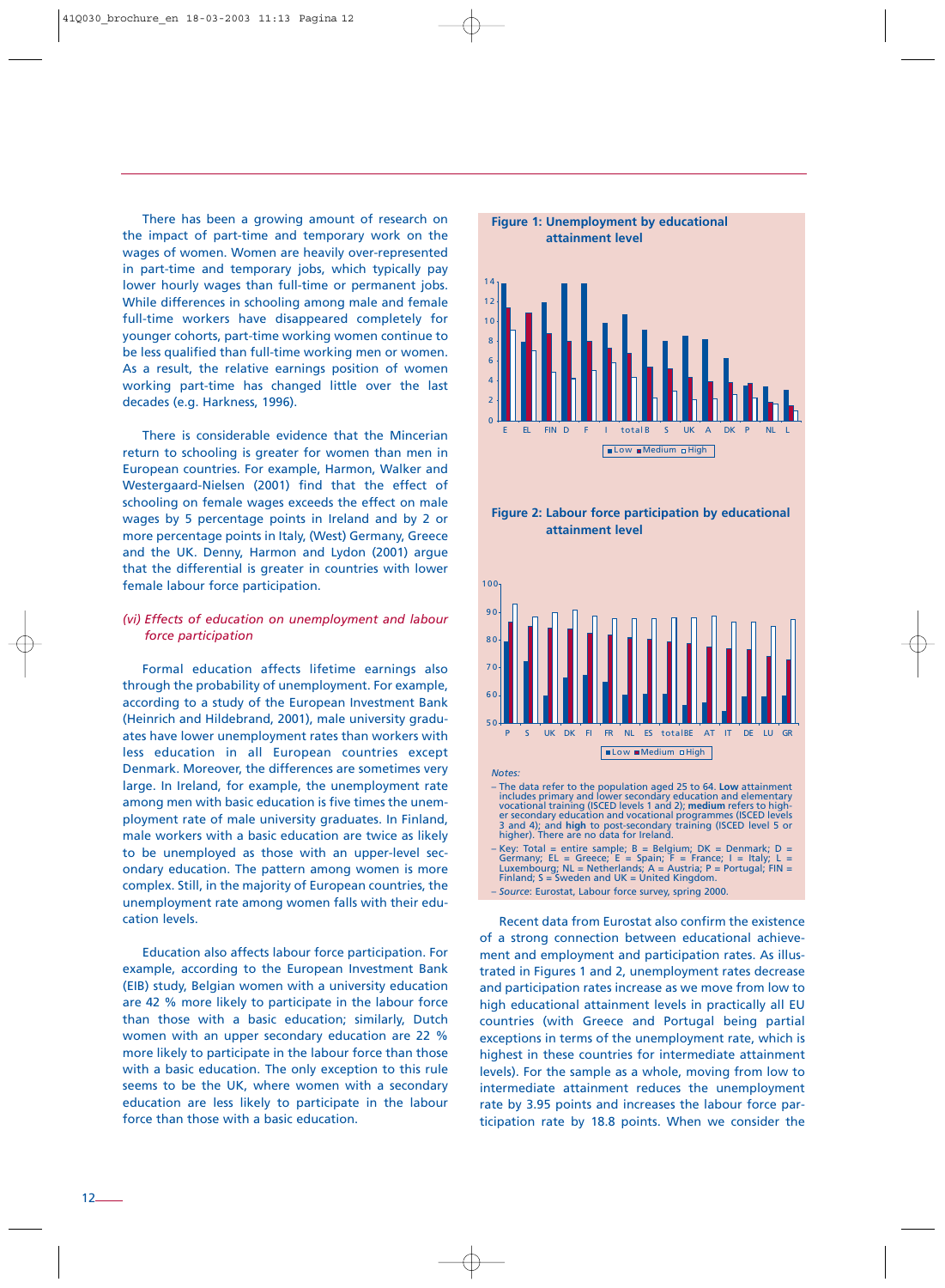There has been a growing amount of research on the impact of part-time and temporary work on the wages of women. Women are heavily over-represented in part-time and temporary jobs, which typically pay lower hourly wages than full-time or permanent jobs. While differences in schooling among male and female full-time workers have disappeared completely for younger cohorts, part-time working women continue to be less qualified than full-time working men or women. As a result, the relative earnings position of women working part-time has changed little over the last decades (e.g. Harkness, 1996).

There is considerable evidence that the Mincerian return to schooling is greater for women than men in European countries. For example, Harmon, Walker and Westergaard-Nielsen (2001) find that the effect of schooling on female wages exceeds the effect on male wages by 5 percentage points in Ireland and by 2 or more percentage points in Italy, (West) Germany, Greece and the UK. Denny, Harmon and Lydon (2001) argue that the differential is greater in countries with lower female labour force participation.

*(vi) Effects of education on unemployment and labour force participation*

Formal education affects lifetime earnings also through the probability of unemployment. For example, according to a study of the European Investment Bank (Heinrich and Hildebrand, 2001), male university graduates have lower unemployment rates than workers with less education in all European countries except Denmark. Moreover, the differences are sometimes very large. In Ireland, for example, the unemployment rate among men with basic education is five times the unemployment rate of male university graduates. In Finland, male workers with a basic education are twice as likely to be unemployed as those with an upper-level secondary education. The pattern among women is more complex. Still, in the majority of European countries, the unemployment rate among women falls with their education levels.

Education also affects labour force participation. For example, according to the European Investment Bank (EIB) study, Belgian women with a university education are 42 % more likely to participate in the labour force than those with a basic education; similarly, Dutch women with an upper secondary education are 22 % more likely to participate in the labour force than those with a basic education. The only exception to this rule seems to be the UK, where women with a secondary education are less likely to participate in the labour force than those with a basic education.

**Figure 1: Unemployment by educational attainment level**

**Figure 2: Labour force participation by educational attainment level**

*Notes:*

– The data refer to the population aged 25 to 64. **Low** attainment includes primary and lower secondary education and elementary vocational training (ISCED levels 1 and 2); **medium** refers to higher secondary education and vocational programmes (ISCED levels 3 and 4); and **high** to post-secondary training (ISCED level 5 or higher). There are no data for Ireland.

– Key: Total = entire sample; B = Belgium; DK = Denmark; D = Germany; EL = Greece; E = Spain; F = France; I = Italy; L = Luxembourg; NL = Netherlands; A = Austria; P = Portugal; FIN = Finland; S = Sweden and UK = United Kingdom.

– *Source*: Eurostat, Labour force survey, spring 2000.

Recent data from Eurostat also confirm the existence of a strong connection between educational achievement and employment and participation rates. As illustrated in Figures 1 and 2, unemployment rates decrease and participation rates increase as we move from low to high educational attainment levels in practically all EU countries (with Greece and Portugal being partial exceptions in terms of the unemployment rate, which is highest in these countries for intermediate attainment levels). For the sample as a whole, moving from low to intermediate attainment reduces the unemployment rate by 3.95 points and increases the labour force participation rate by 18.8 points. When we consider the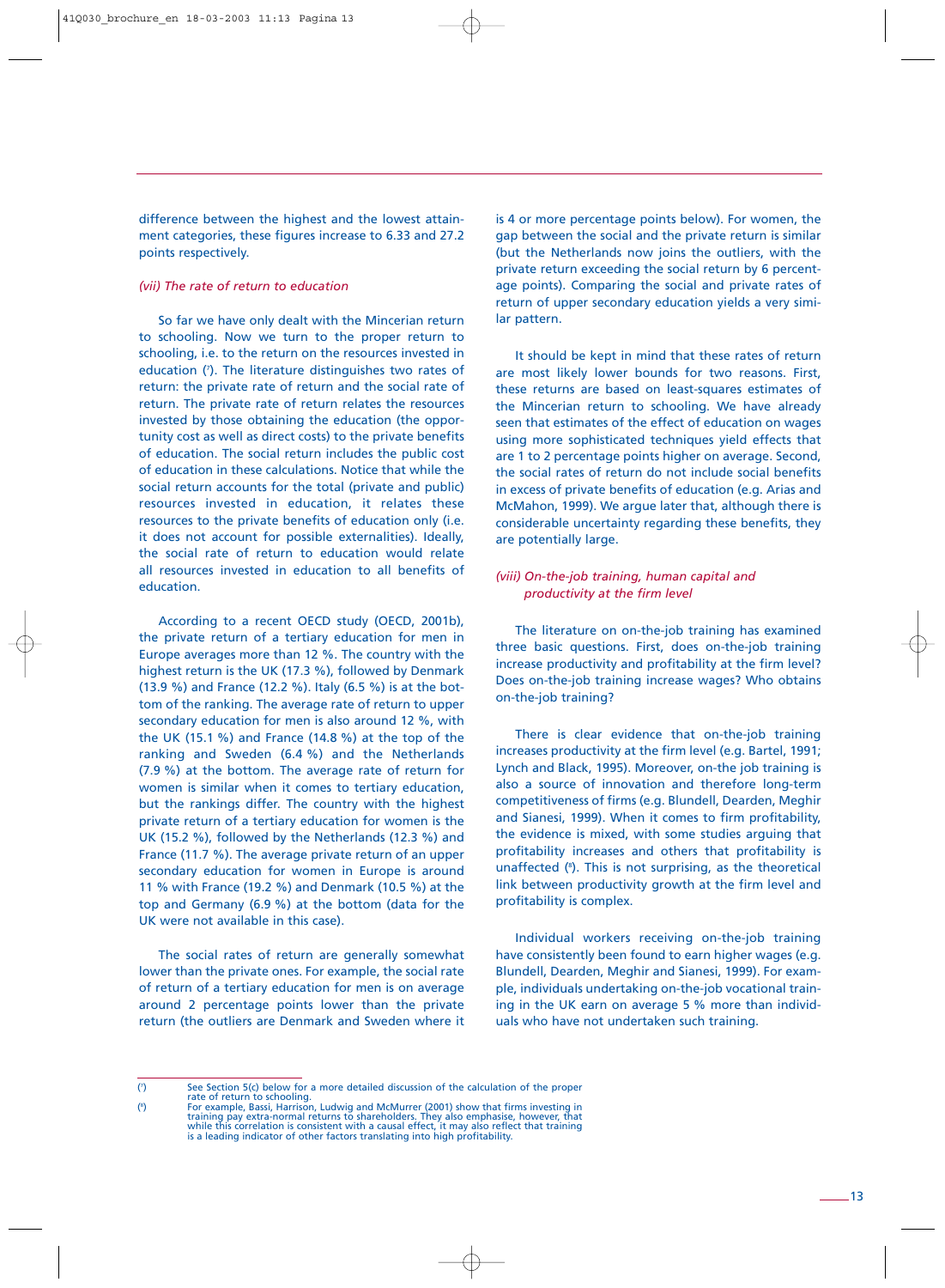difference between the highest and the lowest attainment categories, these figures increase to 6.33 and 27.2 points respectively.

### *(vii) The rate of return to education*

So far we have only dealt with the Mincerian return to schooling. Now we turn to the proper return to schooling, i.e. to the return on the resources invested in education [7]. The literature distinguishes two rates of return: the private rate of return and the social rate of return. The private rate of return relates the resources invested by those obtaining the education (the opportunity cost as well as direct costs) to the private benefits of education. The social return includes the public cost of education in these calculations. Notice that while the social return accounts for the total (private and public) resources invested in education, it relates these resources to the private benefits of education only (i.e. it does not account for possible externalities). Ideally, the social rate of return to education would relate all resources invested in education to all benefits of education.

According to a recent OECD study (OECD, 2001b), the private return of a tertiary education for men in Europe averages more than 12 %. The country with the highest return is the UK (17.3 %), followed by Denmark (13.9 %) and France (12.2 %). Italy (6.5 %) is at the bottom of the ranking. The average rate of return to upper secondary education for men is also around 12 %, with the UK (15.1 %) and France (14.8 %) at the top of the ranking and Sweden (6.4 %) and the Netherlands (7.9 %) at the bottom. The average rate of return for women is similar when it comes to tertiary education, but the rankings differ. The country with the highest private return of a tertiary education for women is the UK (15.2 %), followed by the Netherlands (12.3 %) and France (11.7 %). The average private return of an upper secondary education for women in Europe is around 11 % with France (19.2 %) and Denmark (10.5 %) at the top and Germany (6.9 %) at the bottom (data for the UK were not available in this case).

The social rates of return are generally somewhat lower than the private ones. For example, the social rate of return of a tertiary education for men is on average around 2 percentage points lower than the private return (the outliers are Denmark and Sweden where it is 4 or more percentage points below). For women, the gap between the social and the private return is similar (but the Netherlands now joins the outliers, with the private return exceeding the social return by 6 percentage points). Comparing the social and private rates of return of upper secondary education yields a very similar pattern.

It should be kept in mind that these rates of return are most likely lower bounds for two reasons. First, these returns are based on least-squares estimates of the Mincerian return to schooling. We have already seen that estimates of the effect of education on wages using more sophisticated techniques yield effects that are 1 to 2 percentage points higher on average. Second, the social rates of return do not include social benefits in excess of private benefits of education (e.g. Arias and McMahon, 1999). We argue later that, although there is considerable uncertainty regarding these benefits, they are potentially large.

### *(viii) On-the-job training, human capital and productivity at the firm level*

The literature on on-the-job training has examined three basic questions. First, does on-the-job training increase productivity and profitability at the firm level? Does on-the-job training increase wages? Who obtains on-the-job training?

There is clear evidence that on-the-job training increases productivity at the firm level (e.g. Bartel, 1991; Lynch and Black, 1995). Moreover, on-the job training is also a source of innovation and therefore long-term competitiveness of firms (e.g. Blundell, Dearden, Meghir and Sianesi, 1999). When it comes to firm profitability, the evidence is mixed, with some studies arguing that profitability increases and others that profitability is unaffected [8]. This is not surprising, as the theoretical link between productivity growth at the firm level and profitability is complex.

Individual workers receiving on-the-job training have consistently been found to earn higher wages (e.g. Blundell, Dearden, Meghir and Sianesi, 1999). For example, individuals undertaking on-the-job vocational training in the UK earn on average 5 % more than individuals who have not undertaken such training.

---

[7] See Section 5(c) below for a more detailed discussion of the calculation of the proper rate of return to schooling.

[8] For example, Bassi, Harrison, Ludwig and McMurrer (2001) show that firms investing in training pay extra-normal returns to shareholders. They also emphasise, however, that while this correlation is consistent with a causal effect, it may also reflect that training is a leading indicator of other factors translating into high profitability.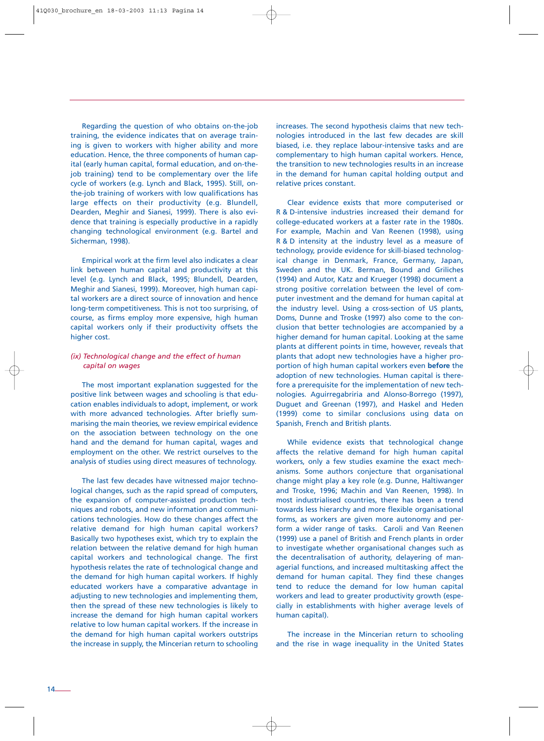Regarding the question of who obtains on-the-job training, the evidence indicates that on average training is given to workers with higher ability and more education. Hence, the three components of human capital (early human capital, formal education, and on-the-job training) tend to be complementary over the life cycle of workers (e.g. Lynch and Black, 1995). Still, on-the-job training of workers with low qualifications has large effects on their productivity (e.g. Blundell, Dearden, Meghir and Sianesi, 1999). There is also evidence that training is especially productive in a rapidly changing technological environment (e.g. Bartel and Sicherman, 1998).

Empirical work at the firm level also indicates a clear link between human capital and productivity at this level (e.g. Lynch and Black, 1995; Blundell, Dearden, Meghir and Sianesi, 1999). Moreover, high human capital workers are a direct source of innovation and hence long-term competitiveness. This is not too surprising, of course, as firms employ more expensive, high human capital workers only if their productivity offsets the higher cost.

### *(ix) Technological change and the effect of human capital on wages*

The most important explanation suggested for the positive link between wages and schooling is that education enables individuals to adopt, implement, or work with more advanced technologies. After briefly summarising the main theories, we review empirical evidence on the association between technology on the one hand and the demand for human capital, wages and employment on the other. We restrict ourselves to the analysis of studies using direct measures of technology.

The last few decades have witnessed major technological changes, such as the rapid spread of computers, the expansion of computer-assisted production techniques and robots, and new information and communications technologies. How do these changes affect the relative demand for high human capital workers? Basically two hypotheses exist, which try to explain the relation between the relative demand for high human capital workers and technological change. The first hypothesis relates the rate of technological change and the demand for high human capital workers. If highly educated workers have a comparative advantage in adjusting to new technologies and implementing them, then the spread of these new technologies is likely to increase the demand for high human capital workers relative to low human capital workers. If the increase in the demand for high human capital workers outstrips the increase in supply, the Mincerian return to schooling increases. The second hypothesis claims that new technologies introduced in the last few decades are skill biased, i.e. they replace labour-intensive tasks and are complementary to high human capital workers. Hence, the transition to new technologies results in an increase in the demand for human capital holding output and relative prices constant.

Clear evidence exists that more computerised or R & D-intensive industries increased their demand for college-educated workers at a faster rate in the 1980s. For example, Machin and Van Reenen (1998), using R & D intensity at the industry level as a measure of technology, provide evidence for skill-biased technological change in Denmark, France, Germany, Japan, Sweden and the UK. Berman, Bound and Griliches (1994) and Autor, Katz and Krueger (1998) document a strong positive correlation between the level of computer investment and the demand for human capital at the industry level. Using a cross-section of US plants, Doms, Dunne and Troske (1997) also come to the conclusion that better technologies are accompanied by a higher demand for human capital. Looking at the same plants at different points in time, however, reveals that plants that adopt new technologies have a higher proportion of high human capital workers even **before** the adoption of new technologies. Human capital is therefore a prerequisite for the implementation of new technologies. Aguirregabiria and Alonso-Borrego (1997), Duguet and Greenan (1997), and Haskel and Heden (1999) come to similar conclusions using data on Spanish, French and British plants.

While evidence exists that technological change affects the relative demand for high human capital workers, only a few studies examine the exact mechanisms. Some authors conjecture that organisational change might play a key role (e.g. Dunne, Haltiwanger and Troske, 1996; Machin and Van Reenen, 1998). In most industrialised countries, there has been a trend towards less hierarchy and more flexible organisational forms, as workers are given more autonomy and perform a wider range of tasks. Caroli and Van Reenen (1999) use a panel of British and French plants in order to investigate whether organisational changes such as the decentralisation of authority, delayering of managerial functions, and increased multitasking affect the demand for human capital. They find these changes tend to reduce the demand for low human capital workers and lead to greater productivity growth (especially in establishments with higher average levels of human capital).

The increase in the Mincerian return to schooling and the rise in wage inequality in the United States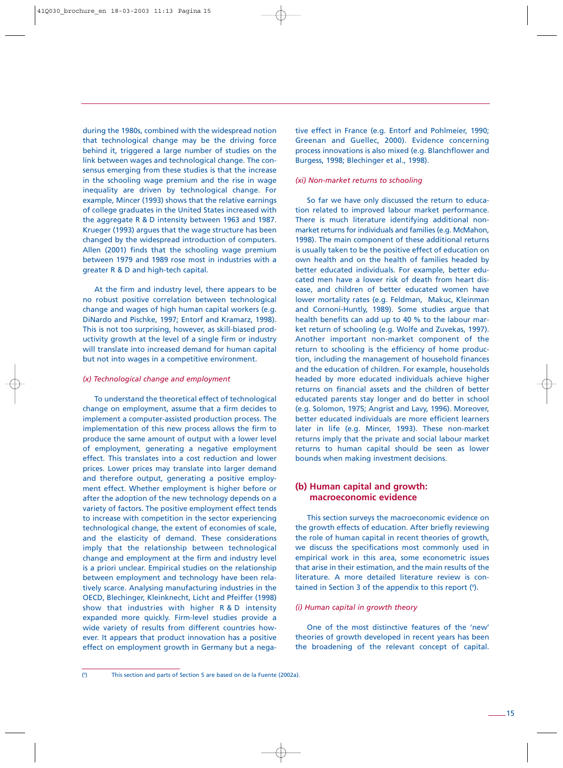during the 1980s, combined with the widespread notion that technological change may be the driving force behind it, triggered a large number of studies on the link between wages and technological change. The consensus emerging from these studies is that the increase in the schooling wage premium and the rise in wage inequality are driven by technological change. For example, Mincer (1993) shows that the relative earnings of college graduates in the United States increased with the aggregate R & D intensity between 1963 and 1987. Krueger (1993) argues that the wage structure has been changed by the widespread introduction of computers. Allen (2001) finds that the schooling wage premium between 1979 and 1989 rose most in industries with a greater R & D and high-tech capital.

At the firm and industry level, there appears to be no robust positive correlation between technological change and wages of high human capital workers (e.g. DiNardo and Pischke, 1997; Entorf and Kramarz, 1998). This is not too surprising, however, as skill-biased productivity growth at the level of a single firm or industry will translate into increased demand for human capital but not into wages in a competitive environment.

*(x) Technological change and employment*

To understand the theoretical effect of technological change on employment, assume that a firm decides to implement a computer-assisted production process. The implementation of this new process allows the firm to produce the same amount of output with a lower level of employment, generating a negative employment effect. This translates into a cost reduction and lower prices. Lower prices may translate into larger demand and therefore output, generating a positive employment effect. Whether employment is higher before or after the adoption of the new technology depends on a variety of factors. The positive employment effect tends to increase with competition in the sector experiencing technological change, the extent of economies of scale, and the elasticity of demand. These considerations imply that the relationship between technological change and employment at the firm and industry level is a priori unclear. Empirical studies on the relationship between employment and technology have been relatively scarce. Analysing manufacturing industries in the OECD, Blechinger, Kleinknecht, Licht and Pfeiffer (1998) show that industries with higher R & D intensity expanded more quickly. Firm-level studies provide a wide variety of results from different countries however. It appears that product innovation has a positive effect on employment growth in Germany but a negative effect in France (e.g. Entorf and Pohlmeier, 1990; Greenan and Guellec, 2000). Evidence concerning process innovations is also mixed (e.g. Blanchflower and Burgess, 1998; Blechinger et al., 1998).

*(xi) Non-market returns to schooling*

So far we have only discussed the return to education related to improved labour market performance. There is much literature identifying additional non-market returns for individuals and families (e.g. McMahon, 1998). The main component of these additional returns is usually taken to be the positive effect of education on own health and on the health of families headed by better educated individuals. For example, better educated men have a lower risk of death from heart disease, and children of better educated women have lower mortality rates (e.g. Feldman, Makuc, Kleinman and Cornoni-Huntly, 1989). Some studies argue that health benefits can add up to 40 % to the labour market return of schooling (e.g. Wolfe and Zuvekas, 1997). Another important non-market component of the return to schooling is the efficiency of home production, including the management of household finances and the education of children. For example, households headed by more educated individuals achieve higher returns on financial assets and the children of better educated parents stay longer and do better in school (e.g. Solomon, 1975; Angrist and Lavy, 1996). Moreover, better educated individuals are more efficient learners later in life (e.g. Mincer, 1993). These non-market returns imply that the private and social labour market returns to human capital should be seen as lower bounds when making investment decisions.

## (b) Human capital and growth: macroeconomic evidence

This section surveys the macroeconomic evidence on the growth effects of education. After briefly reviewing the role of human capital in recent theories of growth, we discuss the specifications most commonly used in empirical work in this area, some econometric issues that arise in their estimation, and the main results of the literature. A more detailed literature review is contained in Section 3 of the appendix to this report ([9]).

*(i) Human capital in growth theory*

One of the most distinctive features of the 'new' theories of growth developed in recent years has been the broadening of the relevant concept of capital.

([9]) This section and parts of Section 5 are based on de la Fuente (2002a).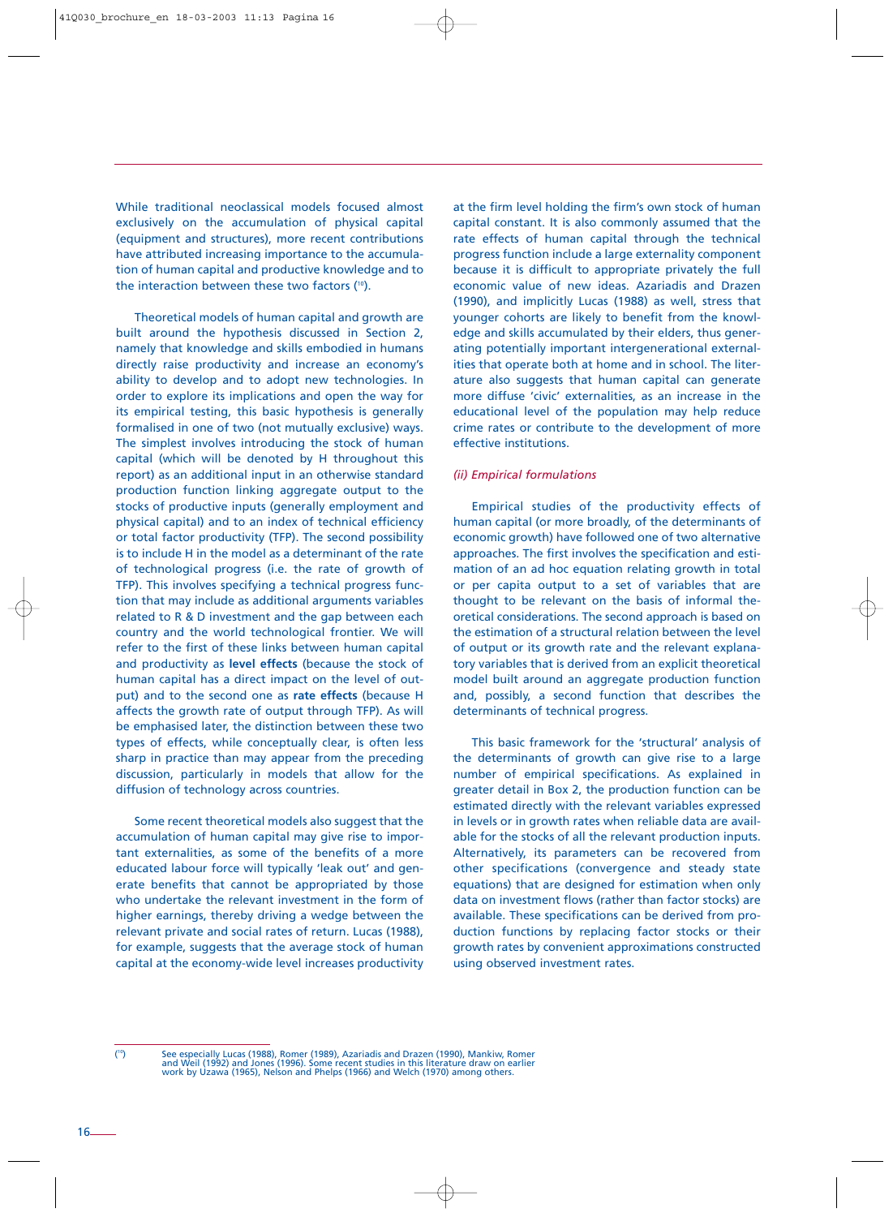While traditional neoclassical models focused almost exclusively on the accumulation of physical capital (equipment and structures), more recent contributions have attributed increasing importance to the accumulation of human capital and productive knowledge and to the interaction between these two factors ([10]).

Theoretical models of human capital and growth are built around the hypothesis discussed in Section 2, namely that knowledge and skills embodied in humans directly raise productivity and increase an economy's ability to develop and to adopt new technologies. In order to explore its implications and open the way for its empirical testing, this basic hypothesis is generally formalised in one of two (not mutually exclusive) ways. The simplest involves introducing the stock of human capital (which will be denoted by H throughout this report) as an additional input in an otherwise standard production function linking aggregate output to the stocks of productive inputs (generally employment and physical capital) and to an index of technical efficiency or total factor productivity (TFP). The second possibility is to include H in the model as a determinant of the rate of technological progress (i.e. the rate of growth of TFP). This involves specifying a technical progress function that may include as additional arguments variables related to R & D investment and the gap between each country and the world technological frontier. We will refer to the first of these links between human capital and productivity as **level effects** (because the stock of human capital has a direct impact on the level of output) and to the second one as **rate effects** (because H affects the growth rate of output through TFP). As will be emphasised later, the distinction between these two types of effects, while conceptually clear, is often less sharp in practice than may appear from the preceding discussion, particularly in models that allow for the diffusion of technology across countries.

Some recent theoretical models also suggest that the accumulation of human capital may give rise to important externalities, as some of the benefits of a more educated labour force will typically 'leak out' and generate benefits that cannot be appropriated by those who undertake the relevant investment in the form of higher earnings, thereby driving a wedge between the relevant private and social rates of return. Lucas (1988), for example, suggests that the average stock of human capital at the economy-wide level increases productivity at the firm level holding the firm's own stock of human capital constant. It is also commonly assumed that the rate effects of human capital through the technical progress function include a large externality component because it is difficult to appropriate privately the full economic value of new ideas. Azariadis and Drazen (1990), and implicitly Lucas (1988) as well, stress that younger cohorts are likely to benefit from the knowledge and skills accumulated by their elders, thus generating potentially important intergenerational externalities that operate both at home and in school. The literature also suggests that human capital can generate more diffuse 'civic' externalities, as an increase in the educational level of the population may help reduce crime rates or contribute to the development of more effective institutions.

*(ii) Empirical formulations*

Empirical studies of the productivity effects of human capital (or more broadly, of the determinants of economic growth) have followed one of two alternative approaches. The first involves the specification and estimation of an ad hoc equation relating growth in total or per capita output to a set of variables that are thought to be relevant on the basis of informal theoretical considerations. The second approach is based on the estimation of a structural relation between the level of output or its growth rate and the relevant explanatory variables that is derived from an explicit theoretical model built around an aggregate production function and, possibly, a second function that describes the determinants of technical progress.

This basic framework for the 'structural' analysis of the determinants of growth can give rise to a large number of empirical specifications. As explained in greater detail in Box 2, the production function can be estimated directly with the relevant variables expressed in levels or in growth rates when reliable data are available for the stocks of all the relevant production inputs. Alternatively, its parameters can be recovered from other specifications (convergence and steady state equations) that are designed for estimation when only data on investment flows (rather than factor stocks) are available. These specifications can be derived from production functions by replacing factor stocks or their growth rates by convenient approximations constructed using observed investment rates.

---

([10]) See especially Lucas (1988), Romer (1989), Azariadis and Drazen (1990), Mankiw, Romer and Weil (1992) and Jones (1996). Some recent studies in this literature draw on earlier work by Uzawa (1965), Nelson and Phelps (1966) and Welch (1970) among others.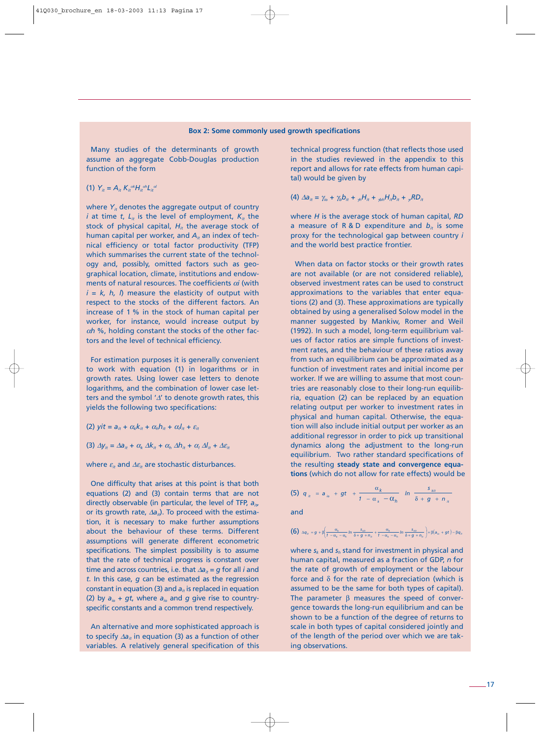**Box 2: Some commonly used growth specifications**

Many studies of the determinants of growth assume an aggregate Cobb-Douglas production function of the form

(1) $Y_{it} = A_{it} K_{it}^{\alpha k} H_{it}^{\alpha h} L_{it}^{\alpha l}$

where $Y_{it}$ denotes the aggregate output of country $i$ at time $t$, $L_{it}$ is the level of employment, $K_{it}$ the stock of physical capital, $H_{it}$ the average stock of human capital per worker, and $A_{it}$ an index of technical efficiency or total factor productivity (TFP) which summarises the current state of the technology and, possibly, omitted factors such as geographical location, climate, institutions and endowments of natural resources. The coefficients $\alpha i$ (with $i = k, h, l$) measure the elasticity of output with respect to the stocks of the different factors. An increase of 1 % in the stock of human capital per worker, for instance, would increase output by $\alpha h$ %, holding constant the stocks of the other factors and the level of technical efficiency.

For estimation purposes it is generally convenient to work with equation (1) in logarithms or in growth rates. Using lower case letters to denote logarithms, and the combination of lower case letters and the symbol '$\Delta$' to denote growth rates, this yields the following two specifications:

(2) $yit = a_{it} + \alpha_k k_{it} + \alpha_h h_{it} + \alpha_l l_{it} + \varepsilon_{it}$

(3) $\Delta y_{it} = \Delta a_{it} + \alpha_k \Delta k_{it} + \alpha_h \Delta h_{it} + \alpha_l \Delta l_{it} + \Delta \varepsilon_{it}$

where $\varepsilon_{it}$ and $\Delta \varepsilon_{it}$ are stochastic disturbances.

One difficulty that arises at this point is that both equations (2) and (3) contain terms that are not directly observable (in particular, the level of TFP, $a_{it}$, or its growth rate, $\Delta a_{it}$). To proceed with the estimation, it is necessary to make further assumptions about the behaviour of these terms. Different assumptions will generate different econometric specifications. The simplest possibility is to assume that the rate of technical progress is constant over time and across countries, i.e. that $\Delta a_{it} = g$ for all $i$ and $t$. In this case, $g$ can be estimated as the regression constant in equation (3) and $a_{it}$ is replaced in equation (2) by $a_{io} + gt$, where $a_{io}$ and $g$ give rise to country-specific constants and a common trend respectively.

An alternative and more sophisticated approach is to specify $\Delta a_{it}$ in equation (3) as a function of other variables. A relatively general specification of this technical progress function (that reflects those used in the studies reviewed in the appendix to this report and allows for rate effects from human capital) would be given by

(4) $\Delta a_{it} = \gamma_{io} + \gamma_b b_{it} + {}_{\gamma h} H_{it} + {}_{\gamma bh} H_{it} b_{it} + {}_{\gamma r} RD_{it}$

where $H$ is the average stock of human capital, $RD$ a measure of R & D expenditure and $b_{it}$ is some proxy for the technological gap between country $i$ and the world best practice frontier.

When data on factor stocks or their growth rates are not available (or are not considered reliable), observed investment rates can be used to construct approximations to the variables that enter equations (2) and (3). These approximations are typically obtained by using a generalised Solow model in the manner suggested by Mankiw, Romer and Weil (1992). In such a model, long-term equilibrium values of factor ratios are simple functions of investment rates, and the behaviour of these ratios away from such an equilibrium can be approximated as a function of investment rates and initial income per worker. If we are willing to assume that most countries are reasonably close to their long-run equilibria, equation (2) can be replaced by an equation relating output per worker to investment rates in physical and human capital. Otherwise, the equation will also include initial output per worker as an additional regressor in order to pick up transitional dynamics along the adjustment to the long-run equilibrium. Two rather standard specifications of the resulting **steady state and convergence equations** (which do not allow for rate effects) would be

(5) $q_{it} = a_{io} + gt + \dfrac{\alpha_k}{1 - \alpha_k - \alpha_h} \ln \dfrac{s_{kit}}{\delta + g + n_{it}}$

and

(6) $\Delta q_{it} = g + \beta\left(\dfrac{\alpha_k}{1-\alpha_k-\alpha_h} \ln \dfrac{s_{kit}}{\delta + g + n_{it}} + \dfrac{\alpha_h}{1-\alpha_k-\alpha_h} \ln \dfrac{s_{hit}}{\delta + g + n_{it}}\right) + \beta(a_{io} + gt) - \beta q_{it}$

where $s_k$ and $s_h$ stand for investment in physical and human capital, measured as a fraction of GDP, $n$ for the rate of growth of employment or the labour force and $\delta$ for the rate of depreciation (which is assumed to be the same for both types of capital). The parameter $\beta$ measures the speed of convergence towards the long-run equilibrium and can be shown to be a function of the degree of returns to scale in both types of capital considered jointly and of the length of the period over which we are taking observations.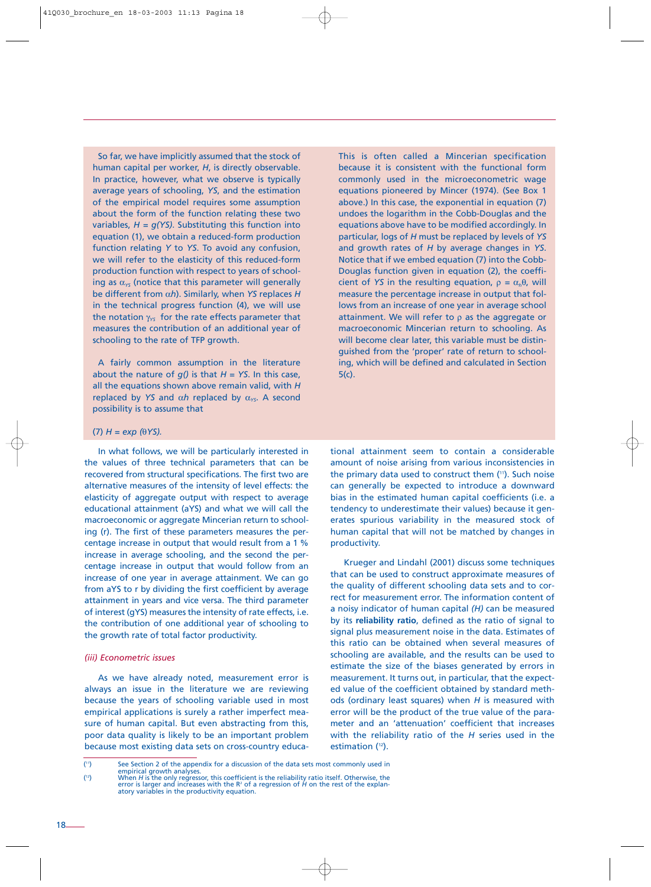So far, we have implicitly assumed that the stock of human capital per worker, $H$, is directly observable. In practice, however, what we observe is typically average years of schooling, $YS$, and the estimation of the empirical model requires some assumption about the form of the function relating these two variables, $H = g(YS)$. Substituting this function into equation (1), we obtain a reduced-form production function relating $Y$ to $YS$. To avoid any confusion, we will refer to the elasticity of this reduced-form production function with respect to years of schooling as $\alpha_{YS}$ (notice that this parameter will generally be different from $\alpha h$). Similarly, when $YS$ replaces $H$ in the technical progress function (4), we will use the notation $\gamma_{YS}$ for the rate effects parameter that measures the contribution of an additional year of schooling to the rate of TFP growth.

A fairly common assumption in the literature about the nature of $g()$ is that $H = YS$. In this case, all the equations shown above remain valid, with $H$ replaced by $YS$ and $\alpha h$ replaced by $\alpha_{YS}$. A second possibility is to assume that

(7) $H = exp\ (\theta YS)$.

This is often called a Mincerian specification because it is consistent with the functional form commonly used in the microeconometric wage equations pioneered by Mincer (1974). (See Box 1 above.) In this case, the exponential in equation (7) undoes the logarithm in the Cobb-Douglas and the equations above have to be modified accordingly. In particular, logs of $H$ must be replaced by levels of $YS$ and growth rates of $H$ by average changes in $YS$. Notice that if we embed equation (7) into the Cobb-Douglas function given in equation (2), the coefficient of $YS$ in the resulting equation, $\rho = \alpha_h\theta$, will measure the percentage increase in output that follows from an increase of one year in average school attainment. We will refer to $\rho$ as the aggregate or macroeconomic Mincerian return to schooling. As will become clear later, this variable must be distinguished from the 'proper' rate of return to schooling, which will be defined and calculated in Section 5(c).

In what follows, we will be particularly interested in the values of three technical parameters that can be recovered from structural specifications. The first two are alternative measures of the intensity of level effects: the elasticity of aggregate output with respect to average educational attainment (aYS) and what we will call the macroeconomic or aggregate Mincerian return to schooling (r). The first of these parameters measures the percentage increase in output that would result from a 1 % increase in average schooling, and the second the percentage increase in output that would follow from an increase of one year in average attainment. We can go from aYS to r by dividing the first coefficient by average attainment in years and vice versa. The third parameter of interest (gYS) measures the intensity of rate effects, i.e. the contribution of one additional year of schooling to the growth rate of total factor productivity.

### *(iii) Econometric issues*

As we have already noted, measurement error is always an issue in the literature we are reviewing because the years of schooling variable used in most empirical applications is surely a rather imperfect measure of human capital. But even abstracting from this, poor data quality is likely to be an important problem because most existing data sets on cross-country educational attainment seem to contain a considerable amount of noise arising from various inconsistencies in the primary data used to construct them ([11]). Such noise can generally be expected to introduce a downward bias in the estimated human capital coefficients (i.e. a tendency to underestimate their values) because it generates spurious variability in the measured stock of human capital that will not be matched by changes in productivity.

Krueger and Lindahl (2001) discuss some techniques that can be used to construct approximate measures of the quality of different schooling data sets and to correct for measurement error. The information content of a noisy indicator of human capital *(H)* can be measured by its **reliability ratio**, defined as the ratio of signal to signal plus measurement noise in the data. Estimates of this ratio can be obtained when several measures of schooling are available, and the results can be used to estimate the size of the biases generated by errors in measurement. It turns out, in particular, that the expected value of the coefficient obtained by standard methods (ordinary least squares) when $H$ is measured with error will be the product of the true value of the parameter and an 'attenuation' coefficient that increases with the reliability ratio of the $H$ series used in the estimation ([12]).

([11]) See Section 2 of the appendix for a discussion of the data sets most commonly used in empirical growth analyses.

([12]) When $H$ is the only regressor, this coefficient is the reliability ratio itself. Otherwise, the error is larger and increases with the $R^2$ of a regression of $H$ on the rest of the explanatory variables in the productivity equation.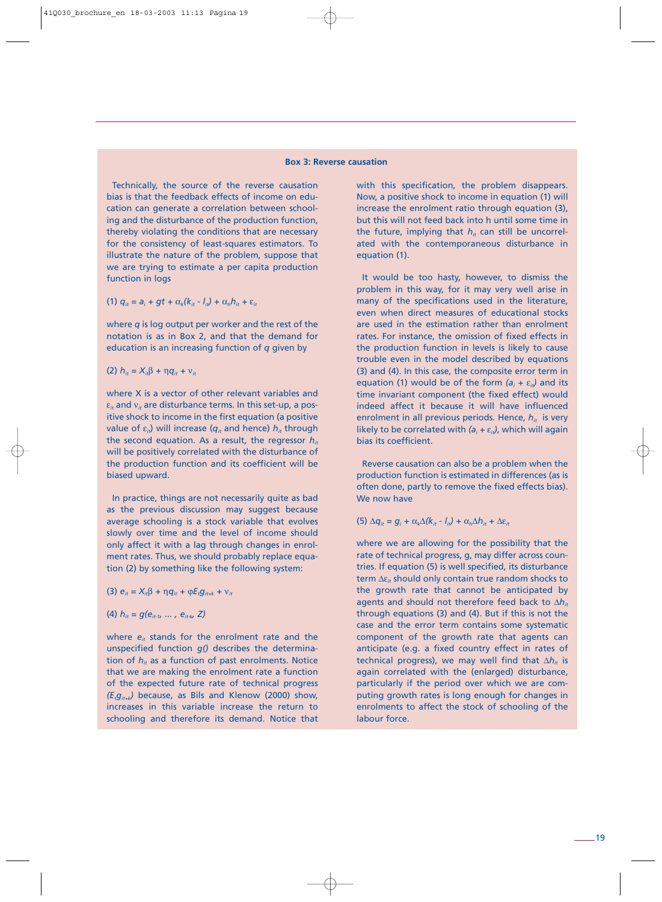**Box 3: Reverse causation**

Technically, the source of the reverse causation bias is that the feedback effects of income on education can generate a correlation between schooling and the disturbance of the production function, thereby violating the conditions that are necessary for the consistency of least-squares estimators. To illustrate the nature of the problem, suppose that we are trying to estimate a per capita production function in logs

$$(1)\ q_{it} = a_i + gt + \alpha_k(k_{it} - l_{it}) + \alpha_h h_{it} + \varepsilon_{it}$$

where $q$ is log output per worker and the rest of the notation is as in Box 2, and that the demand for education is an increasing function of $q$ given by

$$(2)\ h_{it} = X_{it}\beta + \eta q_{it} + \nu_{it}$$

where X is a vector of other relevant variables and $\varepsilon_{it}$ and $\nu_{it}$ are disturbance terms. In this set-up, a positive shock to income in the first equation (a positive value of $\varepsilon_{it}$) will increase ($q_{it}$ and hence) $h_{it}$ through the second equation. As a result, the regressor $h_{it}$ will be positively correlated with the disturbance of the production function and its coefficient will be biased upward.

In practice, things are not necessarily quite as bad as the previous discussion may suggest because average schooling is a stock variable that evolves slowly over time and the level of income should only affect it with a lag through changes in enrolment rates. Thus, we should probably replace equation (2) by something like the following system:

$$(3)\ e_{it} = X_{it}\beta + \eta q_{it} + \varphi E_t g_{it+k} + \nu_{it}$$

$$(4)\ h_{it} = g(e_{it-1}, \ldots , e_{it-k}, Z)$$

where $e_{it}$ stands for the enrolment rate and the unspecified function $g()$ describes the determination of $h_{it}$ as a function of past enrolments. Notice that we are making the enrolment rate a function of the expected future rate of technical progress ($E_t g_{it+k}$) because, as Bils and Klenow (2000) show, increases in this variable increase the return to schooling and therefore its demand. Notice that with this specification, the problem disappears. Now, a positive shock to income in equation (1) will increase the enrolment ratio through equation (3), but this will not feed back into h until some time in the future, implying that $h_{it}$ can still be uncorrelated with the contemporaneous disturbance in equation (1).

It would be too hasty, however, to dismiss the problem in this way, for it may very well arise in many of the specifications used in the literature, even when direct measures of educational stocks are used in the estimation rather than enrolment rates. For instance, the omission of fixed effects in the production function in levels is likely to cause trouble even in the model described by equations (3) and (4). In this case, the composite error term in equation (1) would be of the form ($a_i + \varepsilon_{it}$) and its time invariant component (the fixed effect) would indeed affect it because it will have influenced enrolment in all previous periods. Hence, $h_{it}$ is very likely to be correlated with ($a_i + \varepsilon_{it}$), which will again bias its coefficient.

Reverse causation can also be a problem when the production function is estimated in differences (as is often done, partly to remove the fixed effects bias). We now have

$$(5)\ \Delta q_{it} = g_i + \alpha_k \Delta(k_{it} - l_{it}) + \alpha_h \Delta h_{it} + \Delta\varepsilon_{it}$$

where we are allowing for the possibility that the rate of technical progress, g, may differ across countries. If equation (5) is well specified, its disturbance term $\Delta\varepsilon_{it}$ should only contain true random shocks to the growth rate that cannot be anticipated by agents and should not therefore feed back to $\Delta h_{it}$ through equations (3) and (4). But if this is not the case and the error term contains some systematic component of the growth rate that agents can anticipate (e.g. a fixed country effect in rates of technical progress), we may well find that $\Delta h_{it}$ is again correlated with the (enlarged) disturbance, particularly if the period over which we are computing growth rates is long enough for changes in enrolments to affect the stock of schooling of the labour force.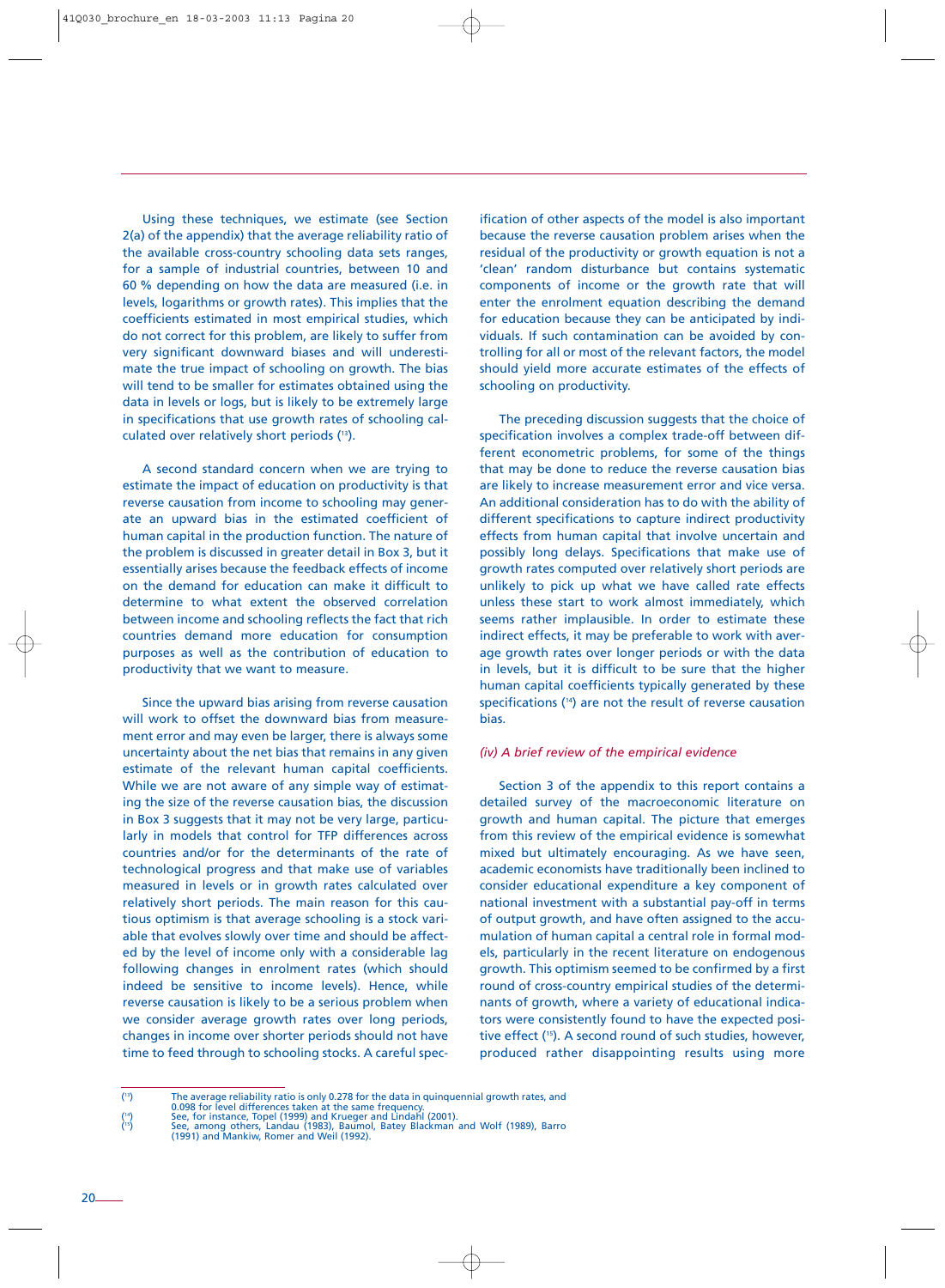Using these techniques, we estimate (see Section 2(a) of the appendix) that the average reliability ratio of the available cross-country schooling data sets ranges, for a sample of industrial countries, between 10 and 60 % depending on how the data are measured (i.e. in levels, logarithms or growth rates). This implies that the coefficients estimated in most empirical studies, which do not correct for this problem, are likely to suffer from very significant downward biases and will underestimate the true impact of schooling on growth. The bias will tend to be smaller for estimates obtained using the data in levels or logs, but is likely to be extremely large in specifications that use growth rates of schooling calculated over relatively short periods ([13]).

A second standard concern when we are trying to estimate the impact of education on productivity is that reverse causation from income to schooling may generate an upward bias in the estimated coefficient of human capital in the production function. The nature of the problem is discussed in greater detail in Box 3, but it essentially arises because the feedback effects of income on the demand for education can make it difficult to determine to what extent the observed correlation between income and schooling reflects the fact that rich countries demand more education for consumption purposes as well as the contribution of education to productivity that we want to measure.

Since the upward bias arising from reverse causation will work to offset the downward bias from measurement error and may even be larger, there is always some uncertainty about the net bias that remains in any given estimate of the relevant human capital coefficients. While we are not aware of any simple way of estimating the size of the reverse causation bias, the discussion in Box 3 suggests that it may not be very large, particularly in models that control for TFP differences across countries and/or for the determinants of the rate of technological progress and that make use of variables measured in levels or in growth rates calculated over relatively short periods. The main reason for this cautious optimism is that average schooling is a stock variable that evolves slowly over time and should be affected by the level of income only with a considerable lag following changes in enrolment rates (which should indeed be sensitive to income levels). Hence, while reverse causation is likely to be a serious problem when we consider average growth rates over long periods, changes in income over shorter periods should not have time to feed through to schooling stocks. A careful specification of other aspects of the model is also important because the reverse causation problem arises when the residual of the productivity or growth equation is not a 'clean' random disturbance but contains systematic components of income or the growth rate that will enter the enrolment equation describing the demand for education because they can be anticipated by individuals. If such contamination can be avoided by controlling for all or most of the relevant factors, the model should yield more accurate estimates of the effects of schooling on productivity.

The preceding discussion suggests that the choice of specification involves a complex trade-off between different econometric problems, for some of the things that may be done to reduce the reverse causation bias are likely to increase measurement error and vice versa. An additional consideration has to do with the ability of different specifications to capture indirect productivity effects from human capital that involve uncertain and possibly long delays. Specifications that make use of growth rates computed over relatively short periods are unlikely to pick up what we have called rate effects unless these start to work almost immediately, which seems rather implausible. In order to estimate these indirect effects, it may be preferable to work with average growth rates over longer periods or with the data in levels, but it is difficult to be sure that the higher human capital coefficients typically generated by these specifications ([14]) are not the result of reverse causation bias.

### *(iv) A brief review of the empirical evidence*

Section 3 of the appendix to this report contains a detailed survey of the macroeconomic literature on growth and human capital. The picture that emerges from this review of the empirical evidence is somewhat mixed but ultimately encouraging. As we have seen, academic economists have traditionally been inclined to consider educational expenditure a key component of national investment with a substantial pay-off in terms of output growth, and have often assigned to the accumulation of human capital a central role in formal models, particularly in the recent literature on endogenous growth. This optimism seemed to be confirmed by a first round of cross-country empirical studies of the determinants of growth, where a variety of educational indicators were consistently found to have the expected positive effect ([15]). A second round of such studies, however, produced rather disappointing results using more

---

([13]) The average reliability ratio is only 0.278 for the data in quinquennial growth rates, and 0.098 for level differences taken at the same frequency.

([14]) See, for instance, Topel (1999) and Krueger and Lindahl (2001).

([15]) See, among others, Landau (1983), Baumol, Batey Blackman and Wolf (1989), Barro (1991) and Mankiw, Romer and Weil (1992).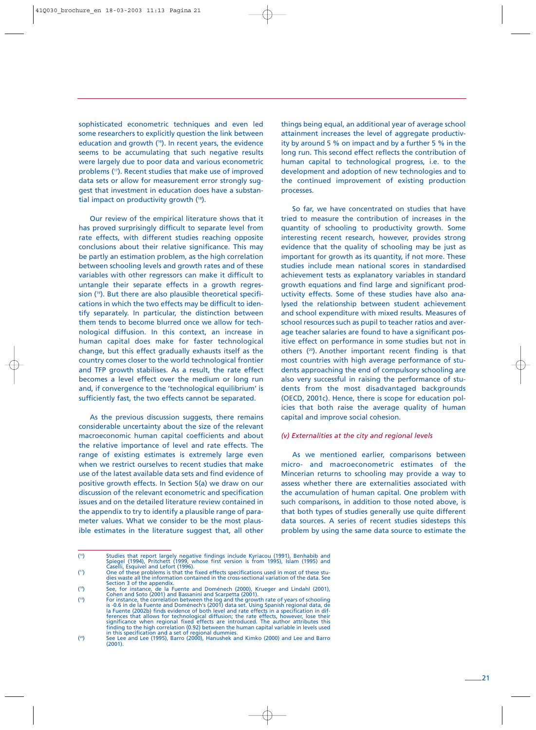sophisticated econometric techniques and even led some researchers to explicitly question the link between education and growth ([16]). In recent years, the evidence seems to be accumulating that such negative results were largely due to poor data and various econometric problems ([17]). Recent studies that make use of improved data sets or allow for measurement error strongly suggest that investment in education does have a substantial impact on productivity growth ([18]).

Our review of the empirical literature shows that it has proved surprisingly difficult to separate level from rate effects, with different studies reaching opposite conclusions about their relative significance. This may be partly an estimation problem, as the high correlation between schooling levels and growth rates and of these variables with other regressors can make it difficult to untangle their separate effects in a growth regression ([19]). But there are also plausible theoretical specifications in which the two effects may be difficult to identify separately. In particular, the distinction between them tends to become blurred once we allow for technological diffusion. In this context, an increase in human capital does make for faster technological change, but this effect gradually exhausts itself as the country comes closer to the world technological frontier and TFP growth stabilises. As a result, the rate effect becomes a level effect over the medium or long run and, if convergence to the 'technological equilibrium' is sufficiently fast, the two effects cannot be separated.

As the previous discussion suggests, there remains considerable uncertainty about the size of the relevant macroeconomic human capital coefficients and about the relative importance of level and rate effects. The range of existing estimates is extremely large even when we restrict ourselves to recent studies that make use of the latest available data sets and find evidence of positive growth effects. In Section 5(a) we draw on our discussion of the relevant econometric and specification issues and on the detailed literature review contained in the appendix to try to identify a plausible range of parameter values. What we consider to be the most plausible estimates in the literature suggest that, all other things being equal, an additional year of average school attainment increases the level of aggregate productivity by around 5 % on impact and by a further 5 % in the long run. This second effect reflects the contribution of human capital to technological progress, i.e. to the development and adoption of new technologies and to the continued improvement of existing production processes.

So far, we have concentrated on studies that have tried to measure the contribution of increases in the quantity of schooling to productivity growth. Some interesting recent research, however, provides strong evidence that the quality of schooling may be just as important for growth as its quantity, if not more. These studies include mean national scores in standardised achievement tests as explanatory variables in standard growth equations and find large and significant productivity effects. Some of these studies have also analysed the relationship between student achievement and school expenditure with mixed results. Measures of school resources such as pupil to teacher ratios and average teacher salaries are found to have a significant positive effect on performance in some studies but not in others ([20]). Another important recent finding is that most countries with high average performance of students approaching the end of compulsory schooling are also very successful in raising the performance of students from the most disadvantaged backgrounds (OECD, 2001c). Hence, there is scope for education policies that both raise the average quality of human capital and improve social cohesion.

*(v) Externalities at the city and regional levels*

As we mentioned earlier, comparisons between micro- and macroeconometric estimates of the Mincerian returns to schooling may provide a way to assess whether there are externalities associated with the accumulation of human capital. One problem with such comparisons, in addition to those noted above, is that both types of studies generally use quite different data sources. A series of recent studies sidesteps this problem by using the same data source to estimate the

---

([16]) Studies that report largely negative findings include Kyriacou (1991), Benhabib and Spiegel (1994), Pritchett (1999, whose first version is from 1995), Islam (1995) and Caselli, Esquivel and Lefort (1996).

([17]) One of these problems is that the fixed effects specifications used in most of these studies waste all the information contained in the cross-sectional variation of the data. See Section 3 of the appendix.

([18]) See, for instance, de la Fuente and Doménech (2000), Krueger and Lindahl (2001), Cohen and Soto (2001) and Bassanini and Scarpetta (2001).

([19]) For instance, the correlation between the log and the growth rate of years of schooling is -0.6 in de la Fuente and Doménech's (2001) data set. Using Spanish regional data, de la Fuente (2002b) finds evidence of both level and rate effects in a specification in differences that allows for technological diffusion; the rate effects, however, lose their significance when regional fixed effects are introduced. The author attributes this finding to the high correlation (0.92) between the human capital variable in levels used in this specification and a set of regional dummies.

([20]) See Lee and Lee (1995), Barro (2000), Hanushek and Kimko (2000) and Lee and Barro (2001).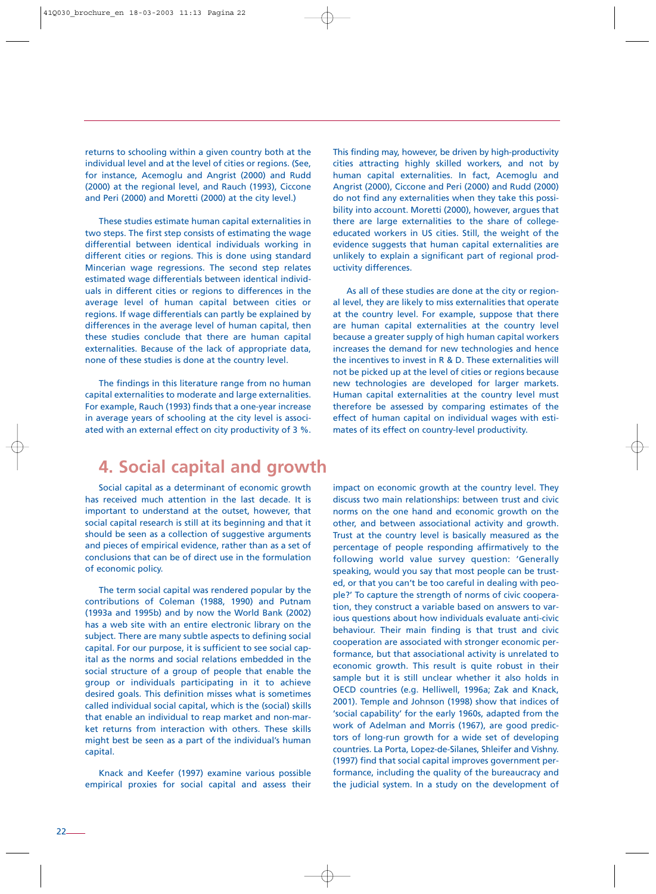returns to schooling within a given country both at the individual level and at the level of cities or regions. (See, for instance, Acemoglu and Angrist (2000) and Rudd (2000) at the regional level, and Rauch (1993), Ciccone and Peri (2000) and Moretti (2000) at the city level.)

These studies estimate human capital externalities in two steps. The first step consists of estimating the wage differential between identical individuals working in different cities or regions. This is done using standard Mincerian wage regressions. The second step relates estimated wage differentials between identical individuals in different cities or regions to differences in the average level of human capital between cities or regions. If wage differentials can partly be explained by differences in the average level of human capital, then these studies conclude that there are human capital externalities. Because of the lack of appropriate data, none of these studies is done at the country level.

The findings in this literature range from no human capital externalities to moderate and large externalities. For example, Rauch (1993) finds that a one-year increase in average years of schooling at the city level is associated with an external effect on city productivity of 3 %. This finding may, however, be driven by high-productivity cities attracting highly skilled workers, and not by human capital externalities. In fact, Acemoglu and Angrist (2000), Ciccone and Peri (2000) and Rudd (2000) do not find any externalities when they take this possibility into account. Moretti (2000), however, argues that there are large externalities to the share of college-educated workers in US cities. Still, the weight of the evidence suggests that human capital externalities are unlikely to explain a significant part of regional productivity differences.

As all of these studies are done at the city or regional level, they are likely to miss externalities that operate at the country level. For example, suppose that there are human capital externalities at the country level because a greater supply of high human capital workers increases the demand for new technologies and hence the incentives to invest in R & D. These externalities will not be picked up at the level of cities or regions because new technologies are developed for larger markets. Human capital externalities at the country level must therefore be assessed by comparing estimates of the effect of human capital on individual wages with estimates of its effect on country-level productivity.

# 4. Social capital and growth

Social capital as a determinant of economic growth has received much attention in the last decade. It is important to understand at the outset, however, that social capital research is still at its beginning and that it should be seen as a collection of suggestive arguments and pieces of empirical evidence, rather than as a set of conclusions that can be of direct use in the formulation of economic policy.

The term social capital was rendered popular by the contributions of Coleman (1988, 1990) and Putnam (1993a and 1995b) and by now the World Bank (2002) has a web site with an entire electronic library on the subject. There are many subtle aspects to defining social capital. For our purpose, it is sufficient to see social capital as the norms and social relations embedded in the social structure of a group of people that enable the group or individuals participating in it to achieve desired goals. This definition misses what is sometimes called individual social capital, which is the (social) skills that enable an individual to reap market and non-market returns from interaction with others. These skills might best be seen as a part of the individual's human capital.

Knack and Keefer (1997) examine various possible empirical proxies for social capital and assess their impact on economic growth at the country level. They discuss two main relationships: between trust and civic norms on the one hand and economic growth on the other, and between associational activity and growth. Trust at the country level is basically measured as the percentage of people responding affirmatively to the following world value survey question: 'Generally speaking, would you say that most people can be trusted, or that you can't be too careful in dealing with people?' To capture the strength of norms of civic cooperation, they construct a variable based on answers to various questions about how individuals evaluate anti-civic behaviour. Their main finding is that trust and civic cooperation are associated with stronger economic performance, but that associational activity is unrelated to economic growth. This result is quite robust in their sample but it is still unclear whether it also holds in OECD countries (e.g. Helliwell, 1996a; Zak and Knack, 2001). Temple and Johnson (1998) show that indices of 'social capability' for the early 1960s, adapted from the work of Adelman and Morris (1967), are good predictors of long-run growth for a wide set of developing countries. La Porta, Lopez-de-Silanes, Shleifer and Vishny. (1997) find that social capital improves government performance, including the quality of the bureaucracy and the judicial system. In a study on the development of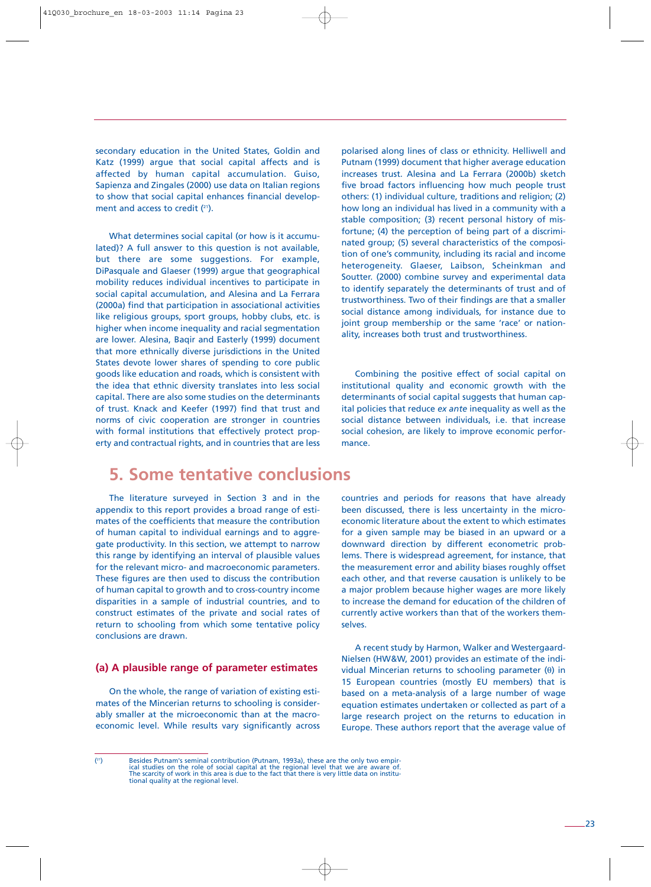secondary education in the United States, Goldin and Katz (1999) argue that social capital affects and is affected by human capital accumulation. Guiso, Sapienza and Zingales (2000) use data on Italian regions to show that social capital enhances financial development and access to credit [21].

What determines social capital (or how is it accumulated)? A full answer to this question is not available, but there are some suggestions. For example, DiPasquale and Glaeser (1999) argue that geographical mobility reduces individual incentives to participate in social capital accumulation, and Alesina and La Ferrara (2000a) find that participation in associational activities like religious groups, sport groups, hobby clubs, etc. is higher when income inequality and racial segmentation are lower. Alesina, Baqir and Easterly (1999) document that more ethnically diverse jurisdictions in the United States devote lower shares of spending to core public goods like education and roads, which is consistent with the idea that ethnic diversity translates into less social capital. There are also some studies on the determinants of trust. Knack and Keefer (1997) find that trust and norms of civic cooperation are stronger in countries with formal institutions that effectively protect property and contractual rights, and in countries that are less polarised along lines of class or ethnicity. Helliwell and Putnam (1999) document that higher average education increases trust. Alesina and La Ferrara (2000b) sketch five broad factors influencing how much people trust others: (1) individual culture, traditions and religion; (2) how long an individual has lived in a community with a stable composition; (3) recent personal history of misfortune; (4) the perception of being part of a discriminated group; (5) several characteristics of the composition of one's community, including its racial and income heterogeneity. Glaeser, Laibson, Scheinkman and Soutter. (2000) combine survey and experimental data to identify separately the determinants of trust and of trustworthiness. Two of their findings are that a smaller social distance among individuals, for instance due to joint group membership or the same 'race' or nationality, increases both trust and trustworthiness.

Combining the positive effect of social capital on institutional quality and economic growth with the determinants of social capital suggests that human capital policies that reduce *ex ante* inequality as well as the social distance between individuals, i.e. that increase social cohesion, are likely to improve economic performance.

## 5. Some tentative conclusions

The literature surveyed in Section 3 and in the appendix to this report provides a broad range of estimates of the coefficients that measure the contribution of human capital to individual earnings and to aggregate productivity. In this section, we attempt to narrow this range by identifying an interval of plausible values for the relevant micro- and macroeconomic parameters. These figures are then used to discuss the contribution of human capital to growth and to cross-country income disparities in a sample of industrial countries, and to construct estimates of the private and social rates of return to schooling from which some tentative policy conclusions are drawn.

### (a) A plausible range of parameter estimates

On the whole, the range of variation of existing estimates of the Mincerian returns to schooling is considerably smaller at the microeconomic than at the macroeconomic level. While results vary significantly across countries and periods for reasons that have already been discussed, there is less uncertainty in the microeconomic literature about the extent to which estimates for a given sample may be biased in an upward or a downward direction by different econometric problems. There is widespread agreement, for instance, that the measurement error and ability biases roughly offset each other, and that reverse causation is unlikely to be a major problem because higher wages are more likely to increase the demand for education of the children of currently active workers than that of the workers themselves.

A recent study by Harmon, Walker and Westergaard-Nielsen (HW&W, 2001) provides an estimate of the individual Mincerian returns to schooling parameter ($\theta$) in 15 European countries (mostly EU members) that is based on a meta-analysis of a large number of wage equation estimates undertaken or collected as part of a large research project on the returns to education in Europe. These authors report that the average value of

[21] Besides Putnam's seminal contribution (Putnam, 1993a), these are the only two empirical studies on the role of social capital at the regional level that we are aware of. The scarcity of work in this area is due to the fact that there is very little data on institutional quality at the regional level.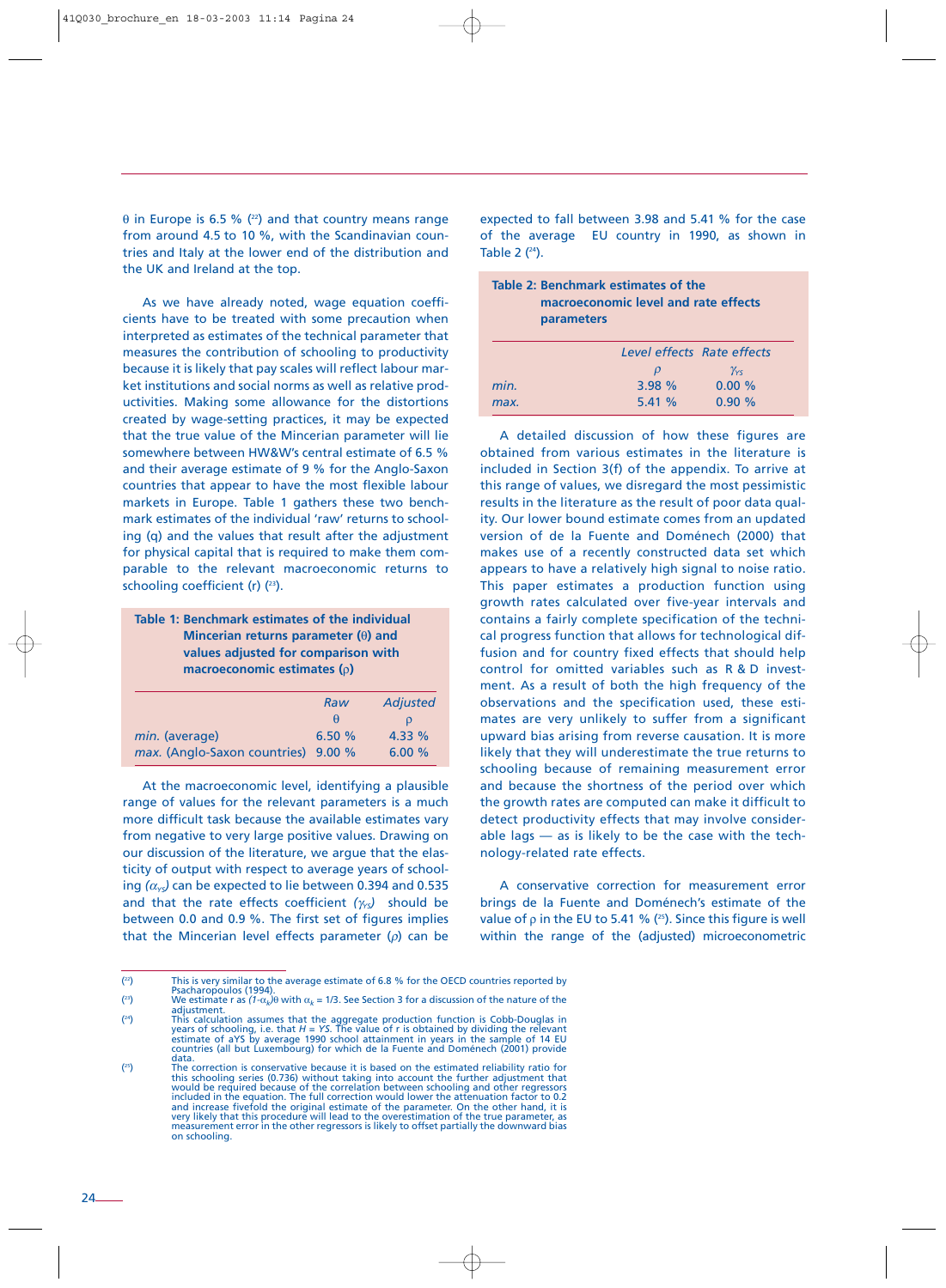θ in Europe is 6.5 % ([22]) and that country means range from around 4.5 to 10 %, with the Scandinavian countries and Italy at the lower end of the distribution and the UK and Ireland at the top.

As we have already noted, wage equation coefficients have to be treated with some precaution when interpreted as estimates of the technical parameter that measures the contribution of schooling to productivity because it is likely that pay scales will reflect labour market institutions and social norms as well as relative productivities. Making some allowance for the distortions created by wage-setting practices, it may be expected that the true value of the Mincerian parameter will lie somewhere between HW&W's central estimate of 6.5 % and their average estimate of 9 % for the Anglo-Saxon countries that appear to have the most flexible labour markets in Europe. Table 1 gathers these two benchmark estimates of the individual 'raw' returns to schooling (q) and the values that result after the adjustment for physical capital that is required to make them comparable to the relevant macroeconomic returns to schooling coefficient (r) ([23]).

**Table 1: Benchmark estimates of the individual Mincerian returns parameter (θ) and values adjusted for comparison with macroeconomic estimates (ρ)**

| | *Raw* | *Adjusted* |
|---|---|---|
| | θ | ρ |
| *min.* (average) | 6.50 % | 4.33 % |
| *max.* (Anglo-Saxon countries) | 9.00 % | 6.00 % |

At the macroeconomic level, identifying a plausible range of values for the relevant parameters is a much more difficult task because the available estimates vary from negative to very large positive values. Drawing on our discussion of the literature, we argue that the elasticity of output with respect to average years of schooling ($\alpha_{YS}$) can be expected to lie between 0.394 and 0.535 and that the rate effects coefficient ($\gamma_{YS}$) should be between 0.0 and 0.9 %. The first set of figures implies that the Mincerian level effects parameter ($\rho$) can be expected to fall between 3.98 and 5.41 % for the case of the average EU country in 1990, as shown in Table 2 ([24]).

**Table 2: Benchmark estimates of the macroeconomic level and rate effects parameters**

| | *Level effects* | *Rate effects* |
|---|---|---|
| | $\rho$ | $\gamma_{YS}$ |
| *min.* | 3.98 % | 0.00 % |
| *max.* | 5.41 % | 0.90 % |

A detailed discussion of how these figures are obtained from various estimates in the literature is included in Section 3(f) of the appendix. To arrive at this range of values, we disregard the most pessimistic results in the literature as the result of poor data quality. Our lower bound estimate comes from an updated version of de la Fuente and Doménech (2000) that makes use of a recently constructed data set which appears to have a relatively high signal to noise ratio. This paper estimates a production function using growth rates calculated over five-year intervals and contains a fairly complete specification of the technical progress function that allows for technological diffusion and for country fixed effects that should help control for omitted variables such as R & D investment. As a result of both the high frequency of the observations and the specification used, these estimates are very unlikely to suffer from a significant upward bias arising from reverse causation. It is more likely that they will underestimate the true returns to schooling because of remaining measurement error and because the shortness of the period over which the growth rates are computed can make it difficult to detect productivity effects that may involve considerable lags — as is likely to be the case with the technology-related rate effects.

A conservative correction for measurement error brings de la Fuente and Doménech's estimate of the value of ρ in the EU to 5.41 % ([25]). Since this figure is well within the range of the (adjusted) microeconometric

---

([22]) This is very similar to the average estimate of 6.8 % for the OECD countries reported by Psacharopoulos (1994).

([23]) We estimate r as $(1-\alpha_k)\theta$ with $\alpha_k = 1/3$. See Section 3 for a discussion of the nature of the adjustment.

([24]) This calculation assumes that the aggregate production function is Cobb-Douglas in years of schooling, i.e. that $H = YS$. The value of r is obtained by dividing the relevant estimate of aYS by average 1990 school attainment in years in the sample of 14 EU countries (all but Luxembourg) for which de la Fuente and Doménech (2001) provide data.

([25]) The correction is conservative because it is based on the estimated reliability ratio for this schooling series (0.736) without taking into account the further adjustment that would be required because of the correlation between schooling and other regressors included in the equation. The full correction would lower the attenuation factor to 0.2 and increase fivefold the original estimate of the parameter. On the other hand, it is very likely that this procedure will lead to the overestimation of the true parameter, as measurement error in the other regressors is likely to offset partially the downward bias on schooling.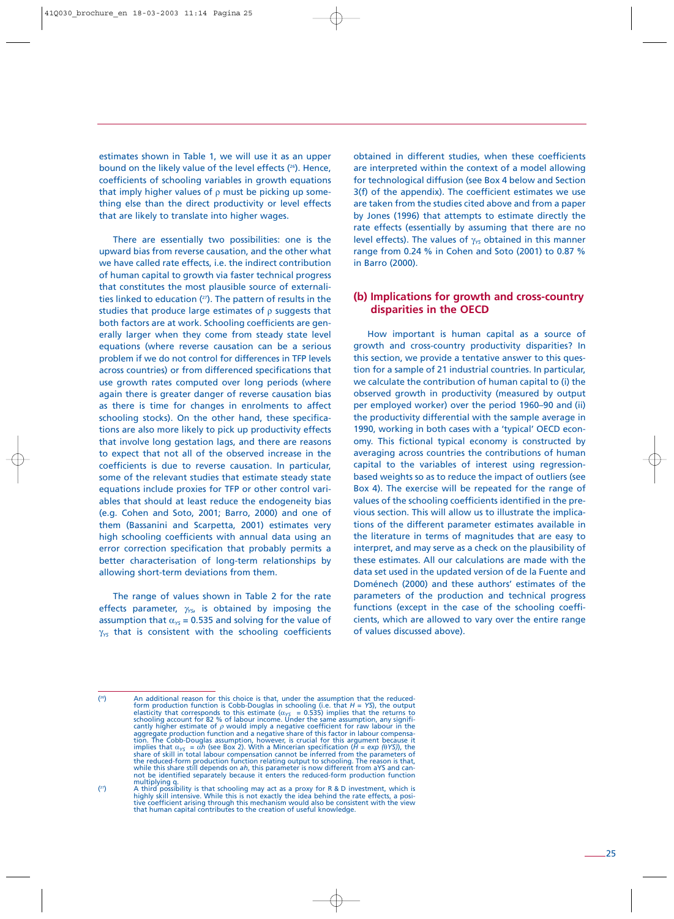estimates shown in Table 1, we will use it as an upper bound on the likely value of the level effects ([26]). Hence, coefficients of schooling variables in growth equations that imply higher values of $\rho$ must be picking up something else than the direct productivity or level effects that are likely to translate into higher wages.

There are essentially two possibilities: one is the upward bias from reverse causation, and the other what we have called rate effects, i.e. the indirect contribution of human capital to growth via faster technical progress that constitutes the most plausible source of externalities linked to education ([27]). The pattern of results in the studies that produce large estimates of $\rho$ suggests that both factors are at work. Schooling coefficients are generally larger when they come from steady state level equations (where reverse causation can be a serious problem if we do not control for differences in TFP levels across countries) or from differenced specifications that use growth rates computed over long periods (where again there is greater danger of reverse causation bias as there is time for changes in enrolments to affect schooling stocks). On the other hand, these specifications are also more likely to pick up productivity effects that involve long gestation lags, and there are reasons to expect that not all of the observed increase in the coefficients is due to reverse causation. In particular, some of the relevant studies that estimate steady state equations include proxies for TFP or other control variables that should at least reduce the endogeneity bias (e.g. Cohen and Soto, 2001; Barro, 2000) and one of them (Bassanini and Scarpetta, 2001) estimates very high schooling coefficients with annual data using an error correction specification that probably permits a better characterisation of long-term relationships by allowing short-term deviations from them.

The range of values shown in Table 2 for the rate effects parameter, $\gamma_{YS}$, is obtained by imposing the assumption that $\alpha_{YS} = 0.535$ and solving for the value of $\gamma_{YS}$ that is consistent with the schooling coefficients obtained in different studies, when these coefficients are interpreted within the context of a model allowing for technological diffusion (see Box 4 below and Section 3(f) of the appendix). The coefficient estimates we use are taken from the studies cited above and from a paper by Jones (1996) that attempts to estimate directly the rate effects (essentially by assuming that there are no level effects). The values of $\gamma_{YS}$ obtained in this manner range from 0.24 % in Cohen and Soto (2001) to 0.87 % in Barro (2000).

## (b) Implications for growth and cross-country disparities in the OECD

How important is human capital as a source of growth and cross-country productivity disparities? In this section, we provide a tentative answer to this question for a sample of 21 industrial countries. In particular, we calculate the contribution of human capital to (i) the observed growth in productivity (measured by output per employed worker) over the period 1960–90 and (ii) the productivity differential with the sample average in 1990, working in both cases with a 'typical' OECD economy. This fictional typical economy is constructed by averaging across countries the contributions of human capital to the variables of interest using regression-based weights so as to reduce the impact of outliers (see Box 4). The exercise will be repeated for the range of values of the schooling coefficients identified in the previous section. This will allow us to illustrate the implications of the different parameter estimates available in the literature in terms of magnitudes that are easy to interpret, and may serve as a check on the plausibility of these estimates. All our calculations are made with the data set used in the updated version of de la Fuente and Doménech (2000) and these authors' estimates of the parameters of the production and technical progress functions (except in the case of the schooling coefficients, which are allowed to vary over the entire range of values discussed above).

---

([26]) An additional reason for this choice is that, under the assumption that the reduced-form production function is Cobb-Douglas in schooling (i.e. that $H = YS$), the output elasticity that corresponds to this estimate ($\alpha_{YS} = 0.535$) implies that the returns to schooling account for 82 % of labour income. Under the same assumption, any significantly higher estimate of $\rho$ would imply a negative coefficient for raw labour in the aggregate production function and a negative share of this factor in labour compensation. The Cobb-Douglas assumption, however, is crucial for this argument because it implies that $\alpha_{YS} = \alpha h$ (see Box 2). With a Mincerian specification ($H = exp\ (\theta YS)$), the share of skill in total labour compensation cannot be inferred from the parameters of the reduced-form production function relating output to schooling. The reason is that, while this share still depends on $ah$, this parameter is now different from aYS and cannot be identified separately because it enters the reduced-form production function multiplying q.

([27]) A third possibility is that schooling may act as a proxy for R & D investment, which is highly skill intensive. While this is not exactly the idea behind the rate effects, a positive coefficient arising through this mechanism would also be consistent with the view that human capital contributes to the creation of useful knowledge.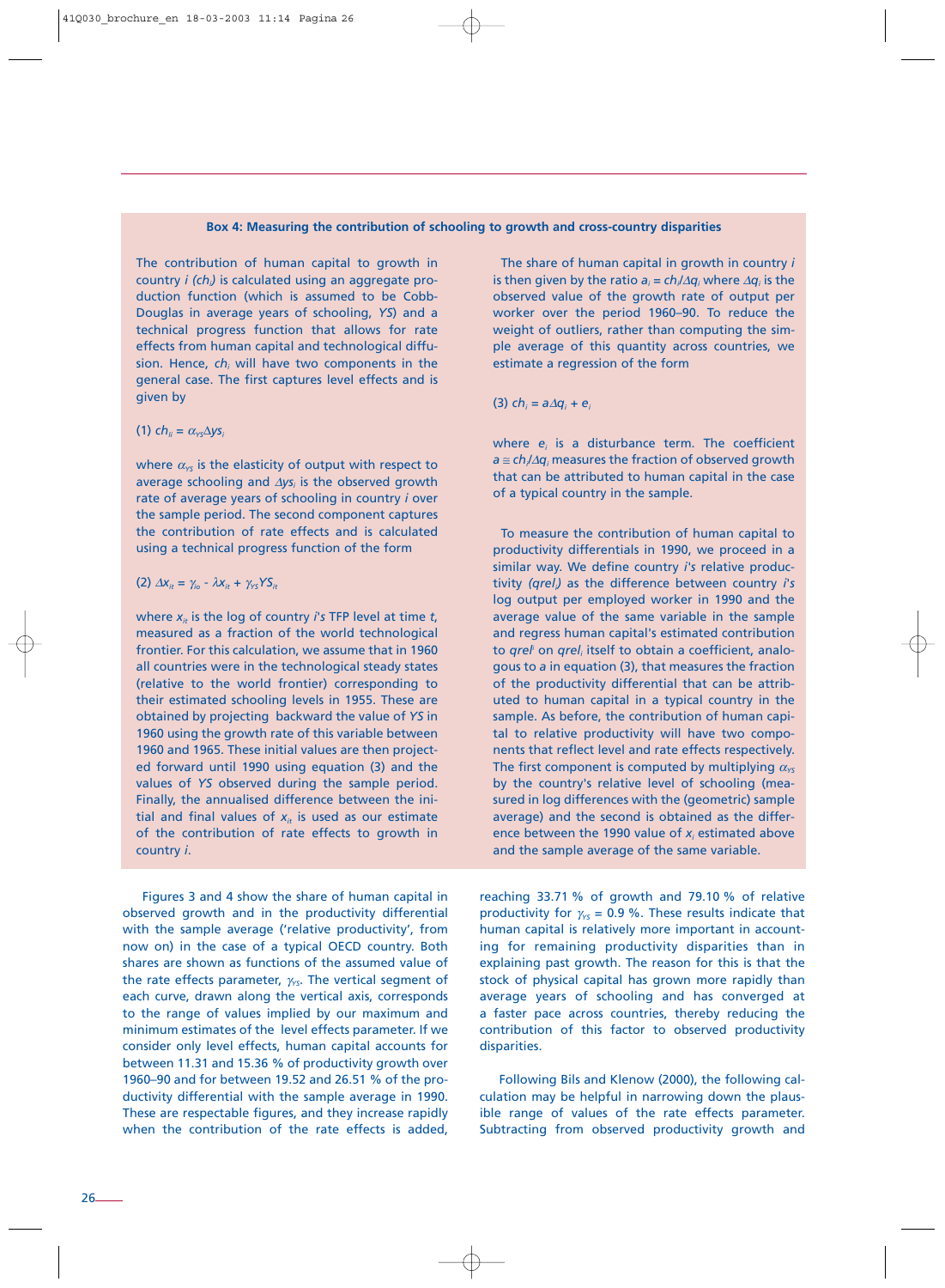**Box 4: Measuring the contribution of schooling to growth and cross-country disparities**

The contribution of human capital to growth in country $i$ ($ch_i$) is calculated using an aggregate production function (which is assumed to be Cobb-Douglas in average years of schooling, $YS$) and a technical progress function that allows for rate effects from human capital and technological diffusion. Hence, $ch_i$ will have two components in the general case. The first captures level effects and is given by

(1) $ch_{li} = \alpha_{ys} \Delta ys_i$

where $\alpha_{ys}$ is the elasticity of output with respect to average schooling and $\Delta ys_i$ is the observed growth rate of average years of schooling in country $i$ over the sample period. The second component captures the contribution of rate effects and is calculated using a technical progress function of the form

(2) $\Delta x_{it} = \gamma_{io} - \lambda x_{it} + \gamma_{YS} YS_{it}$

where $x_{it}$ is the log of country $i$'s TFP level at time $t$, measured as a fraction of the world technological frontier. For this calculation, we assume that in 1960 all countries were in the technological steady states (relative to the world frontier) corresponding to their estimated schooling levels in 1955. These are obtained by projecting backward the value of $YS$ in 1960 using the growth rate of this variable between 1960 and 1965. These initial values are then projected forward until 1990 using equation (3) and the values of $YS$ observed during the sample period. Finally, the annualised difference between the initial and final values of $x_{it}$ is used as our estimate of the contribution of rate effects to growth in country $i$.

The share of human capital in growth in country $i$ is then given by the ratio $a_i = ch_i/\Delta q_i$ where $\Delta q_i$ is the observed value of the growth rate of output per worker over the period 1960–90. To reduce the weight of outliers, rather than computing the simple average of this quantity across countries, we estimate a regression of the form

(3) $ch_i = a\Delta q_i + e_i$

where $e_i$ is a disturbance term. The coefficient $a \cong ch_i/\Delta q_i$ measures the fraction of observed growth that can be attributed to human capital in the case of a typical country in the sample.

To measure the contribution of human capital to productivity differentials in 1990, we proceed in a similar way. We define country $i$'s relative productivity ($qrel_i$) as the difference between country $i$'s log output per employed worker in 1990 and the average value of the same variable in the sample and regress human capital's estimated contribution to $qrel^i$ on $qrel_i$ itself to obtain a coefficient, analogous to $a$ in equation (3), that measures the fraction of the productivity differential that can be attributed to human capital in a typical country in the sample. As before, the contribution of human capital to relative productivity will have two components that reflect level and rate effects respectively. The first component is computed by multiplying $\alpha_{ys}$ by the country's relative level of schooling (measured in log differences with the (geometric) sample average) and the second is obtained as the difference between the 1990 value of $x_i$ estimated above and the sample average of the same variable.

Figures 3 and 4 show the share of human capital in observed growth and in the productivity differential with the sample average ('relative productivity', from now on) in the case of a typical OECD country. Both shares are shown as functions of the assumed value of the rate effects parameter, $\gamma_{YS}$. The vertical segment of each curve, drawn along the vertical axis, corresponds to the range of values implied by our maximum and minimum estimates of the level effects parameter. If we consider only level effects, human capital accounts for between 11.31 and 15.36 % of productivity growth over 1960–90 and for between 19.52 and 26.51 % of the productivity differential with the sample average in 1990. These are respectable figures, and they increase rapidly when the contribution of the rate effects is added, reaching 33.71 % of growth and 79.10 % of relative productivity for $\gamma_{YS}$ = 0.9 %. These results indicate that human capital is relatively more important in accounting for remaining productivity disparities than in explaining past growth. The reason for this is that the stock of physical capital has grown more rapidly than average years of schooling and has converged at a faster pace across countries, thereby reducing the contribution of this factor to observed productivity disparities.

Following Bils and Klenow (2000), the following calculation may be helpful in narrowing down the plausible range of values of the rate effects parameter. Subtracting from observed productivity growth and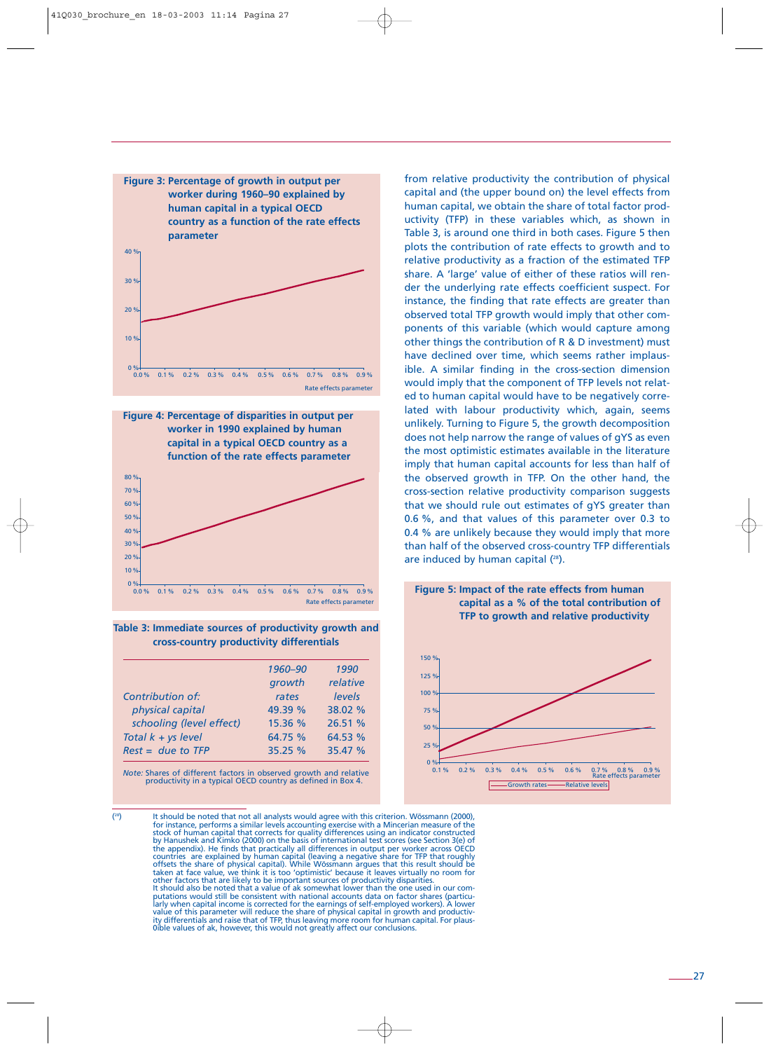**Figure 3: Percentage of growth in output per worker during 1960–90 explained by human capital in a typical OECD country as a function of the rate effects parameter**

**Figure 4: Percentage of disparities in output per worker in 1990 explained by human capital in a typical OECD country as a function of the rate effects parameter**

**Table 3: Immediate sources of productivity growth and cross-country productivity differentials**

| *Contribution of:* | *1960–90 growth rates* | *1990 relative levels* |
|---|---|---|
| *physical capital* | 49.39 % | 38.02 % |
| *schooling (level effect)* | 15.36 % | 26.51 % |
| *Total k + ys level* | 64.75 % | 64.53 % |
| *Rest = due to TFP* | 35.25 % | 35.47 % |

*Note:* Shares of different factors in observed growth and relative productivity in a typical OECD country as defined in Box 4.

from relative productivity the contribution of physical capital and (the upper bound on) the level effects from human capital, we obtain the share of total factor productivity (TFP) in these variables which, as shown in Table 3, is around one third in both cases. Figure 5 then plots the contribution of rate effects to growth and to relative productivity as a fraction of the estimated TFP share. A 'large' value of either of these ratios will render the underlying rate effects coefficient suspect. For instance, the finding that rate effects are greater than observed total TFP growth would imply that other components of this variable (which would capture among other things the contribution of R & D investment) must have declined over time, which seems rather implausible. A similar finding in the cross-section dimension would imply that the component of TFP levels not related to human capital would have to be negatively correlated with labour productivity which, again, seems unlikely. Turning to Figure 5, the growth decomposition does not help narrow the range of values of gYS as even the most optimistic estimates available in the literature imply that human capital accounts for less than half of the observed growth in TFP. On the other hand, the cross-section relative productivity comparison suggests that we should rule out estimates of gYS greater than 0.6 %, and that values of this parameter over 0.3 to 0.4 % are unlikely because they would imply that more than half of the observed cross-country TFP differentials are induced by human capital ([28]).

**Figure 5: Impact of the rate effects from human capital as a % of the total contribution of TFP to growth and relative productivity**

([28]) It should be noted that not all analysts would agree with this criterion. Wössmann (2000), for instance, performs a similar levels accounting exercise with a Mincerian measure of the stock of human capital that corrects for quality differences using an indicator constructed by Hanushek and Kimko (2000) on the basis of international test scores (see Section 3(e) of the appendix). He finds that practically all differences in output per worker across OECD countries are explained by human capital (leaving a negative share for TFP that roughly offsets the share of physical capital). While Wössmann argues that this result should be taken at face value, we think it is too 'optimistic' because it leaves virtually no room for other factors that are likely to be important sources of productivity disparities.
It should also be noted that a value of ak somewhat lower than the one used in our computations would still be consistent with national accounts data on factor shares (particularly when capital income is corrected for the earnings of self-employed workers). A lower value of this parameter will reduce the share of physical capital in growth and productivity differentials and raise that of TFP, thus leaving more room for human capital. For plaus0ible values of ak, however, this would not greatly affect our conclusions.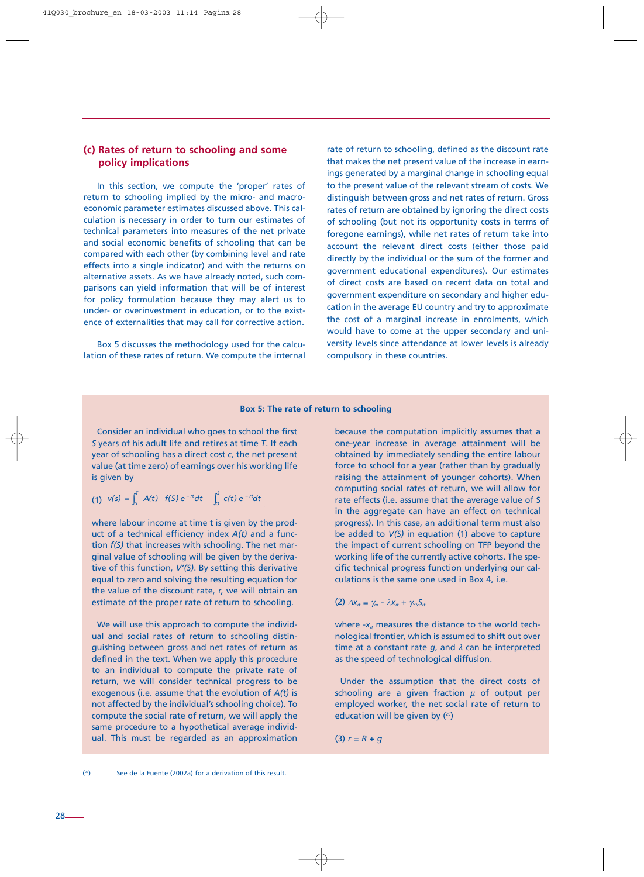### (c) Rates of return to schooling and some policy implications

In this section, we compute the 'proper' rates of return to schooling implied by the micro- and macroeconomic parameter estimates discussed above. This calculation is necessary in order to turn our estimates of technical parameters into measures of the net private and social economic benefits of schooling that can be compared with each other (by combining level and rate effects into a single indicator) and with the returns on alternative assets. As we have already noted, such comparisons can yield information that will be of interest for policy formulation because they may alert us to under- or overinvestment in education, or to the existence of externalities that may call for corrective action.

Box 5 discusses the methodology used for the calculation of these rates of return. We compute the internal rate of return to schooling, defined as the discount rate that makes the net present value of the increase in earnings generated by a marginal change in schooling equal to the present value of the relevant stream of costs. We distinguish between gross and net rates of return. Gross rates of return are obtained by ignoring the direct costs of schooling (but not its opportunity costs in terms of foregone earnings), while net rates of return take into account the relevant direct costs (either those paid directly by the individual or the sum of the former and government educational expenditures). Our estimates of direct costs are based on recent data on total and government expenditure on secondary and higher education in the average EU country and try to approximate the cost of a marginal increase in enrolments, which would have to come at the upper secondary and university levels since attendance at lower levels is already compulsory in these countries.

**Box 5: The rate of return to schooling**

Consider an individual who goes to school the first *S* years of his adult life and retires at time *T*. If each year of schooling has a direct cost *c*, the net present value (at time zero) of earnings over his working life is given by

$$(1)\quad v(s) = \int_S^T A(t)\;\; f(S)\, e^{-rt} dt \; - \int_0^S c(t)\, e^{-rt} dt$$

where labour income at time t is given by the product of a technical efficiency index *A(t)* and a function *f(S)* that increases with schooling. The net marginal value of schooling will be given by the derivative of this function, *V'(S)*. By setting this derivative equal to zero and solving the resulting equation for the value of the discount rate, r, we will obtain an estimate of the proper rate of return to schooling.

We will use this approach to compute the individual and social rates of return to schooling distinguishing between gross and net rates of return as defined in the text. When we apply this procedure to an individual to compute the private rate of return, we will consider technical progress to be exogenous (i.e. assume that the evolution of *A(t)* is not affected by the individual's schooling choice). To compute the social rate of return, we will apply the same procedure to a hypothetical average individual. This must be regarded as an approximation because the computation implicitly assumes that a one-year increase in average attainment will be obtained by immediately sending the entire labour force to school for a year (rather than by gradually raising the attainment of younger cohorts). When computing social rates of return, we will allow for rate effects (i.e. assume that the average value of S in the aggregate can have an effect on technical progress). In this case, an additional term must also be added to *V(S)* in equation (1) above to capture the impact of current schooling on TFP beyond the working life of the currently active cohorts. The specific technical progress function underlying our calculations is the same one used in Box 4, i.e.

$$(2)\quad \Delta x_{it} = \gamma_{io} - \lambda x_{it} + \gamma_{YS} S_{it}$$

where $-x_{it}$ measures the distance to the world technological frontier, which is assumed to shift out over time at a constant rate *g*, and $\lambda$ can be interpreted as the speed of technological diffusion.

Under the assumption that the direct costs of schooling are a given fraction $\mu$ of output per employed worker, the net social rate of return to education will be given by [29]

$$(3)\quad r = R + g$$

[29] See de la Fuente (2002a) for a derivation of this result.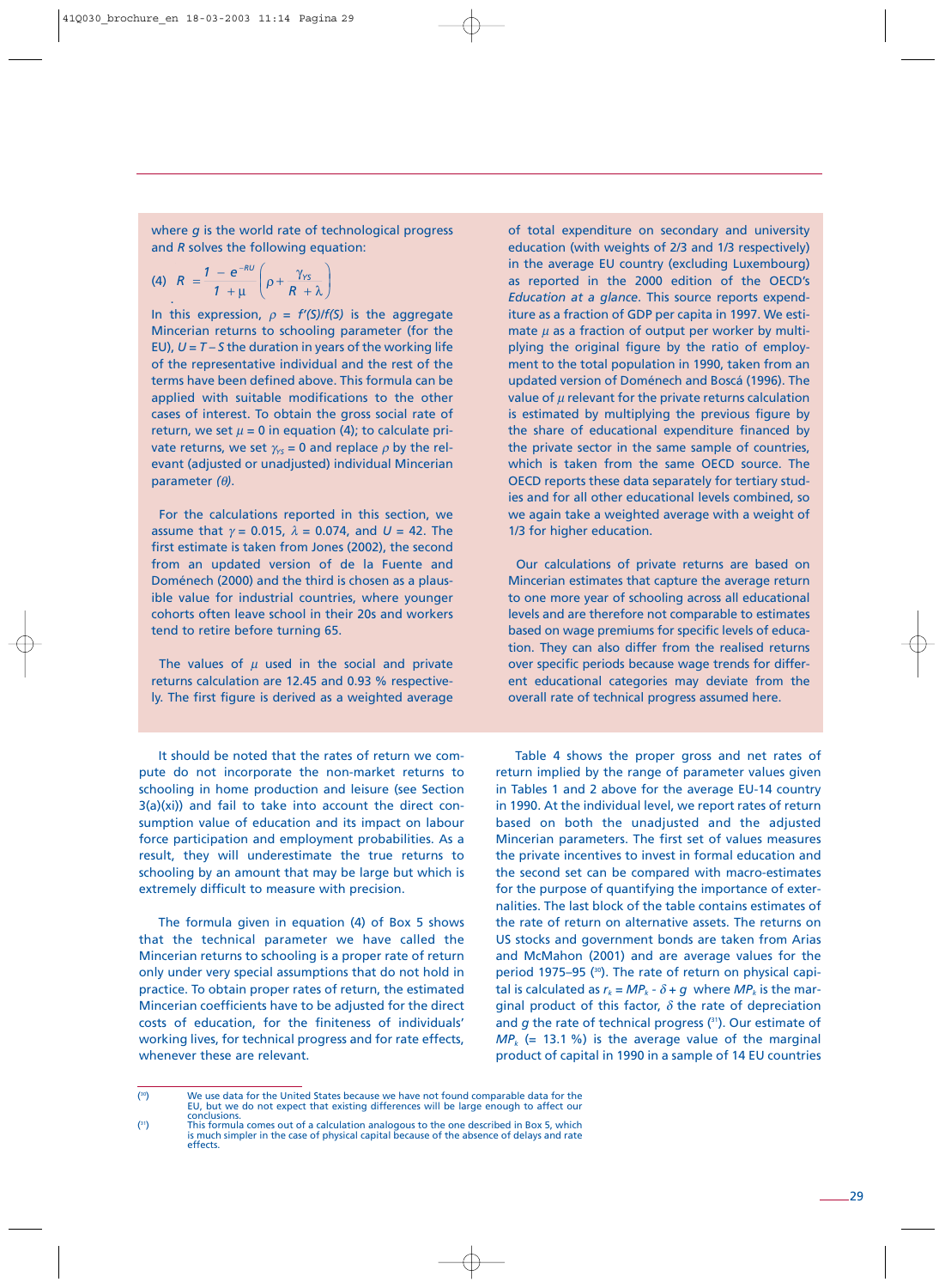where $g$ is the world rate of technological progress and $R$ solves the following equation:

$$(4)\quad R = \frac{1 - e^{-RU}}{1 + \mu}\left(\rho + \frac{\gamma_{YS}}{R + \lambda}\right)$$

In this expression, $\rho = f'(S)/f(S)$ is the aggregate Mincerian returns to schooling parameter (for the EU), $U = T - S$ the duration in years of the working life of the representative individual and the rest of the terms have been defined above. This formula can be applied with suitable modifications to the other cases of interest. To obtain the gross social rate of return, we set $\mu = 0$ in equation (4); to calculate private returns, we set $\gamma_{YS} = 0$ and replace $\rho$ by the relevant (adjusted or unadjusted) individual Mincerian parameter $(\theta)$.

For the calculations reported in this section, we assume that $\gamma = 0.015$, $\lambda = 0.074$, and $U = 42$. The first estimate is taken from Jones (2002), the second from an updated version of de la Fuente and Doménech (2000) and the third is chosen as a plausible value for industrial countries, where younger cohorts often leave school in their 20s and workers tend to retire before turning 65.

The values of $\mu$ used in the social and private returns calculation are 12.45 and 0.93 % respectively. The first figure is derived as a weighted average of total expenditure on secondary and university education (with weights of 2/3 and 1/3 respectively) in the average EU country (excluding Luxembourg) as reported in the 2000 edition of the OECD's *Education at a glance*. This source reports expenditure as a fraction of GDP per capita in 1997. We estimate $\mu$ as a fraction of output per worker by multiplying the original figure by the ratio of employment to the total population in 1990, taken from an updated version of Doménech and Boscá (1996). The value of $\mu$ relevant for the private returns calculation is estimated by multiplying the previous figure by the share of educational expenditure financed by the private sector in the same sample of countries, which is taken from the same OECD source. The OECD reports these data separately for tertiary studies and for all other educational levels combined, so we again take a weighted average with a weight of 1/3 for higher education.

Our calculations of private returns are based on Mincerian estimates that capture the average return to one more year of schooling across all educational levels and are therefore not comparable to estimates based on wage premiums for specific levels of education. They can also differ from the realised returns over specific periods because wage trends for different educational categories may deviate from the overall rate of technical progress assumed here.

It should be noted that the rates of return we compute do not incorporate the non-market returns to schooling in home production and leisure (see Section 3(a)(xi)) and fail to take into account the direct consumption value of education and its impact on labour force participation and employment probabilities. As a result, they will underestimate the true returns to schooling by an amount that may be large but which is extremely difficult to measure with precision.

The formula given in equation (4) of Box 5 shows that the technical parameter we have called the Mincerian returns to schooling is a proper rate of return only under very special assumptions that do not hold in practice. To obtain proper rates of return, the estimated Mincerian coefficients have to be adjusted for the direct costs of education, for the finiteness of individuals' working lives, for technical progress and for rate effects, whenever these are relevant.

Table 4 shows the proper gross and net rates of return implied by the range of parameter values given in Tables 1 and 2 above for the average EU-14 country in 1990. At the individual level, we report rates of return based on both the unadjusted and the adjusted Mincerian parameters. The first set of values measures the private incentives to invest in formal education and the second set can be compared with macro-estimates for the purpose of quantifying the importance of externalities. The last block of the table contains estimates of the rate of return on alternative assets. The returns on US stocks and government bonds are taken from Arias and McMahon (2001) and are average values for the period 1975–95 [30]. The rate of return on physical capital is calculated as $r_k = MP_k - \delta + g$ where $MP_k$ is the marginal product of this factor, $\delta$ the rate of depreciation and $g$ the rate of technical progress [31]. Our estimate of $MP_k$ (= 13.1 %) is the average value of the marginal product of capital in 1990 in a sample of 14 EU countries

---

[30] We use data for the United States because we have not found comparable data for the EU, but we do not expect that existing differences will be large enough to affect our conclusions.

[31] This formula comes out of a calculation analogous to the one described in Box 5, which is much simpler in the case of physical capital because of the absence of delays and rate effects.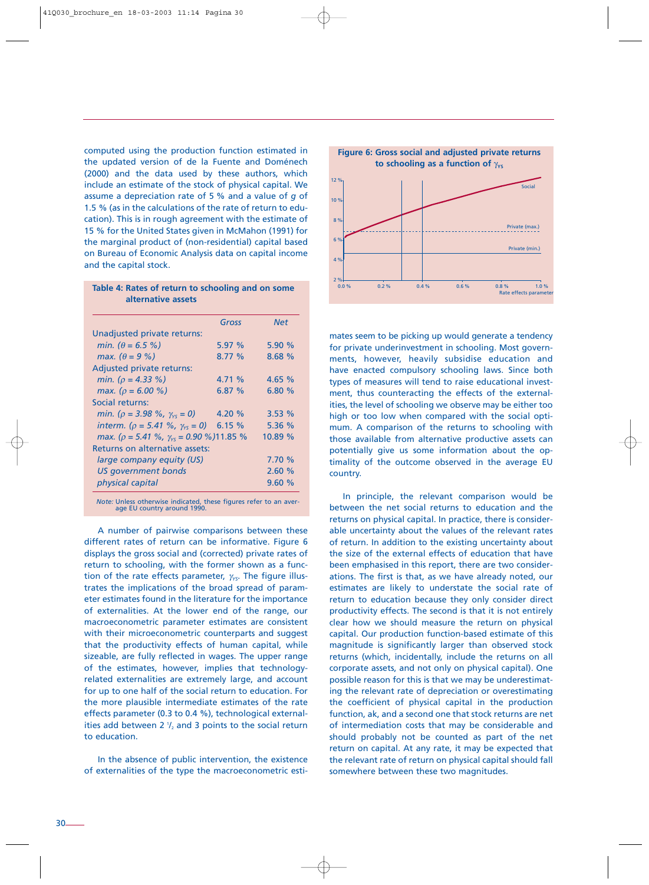computed using the production function estimated in the updated version of de la Fuente and Doménech (2000) and the data used by these authors, which include an estimate of the stock of physical capital. We assume a depreciation rate of 5 % and a value of $g$ of 1.5 % (as in the calculations of the rate of return to education). This is in rough agreement with the estimate of 15 % for the United States given in McMahon (1991) for the marginal product of (non-residential) capital based on Bureau of Economic Analysis data on capital income and the capital stock.

**Table 4: Rates of return to schooling and on some alternative assets**

| | *Gross* | *Net* |
|---|---|---|
| Unadjusted private returns: | | |
| *min. ($\theta$ = 6.5 %)* | 5.97 % | 5.90 % |
| *max. ($\theta$ = 9 %)* | 8.77 % | 8.68 % |
| Adjusted private returns: | | |
| *min. ($\rho$ = 4.33 %)* | 4.71 % | 4.65 % |
| *max. ($\rho$ = 6.00 %)* | 6.87 % | 6.80 % |
| Social returns: | | |
| *min. ($\rho$ = 3.98 %, $\gamma_{YS}$ = 0)* | 4.20 % | 3.53 % |
| *interm. ($\rho$ = 5.41 %, $\gamma_{YS}$ = 0)* | 6.15 % | 5.36 % |
| *max. ($\rho$ = 5.41 %, $\gamma_{YS}$ = 0.90 %)* | 11.85 % | 10.89 % |
| Returns on alternative assets: | | |
| *large company equity (US)* | | 7.70 % |
| *US government bonds* | | 2.60 % |
| *physical capital* | | 9.60 % |

*Note:* Unless otherwise indicated, these figures refer to an average EU country around 1990.

A number of pairwise comparisons between these different rates of return can be informative. Figure 6 displays the gross social and (corrected) private rates of return to schooling, with the former shown as a function of the rate effects parameter, $\gamma_{YS}$. The figure illustrates the implications of the broad spread of parameter estimates found in the literature for the importance of externalities. At the lower end of the range, our macroeconometric parameter estimates are consistent with their microeconometric counterparts and suggest that the productivity effects of human capital, while sizeable, are fully reflected in wages. The upper range of the estimates, however, implies that technology-related externalities are extremely large, and account for up to one half of the social return to education. For the more plausible intermediate estimates of the rate effects parameter (0.3 to 0.4 %), technological externalities add between 2 ½ and 3 points to the social return to education.

In the absence of public intervention, the existence of externalities of the type the macroeconometric estimates seem to be picking up would generate a tendency for private underinvestment in schooling. Most governments, however, heavily subsidise education and have enacted compulsory schooling laws. Since both types of measures will tend to raise educational investment, thus counteracting the effects of the externalities, the level of schooling we observe may be either too high or too low when compared with the social optimum. A comparison of the returns to schooling with those available from alternative productive assets can potentially give us some information about the optimality of the outcome observed in the average EU country.

**Figure 6: Gross social and adjusted private returns to schooling as a function of $\gamma_{YS}$**

In principle, the relevant comparison would be between the net social returns to education and the returns on physical capital. In practice, there is considerable uncertainty about the values of the relevant rates of return. In addition to the existing uncertainty about the size of the external effects of education that have been emphasised in this report, there are two considerations. The first is that, as we have already noted, our estimates are likely to understate the social rate of return to education because they only consider direct productivity effects. The second is that it is not entirely clear how we should measure the return on physical capital. Our production function-based estimate of this magnitude is significantly larger than observed stock returns (which, incidentally, include the returns on all corporate assets, and not only on physical capital). One possible reason for this is that we may be underestimating the relevant rate of depreciation or overestimating the coefficient of physical capital in the production function, ak, and a second one that stock returns are net of intermediation costs that may be considerable and should probably not be counted as part of the net return on capital. At any rate, it may be expected that the relevant rate of return on physical capital should fall somewhere between these two magnitudes.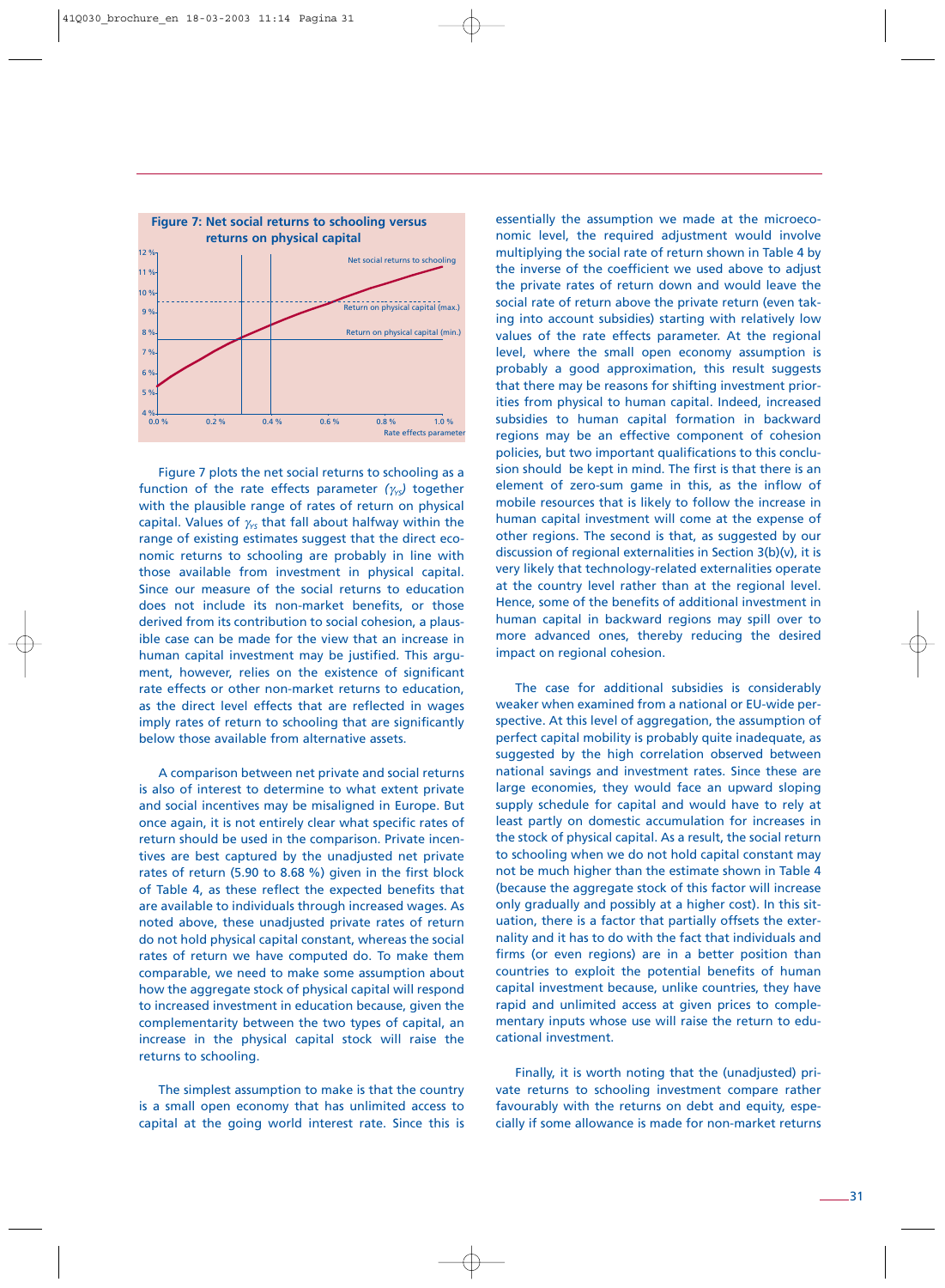**Figure 7: Net social returns to schooling versus returns on physical capital**

Figure 7 plots the net social returns to schooling as a function of the rate effects parameter ($\gamma_{rs}$) together with the plausible range of rates of return on physical capital. Values of $\gamma_{rs}$ that fall about halfway within the range of existing estimates suggest that the direct economic returns to schooling are probably in line with those available from investment in physical capital. Since our measure of the social returns to education does not include its non-market benefits, or those derived from its contribution to social cohesion, a plausible case can be made for the view that an increase in human capital investment may be justified. This argument, however, relies on the existence of significant rate effects or other non-market returns to education, as the direct level effects that are reflected in wages imply rates of return to schooling that are significantly below those available from alternative assets.

A comparison between net private and social returns is also of interest to determine to what extent private and social incentives may be misaligned in Europe. But once again, it is not entirely clear what specific rates of return should be used in the comparison. Private incentives are best captured by the unadjusted net private rates of return (5.90 to 8.68 %) given in the first block of Table 4, as these reflect the expected benefits that are available to individuals through increased wages. As noted above, these unadjusted private rates of return do not hold physical capital constant, whereas the social rates of return we have computed do. To make them comparable, we need to make some assumption about how the aggregate stock of physical capital will respond to increased investment in education because, given the complementarity between the two types of capital, an increase in the physical capital stock will raise the returns to schooling.

The simplest assumption to make is that the country is a small open economy that has unlimited access to capital at the going world interest rate. Since this is essentially the assumption we made at the microeconomic level, the required adjustment would involve multiplying the social rate of return shown in Table 4 by the inverse of the coefficient we used above to adjust the private rates of return down and would leave the social rate of return above the private return (even taking into account subsidies) starting with relatively low values of the rate effects parameter. At the regional level, where the small open economy assumption is probably a good approximation, this result suggests that there may be reasons for shifting investment priorities from physical to human capital. Indeed, increased subsidies to human capital formation in backward regions may be an effective component of cohesion policies, but two important qualifications to this conclusion should be kept in mind. The first is that there is an element of zero-sum game in this, as the inflow of mobile resources that is likely to follow the increase in human capital investment will come at the expense of other regions. The second is that, as suggested by our discussion of regional externalities in Section 3(b)(v), it is very likely that technology-related externalities operate at the country level rather than at the regional level. Hence, some of the benefits of additional investment in human capital in backward regions may spill over to more advanced ones, thereby reducing the desired impact on regional cohesion.

The case for additional subsidies is considerably weaker when examined from a national or EU-wide perspective. At this level of aggregation, the assumption of perfect capital mobility is probably quite inadequate, as suggested by the high correlation observed between national savings and investment rates. Since these are large economies, they would face an upward sloping supply schedule for capital and would have to rely at least partly on domestic accumulation for increases in the stock of physical capital. As a result, the social return to schooling when we do not hold capital constant may not be much higher than the estimate shown in Table 4 (because the aggregate stock of this factor will increase only gradually and possibly at a higher cost). In this situation, there is a factor that partially offsets the externality and it has to do with the fact that individuals and firms (or even regions) are in a better position than countries to exploit the potential benefits of human capital investment because, unlike countries, they have rapid and unlimited access at given prices to complementary inputs whose use will raise the return to educational investment.

Finally, it is worth noting that the (unadjusted) private returns to schooling investment compare rather favourably with the returns on debt and equity, especially if some allowance is made for non-market returns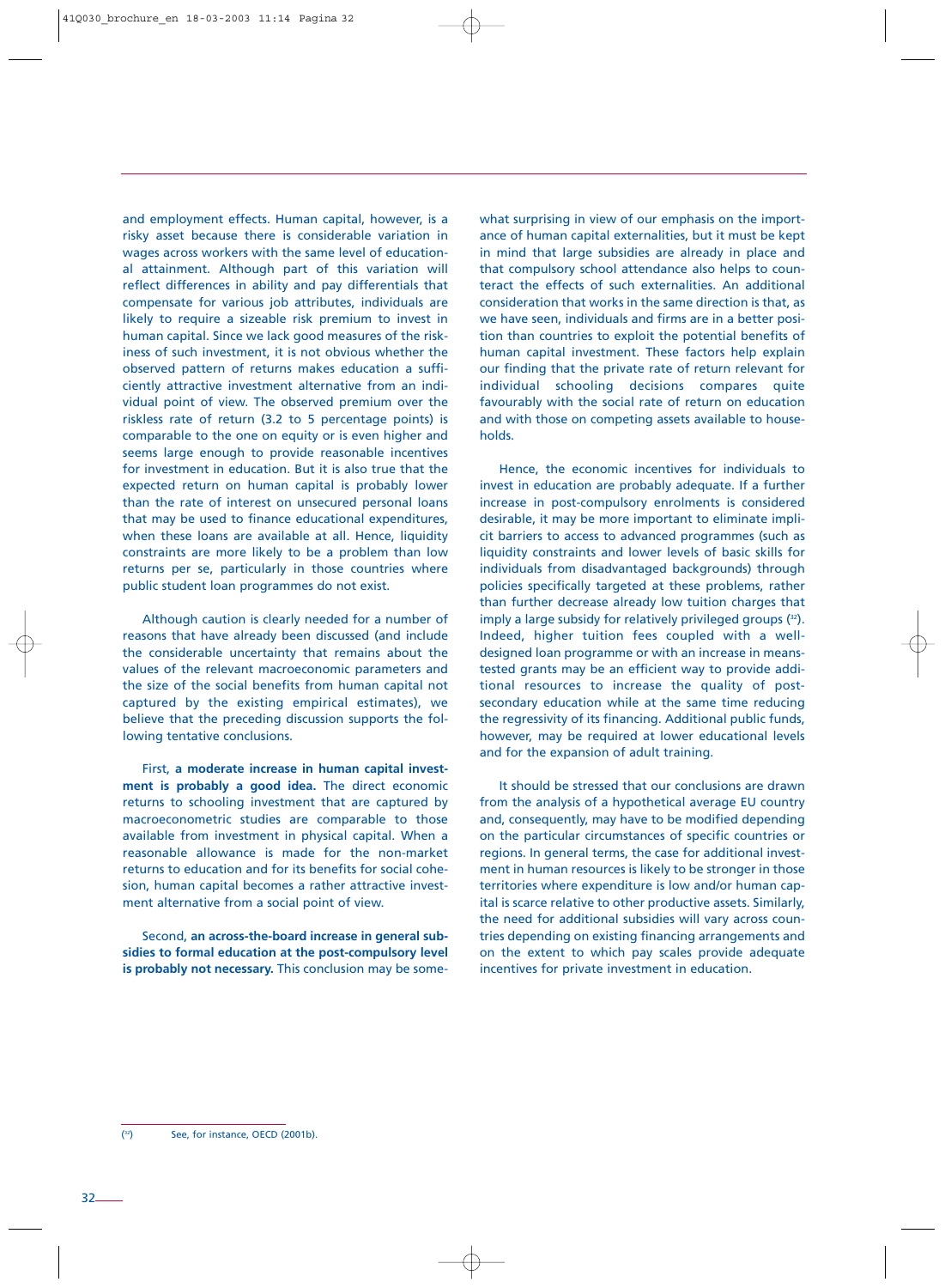and employment effects. Human capital, however, is a risky asset because there is considerable variation in wages across workers with the same level of educational attainment. Although part of this variation will reflect differences in ability and pay differentials that compensate for various job attributes, individuals are likely to require a sizeable risk premium to invest in human capital. Since we lack good measures of the riskiness of such investment, it is not obvious whether the observed pattern of returns makes education a sufficiently attractive investment alternative from an individual point of view. The observed premium over the riskless rate of return (3.2 to 5 percentage points) is comparable to the one on equity or is even higher and seems large enough to provide reasonable incentives for investment in education. But it is also true that the expected return on human capital is probably lower than the rate of interest on unsecured personal loans that may be used to finance educational expenditures, when these loans are available at all. Hence, liquidity constraints are more likely to be a problem than low returns per se, particularly in those countries where public student loan programmes do not exist.

Although caution is clearly needed for a number of reasons that have already been discussed (and include the considerable uncertainty that remains about the values of the relevant macroeconomic parameters and the size of the social benefits from human capital not captured by the existing empirical estimates), we believe that the preceding discussion supports the following tentative conclusions.

First, **a moderate increase in human capital investment is probably a good idea.** The direct economic returns to schooling investment that are captured by macroeconometric studies are comparable to those available from investment in physical capital. When a reasonable allowance is made for the non-market returns to education and for its benefits for social cohesion, human capital becomes a rather attractive investment alternative from a social point of view.

Second, **an across-the-board increase in general subsidies to formal education at the post-compulsory level is probably not necessary.** This conclusion may be somewhat surprising in view of our emphasis on the importance of human capital externalities, but it must be kept in mind that large subsidies are already in place and that compulsory school attendance also helps to counteract the effects of such externalities. An additional consideration that works in the same direction is that, as we have seen, individuals and firms are in a better position than countries to exploit the potential benefits of human capital investment. These factors help explain our finding that the private rate of return relevant for individual schooling decisions compares quite favourably with the social rate of return on education and with those on competing assets available to households.

Hence, the economic incentives for individuals to invest in education are probably adequate. If a further increase in post-compulsory enrolments is considered desirable, it may be more important to eliminate implicit barriers to access to advanced programmes (such as liquidity constraints and lower levels of basic skills for individuals from disadvantaged backgrounds) through policies specifically targeted at these problems, rather than further decrease already low tuition charges that imply a large subsidy for relatively privileged groups ([32]). Indeed, higher tuition fees coupled with a well-designed loan programme or with an increase in means-tested grants may be an efficient way to provide additional resources to increase the quality of post-secondary education while at the same time reducing the regressivity of its financing. Additional public funds, however, may be required at lower educational levels and for the expansion of adult training.

It should be stressed that our conclusions are drawn from the analysis of a hypothetical average EU country and, consequently, may have to be modified depending on the particular circumstances of specific countries or regions. In general terms, the case for additional investment in human resources is likely to be stronger in those territories where expenditure is low and/or human capital is scarce relative to other productive assets. Similarly, the need for additional subsidies will vary across countries depending on existing financing arrangements and on the extent to which pay scales provide adequate incentives for private investment in education.

---

([32]) See, for instance, OECD (2001b).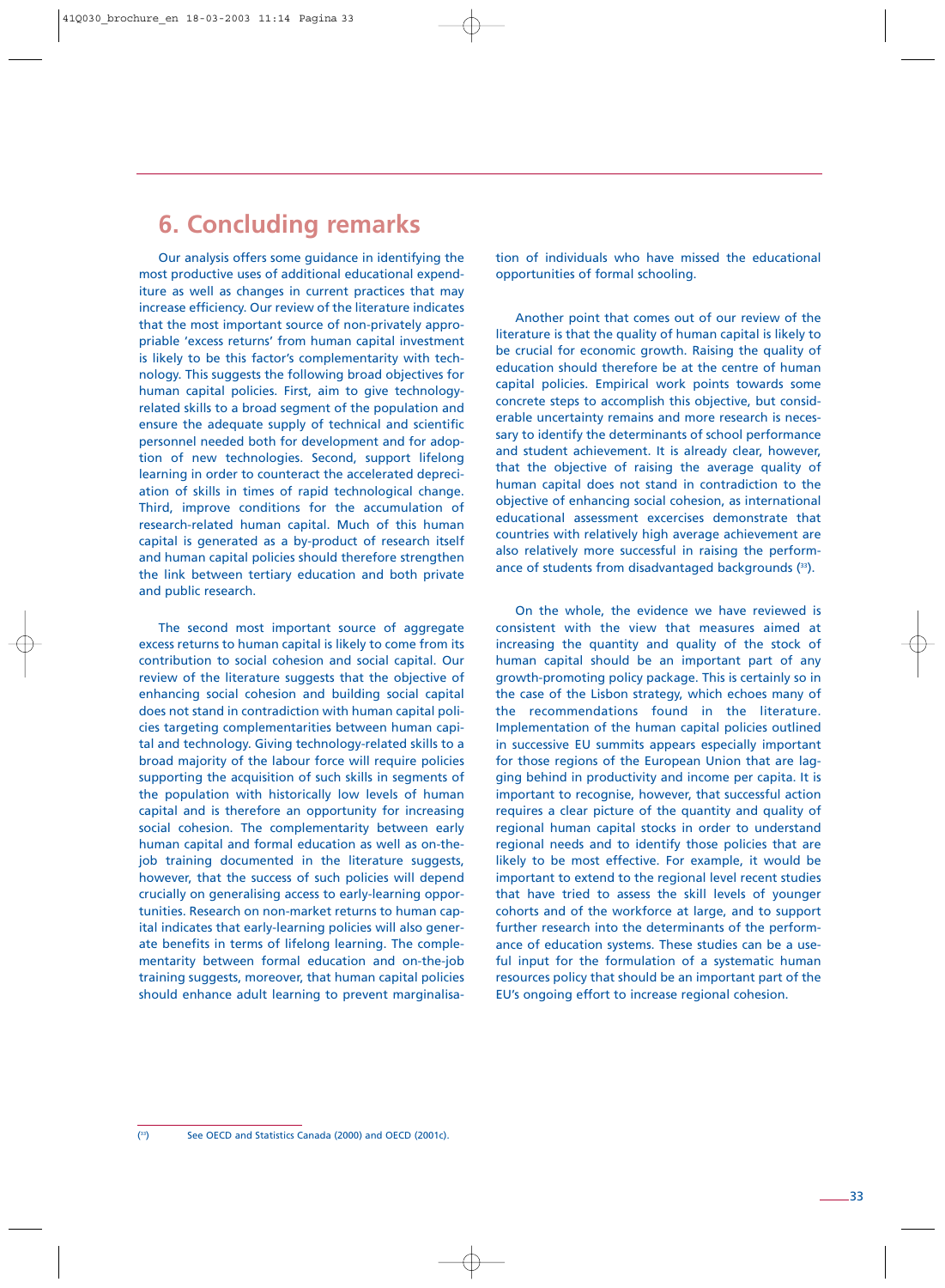## 6. Concluding remarks

Our analysis offers some guidance in identifying the most productive uses of additional educational expenditure as well as changes in current practices that may increase efficiency. Our review of the literature indicates that the most important source of non-privately appropriable 'excess returns' from human capital investment is likely to be this factor's complementarity with technology. This suggests the following broad objectives for human capital policies. First, aim to give technology-related skills to a broad segment of the population and ensure the adequate supply of technical and scientific personnel needed both for development and for adoption of new technologies. Second, support lifelong learning in order to counteract the accelerated depreciation of skills in times of rapid technological change. Third, improve conditions for the accumulation of research-related human capital. Much of this human capital is generated as a by-product of research itself and human capital policies should therefore strengthen the link between tertiary education and both private and public research.

The second most important source of aggregate excess returns to human capital is likely to come from its contribution to social cohesion and social capital. Our review of the literature suggests that the objective of enhancing social cohesion and building social capital does not stand in contradiction with human capital policies targeting complementarities between human capital and technology. Giving technology-related skills to a broad majority of the labour force will require policies supporting the acquisition of such skills in segments of the population with historically low levels of human capital and is therefore an opportunity for increasing social cohesion. The complementarity between early human capital and formal education as well as on-the-job training documented in the literature suggests, however, that the success of such policies will depend crucially on generalising access to early-learning opportunities. Research on non-market returns to human capital indicates that early-learning policies will also generate benefits in terms of lifelong learning. The complementarity between formal education and on-the-job training suggests, moreover, that human capital policies should enhance adult learning to prevent marginalisation of individuals who have missed the educational opportunities of formal schooling.

Another point that comes out of our review of the literature is that the quality of human capital is likely to be crucial for economic growth. Raising the quality of education should therefore be at the centre of human capital policies. Empirical work points towards some concrete steps to accomplish this objective, but considerable uncertainty remains and more research is necessary to identify the determinants of school performance and student achievement. It is already clear, however, that the objective of raising the average quality of human capital does not stand in contradiction to the objective of enhancing social cohesion, as international educational assessment excercises demonstrate that countries with relatively high average achievement are also relatively more successful in raising the performance of students from disadvantaged backgrounds ([33]).

On the whole, the evidence we have reviewed is consistent with the view that measures aimed at increasing the quantity and quality of the stock of human capital should be an important part of any growth-promoting policy package. This is certainly so in the case of the Lisbon strategy, which echoes many of the recommendations found in the literature. Implementation of the human capital policies outlined in successive EU summits appears especially important for those regions of the European Union that are lagging behind in productivity and income per capita. It is important to recognise, however, that successful action requires a clear picture of the quantity and quality of regional human capital stocks in order to understand regional needs and to identify those policies that are likely to be most effective. For example, it would be important to extend to the regional level recent studies that have tried to assess the skill levels of younger cohorts and of the workforce at large, and to support further research into the determinants of the performance of education systems. These studies can be a useful input for the formulation of a systematic human resources policy that should be an important part of the EU's ongoing effort to increase regional cohesion.

([33]) See OECD and Statistics Canada (2000) and OECD (2001c).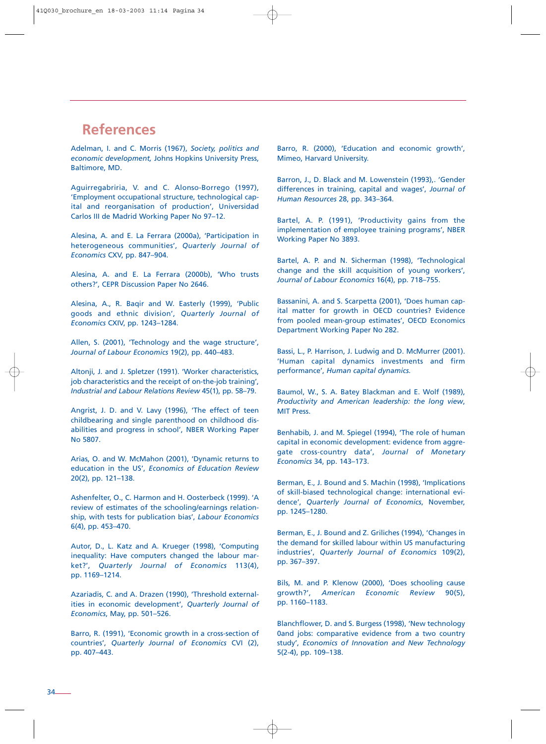## References

Adelman, I. and C. Morris (1967), *Society, politics and economic development,* Johns Hopkins University Press, Baltimore, MD.

Aguirregabriria, V. and C. Alonso-Borrego (1997), 'Employment occupational structure, technological capital and reorganisation of production', Universidad Carlos III de Madrid Working Paper No 97–12.

Alesina, A. and E. La Ferrara (2000a), 'Participation in heterogeneous communities', *Quarterly Journal of Economics* CXV, pp. 847–904.

Alesina, A. and E. La Ferrara (2000b), 'Who trusts others?', CEPR Discussion Paper No 2646.

Alesina, A., R. Baqir and W. Easterly (1999), 'Public goods and ethnic division', *Quarterly Journal of Economics* CXIV, pp. 1243–1284.

Allen, S. (2001), 'Technology and the wage structure', *Journal of Labour Economics* 19(2), pp. 440–483.

Altonji, J. and J. Spletzer (1991). 'Worker characteristics, job characteristics and the receipt of on-the-job training', *Industrial and Labour Relations Review* 45(1), pp. 58–79.

Angrist, J. D. and V. Lavy (1996), 'The effect of teen childbearing and single parenthood on childhood disabilities and progress in school', NBER Working Paper No 5807.

Arias, O. and W. McMahon (2001), 'Dynamic returns to education in the US', *Economics of Education Review* 20(2), pp. 121–138.

Ashenfelter, O., C. Harmon and H. Oosterbeck (1999). 'A review of estimates of the schooling/earnings relationship, with tests for publication bias', *Labour Economics* 6(4), pp. 453–470.

Autor, D., L. Katz and A. Krueger (1998), 'Computing inequality: Have computers changed the labour market?', *Quarterly Journal of Economics* 113(4), pp. 1169–1214.

Azariadis, C. and A. Drazen (1990), 'Threshold externalities in economic development', *Quarterly Journal of Economics*, May, pp. 501–526.

Barro, R. (1991), 'Economic growth in a cross-section of countries', *Quarterly Journal of Economics* CVI (2), pp. 407–443.

Barro, R. (2000), 'Education and economic growth', Mimeo, Harvard University.

Barron, J., D. Black and M. Lowenstein (1993),. 'Gender differences in training, capital and wages', *Journal of Human Resources* 28, pp. 343–364.

Bartel, A. P. (1991), 'Productivity gains from the implementation of employee training programs', NBER Working Paper No 3893.

Bartel, A. P. and N. Sicherman (1998), 'Technological change and the skill acquisition of young workers', *Journal of Labour Economics* 16(4), pp. 718–755.

Bassanini, A. and S. Scarpetta (2001), 'Does human capital matter for growth in OECD countries? Evidence from pooled mean-group estimates', OECD Economics Department Working Paper No 282.

Bassi, L., P. Harrison, J. Ludwig and D. McMurrer (2001). 'Human capital dynamics investments and firm performance', *Human capital dynamics.*

Baumol, W., S. A. Batey Blackman and E. Wolf (1989), *Productivity and American leadership: the long view*, MIT Press.

Benhabib, J. and M. Spiegel (1994), 'The role of human capital in economic development: evidence from aggregate cross-country data', *Journal of Monetary Economics* 34, pp. 143–173.

Berman, E., J. Bound and S. Machin (1998), 'Implications of skill-biased technological change: international evidence', *Quarterly Journal of Economics*, November, pp. 1245–1280.

Berman, E., J. Bound and Z. Griliches (1994), 'Changes in the demand for skilled labour within US manufacturing industries', *Quarterly Journal of Economics* 109(2), pp. 367–397.

Bils, M. and P. Klenow (2000), 'Does schooling cause growth?', *American Economic Review* 90(5), pp. 1160–1183.

Blanchflower, D. and S. Burgess (1998), 'New technology 0and jobs: comparative evidence from a two country study', *Economics of Innovation and New Technology* 5(2-4), pp. 109–138.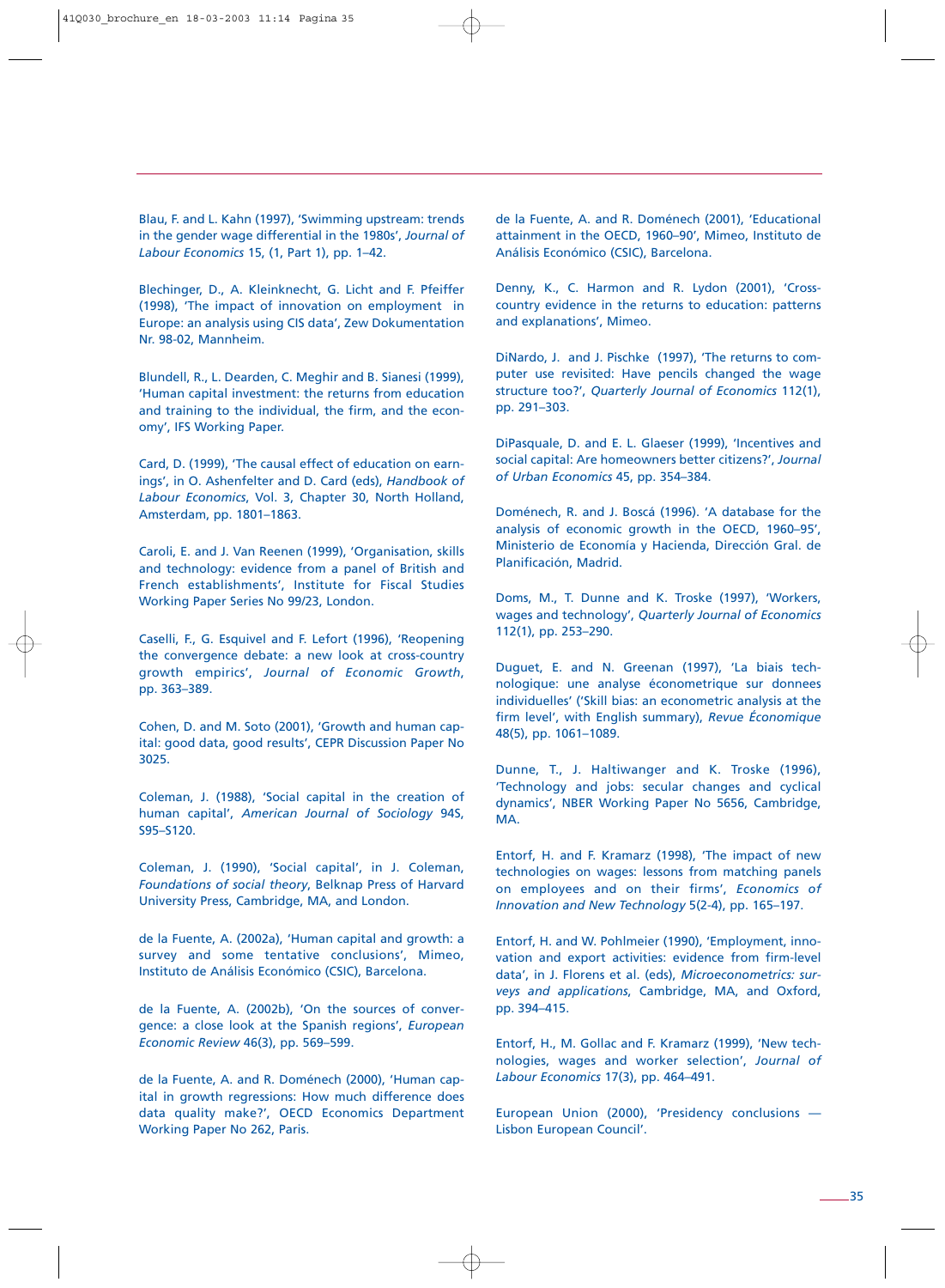Blau, F. and L. Kahn (1997), 'Swimming upstream: trends in the gender wage differential in the 1980s', *Journal of Labour Economics* 15, (1, Part 1), pp. 1–42.

Blechinger, D., A. Kleinknecht, G. Licht and F. Pfeiffer (1998), 'The impact of innovation on employment in Europe: an analysis using CIS data', Zew Dokumentation Nr. 98-02, Mannheim.

Blundell, R., L. Dearden, C. Meghir and B. Sianesi (1999), 'Human capital investment: the returns from education and training to the individual, the firm, and the economy', IFS Working Paper.

Card, D. (1999), 'The causal effect of education on earnings', in O. Ashenfelter and D. Card (eds), *Handbook of Labour Economics*, Vol. 3, Chapter 30, North Holland, Amsterdam, pp. 1801–1863.

Caroli, E. and J. Van Reenen (1999), 'Organisation, skills and technology: evidence from a panel of British and French establishments', Institute for Fiscal Studies Working Paper Series No 99/23, London.

Caselli, F., G. Esquivel and F. Lefort (1996), 'Reopening the convergence debate: a new look at cross-country growth empirics', *Journal of Economic Growth*, pp. 363–389.

Cohen, D. and M. Soto (2001), 'Growth and human capital: good data, good results', CEPR Discussion Paper No 3025.

Coleman, J. (1988), 'Social capital in the creation of human capital', *American Journal of Sociology* 94S, S95–S120.

Coleman, J. (1990), 'Social capital', in J. Coleman, *Foundations of social theory*, Belknap Press of Harvard University Press, Cambridge, MA, and London.

de la Fuente, A. (2002a), 'Human capital and growth: a survey and some tentative conclusions', Mimeo, Instituto de Análisis Económico (CSIC), Barcelona.

de la Fuente, A. (2002b), 'On the sources of convergence: a close look at the Spanish regions', *European Economic Review* 46(3), pp. 569–599.

de la Fuente, A. and R. Doménech (2000), 'Human capital in growth regressions: How much difference does data quality make?', OECD Economics Department Working Paper No 262, Paris.

de la Fuente, A. and R. Doménech (2001), 'Educational attainment in the OECD, 1960–90', Mimeo, Instituto de Análisis Económico (CSIC), Barcelona.

Denny, K., C. Harmon and R. Lydon (2001), 'Cross-country evidence in the returns to education: patterns and explanations', Mimeo.

DiNardo, J. and J. Pischke (1997), 'The returns to computer use revisited: Have pencils changed the wage structure too?', *Quarterly Journal of Economics* 112(1), pp. 291–303.

DiPasquale, D. and E. L. Glaeser (1999), 'Incentives and social capital: Are homeowners better citizens?', *Journal of Urban Economics* 45, pp. 354–384.

Doménech, R. and J. Boscá (1996). 'A database for the analysis of economic growth in the OECD, 1960–95', Ministerio de Economía y Hacienda, Dirección Gral. de Planificación, Madrid.

Doms, M., T. Dunne and K. Troske (1997), 'Workers, wages and technology', *Quarterly Journal of Economics* 112(1), pp. 253–290.

Duguet, E. and N. Greenan (1997), 'La biais technologique: une analyse économetrique sur donnees individuelles' ('Skill bias: an econometric analysis at the firm level', with English summary), *Revue Économique* 48(5), pp. 1061–1089.

Dunne, T., J. Haltiwanger and K. Troske (1996), 'Technology and jobs: secular changes and cyclical dynamics', NBER Working Paper No 5656, Cambridge, MA.

Entorf, H. and F. Kramarz (1998), 'The impact of new technologies on wages: lessons from matching panels on employees and on their firms', *Economics of Innovation and New Technology* 5(2-4), pp. 165–197.

Entorf, H. and W. Pohlmeier (1990), 'Employment, innovation and export activities: evidence from firm-level data', in J. Florens et al. (eds), *Microeconometrics: surveys and applications*, Cambridge, MA, and Oxford, pp. 394–415.

Entorf, H., M. Gollac and F. Kramarz (1999), 'New technologies, wages and worker selection', *Journal of Labour Economics* 17(3), pp. 464–491.

European Union (2000), 'Presidency conclusions — Lisbon European Council'.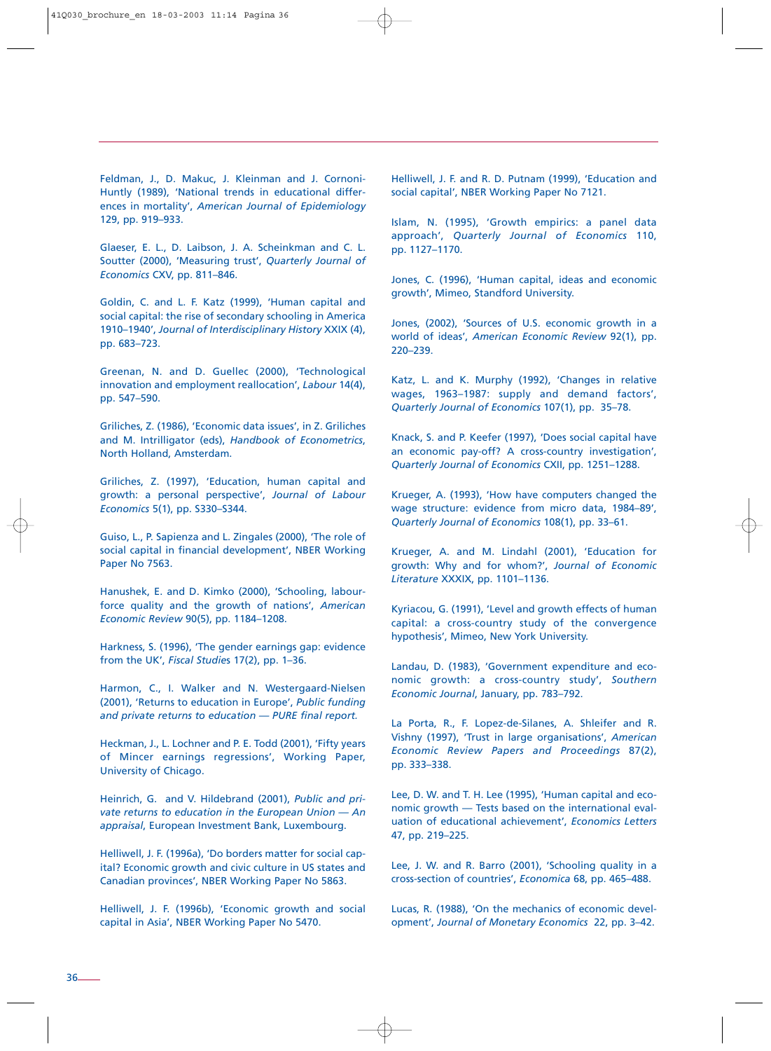Feldman, J., D. Makuc, J. Kleinman and J. Cornoni-Huntly (1989), 'National trends in educational differences in mortality', *American Journal of Epidemiology* 129, pp. 919–933.

Glaeser, E. L., D. Laibson, J. A. Scheinkman and C. L. Soutter (2000), 'Measuring trust', *Quarterly Journal of Economics* CXV, pp. 811–846.

Goldin, C. and L. F. Katz (1999), 'Human capital and social capital: the rise of secondary schooling in America 1910–1940', *Journal of Interdisciplinary History* XXIX (4), pp. 683–723.

Greenan, N. and D. Guellec (2000), 'Technological innovation and employment reallocation', *Labour* 14(4), pp. 547–590.

Griliches, Z. (1986), 'Economic data issues', in Z. Griliches and M. Intrilligator (eds), *Handbook of Econometrics*, North Holland, Amsterdam.

Griliches, Z. (1997), 'Education, human capital and growth: a personal perspective', *Journal of Labour Economics* 5(1), pp. S330–S344.

Guiso, L., P. Sapienza and L. Zingales (2000), 'The role of social capital in financial development', NBER Working Paper No 7563.

Hanushek, E. and D. Kimko (2000), 'Schooling, labour-force quality and the growth of nations', *American Economic Review* 90(5), pp. 1184–1208.

Harkness, S. (1996), 'The gender earnings gap: evidence from the UK', *Fiscal Studies* 17(2), pp. 1–36.

Harmon, C., I. Walker and N. Westergaard-Nielsen (2001), 'Returns to education in Europe', *Public funding and private returns to education — PURE final report.*

Heckman, J., L. Lochner and P. E. Todd (2001), 'Fifty years of Mincer earnings regressions', Working Paper, University of Chicago.

Heinrich, G. and V. Hildebrand (2001), *Public and private returns to education in the European Union — An appraisal*, European Investment Bank, Luxembourg.

Helliwell, J. F. (1996a), 'Do borders matter for social capital? Economic growth and civic culture in US states and Canadian provinces', NBER Working Paper No 5863.

Helliwell, J. F. (1996b), 'Economic growth and social capital in Asia', NBER Working Paper No 5470.

Helliwell, J. F. and R. D. Putnam (1999), 'Education and social capital', NBER Working Paper No 7121.

Islam, N. (1995), 'Growth empirics: a panel data approach', *Quarterly Journal of Economics* 110, pp. 1127–1170.

Jones, C. (1996), 'Human capital, ideas and economic growth', Mimeo, Standford University.

Jones, (2002), 'Sources of U.S. economic growth in a world of ideas', *American Economic Review* 92(1), pp. 220–239.

Katz, L. and K. Murphy (1992), 'Changes in relative wages, 1963–1987: supply and demand factors', *Quarterly Journal of Economics* 107(1), pp. 35–78.

Knack, S. and P. Keefer (1997), 'Does social capital have an economic pay-off? A cross-country investigation', *Quarterly Journal of Economics* CXII, pp. 1251–1288.

Krueger, A. (1993), 'How have computers changed the wage structure: evidence from micro data, 1984–89', *Quarterly Journal of Economics* 108(1), pp. 33–61.

Krueger, A. and M. Lindahl (2001), 'Education for growth: Why and for whom?', *Journal of Economic Literature* XXXIX, pp. 1101–1136.

Kyriacou, G. (1991), 'Level and growth effects of human capital: a cross-country study of the convergence hypothesis', Mimeo, New York University.

Landau, D. (1983), 'Government expenditure and economic growth: a cross-country study', *Southern Economic Journal*, January, pp. 783–792.

La Porta, R., F. Lopez-de-Silanes, A. Shleifer and R. Vishny (1997), 'Trust in large organisations', *American Economic Review Papers and Proceedings* 87(2), pp. 333–338.

Lee, D. W. and T. H. Lee (1995), 'Human capital and economic growth — Tests based on the international evaluation of educational achievement', *Economics Letters* 47, pp. 219–225.

Lee, J. W. and R. Barro (2001), 'Schooling quality in a cross-section of countries', *Economica* 68, pp. 465–488.

Lucas, R. (1988), 'On the mechanics of economic development', *Journal of Monetary Economics* 22, pp. 3–42.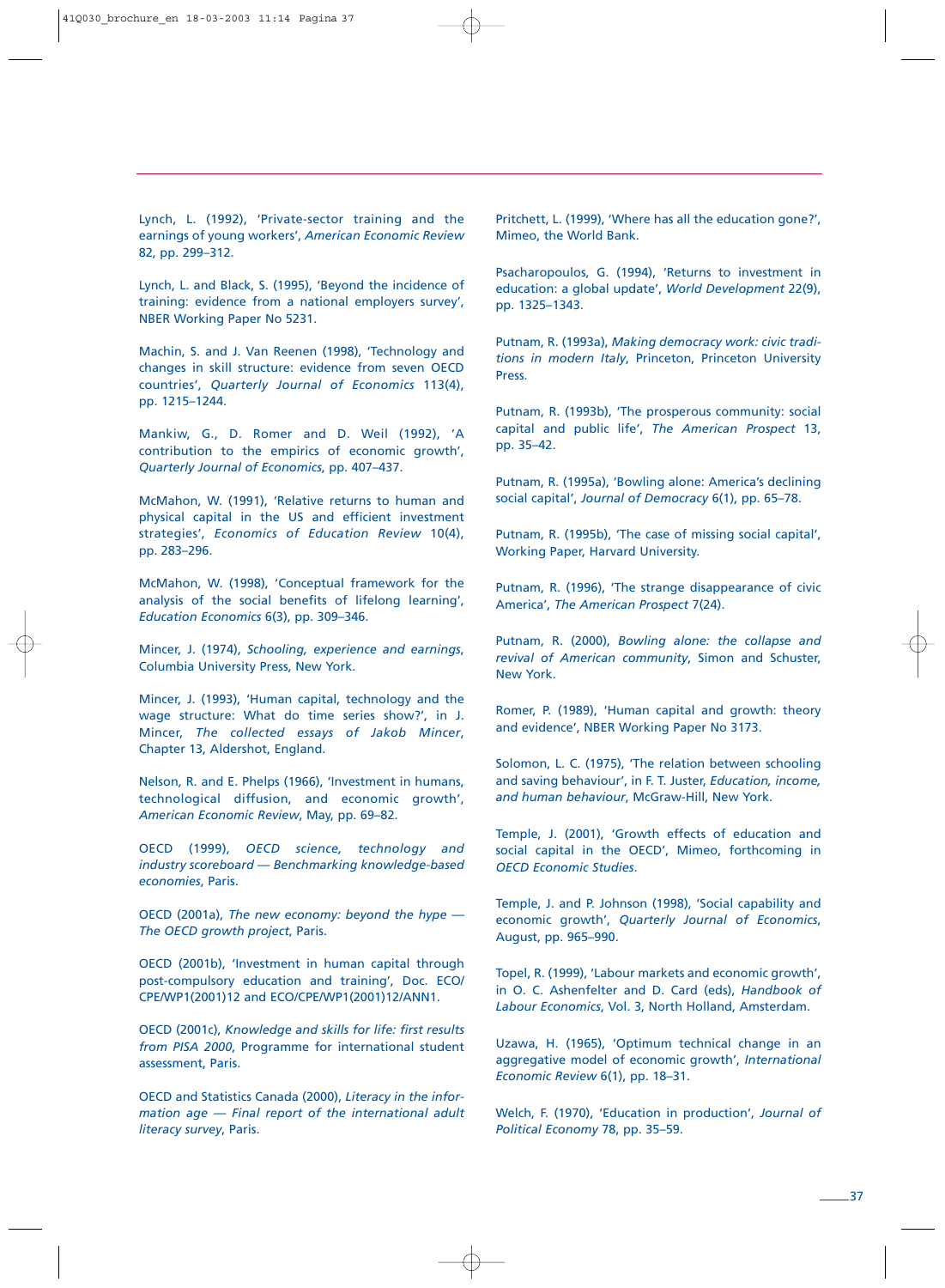Lynch, L. (1992), 'Private-sector training and the earnings of young workers', *American Economic Review* 82, pp. 299–312.

Lynch, L. and Black, S. (1995), 'Beyond the incidence of training: evidence from a national employers survey', NBER Working Paper No 5231.

Machin, S. and J. Van Reenen (1998), 'Technology and changes in skill structure: evidence from seven OECD countries', *Quarterly Journal of Economics* 113(4), pp. 1215–1244.

Mankiw, G., D. Romer and D. Weil (1992), 'A contribution to the empirics of economic growth', *Quarterly Journal of Economics*, pp. 407–437.

McMahon, W. (1991), 'Relative returns to human and physical capital in the US and efficient investment strategies', *Economics of Education Review* 10(4), pp. 283–296.

McMahon, W. (1998), 'Conceptual framework for the analysis of the social benefits of lifelong learning', *Education Economics* 6(3), pp. 309–346.

Mincer, J. (1974), *Schooling, experience and earnings*, Columbia University Press, New York.

Mincer, J. (1993), 'Human capital, technology and the wage structure: What do time series show?', in J. Mincer, *The collected essays of Jakob Mincer*, Chapter 13, Aldershot, England.

Nelson, R. and E. Phelps (1966), 'Investment in humans, technological diffusion, and economic growth', *American Economic Review*, May, pp. 69–82.

OECD (1999), *OECD science, technology and industry scoreboard — Benchmarking knowledge-based economies*, Paris.

OECD (2001a), *The new economy: beyond the hype — The OECD growth project*, Paris.

OECD (2001b), 'Investment in human capital through post-compulsory education and training', Doc. ECO/CPE/WP1(2001)12 and ECO/CPE/WP1(2001)12/ANN1.

OECD (2001c), *Knowledge and skills for life: first results from PISA 2000*, Programme for international student assessment, Paris.

OECD and Statistics Canada (2000), *Literacy in the information age — Final report of the international adult literacy survey*, Paris.

Pritchett, L. (1999), 'Where has all the education gone?', Mimeo, the World Bank.

Psacharopoulos, G. (1994), 'Returns to investment in education: a global update', *World Development* 22(9), pp. 1325–1343.

Putnam, R. (1993a), *Making democracy work: civic traditions in modern Italy*, Princeton, Princeton University Press.

Putnam, R. (1993b), 'The prosperous community: social capital and public life', *The American Prospect* 13, pp. 35–42.

Putnam, R. (1995a), 'Bowling alone: America's declining social capital', *Journal of Democracy* 6(1), pp. 65–78.

Putnam, R. (1995b), 'The case of missing social capital', Working Paper, Harvard University.

Putnam, R. (1996), 'The strange disappearance of civic America', *The American Prospect* 7(24).

Putnam, R. (2000), *Bowling alone: the collapse and revival of American community*, Simon and Schuster, New York.

Romer, P. (1989), 'Human capital and growth: theory and evidence', NBER Working Paper No 3173.

Solomon, L. C. (1975), 'The relation between schooling and saving behaviour', in F. T. Juster, *Education, income, and human behaviour*, McGraw-Hill, New York.

Temple, J. (2001), 'Growth effects of education and social capital in the OECD', Mimeo, forthcoming in *OECD Economic Studies*.

Temple, J. and P. Johnson (1998), 'Social capability and economic growth', *Quarterly Journal of Economics*, August, pp. 965–990.

Topel, R. (1999), 'Labour markets and economic growth', in O. C. Ashenfelter and D. Card (eds), *Handbook of Labour Economics*, Vol. 3, North Holland, Amsterdam.

Uzawa, H. (1965), 'Optimum technical change in an aggregative model of economic growth', *International Economic Review* 6(1), pp. 18–31.

Welch, F. (1970), 'Education in production', *Journal of Political Economy* 78, pp. 35–59.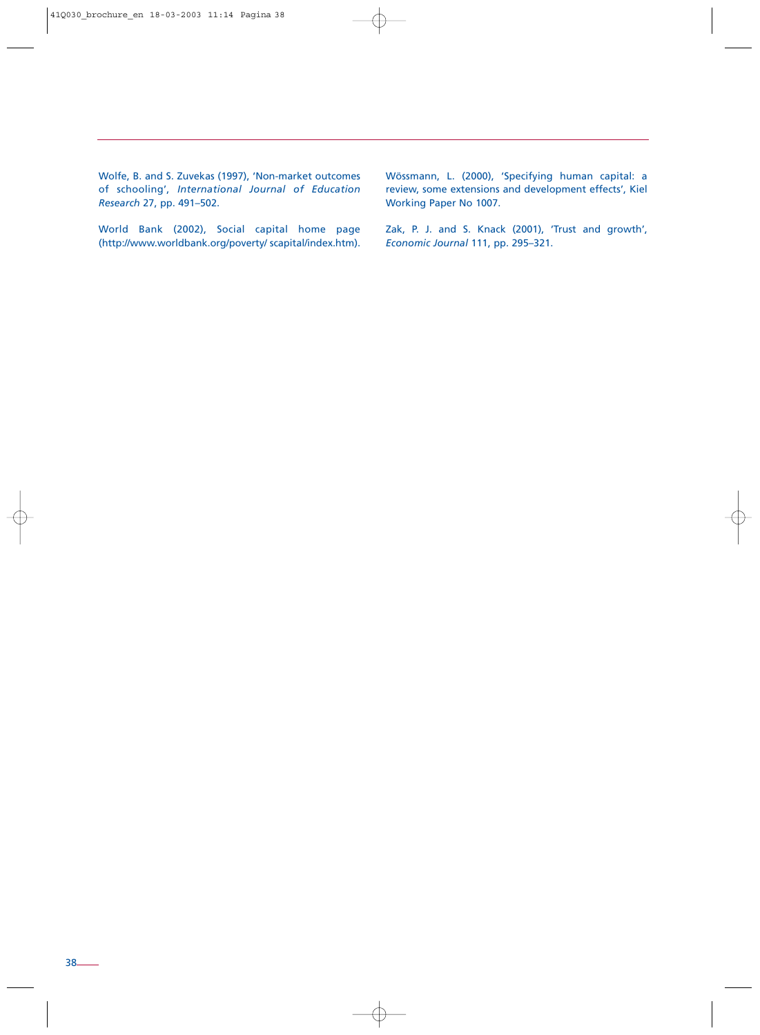Wolfe, B. and S. Zuvekas (1997), 'Non-market outcomes of schooling', *International Journal of Education Research* 27, pp. 491–502.

World Bank (2002), Social capital home page (http://www.worldbank.org/poverty/ scapital/index.htm).

Wössmann, L. (2000), 'Specifying human capital: a review, some extensions and development effects', Kiel Working Paper No 1007.

Zak, P. J. and S. Knack (2001), 'Trust and growth', *Economic Journal* 111, pp. 295–321.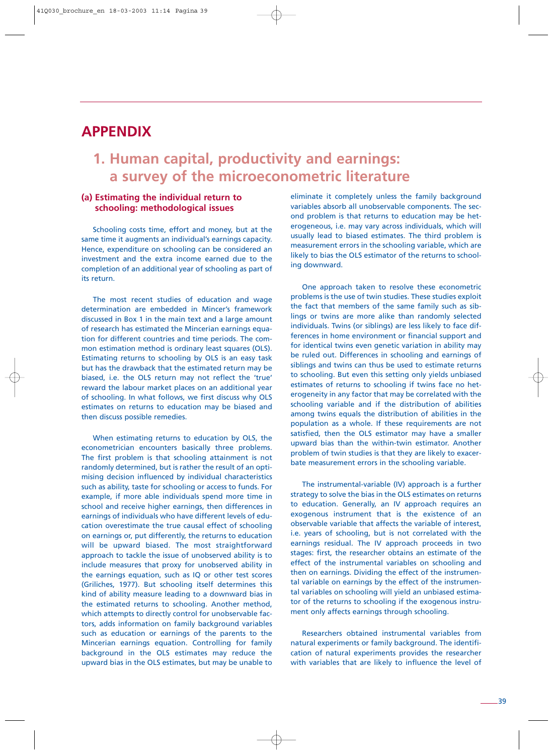# APPENDIX

## 1. Human capital, productivity and earnings: a survey of the microeconometric literature

### (a) Estimating the individual return to schooling: methodological issues

Schooling costs time, effort and money, but at the same time it augments an individual's earnings capacity. Hence, expenditure on schooling can be considered an investment and the extra income earned due to the completion of an additional year of schooling as part of its return.

The most recent studies of education and wage determination are embedded in Mincer's framework discussed in Box 1 in the main text and a large amount of research has estimated the Mincerian earnings equation for different countries and time periods. The common estimation method is ordinary least squares (OLS). Estimating returns to schooling by OLS is an easy task but has the drawback that the estimated return may be biased, i.e. the OLS return may not reflect the 'true' reward the labour market places on an additional year of schooling. In what follows, we first discuss why OLS estimates on returns to education may be biased and then discuss possible remedies.

When estimating returns to education by OLS, the econometrician encounters basically three problems. The first problem is that schooling attainment is not randomly determined, but is rather the result of an optimising decision influenced by individual characteristics such as ability, taste for schooling or access to funds. For example, if more able individuals spend more time in school and receive higher earnings, then differences in earnings of individuals who have different levels of education overestimate the true causal effect of schooling on earnings or, put differently, the returns to education will be upward biased. The most straightforward approach to tackle the issue of unobserved ability is to include measures that proxy for unobserved ability in the earnings equation, such as IQ or other test scores (Griliches, 1977). But schooling itself determines this kind of ability measure leading to a downward bias in the estimated returns to schooling. Another method, which attempts to directly control for unobservable factors, adds information on family background variables such as education or earnings of the parents to the Mincerian earnings equation. Controlling for family background in the OLS estimates may reduce the upward bias in the OLS estimates, but may be unable to eliminate it completely unless the family background variables absorb all unobservable components. The second problem is that returns to education may be heterogeneous, i.e. may vary across individuals, which will usually lead to biased estimates. The third problem is measurement errors in the schooling variable, which are likely to bias the OLS estimator of the returns to schooling downward.

One approach taken to resolve these econometric problems is the use of twin studies. These studies exploit the fact that members of the same family such as siblings or twins are more alike than randomly selected individuals. Twins (or siblings) are less likely to face differences in home environment or financial support and for identical twins even genetic variation in ability may be ruled out. Differences in schooling and earnings of siblings and twins can thus be used to estimate returns to schooling. But even this setting only yields unbiased estimates of returns to schooling if twins face no heterogeneity in any factor that may be correlated with the schooling variable and if the distribution of abilities among twins equals the distribution of abilities in the population as a whole. If these requirements are not satisfied, then the OLS estimator may have a smaller upward bias than the within-twin estimator. Another problem of twin studies is that they are likely to exacerbate measurement errors in the schooling variable.

The instrumental-variable (IV) approach is a further strategy to solve the bias in the OLS estimates on returns to education. Generally, an IV approach requires an exogenous instrument that is the existence of an observable variable that affects the variable of interest, i.e. years of schooling, but is not correlated with the earnings residual. The IV approach proceeds in two stages: first, the researcher obtains an estimate of the effect of the instrumental variables on schooling and then on earnings. Dividing the effect of the instrumental variable on earnings by the effect of the instrumental variables on schooling will yield an unbiased estimator of the returns to schooling if the exogenous instrument only affects earnings through schooling.

Researchers obtained instrumental variables from natural experiments or family background. The identification of natural experiments provides the researcher with variables that are likely to influence the level of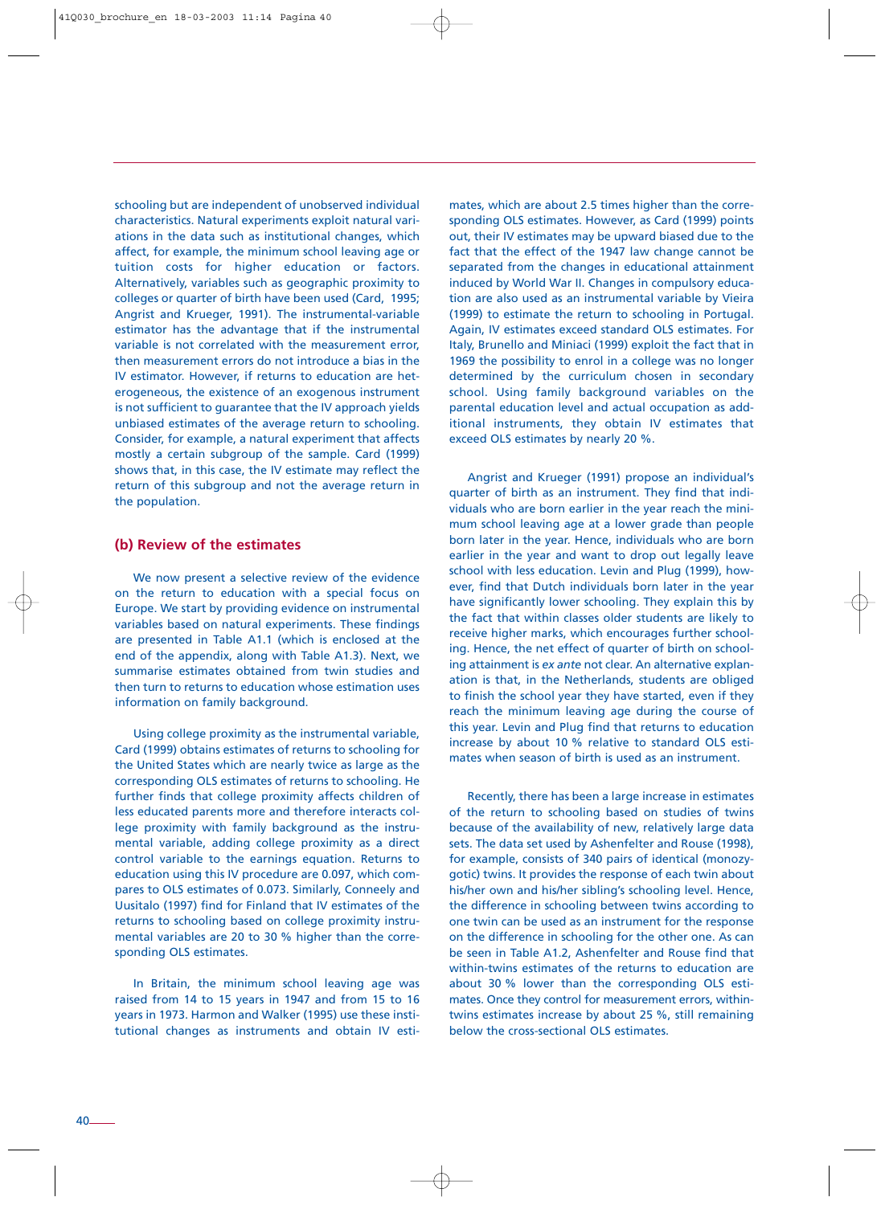schooling but are independent of unobserved individual characteristics. Natural experiments exploit natural variations in the data such as institutional changes, which affect, for example, the minimum school leaving age or tuition costs for higher education or factors. Alternatively, variables such as geographic proximity to colleges or quarter of birth have been used (Card, 1995; Angrist and Krueger, 1991). The instrumental-variable estimator has the advantage that if the instrumental variable is not correlated with the measurement error, then measurement errors do not introduce a bias in the IV estimator. However, if returns to education are heterogeneous, the existence of an exogenous instrument is not sufficient to guarantee that the IV approach yields unbiased estimates of the average return to schooling. Consider, for example, a natural experiment that affects mostly a certain subgroup of the sample. Card (1999) shows that, in this case, the IV estimate may reflect the return of this subgroup and not the average return in the population.

## (b) Review of the estimates

We now present a selective review of the evidence on the return to education with a special focus on Europe. We start by providing evidence on instrumental variables based on natural experiments. These findings are presented in Table A1.1 (which is enclosed at the end of the appendix, along with Table A1.3). Next, we summarise estimates obtained from twin studies and then turn to returns to education whose estimation uses information on family background.

Using college proximity as the instrumental variable, Card (1999) obtains estimates of returns to schooling for the United States which are nearly twice as large as the corresponding OLS estimates of returns to schooling. He further finds that college proximity affects children of less educated parents more and therefore interacts college proximity with family background as the instrumental variable, adding college proximity as a direct control variable to the earnings equation. Returns to education using this IV procedure are 0.097, which compares to OLS estimates of 0.073. Similarly, Conneely and Uusitalo (1997) find for Finland that IV estimates of the returns to schooling based on college proximity instrumental variables are 20 to 30 % higher than the corresponding OLS estimates.

In Britain, the minimum school leaving age was raised from 14 to 15 years in 1947 and from 15 to 16 years in 1973. Harmon and Walker (1995) use these institutional changes as instruments and obtain IV estimates, which are about 2.5 times higher than the corresponding OLS estimates. However, as Card (1999) points out, their IV estimates may be upward biased due to the fact that the effect of the 1947 law change cannot be separated from the changes in educational attainment induced by World War II. Changes in compulsory education are also used as an instrumental variable by Vieira (1999) to estimate the return to schooling in Portugal. Again, IV estimates exceed standard OLS estimates. For Italy, Brunello and Miniaci (1999) exploit the fact that in 1969 the possibility to enrol in a college was no longer determined by the curriculum chosen in secondary school. Using family background variables on the parental education level and actual occupation as additional instruments, they obtain IV estimates that exceed OLS estimates by nearly 20 %.

Angrist and Krueger (1991) propose an individual's quarter of birth as an instrument. They find that individuals who are born earlier in the year reach the minimum school leaving age at a lower grade than people born later in the year. Hence, individuals who are born earlier in the year and want to drop out legally leave school with less education. Levin and Plug (1999), however, find that Dutch individuals born later in the year have significantly lower schooling. They explain this by the fact that within classes older students are likely to receive higher marks, which encourages further schooling. Hence, the net effect of quarter of birth on schooling attainment is *ex ante* not clear. An alternative explanation is that, in the Netherlands, students are obliged to finish the school year they have started, even if they reach the minimum leaving age during the course of this year. Levin and Plug find that returns to education increase by about 10 % relative to standard OLS estimates when season of birth is used as an instrument.

Recently, there has been a large increase in estimates of the return to schooling based on studies of twins because of the availability of new, relatively large data sets. The data set used by Ashenfelter and Rouse (1998), for example, consists of 340 pairs of identical (monozygotic) twins. It provides the response of each twin about his/her own and his/her sibling's schooling level. Hence, the difference in schooling between twins according to one twin can be used as an instrument for the response on the difference in schooling for the other one. As can be seen in Table A1.2, Ashenfelter and Rouse find that within-twins estimates of the returns to education are about 30 % lower than the corresponding OLS estimates. Once they control for measurement errors, within-twins estimates increase by about 25 %, still remaining below the cross-sectional OLS estimates.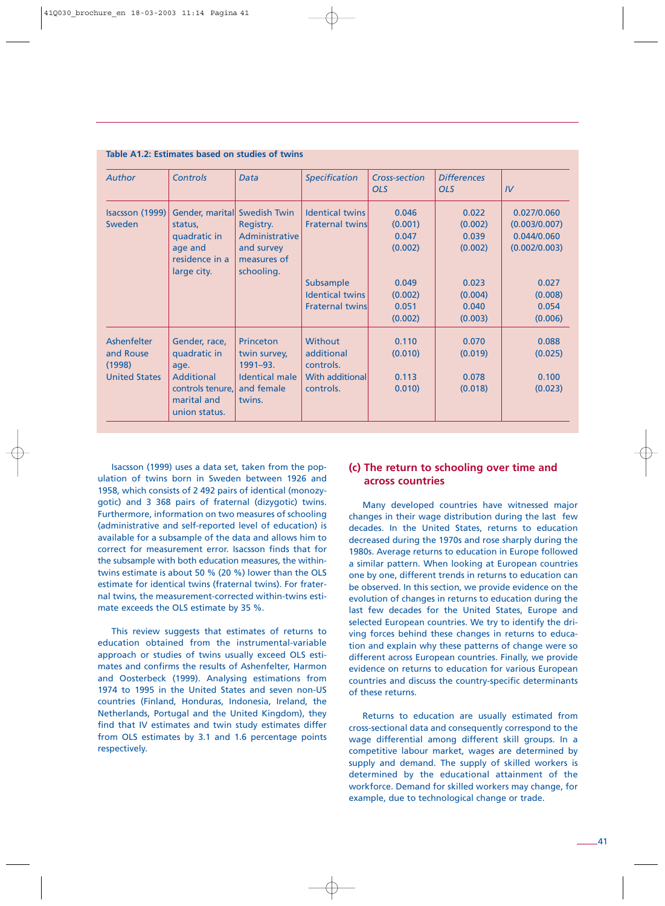**Table A1.2: Estimates based on studies of twins**

| *Author* | *Controls* | *Data* | *Specification* | *Cross-section OLS* | *Differences OLS* | *IV* |
|---|---|---|---|---|---|---|
| Isacsson (1999) Sweden | Gender, marital status, quadratic in age and residence in a large city. | Swedish Twin Registry. Administrative and survey measures of schooling. | Identical twins | 0.046 | 0.022 | 0.027/0.060 |
| | | | | (0.001) | (0.002) | (0.003/0.007) |
| | | | Fraternal twins | 0.047 | 0.039 | 0.044/0.060 |
| | | | | (0.002) | (0.002) | (0.002/0.003) |
| | | | Subsample Identical twins | 0.049 | 0.023 | 0.027 |
| | | | | (0.002) | (0.004) | (0.008) |
| | | | Fraternal twins | 0.051 | 0.040 | 0.054 |
| | | | | (0.002) | (0.003) | (0.006) |
| Ashenfelter and Rouse (1998) United States | Gender, race, quadratic in age. Additional controls tenure, marital and union status. | Princeton twin survey, 1991–93. Identical male and female twins. | Without additional controls. | 0.110 | 0.070 | 0.088 |
| | | | | (0.010) | (0.019) | (0.025) |
| | | | With additional controls. | 0.113 | 0.078 | 0.100 |
| | | | | 0.010) | (0.018) | (0.023) |

Isacsson (1999) uses a data set, taken from the population of twins born in Sweden between 1926 and 1958, which consists of 2 492 pairs of identical (monozygotic) and 3 368 pairs of fraternal (dizygotic) twins. Furthermore, information on two measures of schooling (administrative and self-reported level of education) is available for a subsample of the data and allows him to correct for measurement error. Isacsson finds that for the subsample with both education measures, the within-twins estimate is about 50 % (20 %) lower than the OLS estimate for identical twins (fraternal twins). For fraternal twins, the measurement-corrected within-twins estimate exceeds the OLS estimate by 35 %.

This review suggests that estimates of returns to education obtained from the instrumental-variable approach or studies of twins usually exceed OLS estimates and confirms the results of Ashenfelter, Harmon and Oosterbeck (1999). Analysing estimations from 1974 to 1995 in the United States and seven non-US countries (Finland, Honduras, Indonesia, Ireland, the Netherlands, Portugal and the United Kingdom), they find that IV estimates and twin study estimates differ from OLS estimates by 3.1 and 1.6 percentage points respectively.

### (c) The return to schooling over time and across countries

Many developed countries have witnessed major changes in their wage distribution during the last few decades. In the United States, returns to education decreased during the 1970s and rose sharply during the 1980s. Average returns to education in Europe followed a similar pattern. When looking at European countries one by one, different trends in returns to education can be observed. In this section, we provide evidence on the evolution of changes in returns to education during the last few decades for the United States, Europe and selected European countries. We try to identify the driving forces behind these changes in returns to education and explain why these patterns of change were so different across European countries. Finally, we provide evidence on returns to education for various European countries and discuss the country-specific determinants of these returns.

Returns to education are usually estimated from cross-sectional data and consequently correspond to the wage differential among different skill groups. In a competitive labour market, wages are determined by supply and demand. The supply of skilled workers is determined by the educational attainment of the workforce. Demand for skilled workers may change, for example, due to technological change or trade.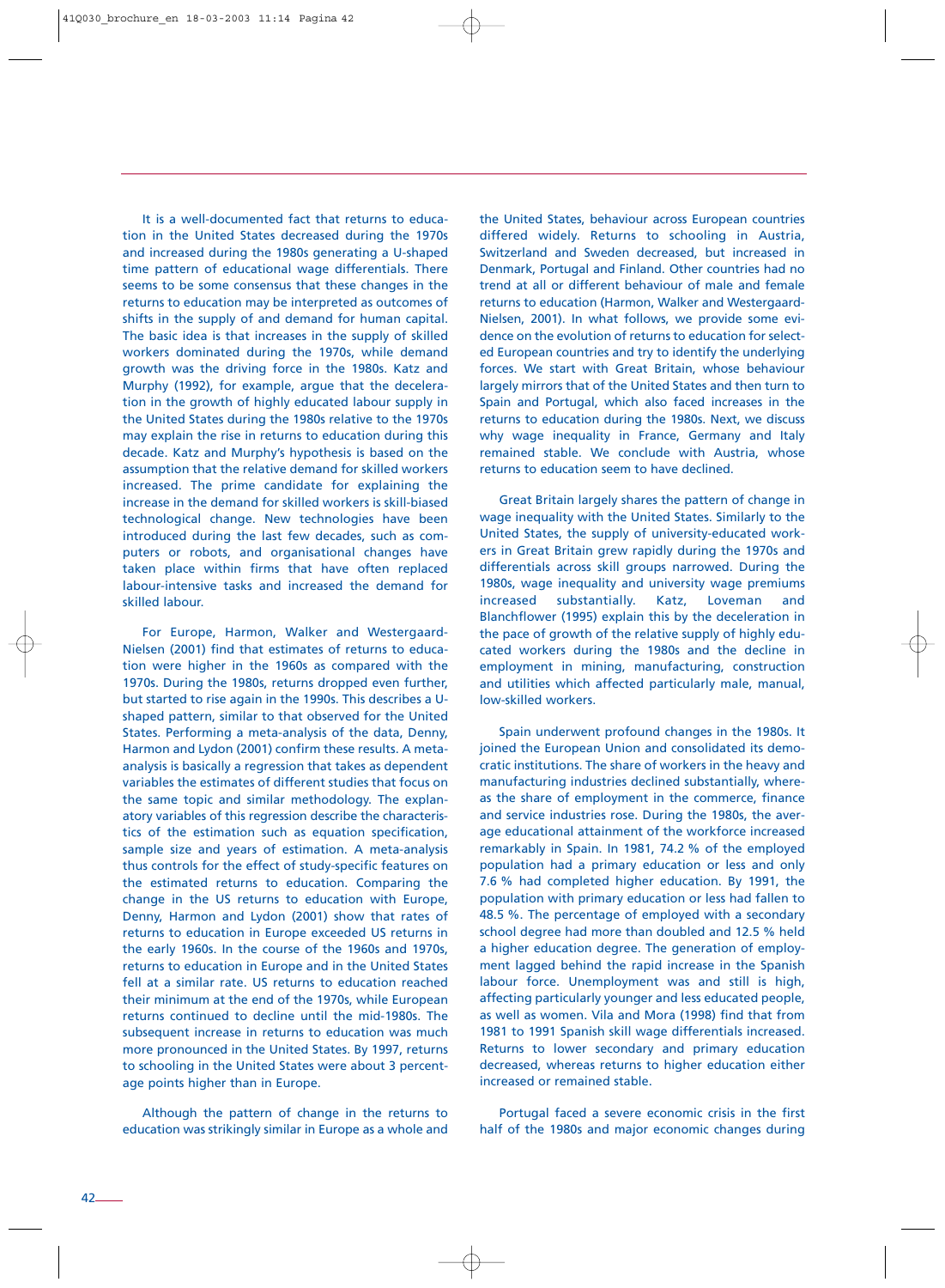It is a well-documented fact that returns to education in the United States decreased during the 1970s and increased during the 1980s generating a U-shaped time pattern of educational wage differentials. There seems to be some consensus that these changes in the returns to education may be interpreted as outcomes of shifts in the supply of and demand for human capital. The basic idea is that increases in the supply of skilled workers dominated during the 1970s, while demand growth was the driving force in the 1980s. Katz and Murphy (1992), for example, argue that the deceleration in the growth of highly educated labour supply in the United States during the 1980s relative to the 1970s may explain the rise in returns to education during this decade. Katz and Murphy's hypothesis is based on the assumption that the relative demand for skilled workers increased. The prime candidate for explaining the increase in the demand for skilled workers is skill-biased technological change. New technologies have been introduced during the last few decades, such as computers or robots, and organisational changes have taken place within firms that have often replaced labour-intensive tasks and increased the demand for skilled labour.

For Europe, Harmon, Walker and Westergaard-Nielsen (2001) find that estimates of returns to education were higher in the 1960s as compared with the 1970s. During the 1980s, returns dropped even further, but started to rise again in the 1990s. This describes a U-shaped pattern, similar to that observed for the United States. Performing a meta-analysis of the data, Denny, Harmon and Lydon (2001) confirm these results. A meta-analysis is basically a regression that takes as dependent variables the estimates of different studies that focus on the same topic and similar methodology. The explanatory variables of this regression describe the characteristics of the estimation such as equation specification, sample size and years of estimation. A meta-analysis thus controls for the effect of study-specific features on the estimated returns to education. Comparing the change in the US returns to education with Europe, Denny, Harmon and Lydon (2001) show that rates of returns to education in Europe exceeded US returns in the early 1960s. In the course of the 1960s and 1970s, returns to education in Europe and in the United States fell at a similar rate. US returns to education reached their minimum at the end of the 1970s, while European returns continued to decline until the mid-1980s. The subsequent increase in returns to education was much more pronounced in the United States. By 1997, returns to schooling in the United States were about 3 percentage points higher than in Europe.

Although the pattern of change in the returns to education was strikingly similar in Europe as a whole and the United States, behaviour across European countries differed widely. Returns to schooling in Austria, Switzerland and Sweden decreased, but increased in Denmark, Portugal and Finland. Other countries had no trend at all or different behaviour of male and female returns to education (Harmon, Walker and Westergaard-Nielsen, 2001). In what follows, we provide some evidence on the evolution of returns to education for selected European countries and try to identify the underlying forces. We start with Great Britain, whose behaviour largely mirrors that of the United States and then turn to Spain and Portugal, which also faced increases in the returns to education during the 1980s. Next, we discuss why wage inequality in France, Germany and Italy remained stable. We conclude with Austria, whose returns to education seem to have declined.

Great Britain largely shares the pattern of change in wage inequality with the United States. Similarly to the United States, the supply of university-educated workers in Great Britain grew rapidly during the 1970s and differentials across skill groups narrowed. During the 1980s, wage inequality and university wage premiums increased substantially. Katz, Loveman and Blanchflower (1995) explain this by the deceleration in the pace of growth of the relative supply of highly educated workers during the 1980s and the decline in employment in mining, manufacturing, construction and utilities which affected particularly male, manual, low-skilled workers.

Spain underwent profound changes in the 1980s. It joined the European Union and consolidated its democratic institutions. The share of workers in the heavy and manufacturing industries declined substantially, whereas the share of employment in the commerce, finance and service industries rose. During the 1980s, the average educational attainment of the workforce increased remarkably in Spain. In 1981, 74.2 % of the employed population had a primary education or less and only 7.6 % had completed higher education. By 1991, the population with primary education or less had fallen to 48.5 %. The percentage of employed with a secondary school degree had more than doubled and 12.5 % held a higher education degree. The generation of employment lagged behind the rapid increase in the Spanish labour force. Unemployment was and still is high, affecting particularly younger and less educated people, as well as women. Vila and Mora (1998) find that from 1981 to 1991 Spanish skill wage differentials increased. Returns to lower secondary and primary education decreased, whereas returns to higher education either increased or remained stable.

Portugal faced a severe economic crisis in the first half of the 1980s and major economic changes during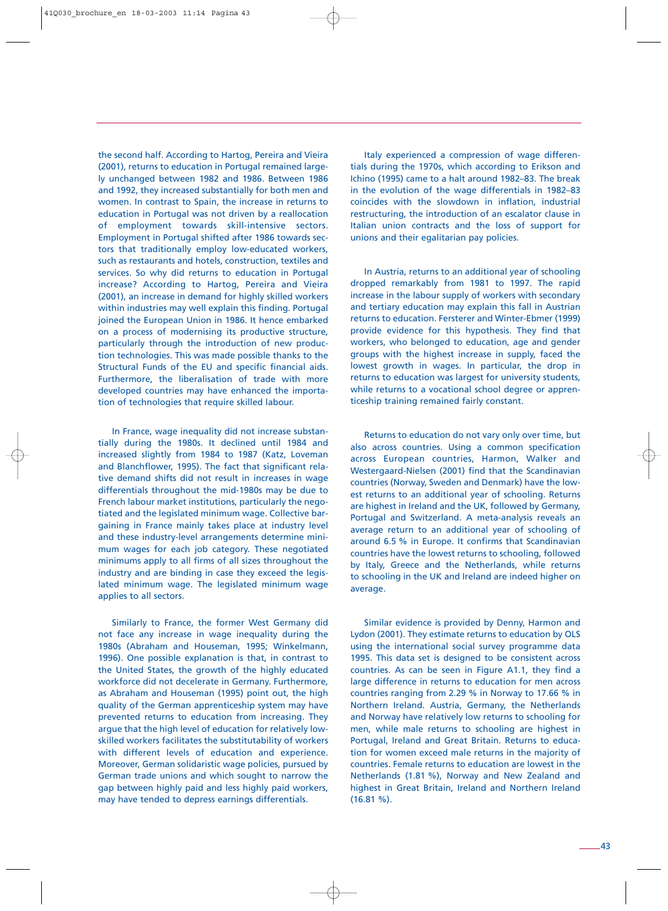the second half. According to Hartog, Pereira and Vieira (2001), returns to education in Portugal remained largely unchanged between 1982 and 1986. Between 1986 and 1992, they increased substantially for both men and women. In contrast to Spain, the increase in returns to education in Portugal was not driven by a reallocation of employment towards skill-intensive sectors. Employment in Portugal shifted after 1986 towards sectors that traditionally employ low-educated workers, such as restaurants and hotels, construction, textiles and services. So why did returns to education in Portugal increase? According to Hartog, Pereira and Vieira (2001), an increase in demand for highly skilled workers within industries may well explain this finding. Portugal joined the European Union in 1986. It hence embarked on a process of modernising its productive structure, particularly through the introduction of new production technologies. This was made possible thanks to the Structural Funds of the EU and specific financial aids. Furthermore, the liberalisation of trade with more developed countries may have enhanced the importation of technologies that require skilled labour.

In France, wage inequality did not increase substantially during the 1980s. It declined until 1984 and increased slightly from 1984 to 1987 (Katz, Loveman and Blanchflower, 1995). The fact that significant relative demand shifts did not result in increases in wage differentials throughout the mid-1980s may be due to French labour market institutions, particularly the negotiated and the legislated minimum wage. Collective bargaining in France mainly takes place at industry level and these industry-level arrangements determine minimum wages for each job category. These negotiated minimums apply to all firms of all sizes throughout the industry and are binding in case they exceed the legislated minimum wage. The legislated minimum wage applies to all sectors.

Similarly to France, the former West Germany did not face any increase in wage inequality during the 1980s (Abraham and Houseman, 1995; Winkelmann, 1996). One possible explanation is that, in contrast to the United States, the growth of the highly educated workforce did not decelerate in Germany. Furthermore, as Abraham and Houseman (1995) point out, the high quality of the German apprenticeship system may have prevented returns to education from increasing. They argue that the high level of education for relatively low-skilled workers facilitates the substitutability of workers with different levels of education and experience. Moreover, German solidaristic wage policies, pursued by German trade unions and which sought to narrow the gap between highly paid and less highly paid workers, may have tended to depress earnings differentials.

Italy experienced a compression of wage differentials during the 1970s, which according to Erikson and Ichino (1995) came to a halt around 1982–83. The break in the evolution of the wage differentials in 1982–83 coincides with the slowdown in inflation, industrial restructuring, the introduction of an escalator clause in Italian union contracts and the loss of support for unions and their egalitarian pay policies.

In Austria, returns to an additional year of schooling dropped remarkably from 1981 to 1997. The rapid increase in the labour supply of workers with secondary and tertiary education may explain this fall in Austrian returns to education. Fersterer and Winter-Ebmer (1999) provide evidence for this hypothesis. They find that workers, who belonged to education, age and gender groups with the highest increase in supply, faced the lowest growth in wages. In particular, the drop in returns to education was largest for university students, while returns to a vocational school degree or apprenticeship training remained fairly constant.

Returns to education do not vary only over time, but also across countries. Using a common specification across European countries, Harmon, Walker and Westergaard-Nielsen (2001) find that the Scandinavian countries (Norway, Sweden and Denmark) have the lowest returns to an additional year of schooling. Returns are highest in Ireland and the UK, followed by Germany, Portugal and Switzerland. A meta-analysis reveals an average return to an additional year of schooling of around 6.5 % in Europe. It confirms that Scandinavian countries have the lowest returns to schooling, followed by Italy, Greece and the Netherlands, while returns to schooling in the UK and Ireland are indeed higher on average.

Similar evidence is provided by Denny, Harmon and Lydon (2001). They estimate returns to education by OLS using the international social survey programme data 1995. This data set is designed to be consistent across countries. As can be seen in Figure A1.1, they find a large difference in returns to education for men across countries ranging from 2.29 % in Norway to 17.66 % in Northern Ireland. Austria, Germany, the Netherlands and Norway have relatively low returns to schooling for men, while male returns to schooling are highest in Portugal, Ireland and Great Britain. Returns to education for women exceed male returns in the majority of countries. Female returns to education are lowest in the Netherlands (1.81 %), Norway and New Zealand and highest in Great Britain, Ireland and Northern Ireland (16.81 %).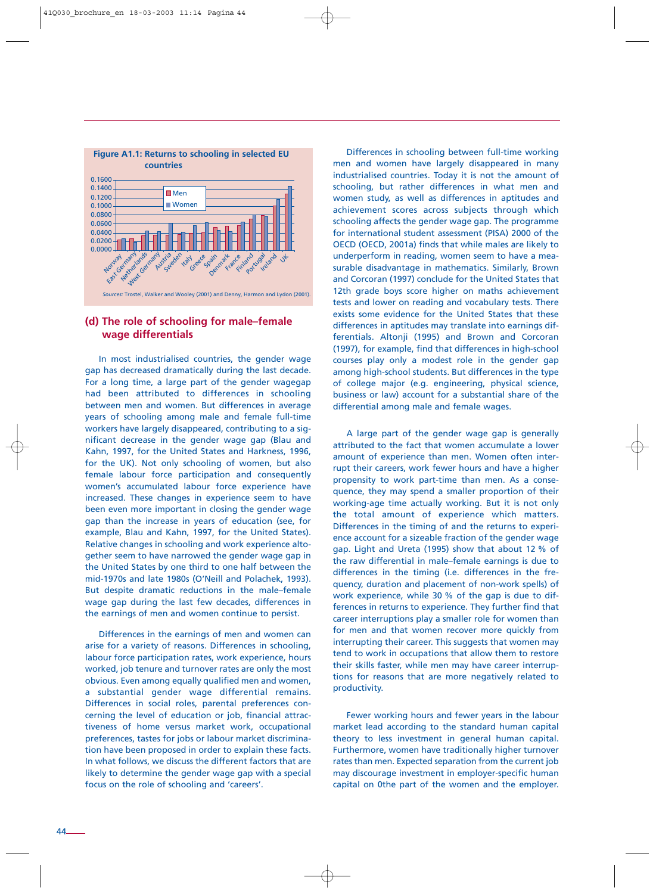**Figure A1.1: Returns to schooling in selected EU countries**

*Sources:* Trostel, Walker and Wooley (2001) and Denny, Harmon and Lydon (2001).

## (d) The role of schooling for male–female wage differentials

In most industrialised countries, the gender wage gap has decreased dramatically during the last decade. For a long time, a large part of the gender wagegap had been attributed to differences in schooling between men and women. But differences in average years of schooling among male and female full-time workers have largely disappeared, contributing to a significant decrease in the gender wage gap (Blau and Kahn, 1997, for the United States and Harkness, 1996, for the UK). Not only schooling of women, but also female labour force participation and consequently women's accumulated labour force experience have increased. These changes in experience seem to have been even more important in closing the gender wage gap than the increase in years of education (see, for example, Blau and Kahn, 1997, for the United States). Relative changes in schooling and work experience altogether seem to have narrowed the gender wage gap in the United States by one third to one half between the mid-1970s and late 1980s (O'Neill and Polachek, 1993). But despite dramatic reductions in the male–female wage gap during the last few decades, differences in the earnings of men and women continue to persist.

Differences in the earnings of men and women can arise for a variety of reasons. Differences in schooling, labour force participation rates, work experience, hours worked, job tenure and turnover rates are only the most obvious. Even among equally qualified men and women, a substantial gender wage differential remains. Differences in social roles, parental preferences concerning the level of education or job, financial attractiveness of home versus market work, occupational preferences, tastes for jobs or labour market discrimination have been proposed in order to explain these facts. In what follows, we discuss the different factors that are likely to determine the gender wage gap with a special focus on the role of schooling and 'careers'.

Differences in schooling between full-time working men and women have largely disappeared in many industrialised countries. Today it is not the amount of schooling, but rather differences in what men and women study, as well as differences in aptitudes and achievement scores across subjects through which schooling affects the gender wage gap. The programme for international student assessment (PISA) 2000 of the OECD (OECD, 2001a) finds that while males are likely to underperform in reading, women seem to have a measurable disadvantage in mathematics. Similarly, Brown and Corcoran (1997) conclude for the United States that 12th grade boys score higher on maths achievement tests and lower on reading and vocabulary tests. There exists some evidence for the United States that these differences in aptitudes may translate into earnings differentials. Altonji (1995) and Brown and Corcoran (1997), for example, find that differences in high-school courses play only a modest role in the gender gap among high-school students. But differences in the type of college major (e.g. engineering, physical science, business or law) account for a substantial share of the differential among male and female wages.

A large part of the gender wage gap is generally attributed to the fact that women accumulate a lower amount of experience than men. Women often interrupt their careers, work fewer hours and have a higher propensity to work part-time than men. As a consequence, they may spend a smaller proportion of their working-age time actually working. But it is not only the total amount of experience which matters. Differences in the timing of and the returns to experience account for a sizeable fraction of the gender wage gap. Light and Ureta (1995) show that about 12 % of the raw differential in male–female earnings is due to differences in the timing (i.e. differences in the frequency, duration and placement of non-work spells) of work experience, while 30 % of the gap is due to differences in returns to experience. They further find that career interruptions play a smaller role for women than for men and that women recover more quickly from interrupting their career. This suggests that women may tend to work in occupations that allow them to restore their skills faster, while men may have career interruptions for reasons that are more negatively related to productivity.

Fewer working hours and fewer years in the labour market lead according to the standard human capital theory to less investment in general human capital. Furthermore, women have traditionally higher turnover rates than men. Expected separation from the current job may discourage investment in employer-specific human capital on 0the part of the women and the employer.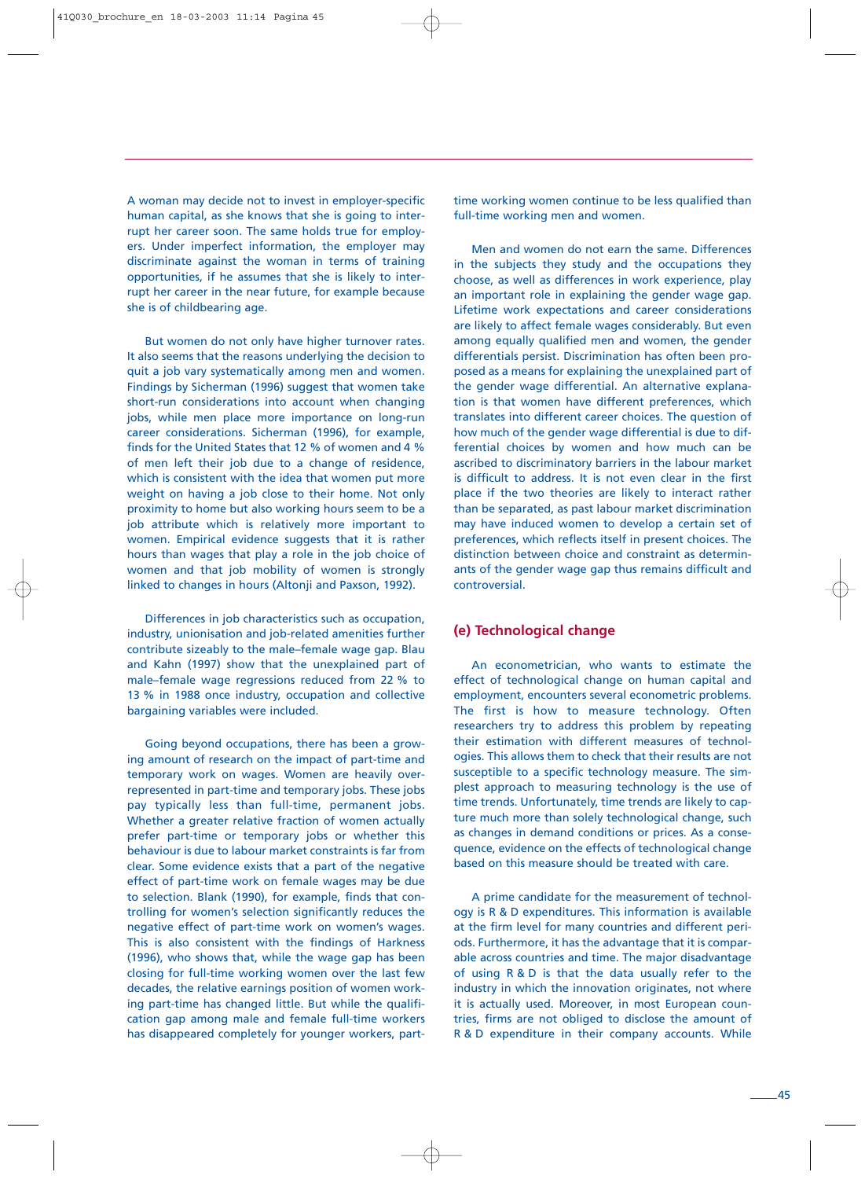A woman may decide not to invest in employer-specific human capital, as she knows that she is going to interrupt her career soon. The same holds true for employers. Under imperfect information, the employer may discriminate against the woman in terms of training opportunities, if he assumes that she is likely to interrupt her career in the near future, for example because she is of childbearing age.

But women do not only have higher turnover rates. It also seems that the reasons underlying the decision to quit a job vary systematically among men and women. Findings by Sicherman (1996) suggest that women take short-run considerations into account when changing jobs, while men place more importance on long-run career considerations. Sicherman (1996), for example, finds for the United States that 12 % of women and 4 % of men left their job due to a change of residence, which is consistent with the idea that women put more weight on having a job close to their home. Not only proximity to home but also working hours seem to be a job attribute which is relatively more important to women. Empirical evidence suggests that it is rather hours than wages that play a role in the job choice of women and that job mobility of women is strongly linked to changes in hours (Altonji and Paxson, 1992).

Differences in job characteristics such as occupation, industry, unionisation and job-related amenities further contribute sizeably to the male–female wage gap. Blau and Kahn (1997) show that the unexplained part of male–female wage regressions reduced from 22 % to 13 % in 1988 once industry, occupation and collective bargaining variables were included.

Going beyond occupations, there has been a growing amount of research on the impact of part-time and temporary work on wages. Women are heavily overrepresented in part-time and temporary jobs. These jobs pay typically less than full-time, permanent jobs. Whether a greater relative fraction of women actually prefer part-time or temporary jobs or whether this behaviour is due to labour market constraints is far from clear. Some evidence exists that a part of the negative effect of part-time work on female wages may be due to selection. Blank (1990), for example, finds that controlling for women's selection significantly reduces the negative effect of part-time work on women's wages. This is also consistent with the findings of Harkness (1996), who shows that, while the wage gap has been closing for full-time working women over the last few decades, the relative earnings position of women working part-time has changed little. But while the qualification gap among male and female full-time workers has disappeared completely for younger workers, part-time working women continue to be less qualified than full-time working men and women.

Men and women do not earn the same. Differences in the subjects they study and the occupations they choose, as well as differences in work experience, play an important role in explaining the gender wage gap. Lifetime work expectations and career considerations are likely to affect female wages considerably. But even among equally qualified men and women, the gender differentials persist. Discrimination has often been proposed as a means for explaining the unexplained part of the gender wage differential. An alternative explanation is that women have different preferences, which translates into different career choices. The question of how much of the gender wage differential is due to differential choices by women and how much can be ascribed to discriminatory barriers in the labour market is difficult to address. It is not even clear in the first place if the two theories are likely to interact rather than be separated, as past labour market discrimination may have induced women to develop a certain set of preferences, which reflects itself in present choices. The distinction between choice and constraint as determinants of the gender wage gap thus remains difficult and controversial.

### (e) Technological change

An econometrician, who wants to estimate the effect of technological change on human capital and employment, encounters several econometric problems. The first is how to measure technology. Often researchers try to address this problem by repeating their estimation with different measures of technologies. This allows them to check that their results are not susceptible to a specific technology measure. The simplest approach to measuring technology is the use of time trends. Unfortunately, time trends are likely to capture much more than solely technological change, such as changes in demand conditions or prices. As a consequence, evidence on the effects of technological change based on this measure should be treated with care.

A prime candidate for the measurement of technology is R & D expenditures. This information is available at the firm level for many countries and different periods. Furthermore, it has the advantage that it is comparable across countries and time. The major disadvantage of using R & D is that the data usually refer to the industry in which the innovation originates, not where it is actually used. Moreover, in most European countries, firms are not obliged to disclose the amount of R & D expenditure in their company accounts. While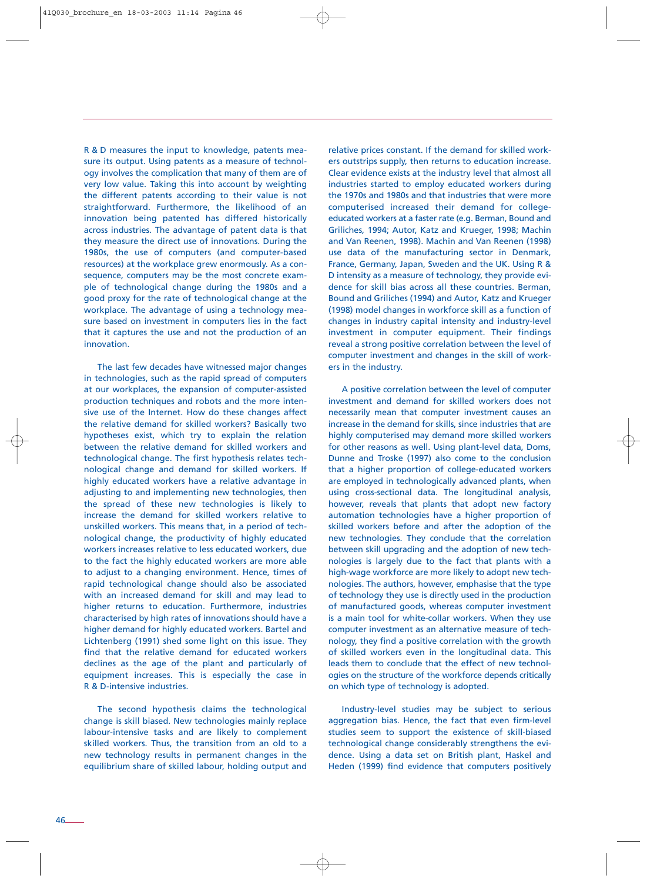R & D measures the input to knowledge, patents measure its output. Using patents as a measure of technology involves the complication that many of them are of very low value. Taking this into account by weighting the different patents according to their value is not straightforward. Furthermore, the likelihood of an innovation being patented has differed historically across industries. The advantage of patent data is that they measure the direct use of innovations. During the 1980s, the use of computers (and computer-based resources) at the workplace grew enormously. As a consequence, computers may be the most concrete example of technological change during the 1980s and a good proxy for the rate of technological change at the workplace. The advantage of using a technology measure based on investment in computers lies in the fact that it captures the use and not the production of an innovation.

The last few decades have witnessed major changes in technologies, such as the rapid spread of computers at our workplaces, the expansion of computer-assisted production techniques and robots and the more intensive use of the Internet. How do these changes affect the relative demand for skilled workers? Basically two hypotheses exist, which try to explain the relation between the relative demand for skilled workers and technological change. The first hypothesis relates technological change and demand for skilled workers. If highly educated workers have a relative advantage in adjusting to and implementing new technologies, then the spread of these new technologies is likely to increase the demand for skilled workers relative to unskilled workers. This means that, in a period of technological change, the productivity of highly educated workers increases relative to less educated workers, due to the fact the highly educated workers are more able to adjust to a changing environment. Hence, times of rapid technological change should also be associated with an increased demand for skill and may lead to higher returns to education. Furthermore, industries characterised by high rates of innovations should have a higher demand for highly educated workers. Bartel and Lichtenberg (1991) shed some light on this issue. They find that the relative demand for educated workers declines as the age of the plant and particularly of equipment increases. This is especially the case in R & D-intensive industries.

The second hypothesis claims the technological change is skill biased. New technologies mainly replace labour-intensive tasks and are likely to complement skilled workers. Thus, the transition from an old to a new technology results in permanent changes in the equilibrium share of skilled labour, holding output and relative prices constant. If the demand for skilled workers outstrips supply, then returns to education increase. Clear evidence exists at the industry level that almost all industries started to employ educated workers during the 1970s and 1980s and that industries that were more computerised increased their demand for college-educated workers at a faster rate (e.g. Berman, Bound and Griliches, 1994; Autor, Katz and Krueger, 1998; Machin and Van Reenen, 1998). Machin and Van Reenen (1998) use data of the manufacturing sector in Denmark, France, Germany, Japan, Sweden and the UK. Using R & D intensity as a measure of technology, they provide evidence for skill bias across all these countries. Berman, Bound and Griliches (1994) and Autor, Katz and Krueger (1998) model changes in workforce skill as a function of changes in industry capital intensity and industry-level investment in computer equipment. Their findings reveal a strong positive correlation between the level of computer investment and changes in the skill of workers in the industry.

A positive correlation between the level of computer investment and demand for skilled workers does not necessarily mean that computer investment causes an increase in the demand for skills, since industries that are highly computerised may demand more skilled workers for other reasons as well. Using plant-level data, Doms, Dunne and Troske (1997) also come to the conclusion that a higher proportion of college-educated workers are employed in technologically advanced plants, when using cross-sectional data. The longitudinal analysis, however, reveals that plants that adopt new factory automation technologies have a higher proportion of skilled workers before and after the adoption of the new technologies. They conclude that the correlation between skill upgrading and the adoption of new technologies is largely due to the fact that plants with a high-wage workforce are more likely to adopt new technologies. The authors, however, emphasise that the type of technology they use is directly used in the production of manufactured goods, whereas computer investment is a main tool for white-collar workers. When they use computer investment as an alternative measure of technology, they find a positive correlation with the growth of skilled workers even in the longitudinal data. This leads them to conclude that the effect of new technologies on the structure of the workforce depends critically on which type of technology is adopted.

Industry-level studies may be subject to serious aggregation bias. Hence, the fact that even firm-level studies seem to support the existence of skill-biased technological change considerably strengthens the evidence. Using a data set on British plant, Haskel and Heden (1999) find evidence that computers positively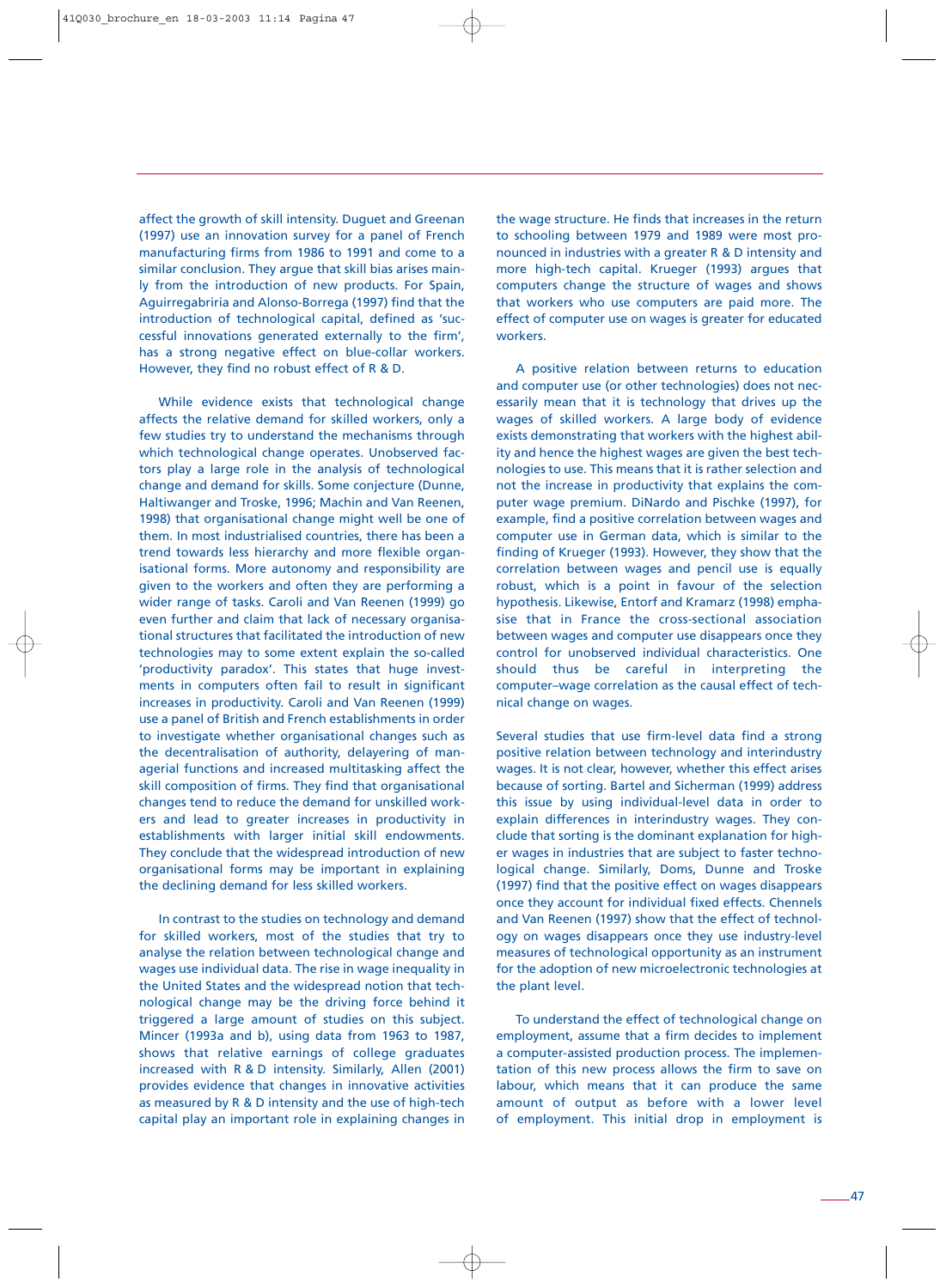affect the growth of skill intensity. Duguet and Greenan (1997) use an innovation survey for a panel of French manufacturing firms from 1986 to 1991 and come to a similar conclusion. They argue that skill bias arises mainly from the introduction of new products. For Spain, Aguirregabriria and Alonso-Borrega (1997) find that the introduction of technological capital, defined as 'successful innovations generated externally to the firm', has a strong negative effect on blue-collar workers. However, they find no robust effect of R & D.

While evidence exists that technological change affects the relative demand for skilled workers, only a few studies try to understand the mechanisms through which technological change operates. Unobserved factors play a large role in the analysis of technological change and demand for skills. Some conjecture (Dunne, Haltiwanger and Troske, 1996; Machin and Van Reenen, 1998) that organisational change might well be one of them. In most industrialised countries, there has been a trend towards less hierarchy and more flexible organisational forms. More autonomy and responsibility are given to the workers and often they are performing a wider range of tasks. Caroli and Van Reenen (1999) go even further and claim that lack of necessary organisational structures that facilitated the introduction of new technologies may to some extent explain the so-called 'productivity paradox'. This states that huge investments in computers often fail to result in significant increases in productivity. Caroli and Van Reenen (1999) use a panel of British and French establishments in order to investigate whether organisational changes such as the decentralisation of authority, delayering of managerial functions and increased multitasking affect the skill composition of firms. They find that organisational changes tend to reduce the demand for unskilled workers and lead to greater increases in productivity in establishments with larger initial skill endowments. They conclude that the widespread introduction of new organisational forms may be important in explaining the declining demand for less skilled workers.

In contrast to the studies on technology and demand for skilled workers, most of the studies that try to analyse the relation between technological change and wages use individual data. The rise in wage inequality in the United States and the widespread notion that technological change may be the driving force behind it triggered a large amount of studies on this subject. Mincer (1993a and b), using data from 1963 to 1987, shows that relative earnings of college graduates increased with R & D intensity. Similarly, Allen (2001) provides evidence that changes in innovative activities as measured by R & D intensity and the use of high-tech capital play an important role in explaining changes in the wage structure. He finds that increases in the return to schooling between 1979 and 1989 were most pronounced in industries with a greater R & D intensity and more high-tech capital. Krueger (1993) argues that computers change the structure of wages and shows that workers who use computers are paid more. The effect of computer use on wages is greater for educated workers.

A positive relation between returns to education and computer use (or other technologies) does not necessarily mean that it is technology that drives up the wages of skilled workers. A large body of evidence exists demonstrating that workers with the highest ability and hence the highest wages are given the best technologies to use. This means that it is rather selection and not the increase in productivity that explains the computer wage premium. DiNardo and Pischke (1997), for example, find a positive correlation between wages and computer use in German data, which is similar to the finding of Krueger (1993). However, they show that the correlation between wages and pencil use is equally robust, which is a point in favour of the selection hypothesis. Likewise, Entorf and Kramarz (1998) emphasise that in France the cross-sectional association between wages and computer use disappears once they control for unobserved individual characteristics. One should thus be careful in interpreting the computer–wage correlation as the causal effect of technical change on wages.

Several studies that use firm-level data find a strong positive relation between technology and interindustry wages. It is not clear, however, whether this effect arises because of sorting. Bartel and Sicherman (1999) address this issue by using individual-level data in order to explain differences in interindustry wages. They conclude that sorting is the dominant explanation for higher wages in industries that are subject to faster technological change. Similarly, Doms, Dunne and Troske (1997) find that the positive effect on wages disappears once they account for individual fixed effects. Chennels and Van Reenen (1997) show that the effect of technology on wages disappears once they use industry-level measures of technological opportunity as an instrument for the adoption of new microelectronic technologies at the plant level.

To understand the effect of technological change on employment, assume that a firm decides to implement a computer-assisted production process. The implementation of this new process allows the firm to save on labour, which means that it can produce the same amount of output as before with a lower level of employment. This initial drop in employment is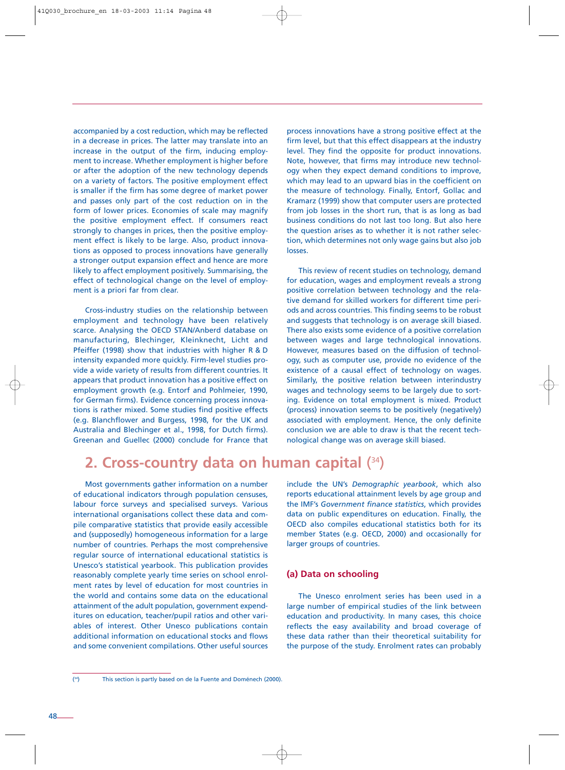accompanied by a cost reduction, which may be reflected in a decrease in prices. The latter may translate into an increase in the output of the firm, inducing employment to increase. Whether employment is higher before or after the adoption of the new technology depends on a variety of factors. The positive employment effect is smaller if the firm has some degree of market power and passes only part of the cost reduction on in the form of lower prices. Economies of scale may magnify the positive employment effect. If consumers react strongly to changes in prices, then the positive employment effect is likely to be large. Also, product innovations as opposed to process innovations have generally a stronger output expansion effect and hence are more likely to affect employment positively. Summarising, the effect of technological change on the level of employment is a priori far from clear.

Cross-industry studies on the relationship between employment and technology have been relatively scarce. Analysing the OECD STAN/Anberd database on manufacturing, Blechinger, Kleinknecht, Licht and Pfeiffer (1998) show that industries with higher R & D intensity expanded more quickly. Firm-level studies provide a wide variety of results from different countries. It appears that product innovation has a positive effect on employment growth (e.g. Entorf and Pohlmeier, 1990, for German firms). Evidence concerning process innovations is rather mixed. Some studies find positive effects (e.g. Blanchflower and Burgess, 1998, for the UK and Australia and Blechinger et al., 1998, for Dutch firms). Greenan and Guellec (2000) conclude for France that process innovations have a strong positive effect at the firm level, but that this effect disappears at the industry level. They find the opposite for product innovations. Note, however, that firms may introduce new technology when they expect demand conditions to improve, which may lead to an upward bias in the coefficient on the measure of technology. Finally, Entorf, Gollac and Kramarz (1999) show that computer users are protected from job losses in the short run, that is as long as bad business conditions do not last too long. But also here the question arises as to whether it is not rather selection, which determines not only wage gains but also job losses.

This review of recent studies on technology, demand for education, wages and employment reveals a strong positive correlation between technology and the relative demand for skilled workers for different time periods and across countries. This finding seems to be robust and suggests that technology is on average skill biased. There also exists some evidence of a positive correlation between wages and large technological innovations. However, measures based on the diffusion of technology, such as computer use, provide no evidence of the existence of a causal effect of technology on wages. Similarly, the positive relation between interindustry wages and technology seems to be largely due to sorting. Evidence on total employment is mixed. Product (process) innovation seems to be positively (negatively) associated with employment. Hence, the only definite conclusion we are able to draw is that the recent technological change was on average skill biased.

## 2. Cross-country data on human capital [34]

Most governments gather information on a number of educational indicators through population censuses, labour force surveys and specialised surveys. Various international organisations collect these data and compile comparative statistics that provide easily accessible and (supposedly) homogeneous information for a large number of countries. Perhaps the most comprehensive regular source of international educational statistics is Unesco's statistical yearbook. This publication provides reasonably complete yearly time series on school enrolment rates by level of education for most countries in the world and contains some data on the educational attainment of the adult population, government expenditures on education, teacher/pupil ratios and other variables of interest. Other Unesco publications contain additional information on educational stocks and flows and some convenient compilations. Other useful sources include the UN's *Demographic yearbook*, which also reports educational attainment levels by age group and the IMF's *Government finance statistics*, which provides data on public expenditures on education. Finally, the OECD also compiles educational statistics both for its member States (e.g. OECD, 2000) and occasionally for larger groups of countries.

### (a) Data on schooling

The Unesco enrolment series has been used in a large number of empirical studies of the link between education and productivity. In many cases, this choice reflects the easy availability and broad coverage of these data rather than their theoretical suitability for the purpose of the study. Enrolment rates can probably

[34] This section is partly based on de la Fuente and Doménech (2000).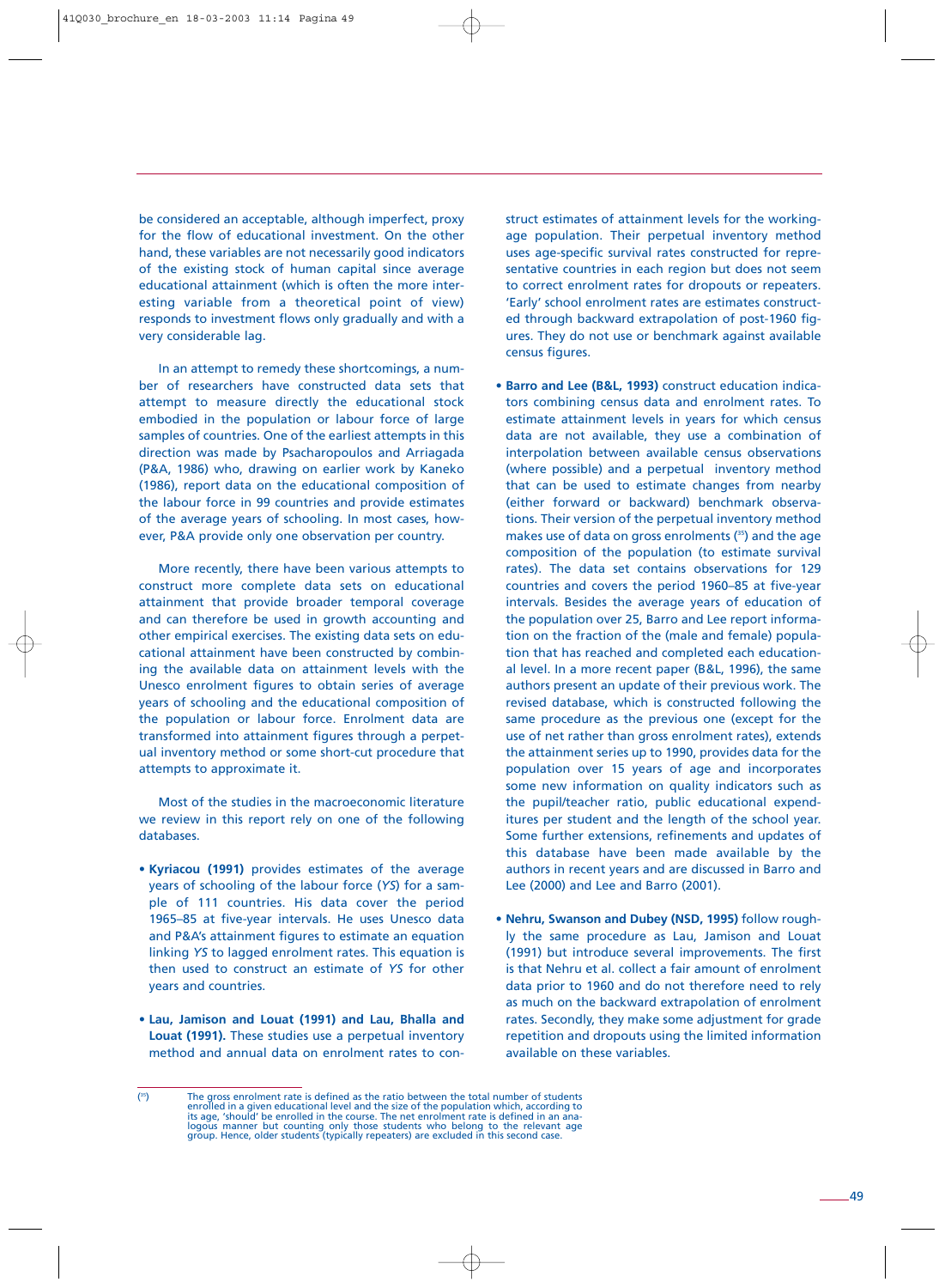be considered an acceptable, although imperfect, proxy for the flow of educational investment. On the other hand, these variables are not necessarily good indicators of the existing stock of human capital since average educational attainment (which is often the more interesting variable from a theoretical point of view) responds to investment flows only gradually and with a very considerable lag.

In an attempt to remedy these shortcomings, a number of researchers have constructed data sets that attempt to measure directly the educational stock embodied in the population or labour force of large samples of countries. One of the earliest attempts in this direction was made by Psacharopoulos and Arriagada (P&A, 1986) who, drawing on earlier work by Kaneko (1986), report data on the educational composition of the labour force in 99 countries and provide estimates of the average years of schooling. In most cases, however, P&A provide only one observation per country.

More recently, there have been various attempts to construct more complete data sets on educational attainment that provide broader temporal coverage and can therefore be used in growth accounting and other empirical exercises. The existing data sets on educational attainment have been constructed by combining the available data on attainment levels with the Unesco enrolment figures to obtain series of average years of schooling and the educational composition of the population or labour force. Enrolment data are transformed into attainment figures through a perpetual inventory method or some short-cut procedure that attempts to approximate it.

Most of the studies in the macroeconomic literature we review in this report rely on one of the following databases.

- **Kyriacou (1991)** provides estimates of the average years of schooling of the labour force (*YS*) for a sample of 111 countries. His data cover the period 1965–85 at five-year intervals. He uses Unesco data and P&A's attainment figures to estimate an equation linking *YS* to lagged enrolment rates. This equation is then used to construct an estimate of *YS* for other years and countries.
- **Lau, Jamison and Louat (1991) and Lau, Bhalla and Louat (1991).** These studies use a perpetual inventory method and annual data on enrolment rates to construct estimates of attainment levels for the working-age population. Their perpetual inventory method uses age-specific survival rates constructed for representative countries in each region but does not seem to correct enrolment rates for dropouts or repeaters. 'Early' school enrolment rates are estimates constructed through backward extrapolation of post-1960 figures. They do not use or benchmark against available census figures.
- **Barro and Lee (B&L, 1993)** construct education indicators combining census data and enrolment rates. To estimate attainment levels in years for which census data are not available, they use a combination of interpolation between available census observations (where possible) and a perpetual inventory method that can be used to estimate changes from nearby (either forward or backward) benchmark observations. Their version of the perpetual inventory method makes use of data on gross enrolments ([35]) and the age composition of the population (to estimate survival rates). The data set contains observations for 129 countries and covers the period 1960–85 at five-year intervals. Besides the average years of education of the population over 25, Barro and Lee report information on the fraction of the (male and female) population that has reached and completed each educational level. In a more recent paper (B&L, 1996), the same authors present an update of their previous work. The revised database, which is constructed following the same procedure as the previous one (except for the use of net rather than gross enrolment rates), extends the attainment series up to 1990, provides data for the population over 15 years of age and incorporates some new information on quality indicators such as the pupil/teacher ratio, public educational expenditures per student and the length of the school year. Some further extensions, refinements and updates of this database have been made available by the authors in recent years and are discussed in Barro and Lee (2000) and Lee and Barro (2001).
- **Nehru, Swanson and Dubey (NSD, 1995)** follow roughly the same procedure as Lau, Jamison and Louat (1991) but introduce several improvements. The first is that Nehru et al. collect a fair amount of enrolment data prior to 1960 and do not therefore need to rely as much on the backward extrapolation of enrolment rates. Secondly, they make some adjustment for grade repetition and dropouts using the limited information available on these variables.

---

([35]) The gross enrolment rate is defined as the ratio between the total number of students enrolled in a given educational level and the size of the population which, according to its age, 'should' be enrolled in the course. The net enrolment rate is defined in an analogous manner but counting only those students who belong to the relevant age group. Hence, older students (typically repeaters) are excluded in this second case.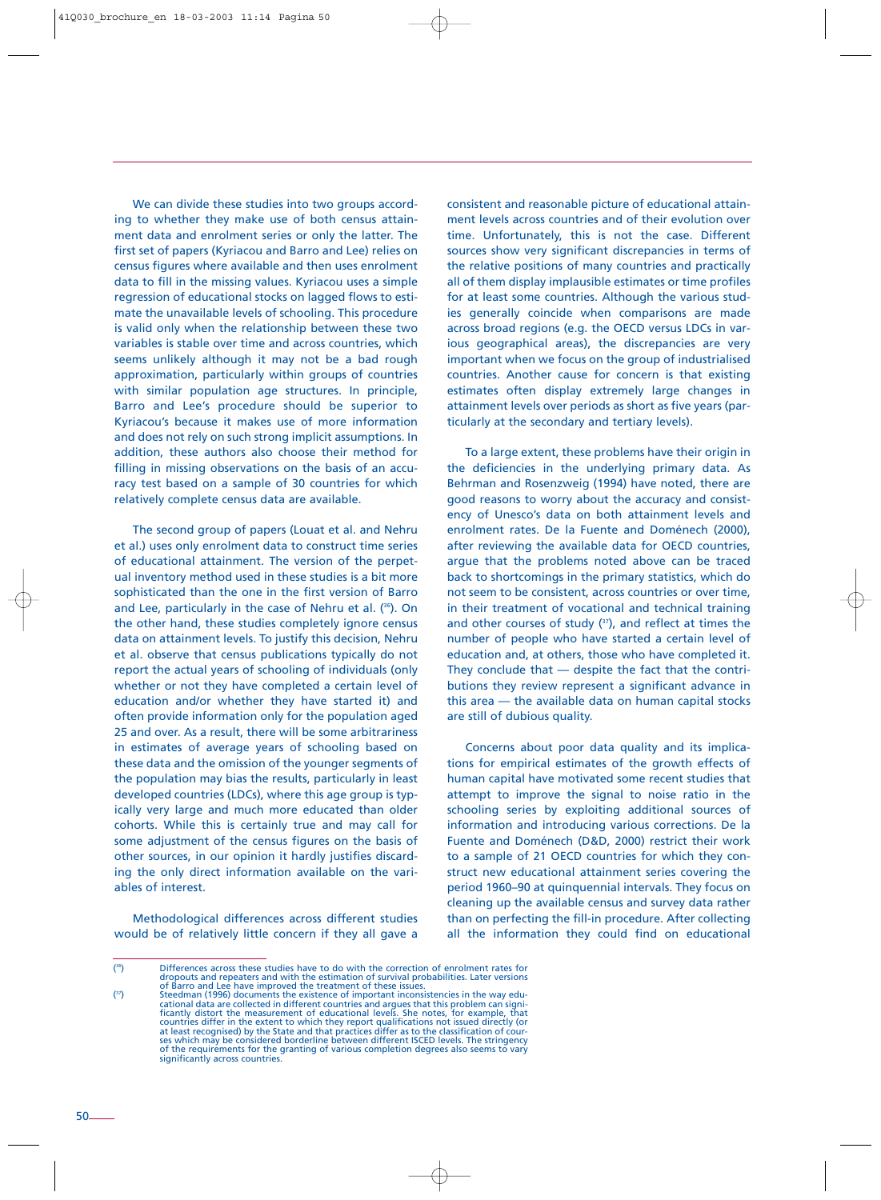We can divide these studies into two groups according to whether they make use of both census attainment data and enrolment series or only the latter. The first set of papers (Kyriacou and Barro and Lee) relies on census figures where available and then uses enrolment data to fill in the missing values. Kyriacou uses a simple regression of educational stocks on lagged flows to estimate the unavailable levels of schooling. This procedure is valid only when the relationship between these two variables is stable over time and across countries, which seems unlikely although it may not be a bad rough approximation, particularly within groups of countries with similar population age structures. In principle, Barro and Lee's procedure should be superior to Kyriacou's because it makes use of more information and does not rely on such strong implicit assumptions. In addition, these authors also choose their method for filling in missing observations on the basis of an accuracy test based on a sample of 30 countries for which relatively complete census data are available.

The second group of papers (Louat et al. and Nehru et al.) uses only enrolment data to construct time series of educational attainment. The version of the perpetual inventory method used in these studies is a bit more sophisticated than the one in the first version of Barro and Lee, particularly in the case of Nehru et al. ([36]). On the other hand, these studies completely ignore census data on attainment levels. To justify this decision, Nehru et al. observe that census publications typically do not report the actual years of schooling of individuals (only whether or not they have completed a certain level of education and/or whether they have started it) and often provide information only for the population aged 25 and over. As a result, there will be some arbitrariness in estimates of average years of schooling based on these data and the omission of the younger segments of the population may bias the results, particularly in least developed countries (LDCs), where this age group is typically very large and much more educated than older cohorts. While this is certainly true and may call for some adjustment of the census figures on the basis of other sources, in our opinion it hardly justifies discarding the only direct information available on the variables of interest.

Methodological differences across different studies would be of relatively little concern if they all gave a consistent and reasonable picture of educational attainment levels across countries and of their evolution over time. Unfortunately, this is not the case. Different sources show very significant discrepancies in terms of the relative positions of many countries and practically all of them display implausible estimates or time profiles for at least some countries. Although the various studies generally coincide when comparisons are made across broad regions (e.g. the OECD versus LDCs in various geographical areas), the discrepancies are very important when we focus on the group of industrialised countries. Another cause for concern is that existing estimates often display extremely large changes in attainment levels over periods as short as five years (particularly at the secondary and tertiary levels).

To a large extent, these problems have their origin in the deficiencies in the underlying primary data. As Behrman and Rosenzweig (1994) have noted, there are good reasons to worry about the accuracy and consistency of Unesco's data on both attainment levels and enrolment rates. De la Fuente and Doménech (2000), after reviewing the available data for OECD countries, argue that the problems noted above can be traced back to shortcomings in the primary statistics, which do not seem to be consistent, across countries or over time, in their treatment of vocational and technical training and other courses of study ([37]), and reflect at times the number of people who have started a certain level of education and, at others, those who have completed it. They conclude that — despite the fact that the contributions they review represent a significant advance in this area — the available data on human capital stocks are still of dubious quality.

Concerns about poor data quality and its implications for empirical estimates of the growth effects of human capital have motivated some recent studies that attempt to improve the signal to noise ratio in the schooling series by exploiting additional sources of information and introducing various corrections. De la Fuente and Doménech (D&D, 2000) restrict their work to a sample of 21 OECD countries for which they construct new educational attainment series covering the period 1960–90 at quinquennial intervals. They focus on cleaning up the available census and survey data rather than on perfecting the fill-in procedure. After collecting all the information they could find on educational

---

([36]) Differences across these studies have to do with the correction of enrolment rates for dropouts and repeaters and with the estimation of survival probabilities. Later versions of Barro and Lee have improved the treatment of these issues.

([37]) Steedman (1996) documents the existence of important inconsistencies in the way educational data are collected in different countries and argues that this problem can significantly distort the measurement of educational levels. She notes, for example, that countries differ in the extent to which they report qualifications not issued directly (or at least recognised) by the State and that practices differ as to the classification of courses which may be considered borderline between different ISCED levels. The stringency of the requirements for the granting of various completion degrees also seems to vary significantly across countries.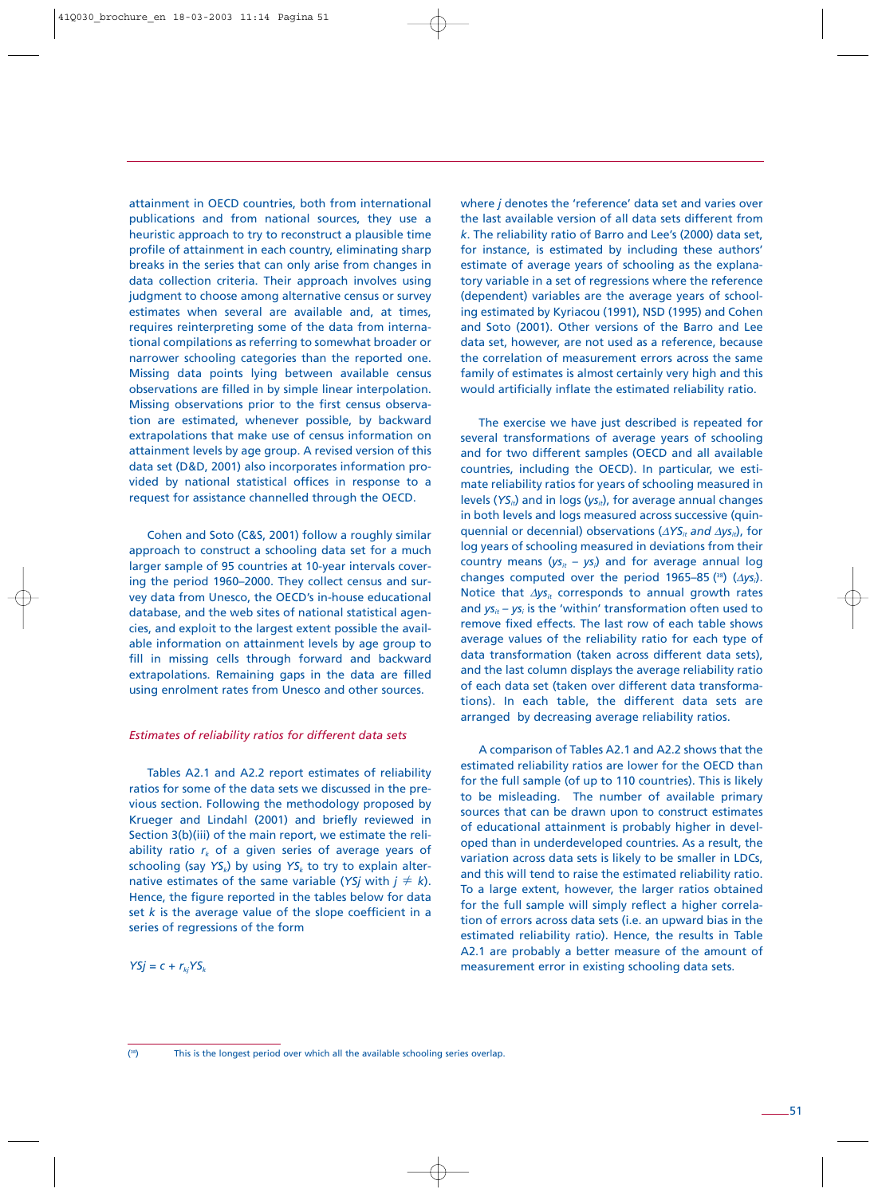attainment in OECD countries, both from international publications and from national sources, they use a heuristic approach to try to reconstruct a plausible time profile of attainment in each country, eliminating sharp breaks in the series that can only arise from changes in data collection criteria. Their approach involves using judgment to choose among alternative census or survey estimates when several are available and, at times, requires reinterpreting some of the data from international compilations as referring to somewhat broader or narrower schooling categories than the reported one. Missing data points lying between available census observations are filled in by simple linear interpolation. Missing observations prior to the first census observation are estimated, whenever possible, by backward extrapolations that make use of census information on attainment levels by age group. A revised version of this data set (D&D, 2001) also incorporates information provided by national statistical offices in response to a request for assistance channelled through the OECD.

Cohen and Soto (C&S, 2001) follow a roughly similar approach to construct a schooling data set for a much larger sample of 95 countries at 10-year intervals covering the period 1960–2000. They collect census and survey data from Unesco, the OECD's in-house educational database, and the web sites of national statistical agencies, and exploit to the largest extent possible the available information on attainment levels by age group to fill in missing cells through forward and backward extrapolations. Remaining gaps in the data are filled using enrolment rates from Unesco and other sources.

### *Estimates of reliability ratios for different data sets*

Tables A2.1 and A2.2 report estimates of reliability ratios for some of the data sets we discussed in the previous section. Following the methodology proposed by Krueger and Lindahl (2001) and briefly reviewed in Section 3(b)(iii) of the main report, we estimate the reliability ratio $r_k$ of a given series of average years of schooling (say $YS_k$) by using $YS_k$ to try to explain alternative estimates of the same variable ($YSj$ with $j \neq k$). Hence, the figure reported in the tables below for data set $k$ is the average value of the slope coefficient in a series of regressions of the form

$$YSj = c + r_{kj} YS_k$$

where $j$ denotes the 'reference' data set and varies over the last available version of all data sets different from $k$. The reliability ratio of Barro and Lee's (2000) data set, for instance, is estimated by including these authors' estimate of average years of schooling as the explanatory variable in a set of regressions where the reference (dependent) variables are the average years of schooling estimated by Kyriacou (1991), NSD (1995) and Cohen and Soto (2001). Other versions of the Barro and Lee data set, however, are not used as a reference, because the correlation of measurement errors across the same family of estimates is almost certainly very high and this would artificially inflate the estimated reliability ratio.

The exercise we have just described is repeated for several transformations of average years of schooling and for two different samples (OECD and all available countries, including the OECD). In particular, we estimate reliability ratios for years of schooling measured in levels ($YS_{it}$) and in logs ($ys_{it}$), for average annual changes in both levels and logs measured across successive (quinquennial or decennial) observations ($\Delta YS_{it}$ and $\Delta ys_{it}$), for log years of schooling measured in deviations from their country means ($ys_{it} - ys_i$) and for average annual log changes computed over the period 1965–85 [38] ($\Delta ys_i$). Notice that $\Delta ys_{it}$ corresponds to annual growth rates and $ys_{it} - ys_i$ is the 'within' transformation often used to remove fixed effects. The last row of each table shows average values of the reliability ratio for each type of data transformation (taken across different data sets), and the last column displays the average reliability ratio of each data set (taken over different data transformations). In each table, the different data sets are arranged by decreasing average reliability ratios.

A comparison of Tables A2.1 and A2.2 shows that the estimated reliability ratios are lower for the OECD than for the full sample (of up to 110 countries). This is likely to be misleading. The number of available primary sources that can be drawn upon to construct estimates of educational attainment is probably higher in developed than in underdeveloped countries. As a result, the variation across data sets is likely to be smaller in LDCs, and this will tend to raise the estimated reliability ratio. To a large extent, however, the larger ratios obtained for the full sample will simply reflect a higher correlation of errors across data sets (i.e. an upward bias in the estimated reliability ratio). Hence, the results in Table A2.1 are probably a better measure of the amount of measurement error in existing schooling data sets.

[38] This is the longest period over which all the available schooling series overlap.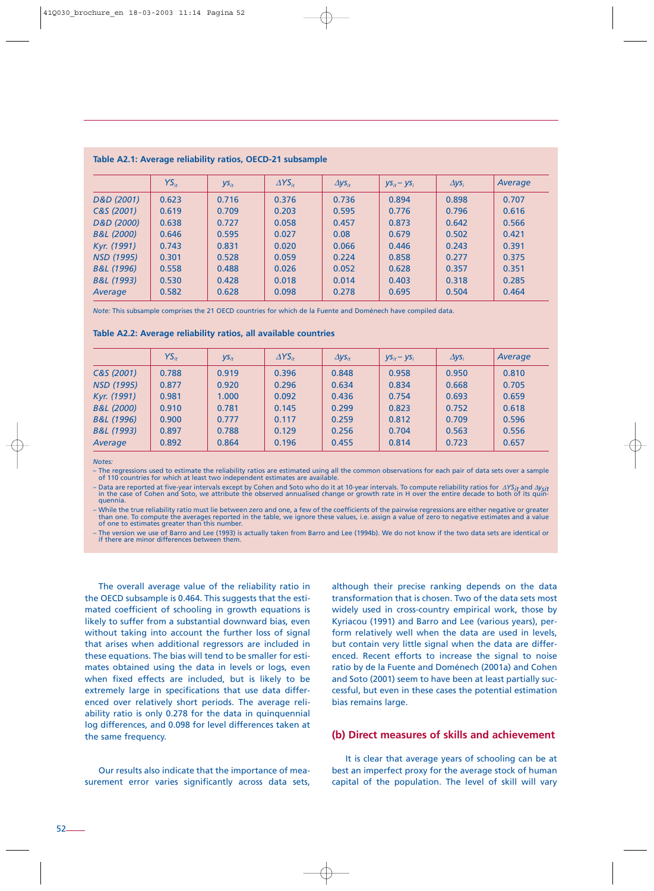**Table A2.1: Average reliability ratios, OECD-21 subsample**

| | $YS_{it}$ | $ys_{it}$ | $\Delta YS_{it}$ | $\Delta ys_{it}$ | $ys_{it} - ys_i$ | $\Delta ys_i$ | *Average* |
|---|---|---|---|---|---|---|---|
| *D&D (2001)* | 0.623 | 0.716 | 0.376 | 0.736 | 0.894 | 0.898 | 0.707 |
| *C&S (2001)* | 0.619 | 0.709 | 0.203 | 0.595 | 0.776 | 0.796 | 0.616 |
| *D&D (2000)* | 0.638 | 0.727 | 0.058 | 0.457 | 0.873 | 0.642 | 0.566 |
| *B&L (2000)* | 0.646 | 0.595 | 0.027 | 0.08 | 0.679 | 0.502 | 0.421 |
| *Kyr. (1991)* | 0.743 | 0.831 | 0.020 | 0.066 | 0.446 | 0.243 | 0.391 |
| *NSD (1995)* | 0.301 | 0.528 | 0.059 | 0.224 | 0.858 | 0.277 | 0.375 |
| *B&L (1996)* | 0.558 | 0.488 | 0.026 | 0.052 | 0.628 | 0.357 | 0.351 |
| *B&L (1993)* | 0.530 | 0.428 | 0.018 | 0.014 | 0.403 | 0.318 | 0.285 |
| *Average* | 0.582 | 0.628 | 0.098 | 0.278 | 0.695 | 0.504 | 0.464 |

*Note:* This subsample comprises the 21 OECD countries for which de la Fuente and Doménech have compiled data.

**Table A2.2: Average reliability ratios, all available countries**

| | $YS_{it}$ | $ys_{it}$ | $\Delta YS_{it}$ | $\Delta ys_{it}$ | $ys_{it} - ys_i$ | $\Delta ys_i$ | *Average* |
|---|---|---|---|---|---|---|---|
| *C&S (2001)* | 0.788 | 0.919 | 0.396 | 0.848 | 0.958 | 0.950 | 0.810 |
| *NSD (1995)* | 0.877 | 0.920 | 0.296 | 0.634 | 0.834 | 0.668 | 0.705 |
| *Kyr. (1991)* | 0.981 | 1.000 | 0.092 | 0.436 | 0.754 | 0.693 | 0.659 |
| *B&L (2000)* | 0.910 | 0.781 | 0.145 | 0.299 | 0.823 | 0.752 | 0.618 |
| *B&L (1996)* | 0.900 | 0.777 | 0.117 | 0.259 | 0.812 | 0.709 | 0.596 |
| *B&L (1993)* | 0.897 | 0.788 | 0.129 | 0.256 | 0.704 | 0.563 | 0.556 |
| *Average* | 0.892 | 0.864 | 0.196 | 0.455 | 0.814 | 0.723 | 0.657 |

*Notes:*

- The regressions used to estimate the reliability ratios are estimated using all the common observations for each pair of data sets over a sample of 110 countries for which at least two independent estimates are available.
- Data are reported at five-year intervals except by Cohen and Soto who do it at 10-year intervals. To compute reliability ratios for $\Delta YS_{it}$ and $\Delta ys_{it}$ in the case of Cohen and Soto, we attribute the observed annualised change or growth rate in H over the entire decade to both of its quinquennia.
- While the true reliability ratio must lie between zero and one, a few of the coefficients of the pairwise regressions are either negative or greater than one. To compute the averages reported in the table, we ignore these values, i.e. assign a value of zero to negative estimates and a value of one to estimates greater than this number.
- The version we use of Barro and Lee (1993) is actually taken from Barro and Lee (1994b). We do not know if the two data sets are identical or if there are minor differences between them.

The overall average value of the reliability ratio in the OECD subsample is 0.464. This suggests that the estimated coefficient of schooling in growth equations is likely to suffer from a substantial downward bias, even without taking into account the further loss of signal that arises when additional regressors are included in these equations. The bias will tend to be smaller for estimates obtained using the data in levels or logs, even when fixed effects are included, but is likely to be extremely large in specifications that use data differenced over relatively short periods. The average reliability ratio is only 0.278 for the data in quinquennial log differences, and 0.098 for level differences taken at the same frequency.

Our results also indicate that the importance of measurement error varies significantly across data sets, although their precise ranking depends on the data transformation that is chosen. Two of the data sets most widely used in cross-country empirical work, those by Kyriacou (1991) and Barro and Lee (various years), perform relatively well when the data are used in levels, but contain very little signal when the data are differenced. Recent efforts to increase the signal to noise ratio by de la Fuente and Doménech (2001a) and Cohen and Soto (2001) seem to have been at least partially successful, but even in these cases the potential estimation bias remains large.

## (b) Direct measures of skills and achievement

It is clear that average years of schooling can be at best an imperfect proxy for the average stock of human capital of the population. The level of skill will vary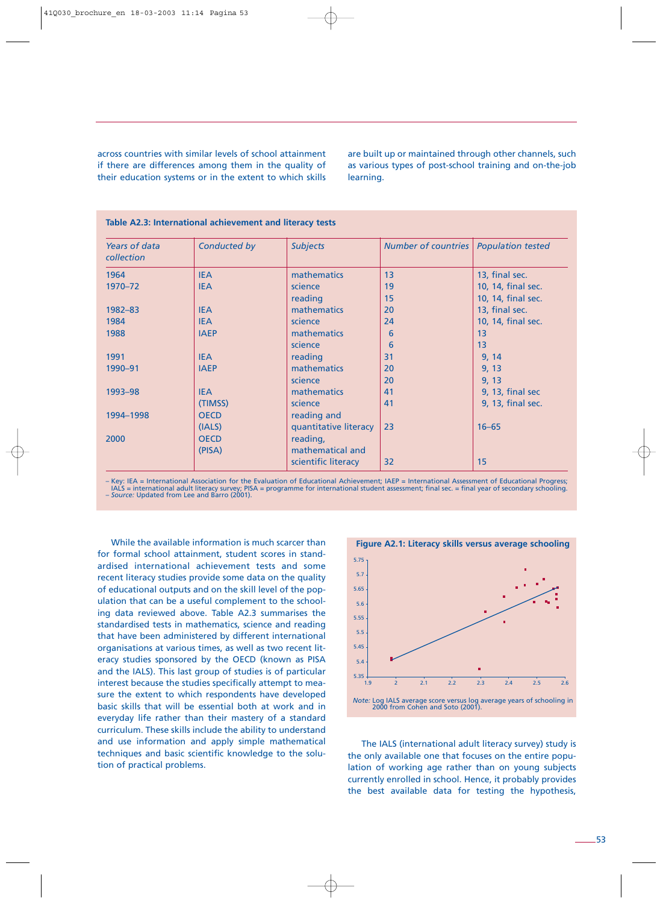across countries with similar levels of school attainment if there are differences among them in the quality of their education systems or in the extent to which skills are built up or maintained through other channels, such as various types of post-school training and on-the-job learning.

**Table A2.3: International achievement and literacy tests**

| *Years of data collection* | *Conducted by* | *Subjects* | *Number of countries* | *Population tested* |
|---|---|---|---|---|
| 1964 | IEA | mathematics | 13 | 13, final sec. |
| 1970–72 | IEA | science | 19 | 10, 14, final sec. |
| | | reading | 15 | 10, 14, final sec. |
| 1982–83 | IEA | mathematics | 20 | 13, final sec. |
| 1984 | IEA | science | 24 | 10, 14, final sec. |
| 1988 | IAEP | mathematics | 6 | 13 |
| | | science | 6 | 13 |
| 1991 | IEA | reading | 31 | 9, 14 |
| 1990–91 | IAEP | mathematics | 20 | 9, 13 |
| | | science | 20 | 9, 13 |
| 1993–98 | IEA | mathematics | 41 | 9, 13, final sec |
| | (TIMSS) | science | 41 | 9, 13, final sec. |
| 1994–1998 | OECD (IALS) | reading and quantitative literacy | 23 | 16–65 |
| 2000 | OECD (PISA) | reading, mathematical and scientific literacy | 32 | 15 |

– Key: IEA = International Association for the Evaluation of Educational Achievement; IAEP = International Assessment of Educational Progress; IALS = international adult literacy survey; PISA = programme for international student assessment; final sec. = final year of secondary schooling.
– *Source:* Updated from Lee and Barro (2001).

While the available information is much scarcer than for formal school attainment, student scores in standardised international achievement tests and some recent literacy studies provide some data on the quality of educational outputs and on the skill level of the population that can be a useful complement to the schooling data reviewed above. Table A2.3 summarises the standardised tests in mathematics, science and reading that have been administered by different international organisations at various times, as well as two recent literacy studies sponsored by the OECD (known as PISA and the IALS). This last group of studies is of particular interest because the studies specifically attempt to measure the extent to which respondents have developed basic skills that will be essential both at work and in everyday life rather than their mastery of a standard curriculum. These skills include the ability to understand and use information and apply simple mathematical techniques and basic scientific knowledge to the solution of practical problems.

**Figure A2.1: Literacy skills versus average schooling**

*Note:* Log IALS average score versus log average years of schooling in 2000 from Cohen and Soto (2001).

The IALS (international adult literacy survey) study is the only available one that focuses on the entire population of working age rather than on young subjects currently enrolled in school. Hence, it probably provides the best available data for testing the hypothesis,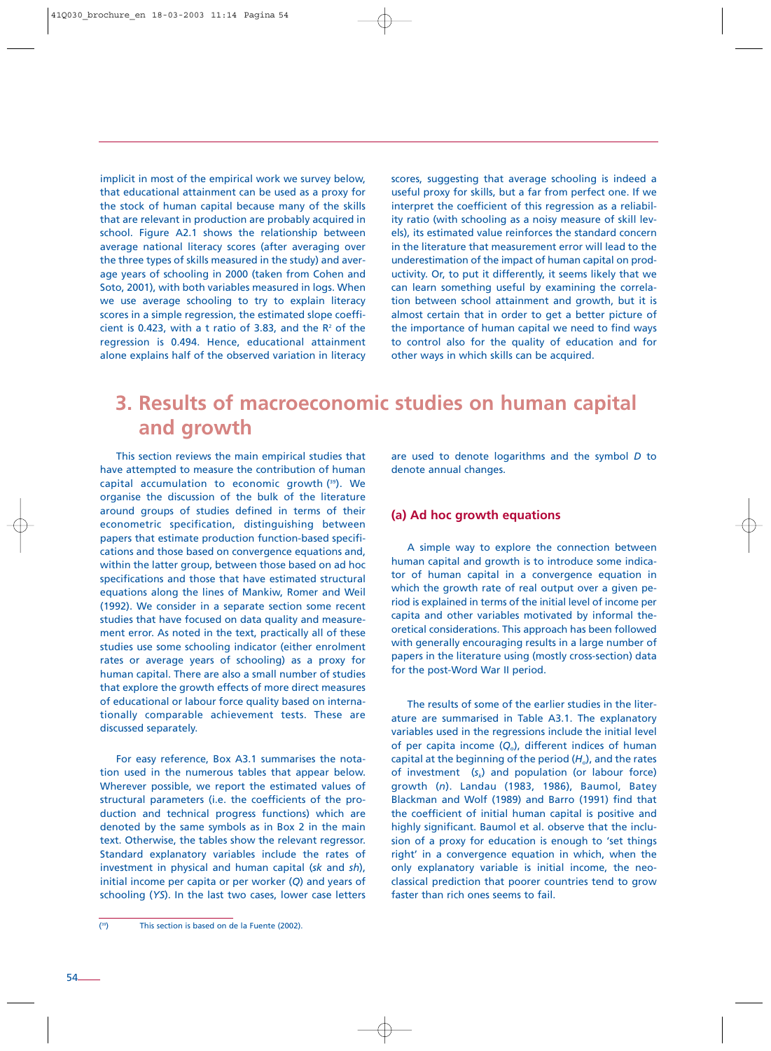implicit in most of the empirical work we survey below, that educational attainment can be used as a proxy for the stock of human capital because many of the skills that are relevant in production are probably acquired in school. Figure A2.1 shows the relationship between average national literacy scores (after averaging over the three types of skills measured in the study) and average years of schooling in 2000 (taken from Cohen and Soto, 2001), with both variables measured in logs. When we use average schooling to try to explain literacy scores in a simple regression, the estimated slope coefficient is 0.423, with a t ratio of 3.83, and the $R^2$ of the regression is 0.494. Hence, educational attainment alone explains half of the observed variation in literacy scores, suggesting that average schooling is indeed a useful proxy for skills, but a far from perfect one. If we interpret the coefficient of this regression as a reliability ratio (with schooling as a noisy measure of skill levels), its estimated value reinforces the standard concern in the literature that measurement error will lead to the underestimation of the impact of human capital on productivity. Or, to put it differently, it seems likely that we can learn something useful by examining the correlation between school attainment and growth, but it is almost certain that in order to get a better picture of the importance of human capital we need to find ways to control also for the quality of education and for other ways in which skills can be acquired.

# 3. Results of macroeconomic studies on human capital and growth

This section reviews the main empirical studies that have attempted to measure the contribution of human capital accumulation to economic growth [39]. We organise the discussion of the bulk of the literature around groups of studies defined in terms of their econometric specification, distinguishing between papers that estimate production function-based specifications and those based on convergence equations and, within the latter group, between those based on ad hoc specifications and those that have estimated structural equations along the lines of Mankiw, Romer and Weil (1992). We consider in a separate section some recent studies that have focused on data quality and measurement error. As noted in the text, practically all of these studies use some schooling indicator (either enrolment rates or average years of schooling) as a proxy for human capital. There are also a small number of studies that explore the growth effects of more direct measures of educational or labour force quality based on internationally comparable achievement tests. These are discussed separately.

For easy reference, Box A3.1 summarises the notation used in the numerous tables that appear below. Wherever possible, we report the estimated values of structural parameters (i.e. the coefficients of the production and technical progress functions) which are denoted by the same symbols as in Box 2 in the main text. Otherwise, the tables show the relevant regressor. Standard explanatory variables include the rates of investment in physical and human capital (*sk* and *sh*), initial income per capita or per worker (*Q*) and years of schooling (*YS*). In the last two cases, lower case letters are used to denote logarithms and the symbol *D* to denote annual changes.

## (a) Ad hoc growth equations

A simple way to explore the connection between human capital and growth is to introduce some indicator of human capital in a convergence equation in which the growth rate of real output over a given period is explained in terms of the initial level of income per capita and other variables motivated by informal theoretical considerations. This approach has been followed with generally encouraging results in a large number of papers in the literature using (mostly cross-section) data for the post-Word War II period.

The results of some of the earlier studies in the literature are summarised in Table A3.1. The explanatory variables used in the regressions include the initial level of per capita income ($Q_o$), different indices of human capital at the beginning of the period ($H_o$), and the rates of investment ($s_k$) and population (or labour force) growth (*n*). Landau (1983, 1986), Baumol, Batey Blackman and Wolf (1989) and Barro (1991) find that the coefficient of initial human capital is positive and highly significant. Baumol et al. observe that the inclusion of a proxy for education is enough to 'set things right' in a convergence equation in which, when the only explanatory variable is initial income, the neoclassical prediction that poorer countries tend to grow faster than rich ones seems to fail.

[39] This section is based on de la Fuente (2002).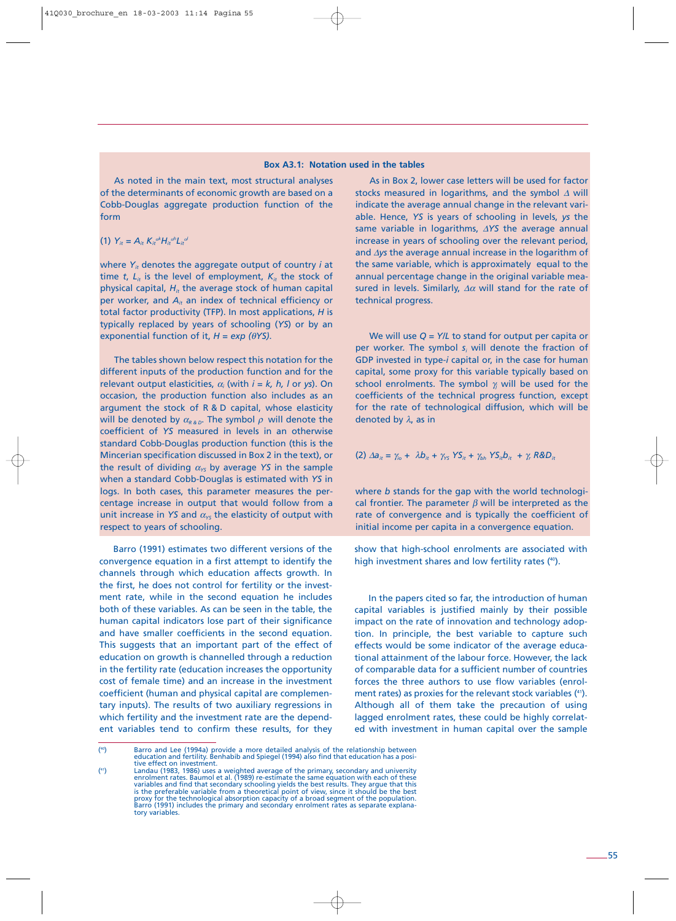### Box A3.1: Notation used in the tables

As noted in the main text, most structural analyses of the determinants of economic growth are based on a Cobb-Douglas aggregate production function of the form

(1) $Y_{it} = A_{it} K_{it}^{\alpha k} H_{it}^{\alpha h} L_{it}^{\alpha l}$

where $Y_{it}$ denotes the aggregate output of country *i* at time *t*, $L_{it}$ is the level of employment, $K_{it}$ the stock of physical capital, $H_{it}$ the average stock of human capital per worker, and $A_{it}$ an index of technical efficiency or total factor productivity (TFP). In most applications, *H* is typically replaced by years of schooling (*YS*) or by an exponential function of it, $H = exp\ (\theta YS)$.

The tables shown below respect this notation for the different inputs of the production function and for the relevant output elasticities, $\alpha_i$ (with $i = k, h, l$ or $ys$). On occasion, the production function also includes as an argument the stock of R & D capital, whose elasticity will be denoted by $\alpha_{R\&D}$. The symbol $\rho$ will denote the coefficient of *YS* measured in levels in an otherwise standard Cobb-Douglas production function (this is the Mincerian specification discussed in Box 2 in the text), or the result of dividing $\alpha_{YS}$ by average *YS* in the sample when a standard Cobb-Douglas is estimated with *YS* in logs. In both cases, this parameter measures the percentage increase in output that would follow from a unit increase in *YS* and $\alpha_{YS}$ the elasticity of output with respect to years of schooling.

As in Box 2, lower case letters will be used for factor stocks measured in logarithms, and the symbol $\Delta$ will indicate the average annual change in the relevant variable. Hence, *YS* is years of schooling in levels, *ys* the same variable in logarithms, $\Delta YS$ the average annual increase in years of schooling over the relevant period, and $\Delta ys$ the average annual increase in the logarithm of the same variable, which is approximately equal to the annual percentage change in the original variable measured in levels. Similarly, $\Delta\alpha$ will stand for the rate of technical progress.

We will use $Q = Y/L$ to stand for output per capita or per worker. The symbol $s_i$ will denote the fraction of GDP invested in type-*i* capital or, in the case for human capital, some proxy for this variable typically based on school enrolments. The symbol $\gamma_j$ will be used for the coefficients of the technical progress function, except for the rate of technological diffusion, which will be denoted by $\lambda$, as in

(2) $\Delta a_{it} = \gamma_{io} + \lambda b_{it} + \gamma_{YS}\ YS_{it} + \gamma_{bh}\ YS_{it} b_{it} + \gamma_r\ R\&D_{it}$

where *b* stands for the gap with the world technological frontier. The parameter $\beta$ will be interpreted as the rate of convergence and is typically the coefficient of initial income per capita in a convergence equation.

Barro (1991) estimates two different versions of the convergence equation in a first attempt to identify the channels through which education affects growth. In the first, he does not control for fertility or the investment rate, while in the second equation he includes both of these variables. As can be seen in the table, the human capital indicators lose part of their significance and have smaller coefficients in the second equation. This suggests that an important part of the effect of education on growth is channelled through a reduction in the fertility rate (education increases the opportunity cost of female time) and an increase in the investment coefficient (human and physical capital are complementary inputs). The results of two auxiliary regressions in which fertility and the investment rate are the dependent variables tend to confirm these results, for they show that high-school enrolments are associated with high investment shares and low fertility rates ([40]).

In the papers cited so far, the introduction of human capital variables is justified mainly by their possible impact on the rate of innovation and technology adoption. In principle, the best variable to capture such effects would be some indicator of the average educational attainment of the labour force. However, the lack of comparable data for a sufficient number of countries forces the three authors to use flow variables (enrolment rates) as proxies for the relevant stock variables ([41]). Although all of them take the precaution of using lagged enrolment rates, these could be highly correlated with investment in human capital over the sample

([40]) Barro and Lee (1994a) provide a more detailed analysis of the relationship between education and fertility. Benhabib and Spiegel (1994) also find that education has a positive effect on investment.

([41]) Landau (1983, 1986) uses a weighted average of the primary, secondary and university enrolment rates. Baumol et al. (1989) re-estimate the same equation with each of these variables and find that secondary schooling yields the best results. They argue that this is the preferable variable from a theoretical point of view, since it should be the best proxy for the technological absorption capacity of a broad segment of the population. Barro (1991) includes the primary and secondary enrolment rates as separate explanatory variables.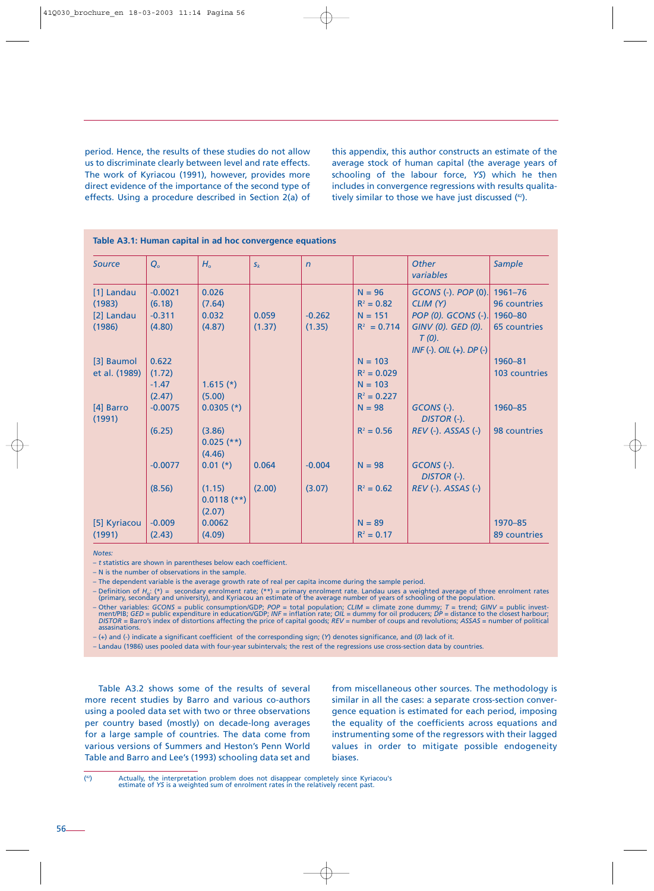period. Hence, the results of these studies do not allow us to discriminate clearly between level and rate effects. The work of Kyriacou (1991), however, provides more direct evidence of the importance of the second type of effects. Using a procedure described in Section 2(a) of this appendix, this author constructs an estimate of the average stock of human capital (the average years of schooling of the labour force, *YS*) which he then includes in convergence regressions with results qualitatively similar to those we have just discussed ([42]).

**Table A3.1: Human capital in ad hoc convergence equations**

| *Source* | $Q_o$ | $H_o$ | $s_k$ | $n$ | | *Other variables* | *Sample* |
|---|---|---|---|---|---|---|---|
| [1] Landau (1983) | -0.0021 (6.18) | 0.026 (7.64) | | | N = 96 $R^2$ = 0.82 | *GCONS* (-). *POP* (0). *CLIM* (*Y*) | 1961–76 96 countries |
| [2] Landau (1986) | -0.311 (4.80) | 0.032 (4.87) | 0.059 (1.37) | -0.262 (1.35) | N = 151 $R^2$ = 0.714 | *POP* (0). *GCONS* (-). *GINV* (0). *GED* (0). *T* (0). *INF* (-). *OIL* (+). *DP* (-) | 1960–80 65 countries |
| [3] Baumol et al. (1989) | 0.622 (1.72) | | | | N = 103 $R^2$ = 0.029 | | 1960–81 103 countries |
| | -1.47 (2.47) | 1.615 (*) (5.00) | | | N = 103 $R^2$ = 0.227 | | |
| [4] Barro (1991) | -0.0075 (6.25) | 0.0305 (*) (3.86) 0.025 (**) (4.46) | | | N = 98 $R^2$ = 0.56 | *GCONS* (-). *DISTOR* (-). *REV* (-). *ASSAS* (-) | 1960–85 98 countries |
| | -0.0077 (8.56) | 0.01 (*) (1.15) 0.0118 (**) (2.07) | 0.064 (2.00) | -0.004 (3.07) | N = 98 $R^2$ = 0.62 | *GCONS* (-). *DISTOR* (-). *REV* (-). *ASSAS* (-) | |
| [5] Kyriacou (1991) | -0.009 (2.43) | 0.0062 (4.09) | | | N = 89 $R^2$ = 0.17 | | 1970–85 89 countries |

*Notes:*

– *t* statistics are shown in parentheses below each coefficient.

– N is the number of observations in the sample.

– The dependent variable is the average growth rate of real per capita income during the sample period.

– Definition of $H_o$: (*) = secondary enrolment rate; (**) = primary enrolment rate. Landau uses a weighted average of three enrolment rates (primary, secondary and university), and Kyriacou an estimate of the average number of years of schooling of the population.

– Other variables: *GCONS* = public consumption/GDP; *POP* = total population; *CLIM* = climate zone dummy; *T* = trend; *GINV* = public investment/PIB; *GED* = public expenditure in education/GDP; *INF* = inflation rate; *OIL* = dummy for oil producers; *DP* = distance to the closest harbour; *DISTOR* = Barro's index of distortions affecting the price of capital goods; *REV* = number of coups and revolutions; *ASSAS* = number of political assasinations.

– (+) and (-) indicate a significant coefficient of the corresponding sign; (*Y*) denotes significance, and (*0*) lack of it.

– Landau (1986) uses pooled data with four-year subintervals; the rest of the regressions use cross-section data by countries.

Table A3.2 shows some of the results of several more recent studies by Barro and various co-authors using a pooled data set with two or three observations per country based (mostly) on decade-long averages for a large sample of countries. The data come from various versions of Summers and Heston's Penn World Table and Barro and Lee's (1993) schooling data set and from miscellaneous other sources. The methodology is similar in all the cases: a separate cross-section convergence equation is estimated for each period, imposing the equality of the coefficients across equations and instrumenting some of the regressors with their lagged values in order to mitigate possible endogeneity biases.

[42] Actually, the interpretation problem does not disappear completely since Kyriacou's estimate of *YS* is a weighted sum of enrolment rates in the relatively recent past.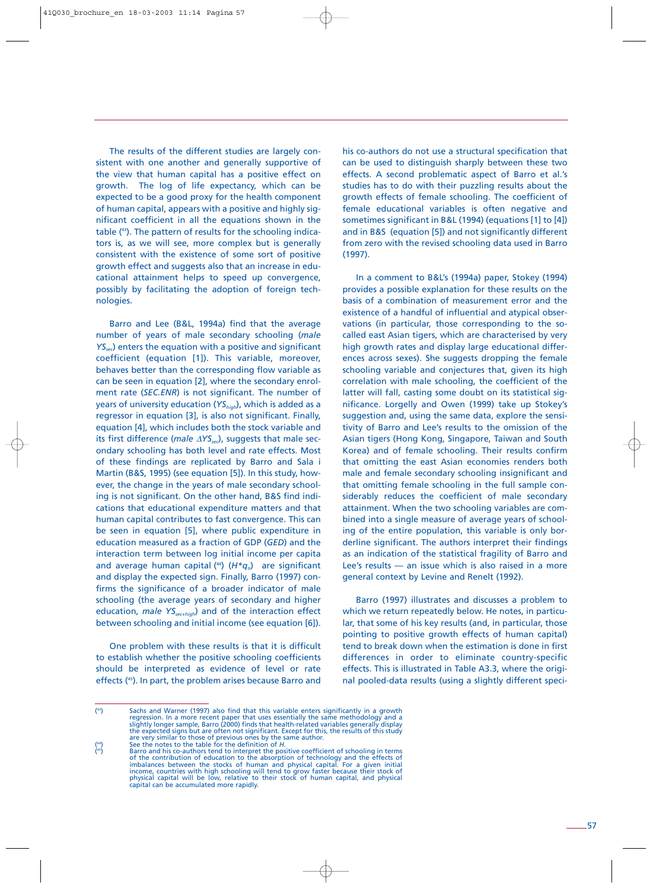The results of the different studies are largely consistent with one another and generally supportive of the view that human capital has a positive effect on growth. The log of life expectancy, which can be expected to be a good proxy for the health component of human capital, appears with a positive and highly significant coefficient in all the equations shown in the table ([43]). The pattern of results for the schooling indicators is, as we will see, more complex but is generally consistent with the existence of some sort of positive growth effect and suggests also that an increase in educational attainment helps to speed up convergence, possibly by facilitating the adoption of foreign technologies.

Barro and Lee (B&L, 1994a) find that the average number of years of male secondary schooling (*male* $YS_{sec}$) enters the equation with a positive and significant coefficient (equation [1]). This variable, moreover, behaves better than the corresponding flow variable as can be seen in equation [2], where the secondary enrolment rate (*SEC.ENR*) is not significant. The number of years of university education ($YS_{high}$), which is added as a regressor in equation [3], is also not significant. Finally, equation [4], which includes both the stock variable and its first difference (*male* $\Delta YS_{sec}$), suggests that male secondary schooling has both level and rate effects. Most of these findings are replicated by Barro and Sala i Martin (B&S, 1995) (see equation [5]). In this study, however, the change in the years of male secondary schooling is not significant. On the other hand, B&S find indications that educational expenditure matters and that human capital contributes to fast convergence. This can be seen in equation [5], where public expenditure in education measured as a fraction of GDP (*GED*) and the interaction term between log initial income per capita and average human capital ([44]) ($H{*}q_o$) are significant and display the expected sign. Finally, Barro (1997) confirms the significance of a broader indicator of male schooling (the average years of secondary and higher education, *male* $YS_{sec+high}$) and of the interaction effect between schooling and initial income (see equation [6]).

One problem with these results is that it is difficult to establish whether the positive schooling coefficients should be interpreted as evidence of level or rate effects ([45]). In part, the problem arises because Barro and his co-authors do not use a structural specification that can be used to distinguish sharply between these two effects. A second problematic aspect of Barro et al.'s studies has to do with their puzzling results about the growth effects of female schooling. The coefficient of female educational variables is often negative and sometimes significant in B&L (1994) (equations [1] to [4]) and in B&S (equation [5]) and not significantly different from zero with the revised schooling data used in Barro (1997).

In a comment to B&L's (1994a) paper, Stokey (1994) provides a possible explanation for these results on the basis of a combination of measurement error and the existence of a handful of influential and atypical observations (in particular, those corresponding to the so-called east Asian tigers, which are characterised by very high growth rates and display large educational differences across sexes). She suggests dropping the female schooling variable and conjectures that, given its high correlation with male schooling, the coefficient of the latter will fall, casting some doubt on its statistical significance. Lorgelly and Owen (1999) take up Stokey's suggestion and, using the same data, explore the sensitivity of Barro and Lee's results to the omission of the Asian tigers (Hong Kong, Singapore, Taiwan and South Korea) and of female schooling. Their results confirm that omitting the east Asian economies renders both male and female secondary schooling insignificant and that omitting female schooling in the full sample considerably reduces the coefficient of male secondary attainment. When the two schooling variables are combined into a single measure of average years of schooling of the entire population, this variable is only borderline significant. The authors interpret their findings as an indication of the statistical fragility of Barro and Lee's results — an issue which is also raised in a more general context by Levine and Renelt (1992).

Barro (1997) illustrates and discusses a problem to which we return repeatedly below. He notes, in particular, that some of his key results (and, in particular, those pointing to positive growth effects of human capital) tend to break down when the estimation is done in first differences in order to eliminate country-specific effects. This is illustrated in Table A3.3, where the original pooled-data results (using a slightly different speci-

---

([43]) Sachs and Warner (1997) also find that this variable enters significantly in a growth regression. In a more recent paper that uses essentially the same methodology and a slightly longer sample, Barro (2000) finds that health-related variables generally display the expected signs but are often not significant. Except for this, the results of this study are very similar to those of previous ones by the same author.

([44]) See the notes to the table for the definition of *H*.

([45]) Barro and his co-authors tend to interpret the positive coefficient of schooling in terms of the contribution of education to the absorption of technology and the effects of imbalances between the stocks of human and physical capital. For a given initial income, countries with high schooling will tend to grow faster because their stock of physical capital will be low, relative to their stock of human capital, and physical capital can be accumulated more rapidly.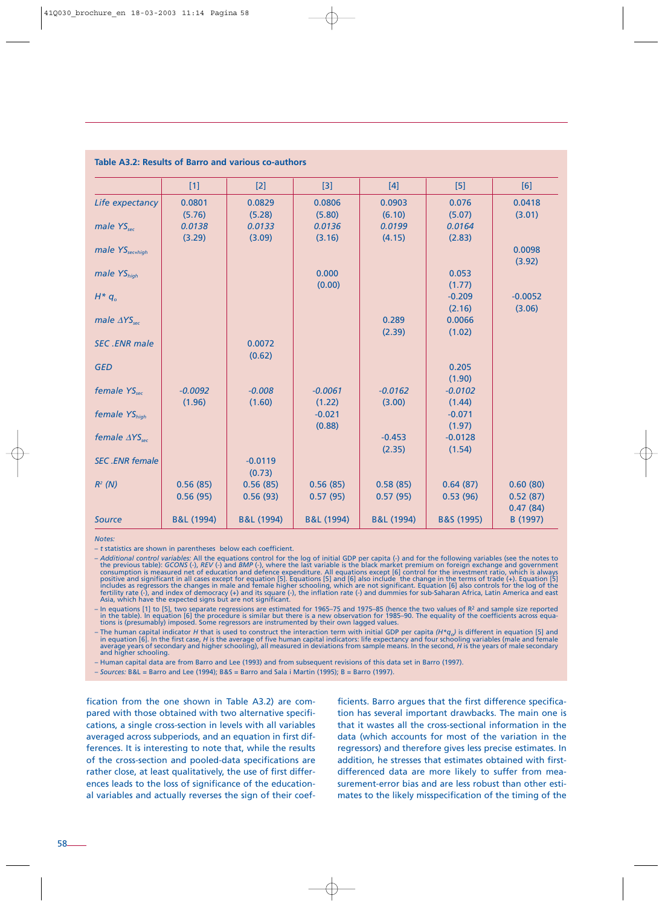**Table A3.2: Results of Barro and various co-authors**

| | [1] | [2] | [3] | [4] | [5] | [6] |
|---|---|---|---|---|---|---|
| *Life expectancy* | 0.0801 | 0.0829 | 0.0806 | 0.0903 | 0.076 | 0.0418 |
| | (5.76) | (5.28) | (5.80) | (6.10) | (5.07) | (3.01) |
| *male $YS_{sec}$* | *0.0138* | *0.0133* | *0.0136* | *0.0199* | *0.0164* | |
| | (3.29) | (3.09) | (3.16) | (4.15) | (2.83) | |
| *male $YS_{sec+high}$* | | | | | | 0.0098 |
| | | | | | | (3.92) |
| *male $YS_{high}$* | | | 0.000 | | 0.053 | |
| | | | (0.00) | | (1.77) | |
| *$H^* q_o$* | | | | | -0.209 | -0.0052 |
| | | | | | (2.16) | (3.06) |
| *male $\Delta YS_{sec}$* | | | | 0.289 | 0.0066 | |
| | | | | (2.39) | (1.02) | |
| *SEC .ENR male* | | 0.0072 | | | | |
| | | (0.62) | | | | |
| *GED* | | | | | 0.205 | |
| | | | | | (1.90) | |
| *female $YS_{sec}$* | *-0.0092* | *-0.008* | *-0.0061* | *-0.0162* | *-0.0102* | |
| | (1.96) | (1.60) | (1.22) | (3.00) | (1.44) | |
| *female $YS_{high}$* | | | -0.021 | | -0.071 | |
| | | | (0.88) | | (1.97) | |
| *female $\Delta YS_{sec}$* | | | | -0.453 | -0.0128 | |
| | | | | (2.35) | (1.54) | |
| *SEC .ENR female* | | -0.0119 | | | | |
| | | (0.73) | | | | |
| *$R^2$ (N)* | 0.56 (85) | 0.56 (85) | 0.56 (85) | 0.58 (85) | 0.64 (87) | 0.60 (80) |
| | 0.56 (95) | 0.56 (93) | 0.57 (95) | 0.57 (95) | 0.53 (96) | 0.52 (87) |
| | | | | | | 0.47 (84) |
| *Source* | B&L (1994) | B&L (1994) | B&L (1994) | B&L (1994) | B&S (1995) | B (1997) |

*Notes:*

– *t* statistics are shown in parentheses below each coefficient.

– *Additional control variables:* All the equations control for the log of initial GDP per capita (-) and for the following variables (see the notes to the previous table): *GCONS* (-), *REV* (-) and *BMP* (-), where the last variable is the black market premium on foreign exchange and government consumption is measured net of education and defence expenditure. All equations except [6] control for the investment ratio, which is always positive and significant in all cases except for equation [5]. Equations [5] and [6] also include the change in the terms of trade (+). Equation [5] includes as regressors the changes in male and female higher schooling, which are not significant. Equation [6] also controls for the log of the fertility rate (-), and index of democracy (+) and its square (-), the inflation rate (-) and dummies for sub-Saharan Africa, Latin America and east Asia, which have the expected signs but are not significant.

– In equations [1] to [5], two separate regressions are estimated for 1965–75 and 1975–85 (hence the two values of $R^2$ and sample size reported in the table). In equation [6] the procedure is similar but there is a new observation for 1985–90. The equality of the coefficients across equations is (presumably) imposed. Some regressors are instrumented by their own lagged values.

– The human capital indicator *H* that is used to construct the interaction term with initial GDP per capita *($H^*q_o$)* is different in equation [5] and in equation [6]. In the first case, *H* is the average of five human capital indicators: life expectancy and four schooling variables (male and female average years of secondary and higher schooling), all measured in deviations from sample means. In the second, *H* is the years of male secondary and higher schooling.

– Human capital data are from Barro and Lee (1993) and from subsequent revisions of this data set in Barro (1997).

– *Sources:* B&L = Barro and Lee (1994); B&S = Barro and Sala i Martin (1995); B = Barro (1997).

fication from the one shown in Table A3.2) are compared with those obtained with two alternative specifications, a single cross-section in levels with all variables averaged across subperiods, and an equation in first differences. It is interesting to note that, while the results of the cross-section and pooled-data specifications are rather close, at least qualitatively, the use of first differences leads to the loss of significance of the educational variables and actually reverses the sign of their coefficients. Barro argues that the first difference specification has several important drawbacks. The main one is that it wastes all the cross-sectional information in the data (which accounts for most of the variation in the regressors) and therefore gives less precise estimates. In addition, he stresses that estimates obtained with first-differenced data are more likely to suffer from measurement-error bias and are less robust than other estimates to the likely misspecification of the timing of the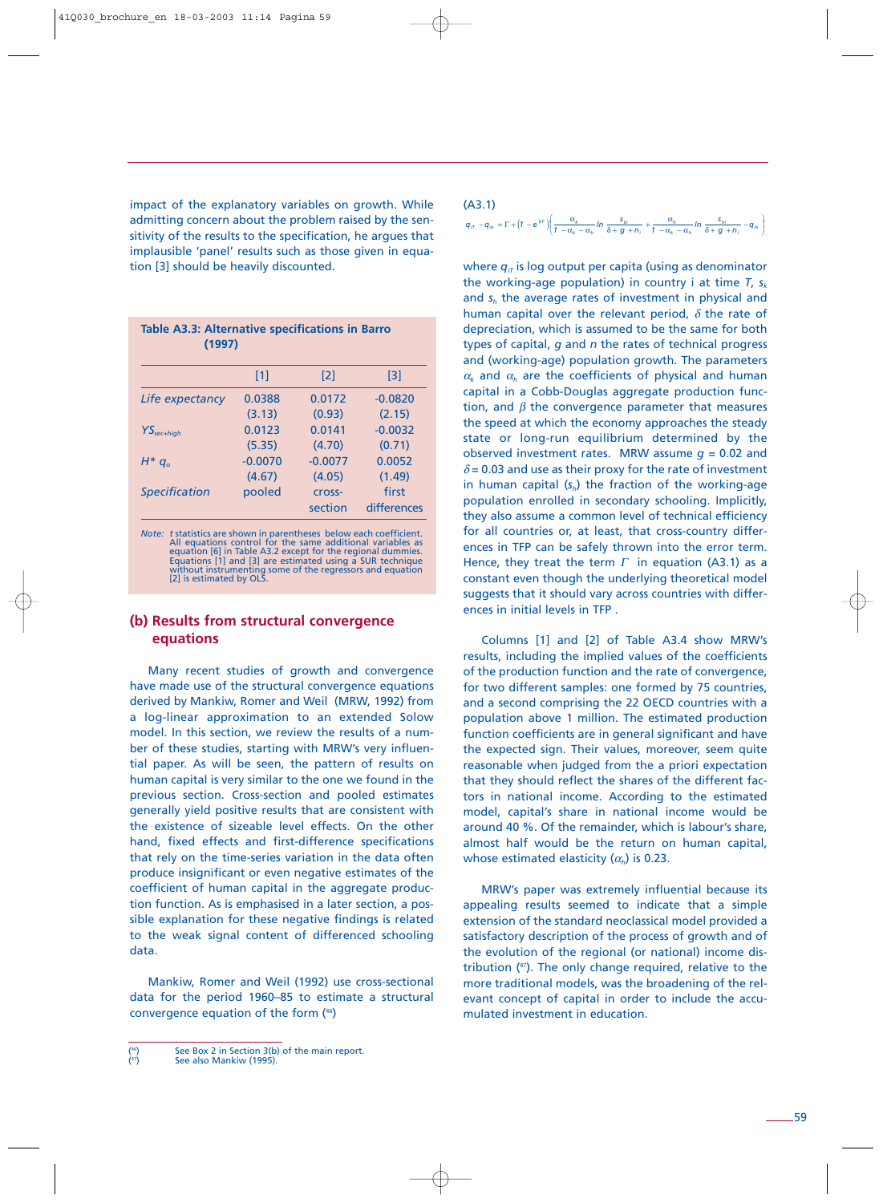impact of the explanatory variables on growth. While admitting concern about the problem raised by the sensitivity of the results to the specification, he argues that implausible 'panel' results such as those given in equation [3] should be heavily discounted.

**Table A3.3: Alternative specifications in Barro (1997)**

| | [1] | [2] | [3] |
|---|---|---|---|
| *Life expectancy* | 0.0388 | 0.0172 | -0.0820 |
| | (3.13) | (0.93) | (2.15) |
| $YS_{sec+high}$ | 0.0123 | 0.0141 | -0.0032 |
| | (5.35) | (4.70) | (0.71) |
| $H^* q_o$ | -0.0070 | -0.0077 | 0.0052 |
| | (4.67) | (4.05) | (1.49) |
| *Specification* | pooled | cross-section | first differences |

*Note:* t statistics are shown in parentheses below each coefficient. All equations control for the same additional variables as equation [6] in Table A3.2 except for the regional dummies. Equations [1] and [3] are estimated using a SUR technique without instrumenting some of the regressors and equation [2] is estimated by OLS.

## (b) Results from structural convergence equations

Many recent studies of growth and convergence have made use of the structural convergence equations derived by Mankiw, Romer and Weil (MRW, 1992) from a log-linear approximation to an extended Solow model. In this section, we review the results of a number of these studies, starting with MRW's very influential paper. As will be seen, the pattern of results on human capital is very similar to the one we found in the previous section. Cross-section and pooled estimates generally yield positive results that are consistent with the existence of sizeable level effects. On the other hand, fixed effects and first-difference specifications that rely on the time-series variation in the data often produce insignificant or even negative estimates of the coefficient of human capital in the aggregate production function. As is emphasised in a later section, a possible explanation for these negative findings is related to the weak signal content of differenced schooling data.

Mankiw, Romer and Weil (1992) use cross-sectional data for the period 1960–85 to estimate a structural convergence equation of the form [46]

(A3.1)

$$q_{iT} - q_{io} = \Gamma + \left(1 - e^{\beta T}\right)\left(\frac{\alpha_k}{1-\alpha_k-\alpha_h}\ln\frac{s_{ki}}{\delta+g+n_i} + \frac{\alpha_h}{1-\alpha_k-\alpha_h}\ln\frac{s_{hi}}{\delta+g+n_i} - q_{io}\right)$$

where $q_{iT}$ is log output per capita (using as denominator the working-age population) in country i at time $T$, $s_k$ and $s_h$ the average rates of investment in physical and human capital over the relevant period, $\delta$ the rate of depreciation, which is assumed to be the same for both types of capital, $g$ and $n$ the rates of technical progress and (working-age) population growth. The parameters $\alpha_k$ and $\alpha_h$ are the coefficients of physical and human capital in a Cobb-Douglas aggregate production function, and $\beta$ the convergence parameter that measures the speed at which the economy approaches the steady state or long-run equilibrium determined by the observed investment rates. MRW assume $g = 0.02$ and $\delta = 0.03$ and use as their proxy for the rate of investment in human capital ($s_h$) the fraction of the working-age population enrolled in secondary schooling. Implicitly, they also assume a common level of technical efficiency for all countries or, at least, that cross-country differences in TFP can be safely thrown into the error term. Hence, they treat the term $\Gamma$ in equation (A3.1) as a constant even though the underlying theoretical model suggests that it should vary across countries with differences in initial levels in TFP .

Columns [1] and [2] of Table A3.4 show MRW's results, including the implied values of the coefficients of the production function and the rate of convergence, for two different samples: one formed by 75 countries, and a second comprising the 22 OECD countries with a population above 1 million. The estimated production function coefficients are in general significant and have the expected sign. Their values, moreover, seem quite reasonable when judged from the a priori expectation that they should reflect the shares of the different factors in national income. According to the estimated model, capital's share in national income would be around 40 %. Of the remainder, which is labour's share, almost half would be the return on human capital, whose estimated elasticity ($\alpha_h$) is 0.23.

MRW's paper was extremely influential because its appealing results seemed to indicate that a simple extension of the standard neoclassical model provided a satisfactory description of the process of growth and of the evolution of the regional (or national) income distribution [47]. The only change required, relative to the more traditional models, was the broadening of the relevant concept of capital in order to include the accumulated investment in education.

[46] See Box 2 in Section 3(b) of the main report.

[47] See also Mankiw (1995).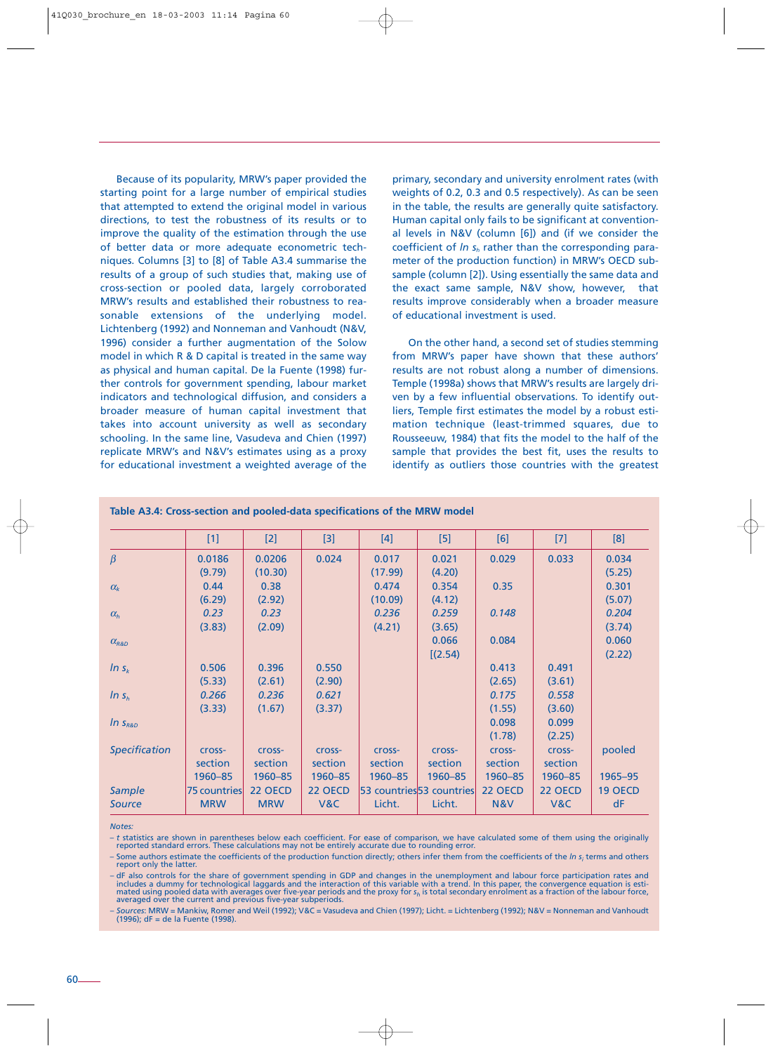Because of its popularity, MRW's paper provided the starting point for a large number of empirical studies that attempted to extend the original model in various directions, to test the robustness of its results or to improve the quality of the estimation through the use of better data or more adequate econometric techniques. Columns [3] to [8] of Table A3.4 summarise the results of a group of such studies that, making use of cross-section or pooled data, largely corroborated MRW's results and established their robustness to reasonable extensions of the underlying model. Lichtenberg (1992) and Nonneman and Vanhoudt (N&V, 1996) consider a further augmentation of the Solow model in which R & D capital is treated in the same way as physical and human capital. De la Fuente (1998) further controls for government spending, labour market indicators and technological diffusion, and considers a broader measure of human capital investment that takes into account university as well as secondary schooling. In the same line, Vasudeva and Chien (1997) replicate MRW's and N&V's estimates using as a proxy for educational investment a weighted average of the primary, secondary and university enrolment rates (with weights of 0.2, 0.3 and 0.5 respectively). As can be seen in the table, the results are generally quite satisfactory. Human capital only fails to be significant at conventional levels in N&V (column [6]) and (if we consider the coefficient of $\ln s_h$ rather than the corresponding parameter of the production function) in MRW's OECD subsample (column [2]). Using essentially the same data and the exact same sample, N&V show, however, that results improve considerably when a broader measure of educational investment is used.

On the other hand, a second set of studies stemming from MRW's paper have shown that these authors' results are not robust along a number of dimensions. Temple (1998a) shows that MRW's results are largely driven by a few influential observations. To identify outliers, Temple first estimates the model by a robust estimation technique (least-trimmed squares, due to Rousseeuw, 1984) that fits the model to the half of the sample that provides the best fit, uses the results to identify as outliers those countries with the greatest

**Table A3.4: Cross-section and pooled-data specifications of the MRW model**

| | [1] | [2] | [3] | [4] | [5] | [6] | [7] | [8] |
|---|---|---|---|---|---|---|---|---|
| $\beta$ | 0.0186 | 0.0206 | 0.024 | 0.017 | 0.021 | 0.029 | 0.033 | 0.034 |
| | (9.79) | (10.30) | | (17.99) | (4.20) | | | (5.25) |
| $\alpha_k$ | 0.44 | 0.38 | | 0.474 | 0.354 | 0.35 | | 0.301 |
| | (6.29) | (2.92) | | (10.09) | (4.12) | | | (5.07) |
| $\alpha_h$ | *0.23* | *0.23* | | *0.236* | *0.259* | *0.148* | | *0.204* |
| | (3.83) | (2.09) | | (4.21) | (3.65) | | | (3.74) |
| $\alpha_{R\&D}$ | | | | | 0.066 | 0.084 | | 0.060 |
| | | | | | [(2.54) | | | (2.22) |
| $\ln s_k$ | 0.506 | 0.396 | 0.550 | | | 0.413 | 0.491 | |
| | (5.33) | (2.61) | (2.90) | | | (2.65) | (3.61) | |
| $\ln s_h$ | *0.266* | *0.236* | *0.621* | | | *0.175* | *0.558* | |
| | (3.33) | (1.67) | (3.37) | | | (1.55) | (3.60) | |
| $\ln s_{R\&D}$ | | | | | | 0.098 | 0.099 | |
| | | | | | | (1.78) | (2.25) | |
| *Specification* | cross-section 1960–85 | cross-section 1960–85 | cross-section 1960–85 | cross-section 1960–85 | cross-section 1960–85 | cross-section 1960–85 | cross-section 1960–85 | pooled 1965–95 |
| *Sample* | 75 countries | 22 OECD | 22 OECD | 53 countries | 53 countries | 22 OECD | 22 OECD | 19 OECD |
| *Source* | MRW | MRW | V&C | Licht. | Licht. | N&V | V&C | dF |

*Notes:*

– *t* statistics are shown in parentheses below each coefficient. For ease of comparison, we have calculated some of them using the originally reported standard errors. These calculations may not be entirely accurate due to rounding error.

– Some authors estimate the coefficients of the production function directly; others infer them from the coefficients of the $\ln s_i$ terms and others report only the latter.

– dF also controls for the share of government spending in GDP and changes in the unemployment and labour force participation rates and includes a dummy for technological laggards and the interaction of this variable with a trend. In this paper, the convergence equation is estimated using pooled data with averages over five-year periods and the proxy for $s_h$ is total secondary enrolment as a fraction of the labour force, averaged over the current and previous five-year subperiods.

– *Sources*: MRW = Mankiw, Romer and Weil (1992); V&C = Vasudeva and Chien (1997); Licht. = Lichtenberg (1992); N&V = Nonneman and Vanhoudt (1996); dF = de la Fuente (1998).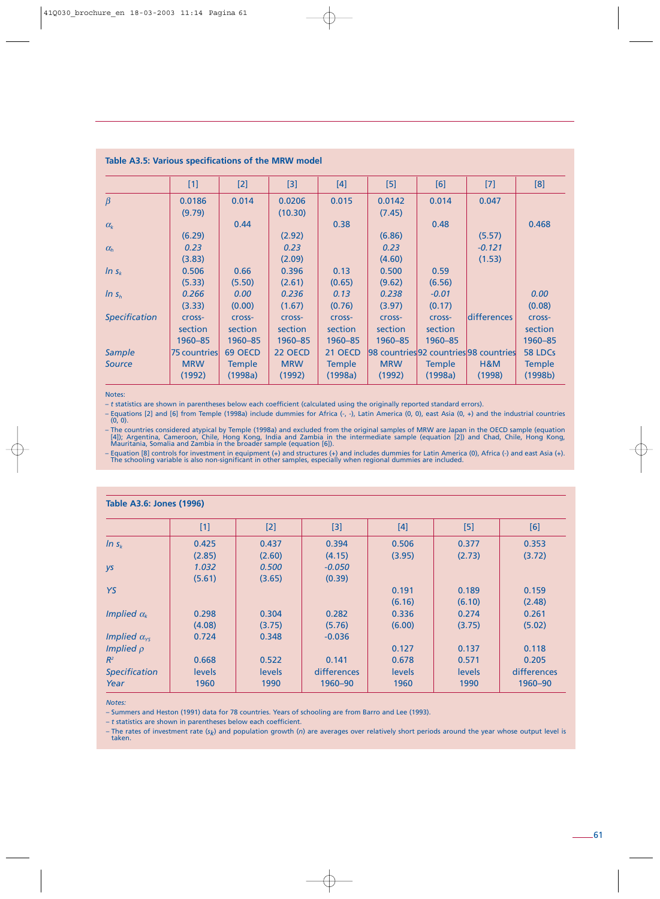**Table A3.5: Various specifications of the MRW model**

| | [1] | [2] | [3] | [4] | [5] | [6] | [7] | [8] |
|---|---|---|---|---|---|---|---|---|
| $\beta$ | 0.0186 | 0.014 | 0.0206 | 0.015 | 0.0142 | 0.014 | 0.047 | |
| | (9.79) | | (10.30) | | (7.45) | | | |
| $\alpha_k$ | | 0.44 | | 0.38 | | 0.48 | | 0.468 |
| | (6.29) | | (2.92) | | (6.86) | | (5.57) | |
| $\alpha_h$ | *0.23* | | *0.23* | | *0.23* | | *-0.121* | |
| | (3.83) | | (2.09) | | (4.60) | | (1.53) | |
| $ln\ s_k$ | 0.506 | 0.66 | 0.396 | 0.13 | 0.500 | 0.59 | | |
| | (5.33) | (5.50) | (2.61) | (0.65) | (9.62) | (6.56) | | |
| $ln\ s_h$ | *0.266* | *0.00* | *0.236* | *0.13* | *0.238* | *-0.01* | | *0.00* |
| | (3.33) | (0.00) | (1.67) | (0.76) | (3.97) | (0.17) | | (0.08) |
| *Specification* | cross-section 1960–85 | cross-section 1960–85 | cross-section 1960–85 | cross-section 1960–85 | cross-section 1960–85 | cross-section 1960–85 | differences | cross-section 1960–85 |
| *Sample* | 75 countries | 69 OECD | 22 OECD | 21 OECD | 98 countries | 92 countries | 98 countries | 58 LDCs |
| *Source* | MRW (1992) | Temple (1998a) | MRW (1992) | Temple (1998a) | MRW (1992) | Temple (1998a) | H&M (1998) | Temple (1998b) |

Notes:

– *t* statistics are shown in parentheses below each coefficient (calculated using the originally reported standard errors).

– Equations [2] and [6] from Temple (1998a) include dummies for Africa (-, -), Latin America (0, 0), east Asia (0, +) and the industrial countries (0, 0).

– The countries considered atypical by Temple (1998a) and excluded from the original samples of MRW are Japan in the OECD sample (equation [4]); Argentina, Cameroon, Chile, Hong Kong, India and Zambia in the intermediate sample (equation [2]) and Chad, Chile, Hong Kong, Mauritania, Somalia and Zambia in the broader sample (equation [6]).

– Equation [8] controls for investment in equipment (+) and structures (+) and includes dummies for Latin America (0), Africa (-) and east Asia (+). The schooling variable is also non-significant in other samples, especially when regional dummies are included.

**Table A3.6: Jones (1996)**

| | [1] | [2] | [3] | [4] | [5] | [6] |
|---|---|---|---|---|---|---|
| $ln\ s_k$ | 0.425 | 0.437 | 0.394 | 0.506 | 0.377 | 0.353 |
| | (2.85) | (2.60) | (4.15) | (3.95) | (2.73) | (3.72) |
| *ys* | *1.032* | *0.500* | *-0.050* | | | |
| | (5.61) | (3.65) | (0.39) | | | |
| *YS* | | | | 0.191 | 0.189 | 0.159 |
| | | | | (6.16) | (6.10) | (2.48) |
| *Implied* $\alpha_k$ | 0.298 | 0.304 | 0.282 | 0.336 | 0.274 | 0.261 |
| | (4.08) | (3.75) | (5.76) | (6.00) | (3.75) | (5.02) |
| *Implied* $\alpha_{YS}$ | 0.724 | 0.348 | -0.036 | | | |
| *Implied* $\rho$ | | | | 0.127 | 0.137 | 0.118 |
| $R^2$ | 0.668 | 0.522 | 0.141 | 0.678 | 0.571 | 0.205 |
| *Specification* | levels | levels | differences | levels | levels | differences |
| *Year* | 1960 | 1990 | 1960–90 | 1960 | 1990 | 1960–90 |

*Notes:*

– Summers and Heston (1991) data for 78 countries. Years of schooling are from Barro and Lee (1993).

– *t* statistics are shown in parentheses below each coefficient.

– The rates of investment rate ($s_k$) and population growth (*n*) are averages over relatively short periods around the year whose output level is taken.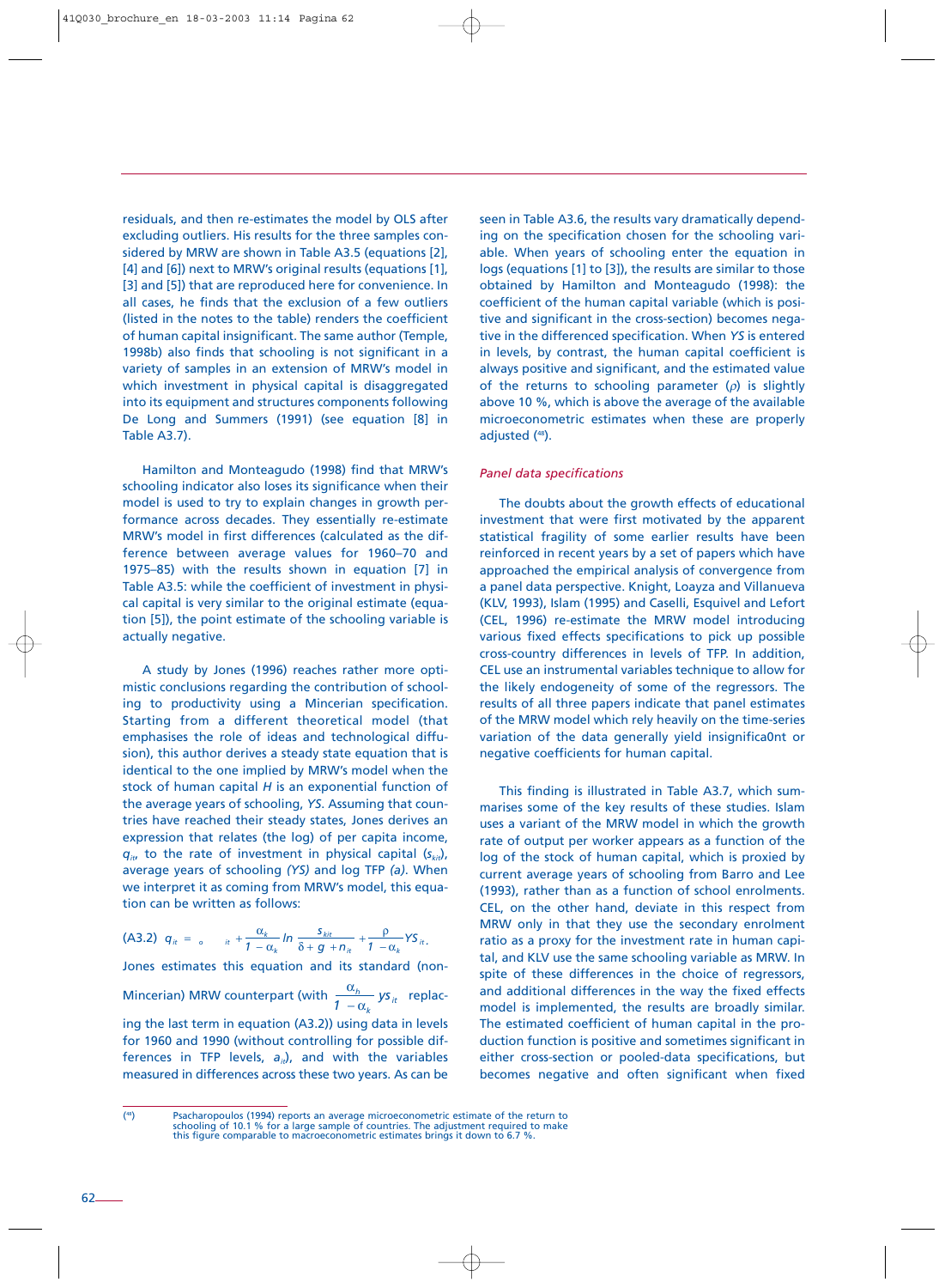residuals, and then re-estimates the model by OLS after excluding outliers. His results for the three samples considered by MRW are shown in Table A3.5 (equations [2], [4] and [6]) next to MRW's original results (equations [1], [3] and [5]) that are reproduced here for convenience. In all cases, he finds that the exclusion of a few outliers (listed in the notes to the table) renders the coefficient of human capital insignificant. The same author (Temple, 1998b) also finds that schooling is not significant in a variety of samples in an extension of MRW's model in which investment in physical capital is disaggregated into its equipment and structures components following De Long and Summers (1991) (see equation [8] in Table A3.7).

Hamilton and Monteagudo (1998) find that MRW's schooling indicator also loses its significance when their model is used to try to explain changes in growth performance across decades. They essentially re-estimate MRW's model in first differences (calculated as the difference between average values for 1960–70 and 1975–85) with the results shown in equation [7] in Table A3.5: while the coefficient of investment in physical capital is very similar to the original estimate (equation [5]), the point estimate of the schooling variable is actually negative.

A study by Jones (1996) reaches rather more optimistic conclusions regarding the contribution of schooling to productivity using a Mincerian specification. Starting from a different theoretical model (that emphasises the role of ideas and technological diffusion), this author derives a steady state equation that is identical to the one implied by MRW's model when the stock of human capital $H$ is an exponential function of the average years of schooling, $YS$. Assuming that countries have reached their steady states, Jones derives an expression that relates (the log) of per capita income, $q_{it}$, to the rate of investment in physical capital ($s_{kit}$), average years of schooling *(YS)* and log TFP *(a)*. When we interpret it as coming from MRW's model, this equation can be written as follows:

$$\text{(A3.2)} \quad q_{it} = a_{it} + \frac{\alpha_k}{1-\alpha_k} \ln \frac{s_{kit}}{\delta + g + n_{it}} + \frac{\rho}{1-\alpha_k} YS_{it}.$$

Jones estimates this equation and its standard (non-Mincerian) MRW counterpart (with $\frac{\alpha_h}{1-\alpha_k} ys_{it}$ replacing the last term in equation (A3.2)) using data in levels for 1960 and 1990 (without controlling for possible differences in TFP levels, $a_{it}$), and with the variables measured in differences across these two years. As can be seen in Table A3.6, the results vary dramatically depending on the specification chosen for the schooling variable. When years of schooling enter the equation in logs (equations [1] to [3]), the results are similar to those obtained by Hamilton and Monteagudo (1998): the coefficient of the human capital variable (which is positive and significant in the cross-section) becomes negative in the differenced specification. When *YS* is entered in levels, by contrast, the human capital coefficient is always positive and significant, and the estimated value of the returns to schooling parameter ($\rho$) is slightly above 10 %, which is above the average of the available microeconometric estimates when these are properly adjusted [48].

*Panel data specifications*

The doubts about the growth effects of educational investment that were first motivated by the apparent statistical fragility of some earlier results have been reinforced in recent years by a set of papers which have approached the empirical analysis of convergence from a panel data perspective. Knight, Loayza and Villanueva (KLV, 1993), Islam (1995) and Caselli, Esquivel and Lefort (CEL, 1996) re-estimate the MRW model introducing various fixed effects specifications to pick up possible cross-country differences in levels of TFP. In addition, CEL use an instrumental variables technique to allow for the likely endogeneity of some of the regressors. The results of all three papers indicate that panel estimates of the MRW model which rely heavily on the time-series variation of the data generally yield insignifica0nt or negative coefficients for human capital.

This finding is illustrated in Table A3.7, which summarises some of the key results of these studies. Islam uses a variant of the MRW model in which the growth rate of output per worker appears as a function of the log of the stock of human capital, which is proxied by current average years of schooling from Barro and Lee (1993), rather than as a function of school enrolments. CEL, on the other hand, deviate in this respect from MRW only in that they use the secondary enrolment ratio as a proxy for the investment rate in human capital, and KLV use the same schooling variable as MRW. In spite of these differences in the choice of regressors, and additional differences in the way the fixed effects model is implemented, the results are broadly similar. The estimated coefficient of human capital in the production function is positive and sometimes significant in either cross-section or pooled-data specifications, but becomes negative and often significant when fixed

---

[48] Psacharopoulos (1994) reports an average microeconometric estimate of the return to schooling of 10.1 % for a large sample of countries. The adjustment required to make this figure comparable to macroeconometric estimates brings it down to 6.7 %.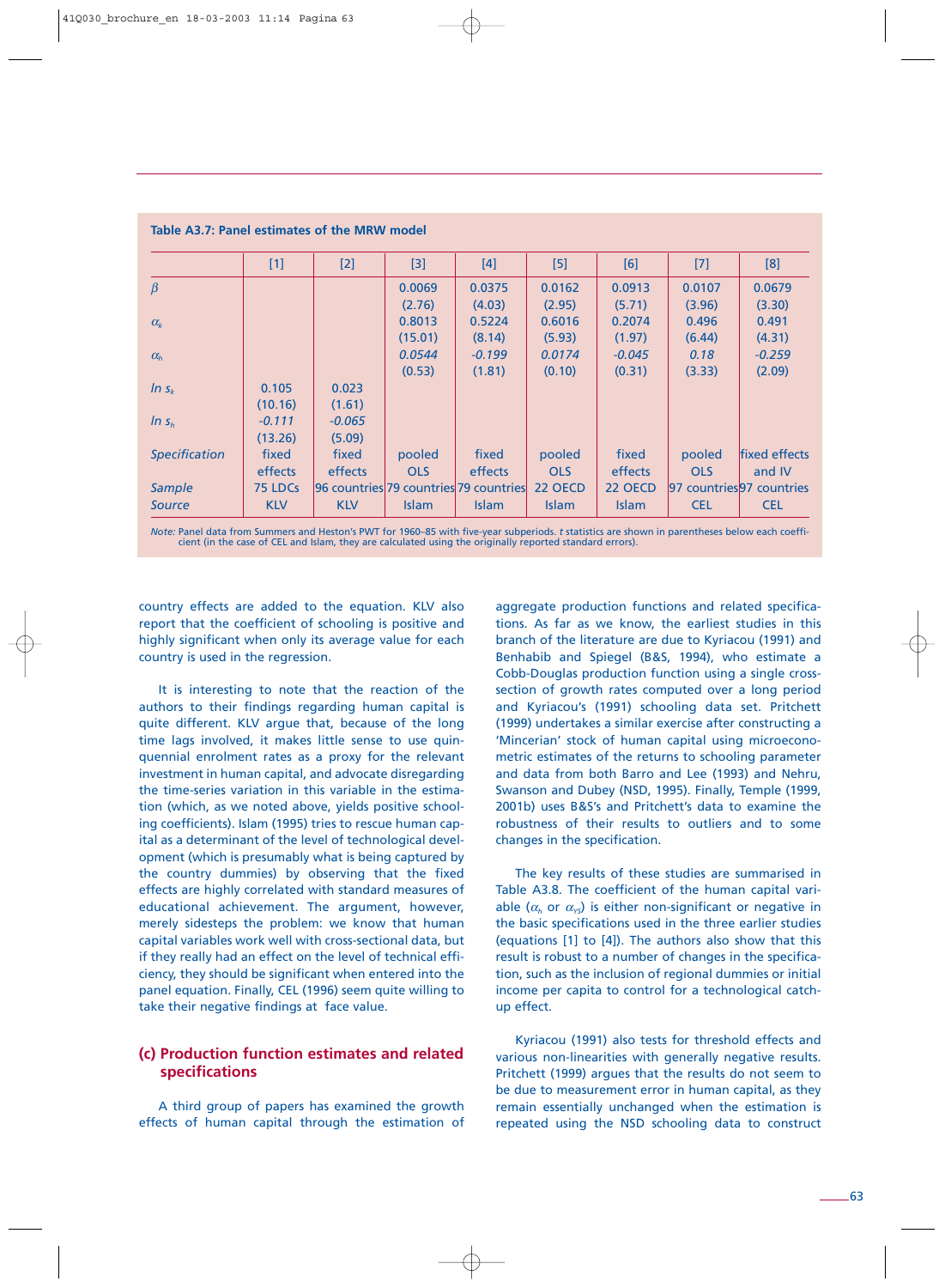**Table A3.7: Panel estimates of the MRW model**

| | [1] | [2] | [3] | [4] | [5] | [6] | [7] | [8] |
|---|---|---|---|---|---|---|---|---|
| $\beta$ | | | 0.0069 | 0.0375 | 0.0162 | 0.0913 | 0.0107 | 0.0679 |
| | | | (2.76) | (4.03) | (2.95) | (5.71) | (3.96) | (3.30) |
| $\alpha_k$ | | | 0.8013 | 0.5224 | 0.6016 | 0.2074 | 0.496 | 0.491 |
| | | | (15.01) | (8.14) | (5.93) | (1.97) | (6.44) | (4.31) |
| $\alpha_h$ | | | *0.0544* | *-0.199* | *0.0174* | *-0.045* | *0.18* | *-0.259* |
| | | | (0.53) | (1.81) | (0.10) | (0.31) | (3.33) | (2.09) |
| $ln\ s_k$ | 0.105 | 0.023 | | | | | | |
| | (10.16) | (1.61) | | | | | | |
| $ln\ s_h$ | *-0.111* | *-0.065* | | | | | | |
| | (13.26) | (5.09) | | | | | | |
| *Specification* | fixed effects | fixed effects | pooled OLS | fixed effects | pooled OLS | fixed effects | pooled OLS | fixed effects and IV |
| *Sample* | 75 LDCs | 96 countries | 79 countries | 79 countries | 22 OECD | 22 OECD | 97 countries | 97 countries |
| *Source* | KLV | KLV | Islam | Islam | Islam | Islam | CEL | CEL |

*Note:* Panel data from Summers and Heston's PWT for 1960–85 with five-year subperiods. *t* statistics are shown in parentheses below each coefficient (in the case of CEL and Islam, they are calculated using the originally reported standard errors).

country effects are added to the equation. KLV also report that the coefficient of schooling is positive and highly significant when only its average value for each country is used in the regression.

It is interesting to note that the reaction of the authors to their findings regarding human capital is quite different. KLV argue that, because of the long time lags involved, it makes little sense to use quinquennial enrolment rates as a proxy for the relevant investment in human capital, and advocate disregarding the time-series variation in this variable in the estimation (which, as we noted above, yields positive schooling coefficients). Islam (1995) tries to rescue human capital as a determinant of the level of technological development (which is presumably what is being captured by the country dummies) by observing that the fixed effects are highly correlated with standard measures of educational achievement. The argument, however, merely sidesteps the problem: we know that human capital variables work well with cross-sectional data, but if they really had an effect on the level of technical efficiency, they should be significant when entered into the panel equation. Finally, CEL (1996) seem quite willing to take their negative findings at face value.

### (c) Production function estimates and related specifications

A third group of papers has examined the growth effects of human capital through the estimation of aggregate production functions and related specifications. As far as we know, the earliest studies in this branch of the literature are due to Kyriacou (1991) and Benhabib and Spiegel (B&S, 1994), who estimate a Cobb-Douglas production function using a single cross-section of growth rates computed over a long period and Kyriacou's (1991) schooling data set. Pritchett (1999) undertakes a similar exercise after constructing a 'Mincerian' stock of human capital using microeconometric estimates of the returns to schooling parameter and data from both Barro and Lee (1993) and Nehru, Swanson and Dubey (NSD, 1995). Finally, Temple (1999, 2001b) uses B&S's and Pritchett's data to examine the robustness of their results to outliers and to some changes in the specification.

The key results of these studies are summarised in Table A3.8. The coefficient of the human capital variable ($\alpha_h$ or $\alpha_{YS}$) is either non-significant or negative in the basic specifications used in the three earlier studies (equations [1] to [4]). The authors also show that this result is robust to a number of changes in the specification, such as the inclusion of regional dummies or initial income per capita to control for a technological catch-up effect.

Kyriacou (1991) also tests for threshold effects and various non-linearities with generally negative results. Pritchett (1999) argues that the results do not seem to be due to measurement error in human capital, as they remain essentially unchanged when the estimation is repeated using the NSD schooling data to construct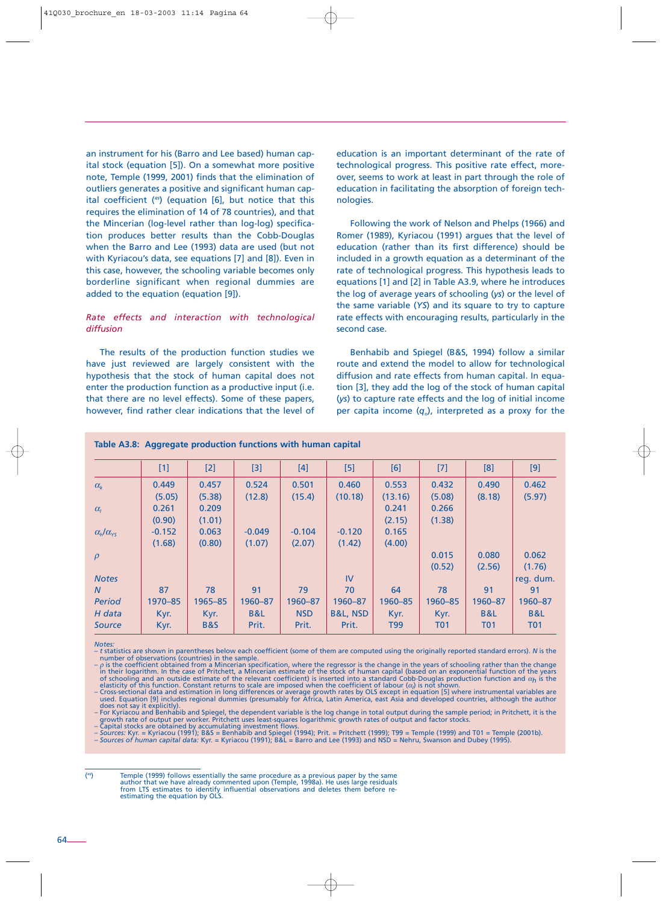an instrument for his (Barro and Lee based) human capital stock (equation [5]). On a somewhat more positive note, Temple (1999, 2001) finds that the elimination of outliers generates a positive and significant human capital coefficient [49] (equation [6], but notice that this requires the elimination of 14 of 78 countries), and that the Mincerian (log-level rather than log-log) specification produces better results than the Cobb-Douglas when the Barro and Lee (1993) data are used (but not with Kyriacou's data, see equations [7] and [8]). Even in this case, however, the schooling variable becomes only borderline significant when regional dummies are added to the equation (equation [9]).

*Rate effects and interaction with technological diffusion*

The results of the production function studies we have just reviewed are largely consistent with the hypothesis that the stock of human capital does not enter the production function as a productive input (i.e. that there are no level effects). Some of these papers, however, find rather clear indications that the level of education is an important determinant of the rate of technological progress. This positive rate effect, moreover, seems to work at least in part through the role of education in facilitating the absorption of foreign technologies.

Following the work of Nelson and Phelps (1966) and Romer (1989), Kyriacou (1991) argues that the level of education (rather than its first difference) should be included in a growth equation as a determinant of the rate of technological progress. This hypothesis leads to equations [1] and [2] in Table A3.9, where he introduces the log of average years of schooling (*ys*) or the level of the same variable (*YS*) and its square to try to capture rate effects with encouraging results, particularly in the second case.

Benhabib and Spiegel (B&S, 1994) follow a similar route and extend the model to allow for technological diffusion and rate effects from human capital. In equation [3], they add the log of the stock of human capital (*ys*) to capture rate effects and the log of initial income per capita income ($q_o$), interpreted as a proxy for the

**Table A3.8: Aggregate production functions with human capital**

| | [1] | [2] | [3] | [4] | [5] | [6] | [7] | [8] | [9] |
|---|---|---|---|---|---|---|---|---|---|
| $\alpha_k$ | 0.449 | 0.457 | 0.524 | 0.501 | 0.460 | 0.553 | 0.432 | 0.490 | 0.462 |
| | (5.05) | (5.38) | (12.8) | (15.4) | (10.18) | (13.16) | (5.08) | (8.18) | (5.97) |
| $\alpha_l$ | 0.261 | 0.209 | | | | 0.241 | 0.266 | | |
| | (0.90) | (1.01) | | | | (2.15) | (1.38) | | |
| $\alpha_h/\alpha_{YS}$ | -0.152 | 0.063 | -0.049 | -0.104 | -0.120 | 0.165 | | | |
| | (1.68) | (0.80) | (1.07) | (2.07) | (1.42) | (4.00) | | | |
| $\rho$ | | | | | | | 0.015 | 0.080 | 0.062 |
| | | | | | | | (0.52) | (2.56) | (1.76) |
| *Notes* | | | | | IV | | | | reg. dum. |
| *N* | 87 | 78 | 91 | 79 | 70 | 64 | 78 | 91 | 91 |
| *Period* | 1970–85 | 1965–85 | 1960–87 | 1960–87 | 1960–87 | 1960–85 | 1960–85 | 1960–87 | 1960–87 |
| *H data* | Kyr. | Kyr. | B&L | NSD | B&L, NSD | Kyr. | Kyr. | B&L | B&L |
| *Source* | Kyr. | B&S | Prit. | Prit. | Prit. | T99 | T01 | T01 | T01 |

*Notes:*
- *t* statistics are shown in parentheses below each coefficient (some of them are computed using the originally reported standard errors). *N* is the number of observations (countries) in the sample.
- $\rho$ is the coefficient obtained from a Mincerian specification, where the regressor is the change in the years of schooling rather than the change in their logarithm. In the case of Pritchett, a Mincerian estimate of the stock of human capital (based on an exponential function of the years of schooling and an outside estimate of the relevant coefficient) is inserted into a standard Cobb-Douglas production function and $\alpha_h$ is the elasticity of this function. Constant returns to scale are imposed when the coefficient of labour ($\alpha_l$) is not shown.
- Cross-sectional data and estimation in long differences or average growth rates by OLS except in equation [5] where instrumental variables are used. Equation [9] includes regional dummies (presumably for Africa, Latin America, east Asia and developed countries, although the author does not say it explicitly).
- For Kyriacou and Benhabib and Spiegel, the dependent variable is the log change in total output during the sample period; in Pritchett, it is the growth rate of output per worker. Pritchett uses least-squares logarithmic growth rates of output and factor stocks.
- Capital stocks are obtained by accumulating investment flows.
- *Sources:* Kyr. = Kyriacou (1991); B&S = Benhabib and Spiegel (1994); Prit. = Pritchett (1999); T99 = Temple (1999) and T01 = Temple (2001b).
- *Sources of human capital data:* Kyr. = Kyriacou (1991); B&L = Barro and Lee (1993) and NSD = Nehru, Swanson and Dubey (1995).

(49) Temple (1999) follows essentially the same procedure as a previous paper by the same author that we have already commented upon (Temple, 1998a). He uses large residuals from LTS estimates to identify influential observations and deletes them before re-estimating the equation by OLS.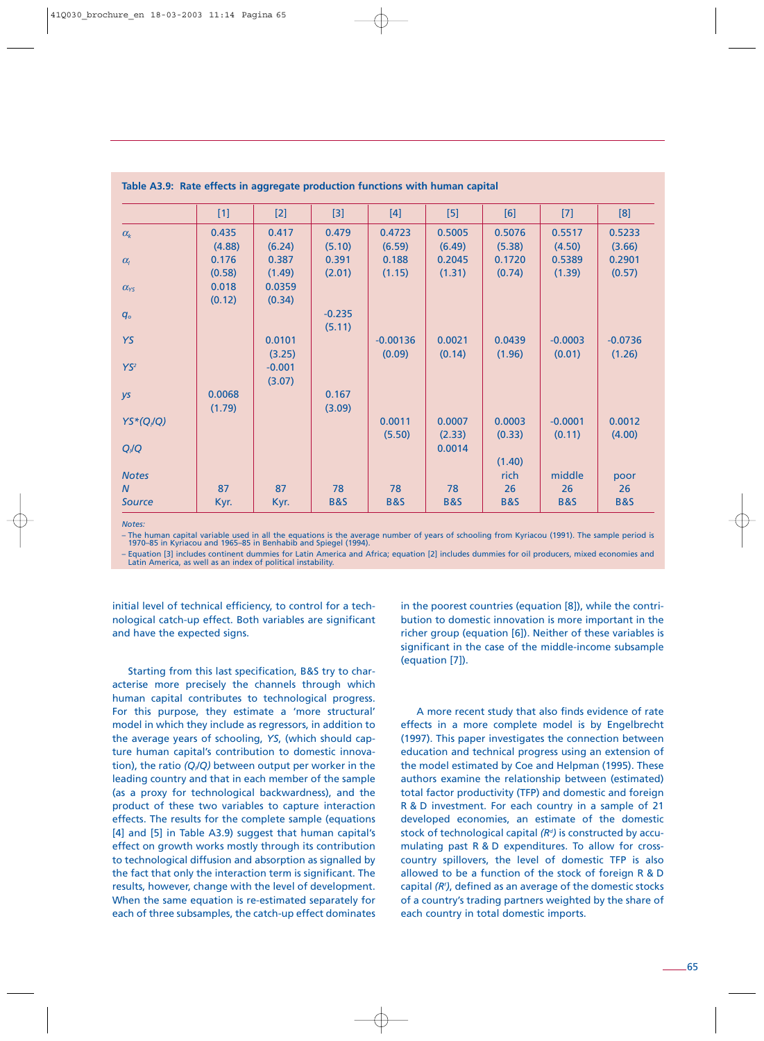**Table A3.9: Rate effects in aggregate production functions with human capital**

| | [1] | [2] | [3] | [4] | [5] | [6] | [7] | [8] |
|---|---|---|---|---|---|---|---|---|
| $\alpha_k$ | 0.435 | 0.417 | 0.479 | 0.4723 | 0.5005 | 0.5076 | 0.5517 | 0.5233 |
| | (4.88) | (6.24) | (5.10) | (6.59) | (6.49) | (5.38) | (4.50) | (3.66) |
| $\alpha_l$ | 0.176 | 0.387 | 0.391 | 0.188 | 0.2045 | 0.1720 | 0.5389 | 0.2901 |
| | (0.58) | (1.49) | (2.01) | (1.15) | (1.31) | (0.74) | (1.39) | (0.57) |
| $\alpha_{YS}$ | 0.018 | 0.0359 | | | | | | |
| | (0.12) | (0.34) | | | | | | |
| $q_o$ | | | -0.235 | | | | | |
| | | | (5.11) | | | | | |
| $YS$ | | 0.0101 | | -0.00136 | 0.0021 | 0.0439 | -0.0003 | -0.0736 |
| | | (3.25) | | (0.09) | (0.14) | (1.96) | (0.01) | (1.26) |
| $YS^2$ | | -0.001 | | | | | | |
| | | (3.07) | | | | | | |
| $ys$ | 0.0068 | | 0.167 | | | | | |
| | (1.79) | | (3.09) | | | | | |
| $YS*(Q_l/Q)$ | | | | 0.0011 | 0.0007 | 0.0003 | -0.0001 | 0.0012 |
| | | | | (5.50) | (2.33) | (0.33) | (0.11) | (4.00) |
| $Q_l/Q$ | | | | | 0.0014 | | | |
| | | | | | | (1.40) | | |
| *Notes* | | | | | | rich | middle | poor |
| *N* | 87 | 87 | 78 | 78 | 78 | 26 | 26 | 26 |
| *Source* | Kyr. | Kyr. | B&S | B&S | B&S | B&S | B&S | B&S |

*Notes:*

– The human capital variable used in all the equations is the average number of years of schooling from Kyriacou (1991). The sample period is 1970–85 in Kyriacou and 1965–85 in Benhabib and Spiegel (1994).

– Equation [3] includes continent dummies for Latin America and Africa; equation [2] includes dummies for oil producers, mixed economies and Latin America, as well as an index of political instability.

initial level of technical efficiency, to control for a technological catch-up effect. Both variables are significant and have the expected signs.

Starting from this last specification, B&S try to characterise more precisely the channels through which human capital contributes to technological progress. For this purpose, they estimate a 'more structural' model in which they include as regressors, in addition to the average years of schooling, *YS*, (which should capture human capital's contribution to domestic innovation), the ratio $(Q_l/Q)$ between output per worker in the leading country and that in each member of the sample (as a proxy for technological backwardness), and the product of these two variables to capture interaction effects. The results for the complete sample (equations [4] and [5] in Table A3.9) suggest that human capital's effect on growth works mostly through its contribution to technological diffusion and absorption as signalled by the fact that only the interaction term is significant. The results, however, change with the level of development. When the same equation is re-estimated separately for each of three subsamples, the catch-up effect dominates in the poorest countries (equation [8]), while the contribution to domestic innovation is more important in the richer group (equation [6]). Neither of these variables is significant in the case of the middle-income subsample (equation [7]).

A more recent study that also finds evidence of rate effects in a more complete model is by Engelbrecht (1997). This paper investigates the connection between education and technical progress using an extension of the model estimated by Coe and Helpman (1995). These authors examine the relationship between (estimated) total factor productivity (TFP) and domestic and foreign R & D investment. For each country in a sample of 21 developed economies, an estimate of the domestic stock of technological capital $(R^d)$ is constructed by accumulating past R & D expenditures. To allow for cross-country spillovers, the level of domestic TFP is also allowed to be a function of the stock of foreign R & D capital $(R^f)$, defined as an average of the domestic stocks of a country's trading partners weighted by the share of each country in total domestic imports.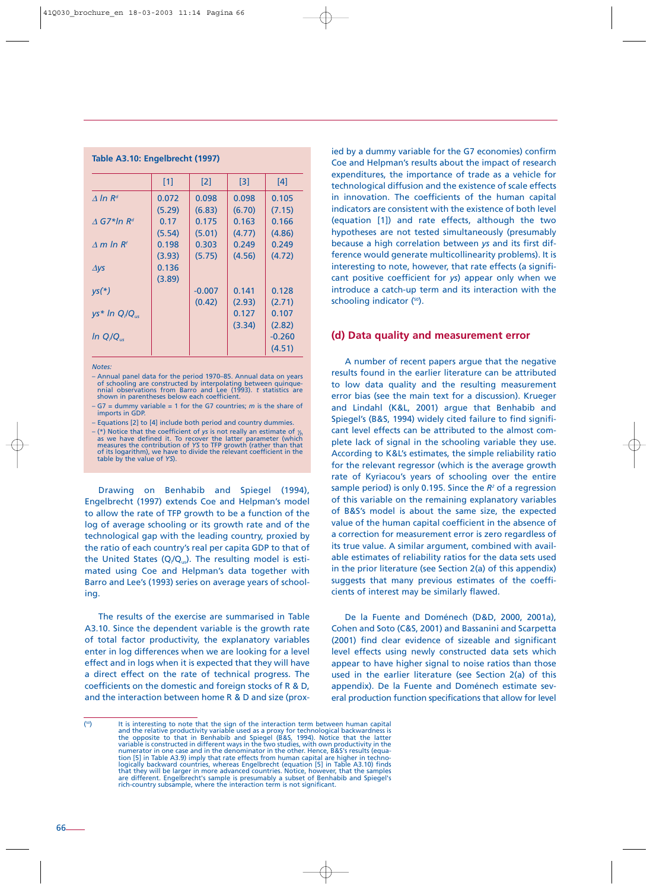**Table A3.10: Engelbrecht (1997)**

| | [1] | [2] | [3] | [4] |
|---|---|---|---|---|
| $\Delta \ln R^d$ | 0.072 | 0.098 | 0.098 | 0.105 |
| | (5.29) | (6.83) | (6.70) | (7.15) |
| $\Delta G7{*}\ln R^d$ | 0.17 | 0.175 | 0.163 | 0.166 |
| | (5.54) | (5.01) | (4.77) | (4.86) |
| $\Delta m \ln R^f$ | 0.198 | 0.303 | 0.249 | 0.249 |
| | (3.93) | (5.75) | (4.56) | (4.72) |
| $\Delta ys$ | 0.136 | | | |
| | (3.89) | | | |
| $ys(*)$ | | -0.007 | 0.141 | 0.128 |
| | | (0.42) | (2.93) | (2.71) |
| $ys{*} \ln Q_i/Q_{us}$ | | | 0.127 | 0.107 |
| | | | (3.34) | (2.82) |
| $\ln Q_i/Q_{us}$ | | | | -0.260 |
| | | | | (4.51) |

*Notes:*

– Annual panel data for the period 1970–85. Annual data on years of schooling are constructed by interpolating between quinquennial observations from Barro and Lee (1993). *t* statistics are shown in parentheses below each coefficient.

– G7 = dummy variable = 1 for the G7 countries; *m* is the share of imports in GDP.

– Equations [2] to [4] include both period and country dummies.

– (*) Notice that the coefficient of *ys* is not really an estimate of $\gamma_h$ as we have defined it. To recover the latter parameter (which measures the contribution of *YS* to TFP growth (rather than that of its logarithm), we have to divide the relevant coefficient in the table by the value of *YS*).

Drawing on Benhabib and Spiegel (1994), Engelbrecht (1997) extends Coe and Helpman's model to allow the rate of TFP growth to be a function of the log of average schooling or its growth rate and of the technological gap with the leading country, proxied by the ratio of each country's real per capita GDP to that of the United States ($Q_i/Q_{us}$). The resulting model is estimated using Coe and Helpman's data together with Barro and Lee's (1993) series on average years of schooling.

The results of the exercise are summarised in Table A3.10. Since the dependent variable is the growth rate of total factor productivity, the explanatory variables enter in log differences when we are looking for a level effect and in logs when it is expected that they will have a direct effect on the rate of technical progress. The coefficients on the domestic and foreign stocks of R & D, and the interaction between home R & D and size (proxied by a dummy variable for the G7 economies) confirm Coe and Helpman's results about the impact of research expenditures, the importance of trade as a vehicle for technological diffusion and the existence of scale effects in innovation. The coefficients of the human capital indicators are consistent with the existence of both level (equation [1]) and rate effects, although the two hypotheses are not tested simultaneously (presumably because a high correlation between *ys* and its first difference would generate multicollinearity problems). It is interesting to note, however, that rate effects (a significant positive coefficient for *ys*) appear only when we introduce a catch-up term and its interaction with the schooling indicator [50].

## (d) Data quality and measurement error

A number of recent papers argue that the negative results found in the earlier literature can be attributed to low data quality and the resulting measurement error bias (see the main text for a discussion). Krueger and Lindahl (K&L, 2001) argue that Benhabib and Spiegel's (B&S, 1994) widely cited failure to find significant level effects can be attributed to the almost complete lack of signal in the schooling variable they use. According to K&L's estimates, the simple reliability ratio for the relevant regressor (which is the average growth rate of Kyriacou's years of schooling over the entire sample period) is only 0.195. Since the $R^2$ of a regression of this variable on the remaining explanatory variables of B&S's model is about the same size, the expected value of the human capital coefficient in the absence of a correction for measurement error is zero regardless of its true value. A similar argument, combined with available estimates of reliability ratios for the data sets used in the prior literature (see Section 2(a) of this appendix) suggests that many previous estimates of the coefficients of interest may be similarly flawed.

De la Fuente and Doménech (D&D, 2000, 2001a), Cohen and Soto (C&S, 2001) and Bassanini and Scarpetta (2001) find clear evidence of sizeable and significant level effects using newly constructed data sets which appear to have higher signal to noise ratios than those used in the earlier literature (see Section 2(a) of this appendix). De la Fuente and Doménech estimate several production function specifications that allow for level

[50] It is interesting to note that the sign of the interaction term between human capital and the relative productivity variable used as a proxy for technological backwardness is the opposite to that in Benhabib and Spiegel (B&S, 1994). Notice that the latter variable is constructed in different ways in the two studies, with own productivity in the numerator in one case and in the denominator in the other. Hence, B&S's results (equation [5] in Table A3.9) imply that rate effects from human capital are higher in technologically backward countries, whereas Engelbrecht (equation [5] in Table A3.10) finds that they will be larger in more advanced countries. Notice, however, that the samples are different. Engelbrecht's sample is presumably a subset of Benhabib and Spiegel's rich-country subsample, where the interaction term is not significant.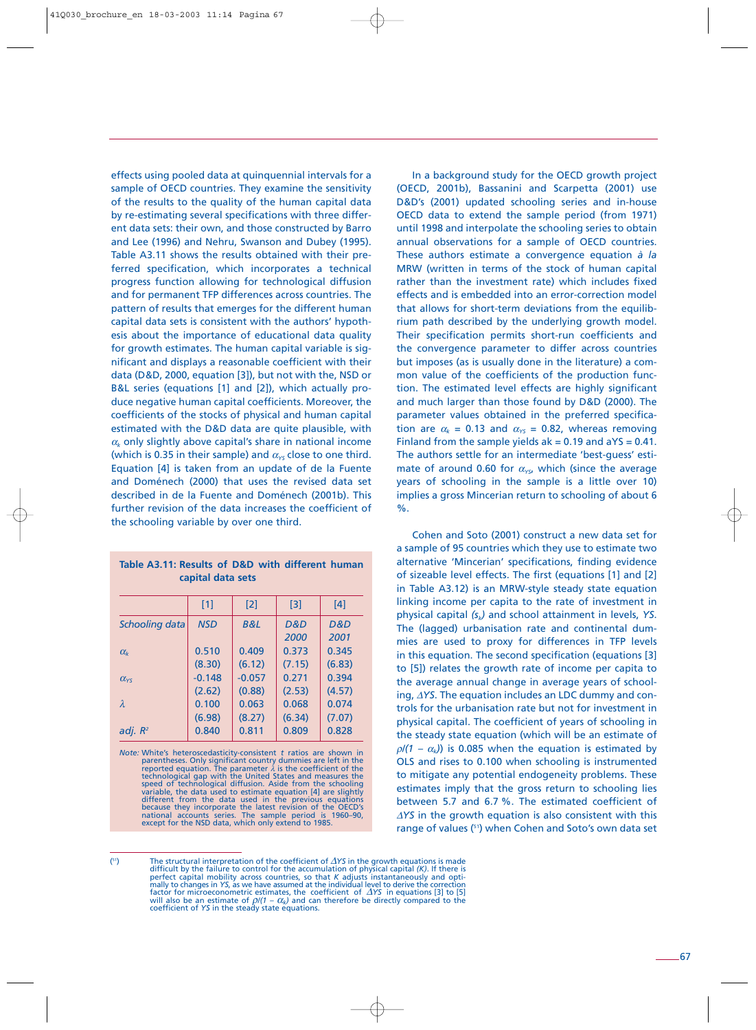effects using pooled data at quinquennial intervals for a sample of OECD countries. They examine the sensitivity of the results to the quality of the human capital data by re-estimating several specifications with three different data sets: their own, and those constructed by Barro and Lee (1996) and Nehru, Swanson and Dubey (1995). Table A3.11 shows the results obtained with their preferred specification, which incorporates a technical progress function allowing for technological diffusion and for permanent TFP differences across countries. The pattern of results that emerges for the different human capital data sets is consistent with the authors' hypothesis about the importance of educational data quality for growth estimates. The human capital variable is significant and displays a reasonable coefficient with their data (D&D, 2000, equation [3]), but not with the, NSD or B&L series (equations [1] and [2]), which actually produce negative human capital coefficients. Moreover, the coefficients of the stocks of physical and human capital estimated with the D&D data are quite plausible, with $\alpha_k$ only slightly above capital's share in national income (which is 0.35 in their sample) and $\alpha_{YS}$ close to one third. Equation [4] is taken from an update of de la Fuente and Doménech (2000) that uses the revised data set described in de la Fuente and Doménech (2001b). This further revision of the data increases the coefficient of the schooling variable by over one third.

**Table A3.11: Results of D&D with different human capital data sets**

| | [1] | [2] | [3] | [4] |
|---|---|---|---|---|
| *Schooling data* | *NSD* | *B&L* | *D&D 2000* | *D&D 2001* |
| $\alpha_k$ | 0.510 | 0.409 | 0.373 | 0.345 |
| | (8.30) | (6.12) | (7.15) | (6.83) |
| $\alpha_{YS}$ | -0.148 | -0.057 | 0.271 | 0.394 |
| | (2.62) | (0.88) | (2.53) | (4.57) |
| $\lambda$ | 0.100 | 0.063 | 0.068 | 0.074 |
| | (6.98) | (8.27) | (6.34) | (7.07) |
| *adj. $R^2$* | 0.840 | 0.811 | 0.809 | 0.828 |

*Note:* White's heteroscedasticity-consistent *t* ratios are shown in parentheses. Only significant country dummies are left in the reported equation. The parameter $\lambda$ is the coefficient of the technological gap with the United States and measures the speed of technological diffusion. Aside from the schooling variable, the data used to estimate equation [4] are slightly different from the data used in the previous equations because they incorporate the latest revision of the OECD's national accounts series. The sample period is 1960–90, except for the NSD data, which only extend to 1985.

In a background study for the OECD growth project (OECD, 2001b), Bassanini and Scarpetta (2001) use D&D's (2001) updated schooling series and in-house OECD data to extend the sample period (from 1971) until 1998 and interpolate the schooling series to obtain annual observations for a sample of OECD countries. These authors estimate a convergence equation *à la* MRW (written in terms of the stock of human capital rather than the investment rate) which includes fixed effects and is embedded into an error-correction model that allows for short-term deviations from the equilibrium path described by the underlying growth model. Their specification permits short-run coefficients and the convergence parameter to differ across countries but imposes (as is usually done in the literature) a common value of the coefficients of the production function. The estimated level effects are highly significant and much larger than those found by D&D (2000). The parameter values obtained in the preferred specification are $\alpha_k$ = 0.13 and $\alpha_{YS}$ = 0.82, whereas removing Finland from the sample yields ak = 0.19 and aYS = 0.41. The authors settle for an intermediate 'best-guess' estimate of around 0.60 for $\alpha_{YS}$, which (since the average years of schooling in the sample is a little over 10) implies a gross Mincerian return to schooling of about 6 %.

Cohen and Soto (2001) construct a new data set for a sample of 95 countries which they use to estimate two alternative 'Mincerian' specifications, finding evidence of sizeable level effects. The first (equations [1] and [2] in Table A3.12) is an MRW-style steady state equation linking income per capita to the rate of investment in physical capital ($s_k$) and school attainment in levels, *YS*. The (lagged) urbanisation rate and continental dummies are used to proxy for differences in TFP levels in this equation. The second specification (equations [3] to [5]) relates the growth rate of income per capita to the average annual change in average years of schooling, $\Delta YS$. The equation includes an LDC dummy and controls for the urbanisation rate but not for investment in physical capital. The coefficient of years of schooling in the steady state equation (which will be an estimate of $\rho/(1 - \alpha_k)$) is 0.085 when the equation is estimated by OLS and rises to 0.100 when schooling is instrumented to mitigate any potential endogeneity problems. These estimates imply that the gross return to schooling lies between 5.7 and 6.7 %. The estimated coefficient of $\Delta YS$ in the growth equation is also consistent with this range of values ([51]) when Cohen and Soto's own data set

([51]) The structural interpretation of the coefficient of $\Delta YS$ in the growth equations is made difficult by the failure to control for the accumulation of physical capital *(K)*. If there is perfect capital mobility across countries, so that *K* adjusts instantaneously and optimally to changes in *YS*, as we have assumed at the individual level to derive the correction factor for microeconometric estimates, the coefficient of $\Delta YS$ in equations [3] to [5] will also be an estimate of $\rho/(1 - \alpha_k)$ and can therefore be directly compared to the coefficient of *YS* in the steady state equations.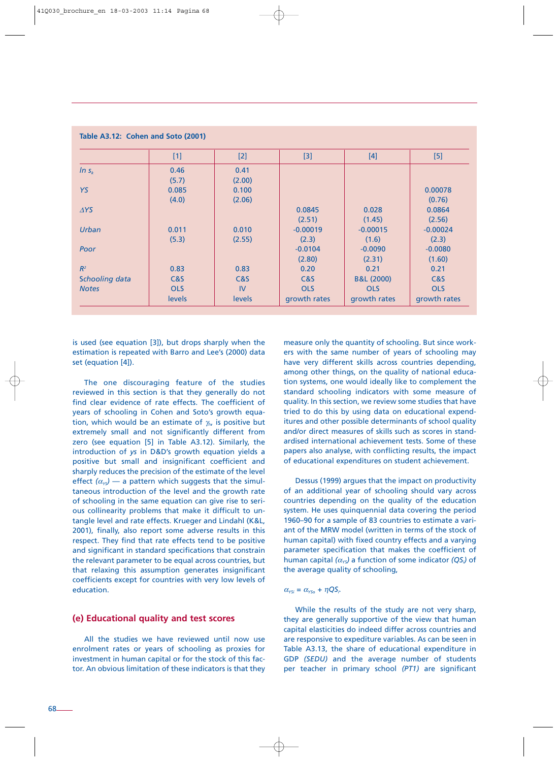**Table A3.12: Cohen and Soto (2001)**

| | [1] | [2] | [3] | [4] | [5] |
|---|---|---|---|---|---|
| *ln $s_k$* | 0.46 | 0.41 | | | |
| | (5.7) | (2.00) | | | |
| *YS* | 0.085 | 0.100 | | | 0.00078 |
| | (4.0) | (2.06) | | | (0.76) |
| *ΔYS* | | | 0.0845 | 0.028 | 0.0864 |
| | | | (2.51) | (1.45) | (2.56) |
| *Urban* | 0.011 | 0.010 | -0.00019 | -0.00015 | -0.00024 |
| | (5.3) | (2.55) | (2.3) | (1.6) | (2.3) |
| *Poor* | | | -0.0104 | -0.0090 | -0.0080 |
| | | | (2.80) | (2.31) | (1.60) |
| $R^2$ | 0.83 | 0.83 | 0.20 | 0.21 | 0.21 |
| *Schooling data* | C&S | C&S | C&S | B&L (2000) | C&S |
| *Notes* | OLS | IV | OLS | OLS | OLS |
| | levels | levels | growth rates | growth rates | growth rates |

is used (see equation [3]), but drops sharply when the estimation is repeated with Barro and Lee's (2000) data set (equation [4]).

The one discouraging feature of the studies reviewed in this section is that they generally do not find clear evidence of rate effects. The coefficient of years of schooling in Cohen and Soto's growth equation, which would be an estimate of $\gamma_h$, is positive but extremely small and not significantly different from zero (see equation [5] in Table A3.12). Similarly, the introduction of *ys* in D&D's growth equation yields a positive but small and insignificant coefficient and sharply reduces the precision of the estimate of the level effect ($\alpha_{YS}$) — a pattern which suggests that the simultaneous introduction of the level and the growth rate of schooling in the same equation can give rise to serious collinearity problems that make it difficult to untangle level and rate effects. Krueger and Lindahl (K&L, 2001), finally, also report some adverse results in this respect. They find that rate effects tend to be positive and significant in standard specifications that constrain the relevant parameter to be equal across countries, but that relaxing this assumption generates insignificant coefficients except for countries with very low levels of education.

## (e) Educational quality and test scores

All the studies we have reviewed until now use enrolment rates or years of schooling as proxies for investment in human capital or for the stock of this factor. An obvious limitation of these indicators is that they measure only the quantity of schooling. But since workers with the same number of years of schooling may have very different skills across countries depending, among other things, on the quality of national education systems, one would ideally like to complement the standard schooling indicators with some measure of quality. In this section, we review some studies that have tried to do this by using data on educational expenditures and other possible determinants of school quality and/or direct measures of skills such as scores in standardised international achievement tests. Some of these papers also analyse, with conflicting results, the impact of educational expenditures on student achievement.

Dessus (1999) argues that the impact on productivity of an additional year of schooling should vary across countries depending on the quality of the education system. He uses quinquennial data covering the period 1960–90 for a sample of 83 countries to estimate a variant of the MRW model (written in terms of the stock of human capital) with fixed country effects and a varying parameter specification that makes the coefficient of human capital ($\alpha_{YS}$) a function of some indicator ($QS_i$) of the average quality of schooling,

$$\alpha_{YSi} = \alpha_{YSo} + \eta QS_i.$$

While the results of the study are not very sharp, they are generally supportive of the view that human capital elasticities do indeed differ across countries and are responsive to expediture variables. As can be seen in Table A3.13, the share of educational expenditure in GDP *(SEDU)* and the average number of students per teacher in primary school *(PT1)* are significant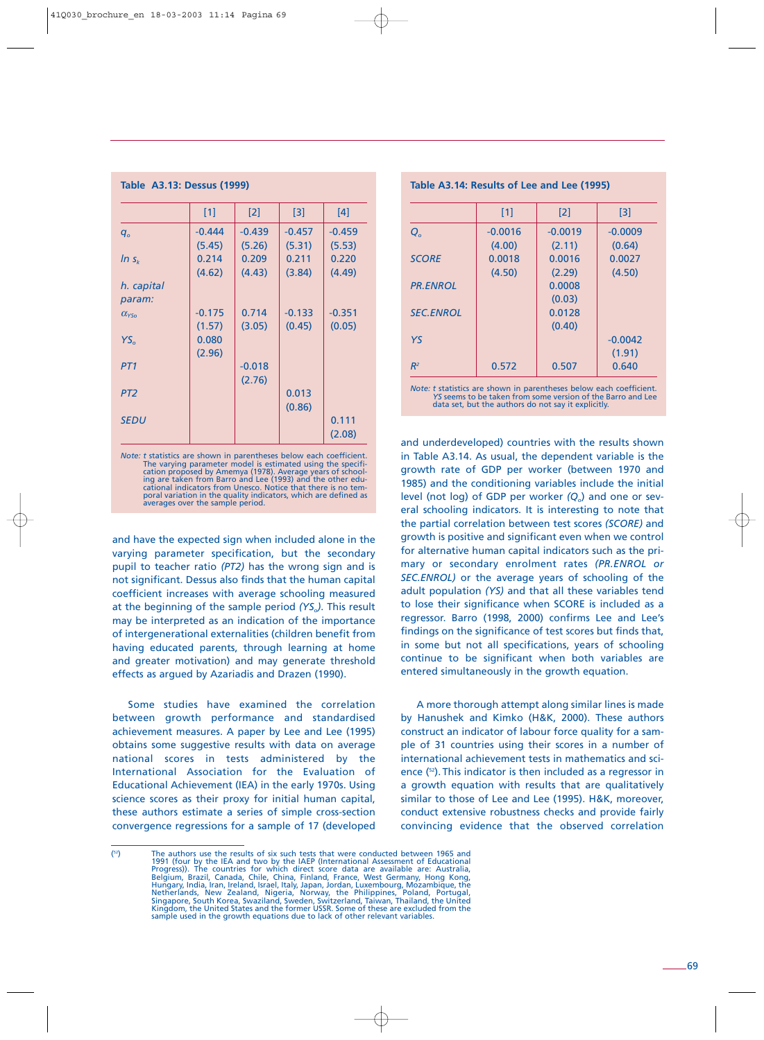**Table A3.13: Dessus (1999)**

| | [1] | [2] | [3] | [4] |
|---|---|---|---|---|
| $q_o$ | -0.444 | -0.439 | -0.457 | -0.459 |
| | (5.45) | (5.26) | (5.31) | (5.53) |
| $ln\ s_k$ | 0.214 | 0.209 | 0.211 | 0.220 |
| | (4.62) | (4.43) | (3.84) | (4.49) |
| *h. capital param:* | | | | |
| $\alpha_{YSo}$ | -0.175 | 0.714 | -0.133 | -0.351 |
| | (1.57) | (3.05) | (0.45) | (0.05) |
| $YS_o$ | 0.080 | | | |
| | (2.96) | | | |
| *PT1* | | -0.018 | | |
| | | (2.76) | | |
| *PT2* | | | 0.013 | |
| | | | (0.86) | |
| *SEDU* | | | | 0.111 |
| | | | | (2.08) |

*Note:* *t* statistics are shown in parentheses below each coefficient. The varying parameter model is estimated using the specification proposed by Amemya (1978). Average years of schooling are taken from Barro and Lee (1993) and the other educational indicators from Unesco. Notice that there is no temporal variation in the quality indicators, which are defined as averages over the sample period.

and have the expected sign when included alone in the varying parameter specification, but the secondary pupil to teacher ratio *(PT2)* has the wrong sign and is not significant. Dessus also finds that the human capital coefficient increases with average schooling measured at the beginning of the sample period *($YS_o$)*. This result may be interpreted as an indication of the importance of intergenerational externalities (children benefit from having educated parents, through learning at home and greater motivation) and may generate threshold effects as argued by Azariadis and Drazen (1990).

Some studies have examined the correlation between growth performance and standardised achievement measures. A paper by Lee and Lee (1995) obtains some suggestive results with data on average national scores in tests administered by the International Association for the Evaluation of Educational Achievement (IEA) in the early 1970s. Using science scores as their proxy for initial human capital, these authors estimate a series of simple cross-section convergence regressions for a sample of 17 (developed and underdeveloped) countries with the results shown in Table A3.14. As usual, the dependent variable is the growth rate of GDP per worker (between 1970 and 1985) and the conditioning variables include the initial level (not log) of GDP per worker *($Q_o$)* and one or several schooling indicators. It is interesting to note that the partial correlation between test scores *(SCORE)* and growth is positive and significant even when we control for alternative human capital indicators such as the primary or secondary enrolment rates *(PR.ENROL or SEC.ENROL)* or the average years of schooling of the adult population *(YS)* and that all these variables tend to lose their significance when SCORE is included as a regressor. Barro (1998, 2000) confirms Lee and Lee's findings on the significance of test scores but finds that, in some but not all specifications, years of schooling continue to be significant when both variables are entered simultaneously in the growth equation.

**Table A3.14: Results of Lee and Lee (1995)**

| | [1] | [2] | [3] |
|---|---|---|---|
| $Q_o$ | -0.0016 | -0.0019 | -0.0009 |
| | (4.00) | (2.11) | (0.64) |
| *SCORE* | 0.0018 | 0.0016 | 0.0027 |
| | (4.50) | (2.29) | (4.50) |
| *PR.ENROL* | | 0.0008 | |
| | | (0.03) | |
| *SEC.ENROL* | | 0.0128 | |
| | | (0.40) | |
| *YS* | | | -0.0042 |
| | | | (1.91) |
| $R^2$ | 0.572 | 0.507 | 0.640 |

*Note:* *t* statistics are shown in parentheses below each coefficient. *YS* seems to be taken from some version of the Barro and Lee data set, but the authors do not say it explicitly.

A more thorough attempt along similar lines is made by Hanushek and Kimko (H&K, 2000). These authors construct an indicator of labour force quality for a sample of 31 countries using their scores in a number of international achievement tests in mathematics and science [52]. This indicator is then included as a regressor in a growth equation with results that are qualitatively similar to those of Lee and Lee (1995). H&K, moreover, conduct extensive robustness checks and provide fairly convincing evidence that the observed correlation

[52] The authors use the results of six such tests that were conducted between 1965 and 1991 (four by the IEA and two by the IAEP (International Assessment of Educational Progress)). The countries for which direct score data are available are: Australia, Belgium, Brazil, Canada, Chile, China, Finland, France, West Germany, Hong Kong, Hungary, India, Iran, Ireland, Israel, Italy, Japan, Jordan, Luxembourg, Mozambique, the Netherlands, New Zealand, Nigeria, Norway, the Philippines, Poland, Portugal, Singapore, South Korea, Swaziland, Sweden, Switzerland, Taiwan, Thailand, the United Kingdom, the United States and the former USSR. Some of these are excluded from the sample used in the growth equations due to lack of other relevant variables.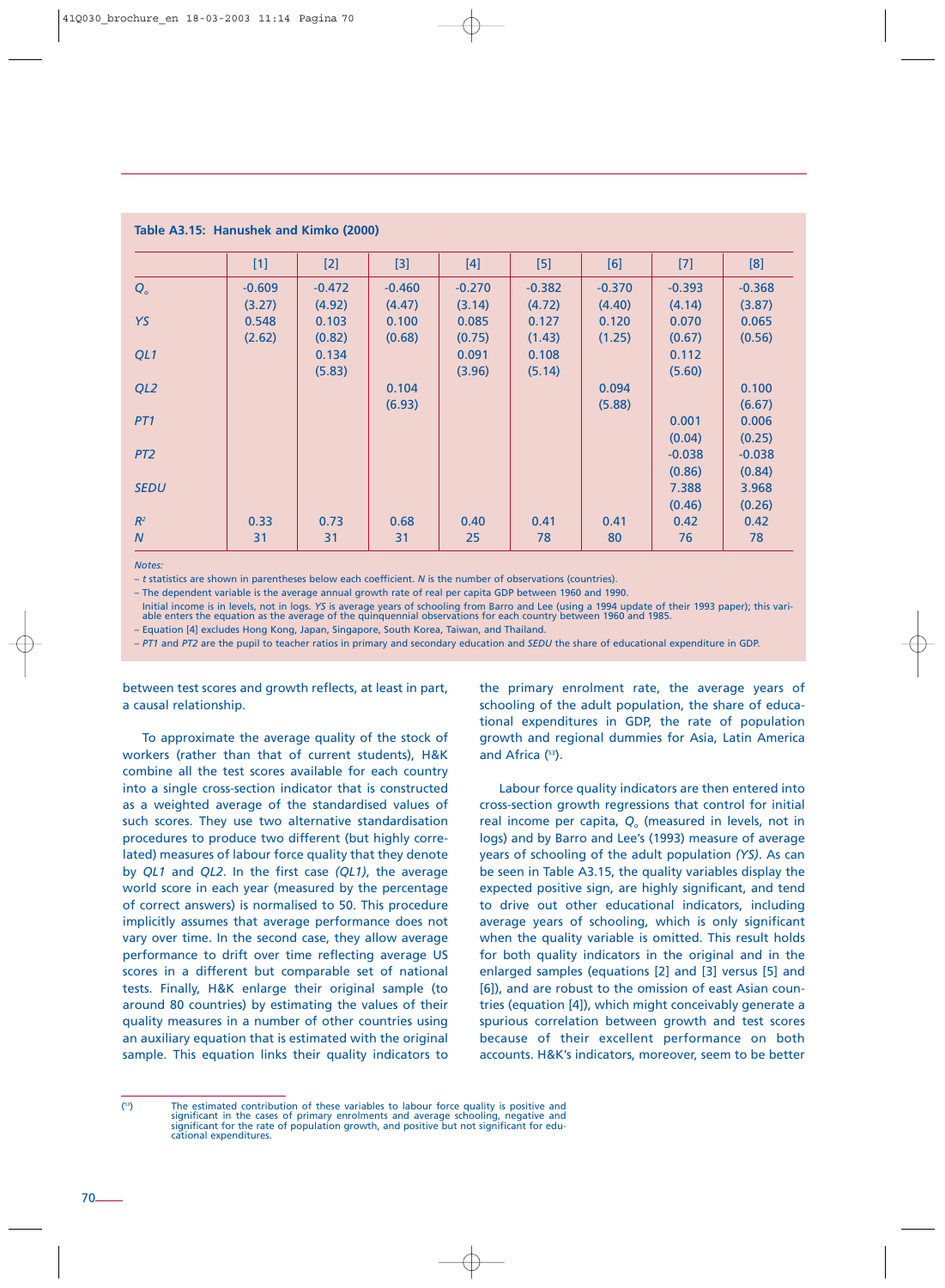**Table A3.15: Hanushek and Kimko (2000)**

| | [1] | [2] | [3] | [4] | [5] | [6] | [7] | [8] |
|---|---|---|---|---|---|---|---|---|
| $Q_o$ | -0.609 | -0.472 | -0.460 | -0.270 | -0.382 | -0.370 | -0.393 | -0.368 |
| | (3.27) | (4.92) | (4.47) | (3.14) | (4.72) | (4.40) | (4.14) | (3.87) |
| *YS* | 0.548 | 0.103 | 0.100 | 0.085 | 0.127 | 0.120 | 0.070 | 0.065 |
| | (2.62) | (0.82) | (0.68) | (0.75) | (1.43) | (1.25) | (0.67) | (0.56) |
| *QL1* | | 0.134 | | 0.091 | 0.108 | | 0.112 | |
| | | (5.83) | | (3.96) | (5.14) | | (5.60) | |
| *QL2* | | | 0.104 | | | 0.094 | | 0.100 |
| | | | (6.93) | | | (5.88) | | (6.67) |
| *PT1* | | | | | | | 0.001 | 0.006 |
| | | | | | | | (0.04) | (0.25) |
| *PT2* | | | | | | | -0.038 | -0.038 |
| | | | | | | | (0.86) | (0.84) |
| *SEDU* | | | | | | | 7.388 | 3.968 |
| | | | | | | | (0.46) | (0.26) |
| $R^2$ | 0.33 | 0.73 | 0.68 | 0.40 | 0.41 | 0.41 | 0.42 | 0.42 |
| *N* | 31 | 31 | 31 | 25 | 78 | 80 | 76 | 78 |

*Notes:*

– *t* statistics are shown in parentheses below each coefficient. *N* is the number of observations (countries).

– The dependent variable is the average annual growth rate of real per capita GDP between 1960 and 1990.

Initial income is in levels, not in logs. *YS* is average years of schooling from Barro and Lee (using a 1994 update of their 1993 paper); this variable enters the equation as the average of the quinquennial observations for each country between 1960 and 1985.

– Equation [4] excludes Hong Kong, Japan, Singapore, South Korea, Taiwan, and Thailand.

– *PT1* and *PT2* are the pupil to teacher ratios in primary and secondary education and *SEDU* the share of educational expenditure in GDP.

between test scores and growth reflects, at least in part, a causal relationship.

To approximate the average quality of the stock of workers (rather than that of current students), H&K combine all the test scores available for each country into a single cross-section indicator that is constructed as a weighted average of the standardised values of such scores. They use two alternative standardisation procedures to produce two different (but highly correlated) measures of labour force quality that they denote by *QL1* and *QL2*. In the first case *(QL1)*, the average world score in each year (measured by the percentage of correct answers) is normalised to 50. This procedure implicitly assumes that average performance does not vary over time. In the second case, they allow average performance to drift over time reflecting average US scores in a different but comparable set of national tests. Finally, H&K enlarge their original sample (to around 80 countries) by estimating the values of their quality measures in a number of other countries using an auxiliary equation that is estimated with the original sample. This equation links their quality indicators to the primary enrolment rate, the average years of schooling of the adult population, the share of educational expenditures in GDP, the rate of population growth and regional dummies for Asia, Latin America and Africa ([53]).

Labour force quality indicators are then entered into cross-section growth regressions that control for initial real income per capita, $Q_o$ (measured in levels, not in logs) and by Barro and Lee's (1993) measure of average years of schooling of the adult population *(YS)*. As can be seen in Table A3.15, the quality variables display the expected positive sign, are highly significant, and tend to drive out other educational indicators, including average years of schooling, which is only significant when the quality variable is omitted. This result holds for both quality indicators in the original and in the enlarged samples (equations [2] and [3] versus [5] and [6]), and are robust to the omission of east Asian countries (equation [4]), which might conceivably generate a spurious correlation between growth and test scores because of their excellent performance on both accounts. H&K's indicators, moreover, seem to be better

([53]) The estimated contribution of these variables to labour force quality is positive and significant in the cases of primary enrolments and average schooling, negative and significant for the rate of population growth, and positive but not significant for educational expenditures.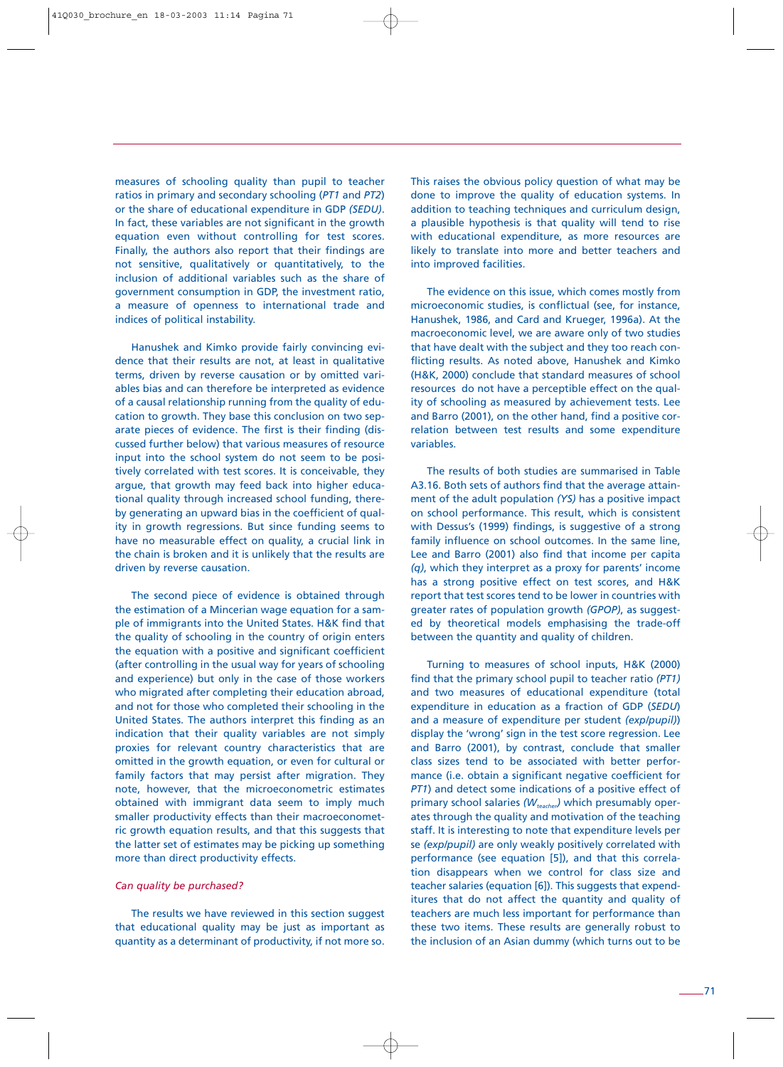measures of schooling quality than pupil to teacher ratios in primary and secondary schooling (*PT1* and *PT2*) or the share of educational expenditure in GDP *(SEDU)*. In fact, these variables are not significant in the growth equation even without controlling for test scores. Finally, the authors also report that their findings are not sensitive, qualitatively or quantitatively, to the inclusion of additional variables such as the share of government consumption in GDP, the investment ratio, a measure of openness to international trade and indices of political instability.

Hanushek and Kimko provide fairly convincing evidence that their results are not, at least in qualitative terms, driven by reverse causation or by omitted variables bias and can therefore be interpreted as evidence of a causal relationship running from the quality of education to growth. They base this conclusion on two separate pieces of evidence. The first is their finding (discussed further below) that various measures of resource input into the school system do not seem to be positively correlated with test scores. It is conceivable, they argue, that growth may feed back into higher educational quality through increased school funding, thereby generating an upward bias in the coefficient of quality in growth regressions. But since funding seems to have no measurable effect on quality, a crucial link in the chain is broken and it is unlikely that the results are driven by reverse causation.

The second piece of evidence is obtained through the estimation of a Mincerian wage equation for a sample of immigrants into the United States. H&K find that the quality of schooling in the country of origin enters the equation with a positive and significant coefficient (after controlling in the usual way for years of schooling and experience) but only in the case of those workers who migrated after completing their education abroad, and not for those who completed their schooling in the United States. The authors interpret this finding as an indication that their quality variables are not simply proxies for relevant country characteristics that are omitted in the growth equation, or even for cultural or family factors that may persist after migration. They note, however, that the microeconometric estimates obtained with immigrant data seem to imply much smaller productivity effects than their macroeconometric growth equation results, and that this suggests that the latter set of estimates may be picking up something more than direct productivity effects.

*Can quality be purchased?*

The results we have reviewed in this section suggest that educational quality may be just as important as quantity as a determinant of productivity, if not more so. This raises the obvious policy question of what may be done to improve the quality of education systems. In addition to teaching techniques and curriculum design, a plausible hypothesis is that quality will tend to rise with educational expenditure, as more resources are likely to translate into more and better teachers and into improved facilities.

The evidence on this issue, which comes mostly from microeconomic studies, is conflictual (see, for instance, Hanushek, 1986, and Card and Krueger, 1996a). At the macroeconomic level, we are aware only of two studies that have dealt with the subject and they too reach conflicting results. As noted above, Hanushek and Kimko (H&K, 2000) conclude that standard measures of school resources do not have a perceptible effect on the quality of schooling as measured by achievement tests. Lee and Barro (2001), on the other hand, find a positive correlation between test results and some expenditure variables.

The results of both studies are summarised in Table A3.16. Both sets of authors find that the average attainment of the adult population *(YS)* has a positive impact on school performance. This result, which is consistent with Dessus's (1999) findings, is suggestive of a strong family influence on school outcomes. In the same line, Lee and Barro (2001) also find that income per capita *(q)*, which they interpret as a proxy for parents' income has a strong positive effect on test scores, and H&K report that test scores tend to be lower in countries with greater rates of population growth *(GPOP)*, as suggested by theoretical models emphasising the trade-off between the quantity and quality of children.

Turning to measures of school inputs, H&K (2000) find that the primary school pupil to teacher ratio *(PT1)* and two measures of educational expenditure (total expenditure in education as a fraction of GDP (*SEDU*) and a measure of expenditure per student *(exp/pupil)*) display the 'wrong' sign in the test score regression. Lee and Barro (2001), by contrast, conclude that smaller class sizes tend to be associated with better performance (i.e. obtain a significant negative coefficient for *PT1*) and detect some indications of a positive effect of primary school salaries *($W_{teacher}$)* which presumably operates through the quality and motivation of the teaching staff. It is interesting to note that expenditure levels per se *(exp/pupil)* are only weakly positively correlated with performance (see equation [5]), and that this correlation disappears when we control for class size and teacher salaries (equation [6]). This suggests that expenditures that do not affect the quantity and quality of teachers are much less important for performance than these two items. These results are generally robust to the inclusion of an Asian dummy (which turns out to be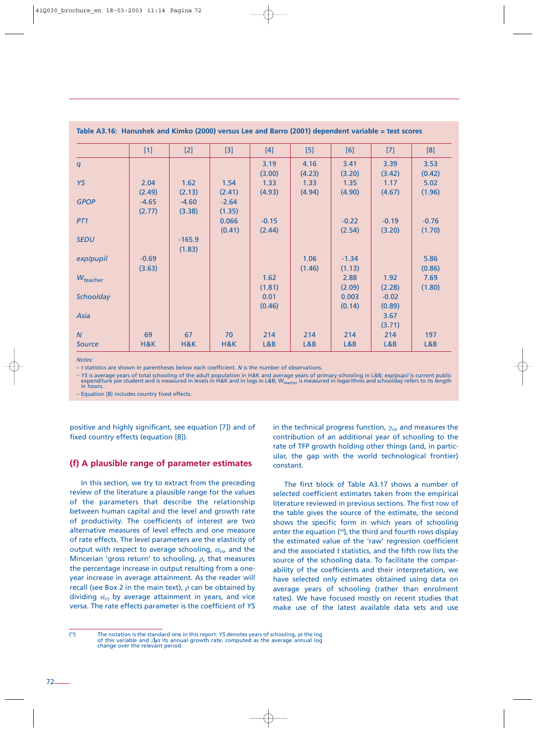**Table A3.16: Hanushek and Kimko (2000) versus Lee and Barro (2001) dependent variable = test scores**

| | [1] | [2] | [3] | [4] | [5] | [6] | [7] | [8] |
|---|---|---|---|---|---|---|---|---|
| *q* | | | | 3.19 | 4.16 | 3.41 | 3.39 | 3.53 |
| | | | | (3.00) | (4.23) | (3.20) | (3.42) | (0.42) |
| *YS* | 2.04 | 1.62 | 1.54 | 1.33 | 1.33 | 1.35 | 1.17 | 5.02 |
| | (2.49) | (2.13) | (2.41) | (4.93) | (4.94) | (4.90) | (4.67) | (1.96) |
| *GPOP* | -4.65 | -4.60 | -2.64 | | | | | |
| | (2.77) | (3.38) | (1.35) | | | | | |
| *PT1* | | | 0.066 | -0.15 | | -0.22 | -0.19 | -0.76 |
| | | | (0.41) | (2.44) | | (2.54) | (3.20) | (1.70) |
| *SEDU* | | -165.9 | | | | | | |
| | | (1.83) | | | | | | |
| *exp/pupil* | -0.69 | | | | 1.06 | -1.34 | | 5.86 |
| | (3.63) | | | | (1.46) | (1.13) | | (0.86) |
| $W_{teacher}$ | | | | 1.62 | | 2.88 | 1.92 | 7.69 |
| | | | | (1.81) | | (2.09) | (2.28) | (1.80) |
| *Schoolday* | | | | 0.01 | | 0.003 | -0.02 | |
| | | | | (0.46) | | (0.14) | (0.89) | |
| *Asia* | | | | | | | 3.67 | |
| | | | | | | | (3.71) | |
| *N* | 69 | 67 | 70 | 214 | 214 | 214 | 214 | 197 |
| *Source* | H&K | H&K | H&K | L&B | L&B | L&B | L&B | L&B |

*Notes:*

– *t* statistics are shown in parentheses below each coefficient. *N* is the number of observations.

– *YS* is average years of total schooling of the adult population in H&K and average years of primary schooling in L&B; *exp/pupil* is current public expenditure per student and is measured in levels in H&K and in logs in L&B; $W_{teacher}$ is measured in logarithms and schoolday refers to its length in hours.

– Equation [8] includes country fixed effects.

positive and highly significant, see equation [7]) and of fixed country effects (equation [8]).

## (f) A plausible range of parameter estimates

In this section, we try to extract from the preceding review of the literature a plausible range for the values of the parameters that describe the relationship between human capital and the level and growth rate of productivity. The coefficients of interest are two alternative measures of level effects and one measure of rate effects. The level parameters are the elasticity of output with respect to average schooling, $\alpha_{YS}$, and the Mincerian 'gross return' to schooling, $\rho$, that measures the percentage increase in output resulting from a one-year increase in average attainment. As the reader will recall (see Box 2 in the main text), $\rho$ can be obtained by dividing $\alpha_{YS}$ by average attainment in years, and vice versa. The rate effects parameter is the coefficient of *YS* in the technical progress function, $\gamma_{YS}$, and measures the contribution of an additional year of schooling to the rate of TFP growth holding other things (and, in particular, the gap with the world technological frontier) constant.

The first block of Table A3.17 shows a number of selected coefficient estimates taken from the empirical literature reviewed in previous sections. The first row of the table gives the source of the estimate, the second shows the specific form in which years of schooling enter the equation [54], the third and fourth rows display the estimated value of the 'raw' regression coefficient and the associated *t* statistics, and the fifth row lists the source of the schooling data. To facilitate the comparability of the coefficients and their interpretation, we have selected only estimates obtained using data on average years of schooling (rather than enrolment rates). We have focused mostly on recent studies that make use of the latest available data sets and use

[54] The notation is the standard one in this report: *YS* denotes years of schooling, *ys* the log of this variable and $\Delta ys$ its annual growth rate, computed as the average annual log change over the relevant period.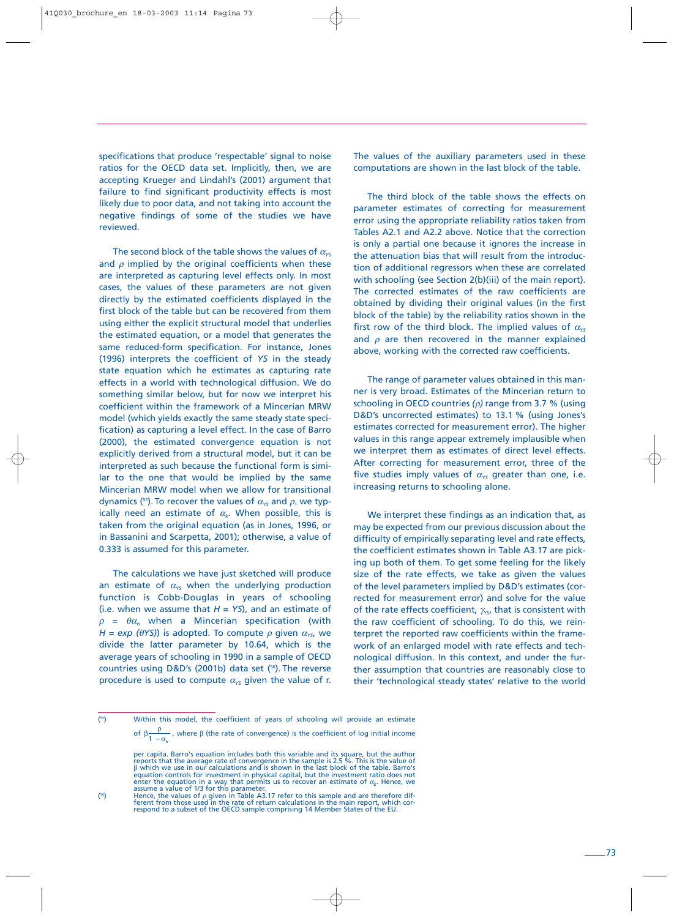specifications that produce 'respectable' signal to noise ratios for the OECD data set. Implicitly, then, we are accepting Krueger and Lindahl's (2001) argument that failure to find significant productivity effects is most likely due to poor data, and not taking into account the negative findings of some of the studies we have reviewed.

The second block of the table shows the values of $\alpha_{YS}$ and $\rho$ implied by the original coefficients when these are interpreted as capturing level effects only. In most cases, the values of these parameters are not given directly by the estimated coefficients displayed in the first block of the table but can be recovered from them using either the explicit structural model that underlies the estimated equation, or a model that generates the same reduced-form specification. For instance, Jones (1996) interprets the coefficient of *YS* in the steady state equation which he estimates as capturing rate effects in a world with technological diffusion. We do something similar below, but for now we interpret his coefficient within the framework of a Mincerian MRW model (which yields exactly the same steady state specification) as capturing a level effect. In the case of Barro (2000), the estimated convergence equation is not explicitly derived from a structural model, but it can be interpreted as such because the functional form is similar to the one that would be implied by the same Mincerian MRW model when we allow for transitional dynamics ([55]). To recover the values of $\alpha_{YS}$ and $\rho$, we typically need an estimate of $\alpha_k$. When possible, this is taken from the original equation (as in Jones, 1996, or in Bassanini and Scarpetta, 2001); otherwise, a value of 0.333 is assumed for this parameter.

The calculations we have just sketched will produce an estimate of $\alpha_{YS}$ when the underlying production function is Cobb-Douglas in years of schooling (i.e. when we assume that $H = YS$), and an estimate of (with $\rho = \theta\alpha_h$ when a Mincerian specification $H = exp\ (\theta YS)$) is adopted. To compute $\rho$ given $\alpha_{YS}$, we divide the latter parameter by 10.64, which is the average years of schooling in 1990 in a sample of OECD countries using D&D's (2001b) data set ([56]). The reverse procedure is used to compute $\alpha_{YS}$ given the value of r. The values of the auxiliary parameters used in these computations are shown in the last block of the table.

The third block of the table shows the effects on parameter estimates of correcting for measurement error using the appropriate reliability ratios taken from Tables A2.1 and A2.2 above. Notice that the correction is only a partial one because it ignores the increase in the attenuation bias that will result from the introduction of additional regressors when these are correlated with schooling (see Section 2(b)(iii) of the main report). The corrected estimates of the raw coefficients are obtained by dividing their original values (in the first block of the table) by the reliability ratios shown in the first row of the third block. The implied values of $\alpha_{YS}$ and $\rho$ are then recovered in the manner explained above, working with the corrected raw coefficients.

The range of parameter values obtained in this manner is very broad. Estimates of the Mincerian return to schooling in OECD countries *($\rho$)* range from 3.7 % (using D&D's uncorrected estimates) to 13.1 % (using Jones's estimates corrected for measurement error). The higher values in this range appear extremely implausible when we interpret them as estimates of direct level effects. After correcting for measurement error, three of the five studies imply values of $\alpha_{YS}$ greater than one, i.e. increasing returns to schooling alone.

We interpret these findings as an indication that, as may be expected from our previous discussion about the difficulty of empirically separating level and rate effects, the coefficient estimates shown in Table A3.17 are picking up both of them. To get some feeling for the likely size of the rate effects, we take as given the values of the level parameters implied by D&D's estimates (corrected for measurement error) and solve for the value of the rate effects coefficient, $\gamma_{YS}$, that is consistent with the raw coefficient of schooling. To do this, we reinterpret the reported raw coefficients within the framework of an enlarged model with rate effects and technological diffusion. In this context, and under the further assumption that countries are reasonably close to their 'technological steady states' relative to the world

---

([55]) Within this model, the coefficient of years of schooling will provide an estimate of $\beta\frac{\rho}{1-\alpha_k}$, where $\beta$ (the rate of convergence) is the coefficient of log initial income per capita. Barro's equation includes both this variable and its square, but the author reports that the average rate of convergence in the sample is 2.5 %. This is the value of $\beta$ which we use in our calculations and is shown in the last block of the table. Barro's equation controls for investment in physical capital, but the investment ratio does not enter the equation in a way that permits us to recover an estimate of $\alpha_k$. Hence, we assume a value of 1/3 for this parameter.

([56]) Hence, the values of $\rho$ given in Table A3.17 refer to this sample and are therefore different from those used in the rate of return calculations in the main report, which correspond to a subset of the OECD sample comprising 14 Member States of the EU.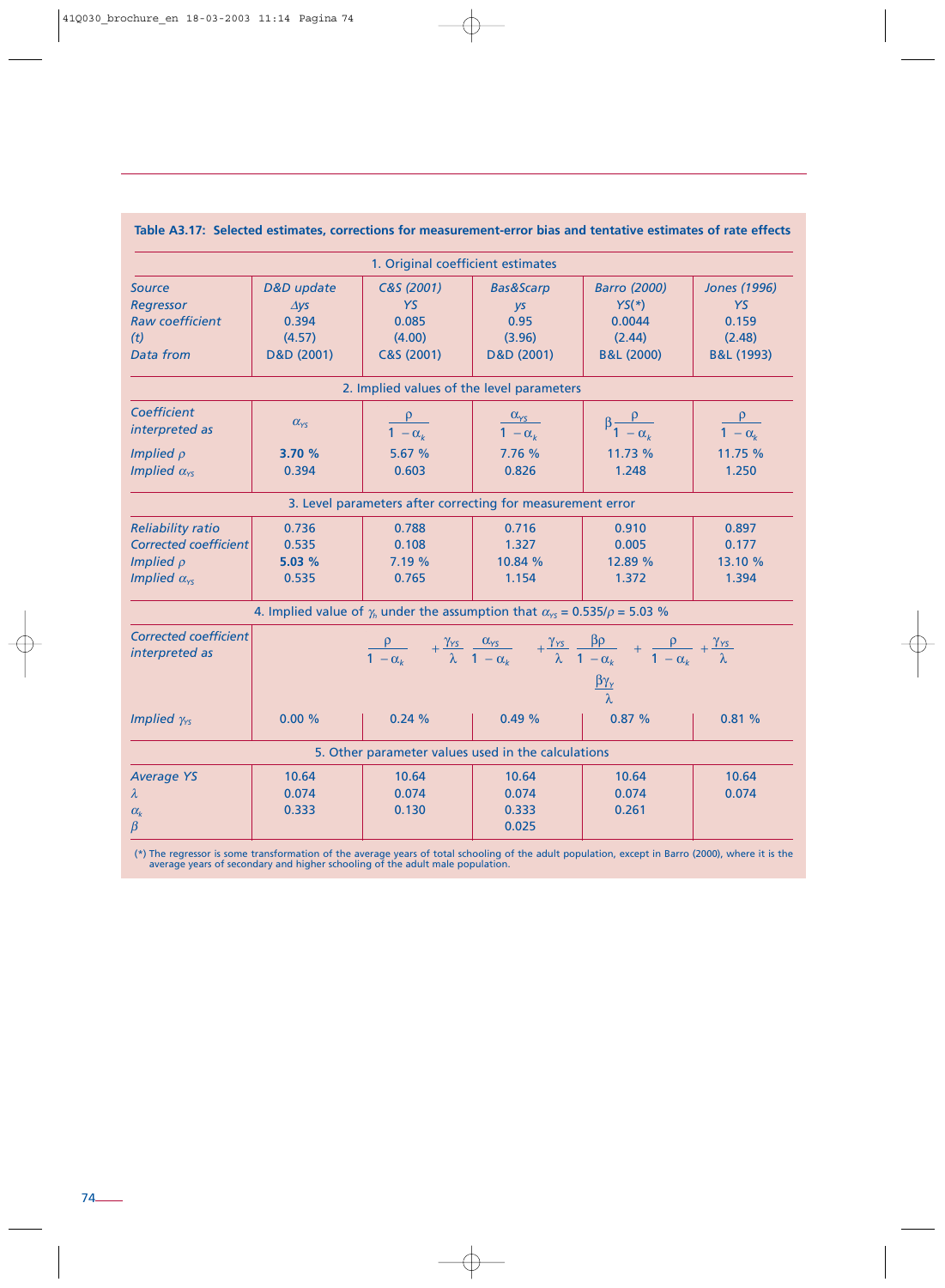**Table A3.17: Selected estimates, corrections for measurement-error bias and tentative estimates of rate effects**

| | | | | | |
|---|---|---|---|---|---|
| **1. Original coefficient estimates** | | | | | |
| *Source* | *D&D update* | *C&S (2001)* | *Bas&Scarp* | *Barro (2000)* | *Jones (1996)* |
| *Regressor* | *$\Delta ys$* | *YS* | *ys* | *YS(*)* | *YS* |
| *Raw coefficient* | 0.394 | 0.085 | 0.95 | 0.0044 | 0.159 |
| *(t)* | (4.57) | (4.00) | (3.96) | (2.44) | (2.48) |
| *Data from* | D&D (2001) | C&S (2001) | D&D (2001) | B&L (2000) | B&L (1993) |
| **2. Implied values of the level parameters** | | | | | |
| *Coefficient interpreted as* | $\alpha_{YS}$ | $\frac{\rho}{1-\alpha_k}$ | $\frac{\alpha_{YS}}{1-\alpha_k}$ | $\beta\frac{\rho}{1-\alpha_k}$ | $\frac{\rho}{1-\alpha_k}$ |
| *Implied $\rho$* | **3.70 %** | 5.67 % | 7.76 % | 11.73 % | 11.75 % |
| *Implied $\alpha_{YS}$* | 0.394 | 0.603 | 0.826 | 1.248 | 1.250 |
| **3. Level parameters after correcting for measurement error** | | | | | |
| *Reliability ratio* | 0.736 | 0.788 | 0.716 | 0.910 | 0.897 |
| *Corrected coefficient* | 0.535 | 0.108 | 1.327 | 0.005 | 0.177 |
| *Implied $\rho$* | **5.03 %** | 7.19 % | 10.84 % | 12.89 % | 13.10 % |
| *Implied $\alpha_{YS}$* | 0.535 | 0.765 | 1.154 | 1.372 | 1.394 |
| **4. Implied value of $\gamma_h$ under the assumption that $\alpha_{YS} = 0.535/\rho = 5.03$ %** | | | | | |
| *Corrected coefficient interpreted as* | | $\frac{\rho}{1-\alpha_k} + \frac{\gamma_{YS}}{\lambda}$ | $\frac{\alpha_{YS}}{1-\alpha_k} + \frac{\gamma_{YS}}{\lambda}$ | $\frac{\beta\rho}{1-\alpha_k} + \frac{\beta\gamma_Y}{\lambda}$ | $\frac{\rho}{1-\alpha_k} + \frac{\gamma_{YS}}{\lambda}$ |
| *Implied $\gamma_{YS}$* | 0.00 % | 0.24 % | 0.49 % | 0.87 % | 0.81 % |
| **5. Other parameter values used in the calculations** | | | | | |
| *Average YS* | 10.64 | 10.64 | 10.64 | 10.64 | 10.64 |
| *$\lambda$* | 0.074 | 0.074 | 0.074 | 0.074 | 0.074 |
| *$\alpha_k$* | 0.333 | 0.130 | 0.333 | 0.261 | |
| *$\beta$* | | | 0.025 | | |

(*) The regressor is some transformation of the average years of total schooling of the adult population, except in Barro (2000), where it is the average years of secondary and higher schooling of the adult male population.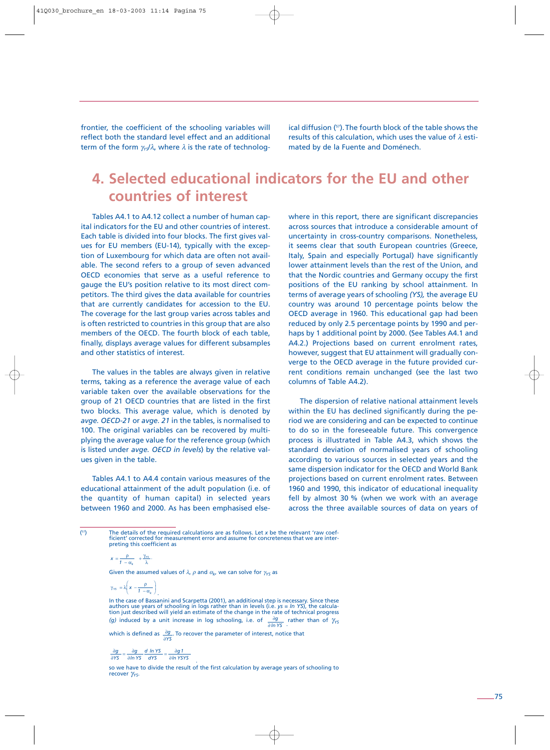frontier, the coefficient of the schooling variables will reflect both the standard level effect and an additional term of the form $\gamma_{YS}/\lambda$, where $\lambda$ is the rate of technological diffusion ([57]). The fourth block of the table shows the results of this calculation, which uses the value of $\lambda$ estimated by de la Fuente and Doménech.

# 4. Selected educational indicators for the EU and other countries of interest

Tables A4.1 to A4.12 collect a number of human capital indicators for the EU and other countries of interest. Each table is divided into four blocks. The first gives values for EU members (EU-14), typically with the exception of Luxembourg for which data are often not available. The second refers to a group of seven advanced OECD economies that serve as a useful reference to gauge the EU's position relative to its most direct competitors. The third gives the data available for countries that are currently candidates for accession to the EU. The coverage for the last group varies across tables and is often restricted to countries in this group that are also members of the OECD. The fourth block of each table, finally, displays average values for different subsamples and other statistics of interest.

The values in the tables are always given in relative terms, taking as a reference the average value of each variable taken over the available observations for the group of 21 OECD countries that are listed in the first two blocks. This average value, which is denoted by *avge. OECD-21* or *avge. 21* in the tables, is normalised to 100. The original variables can be recovered by multiplying the average value for the reference group (which is listed under *avge. OECD in levels*) by the relative values given in the table.

Tables A4.1 to A4.4 contain various measures of the educational attainment of the adult population (i.e. of the quantity of human capital) in selected years between 1960 and 2000. As has been emphasised elsewhere in this report, there are significant discrepancies across sources that introduce a considerable amount of uncertainty in cross-country comparisons. Nonetheless, it seems clear that south European countries (Greece, Italy, Spain and especially Portugal) have significantly lower attainment levels than the rest of the Union, and that the Nordic countries and Germany occupy the first positions of the EU ranking by school attainment. In terms of average years of schooling *(YS),* the average EU country was around 10 percentage points below the OECD average in 1960. This educational gap had been reduced by only 2.5 percentage points by 1990 and perhaps by 1 additional point by 2000. (See Tables A4.1 and A4.2.) Projections based on current enrolment rates, however, suggest that EU attainment will gradually converge to the OECD average in the future provided current conditions remain unchanged (see the last two columns of Table A4.2).

The dispersion of relative national attainment levels within the EU has declined significantly during the period we are considering and can be expected to continue to do so in the foreseeable future. This convergence process is illustrated in Table A4.3, which shows the standard deviation of normalised years of schooling according to various sources in selected years and the same dispersion indicator for the OECD and World Bank projections based on current enrolment rates. Between 1960 and 1990, this indicator of educational inequality fell by almost 30 % (when we work with an average across the three available sources of data on years of

---

([57]) The details of the required calculations are as follows. Let $x$ be the relevant 'raw coefficient' corrected for measurement error and assume for concreteness that we are interpreting this coefficient as

$$x = \frac{\rho}{1-\alpha_k} + \frac{\gamma_{YS}}{\lambda}.$$

Given the assumed values of $\lambda$, $\rho$ and $\alpha_k$, we can solve for $\gamma_{YS}$ as

$$\gamma_{YS} = \lambda\left(x - \frac{\rho}{1-\alpha_k}\right).$$

In the case of Bassanini and Scarpetta (2001), an additional step is necessary. Since these authors use years of schooling in logs rather than in levels (i.e. $ys = \ln YS$), the calculation just described will yield an estimate of the change in the rate of technical progress *(g)* induced by a unit increase in log schooling, i.e. of $\frac{\partial g}{\partial \ln YS}$ rather than of $\gamma_{YS}$ which is defined as $\frac{\partial g}{\partial YS}$. To recover the parameter of interest, notice that

$$\frac{\partial g}{\partial YS} = \frac{\partial g}{\partial \ln YS}\frac{d \ln YS}{dYS} = \frac{\partial g}{\partial \ln YS}\frac{1}{YS}$$

so we have to divide the result of the first calculation by average years of schooling to recover $\gamma_{YS}$.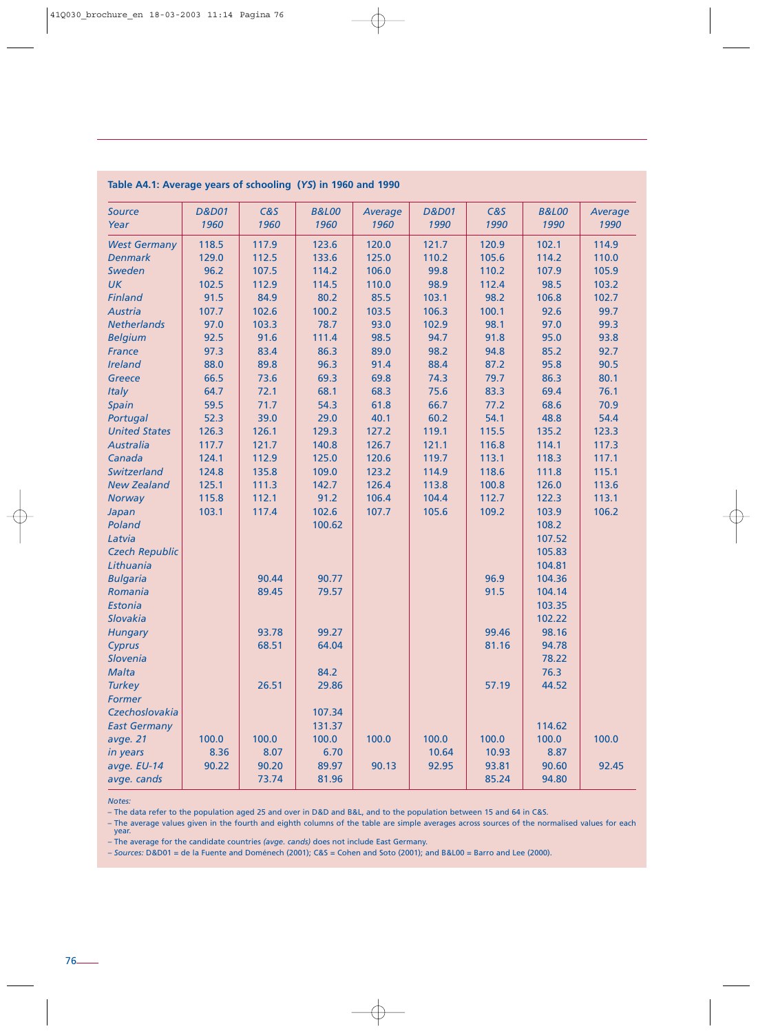**Table A4.1: Average years of schooling (*YS*) in 1960 and 1990**

| *Source*<br>*Year* | *D&D01*<br>*1960* | *C&S*<br>*1960* | *B&L00*<br>*1960* | *Average*<br>*1960* | *D&D01*<br>*1990* | *C&S*<br>*1990* | *B&L00*<br>*1990* | *Average*<br>*1990* |
|---|---|---|---|---|---|---|---|---|
| *West Germany* | 118.5 | 117.9 | 123.6 | 120.0 | 121.7 | 120.9 | 102.1 | 114.9 |
| *Denmark* | 129.0 | 112.5 | 133.6 | 125.0 | 110.2 | 105.6 | 114.2 | 110.0 |
| *Sweden* | 96.2 | 107.5 | 114.2 | 106.0 | 99.8 | 110.2 | 107.9 | 105.9 |
| *UK* | 102.5 | 112.9 | 114.5 | 110.0 | 98.9 | 112.4 | 98.5 | 103.2 |
| *Finland* | 91.5 | 84.9 | 80.2 | 85.5 | 103.1 | 98.2 | 106.8 | 102.7 |
| *Austria* | 107.7 | 102.6 | 100.2 | 103.5 | 106.3 | 100.1 | 92.6 | 99.7 |
| *Netherlands* | 97.0 | 103.3 | 78.7 | 93.0 | 102.9 | 98.1 | 97.0 | 99.3 |
| *Belgium* | 92.5 | 91.6 | 111.4 | 98.5 | 94.7 | 91.8 | 95.0 | 93.8 |
| *France* | 97.3 | 83.4 | 86.3 | 89.0 | 98.2 | 94.8 | 85.2 | 92.7 |
| *Ireland* | 88.0 | 89.8 | 96.3 | 91.4 | 88.4 | 87.2 | 95.8 | 90.5 |
| *Greece* | 66.5 | 73.6 | 69.3 | 69.8 | 74.3 | 79.7 | 86.3 | 80.1 |
| *Italy* | 64.7 | 72.1 | 68.1 | 68.3 | 75.6 | 83.3 | 69.4 | 76.1 |
| *Spain* | 59.5 | 71.7 | 54.3 | 61.8 | 66.7 | 77.2 | 68.6 | 70.9 |
| *Portugal* | 52.3 | 39.0 | 29.0 | 40.1 | 60.2 | 54.1 | 48.8 | 54.4 |
| *United States* | 126.3 | 126.1 | 129.3 | 127.2 | 119.1 | 115.5 | 135.2 | 123.3 |
| *Australia* | 117.7 | 121.7 | 140.8 | 126.7 | 121.1 | 116.8 | 114.1 | 117.3 |
| *Canada* | 124.1 | 112.9 | 125.0 | 120.6 | 119.7 | 113.1 | 118.3 | 117.1 |
| *Switzerland* | 124.8 | 135.8 | 109.0 | 123.2 | 114.9 | 118.6 | 111.8 | 115.1 |
| *New Zealand* | 125.1 | 111.3 | 142.7 | 126.4 | 113.8 | 100.8 | 126.0 | 113.6 |
| *Norway* | 115.8 | 112.1 | 91.2 | 106.4 | 104.4 | 112.7 | 122.3 | 113.1 |
| *Japan* | 103.1 | 117.4 | 102.6 | 107.7 | 105.6 | 109.2 | 103.9 | 106.2 |
| *Poland* | | | 100.62 | | | | 108.2 | |
| *Latvia* | | | | | | | 107.52 | |
| *Czech Republic* | | | | | | | 105.83 | |
| *Lithuania* | | | | | | | 104.81 | |
| *Bulgaria* | | 90.44 | 90.77 | | | 96.9 | 104.36 | |
| *Romania* | | 89.45 | 79.57 | | | 91.5 | 104.14 | |
| *Estonia* | | | | | | | 103.35 | |
| *Slovakia* | | | | | | | 102.22 | |
| *Hungary* | | 93.78 | 99.27 | | | 99.46 | 98.16 | |
| *Cyprus* | | 68.51 | 64.04 | | | 81.16 | 94.78 | |
| *Slovenia* | | | | | | | 78.22 | |
| *Malta* | | | 84.2 | | | | 76.3 | |
| *Turkey* | | 26.51 | 29.86 | | | 57.19 | 44.52 | |
| *Former Czechoslovakia* | | | 107.34 | | | | | |
| *East Germany* | | | 131.37 | | | | 114.62 | |
| *avge. 21* | 100.0 | 100.0 | 100.0 | 100.0 | 100.0 | 100.0 | 100.0 | 100.0 |
| *in years* | 8.36 | 8.07 | 6.70 | | 10.64 | 10.93 | 8.87 | |
| *avge. EU-14* | 90.22 | 90.20 | 89.97 | 90.13 | 92.95 | 93.81 | 90.60 | 92.45 |
| *avge. cands* | | 73.74 | 81.96 | | | 85.24 | 94.80 | |

*Notes:*

– The data refer to the population aged 25 and over in D&D and B&L, and to the population between 15 and 64 in C&S.

– The average values given in the fourth and eighth columns of the table are simple averages across sources of the normalised values for each year.

– The average for the candidate countries *(avge. cands)* does not include East Germany.

– *Sources:* D&D01 = de la Fuente and Doménech (2001); C&S = Cohen and Soto (2001); and B&L00 = Barro and Lee (2000).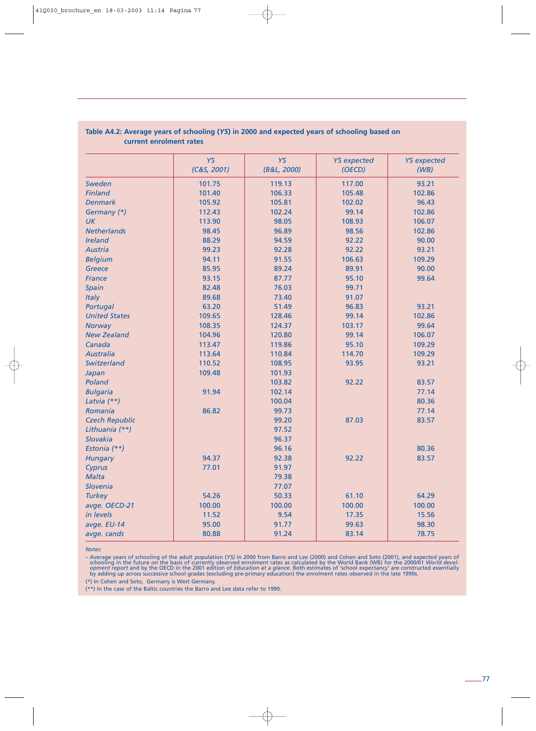**Table A4.2: Average years of schooling (*YS*) in 2000 and expected years of schooling based on current enrolment rates**

| | *YS* (C&S, 2001) | *YS* (B&L, 2000) | *YS expected* (OECD) | *YS expected* (WB) |
|---|---|---|---|---|
| *Sweden* | 101.75 | 119.13 | 117.00 | 93.21 |
| *Finland* | 101.40 | 106.33 | 105.48 | 102.86 |
| *Denmark* | 105.92 | 105.81 | 102.02 | 96.43 |
| *Germany (\*)* | 112.43 | 102.24 | 99.14 | 102.86 |
| *UK* | 113.90 | 98.05 | 108.93 | 106.07 |
| *Netherlands* | 98.45 | 96.89 | 98.56 | 102.86 |
| *Ireland* | 88.29 | 94.59 | 92.22 | 90.00 |
| *Austria* | 99.23 | 92.28 | 92.22 | 93.21 |
| *Belgium* | 94.11 | 91.55 | 106.63 | 109.29 |
| *Greece* | 85.95 | 89.24 | 89.91 | 90.00 |
| *France* | 93.15 | 87.77 | 95.10 | 99.64 |
| *Spain* | 82.48 | 76.03 | 99.71 | |
| *Italy* | 89.68 | 73.40 | 91.07 | |
| *Portugal* | 63.20 | 51.49 | 96.83 | 93.21 |
| *United States* | 109.65 | 128.46 | 99.14 | 102.86 |
| *Norway* | 108.35 | 124.37 | 103.17 | 99.64 |
| *New Zealand* | 104.96 | 120.80 | 99.14 | 106.07 |
| *Canada* | 113.47 | 119.86 | 95.10 | 109.29 |
| *Australia* | 113.64 | 110.84 | 114.70 | 109.29 |
| *Switzerland* | 110.52 | 108.95 | 93.95 | 93.21 |
| *Japan* | 109.48 | 101.93 | | |
| *Poland* | | 103.82 | 92.22 | 83.57 |
| *Bulgaria* | 91.94 | 102.14 | | 77.14 |
| *Latvia (\*\*)* | | 100.04 | | 80.36 |
| *Romania* | 86.82 | 99.73 | | 77.14 |
| *Czech Republic* | | 99.20 | 87.03 | 83.57 |
| *Lithuania (\*\*)* | | 97.52 | | |
| *Slovakia* | | 96.37 | | |
| *Estonia (\*\*)* | | 96.16 | | 80.36 |
| *Hungary* | 94.37 | 92.38 | 92.22 | 83.57 |
| *Cyprus* | 77.01 | 91.97 | | |
| *Malta* | | 79.38 | | |
| *Slovenia* | | 77.07 | | |
| *Turkey* | 54.26 | 50.33 | 61.10 | 64.29 |
| *avge. OECD-21* | 100.00 | 100.00 | 100.00 | 100.00 |
| *in levels* | 11.52 | 9.54 | 17.35 | 15.56 |
| *avge. EU-14* | 95.00 | 91.77 | 99.63 | 98.30 |
| *avge. cands* | 80.88 | 91.24 | 83.14 | 78.75 |

*Notes:*

– Average years of schooling of the adult population (*YS*) in 2000 from Barro and Lee (2000) and Cohen and Soto (2001), and expected years of schooling in the future on the basis of currently observed enrolment rates as calculated by the World Bank (WB) for the 2000/01 *World development report* and by the OECD in the 2001 edition of *Education at a glance*. Both estimates of 'school expectancy' are constructed essentially by adding up across successive school grades (excluding pre-primary education) the enrolment rates observed in the late 1990s.

(*) In Cohen and Soto, Germany is West Germany.

(**) In the case of the Baltic countries the Barro and Lee data refer to 1990.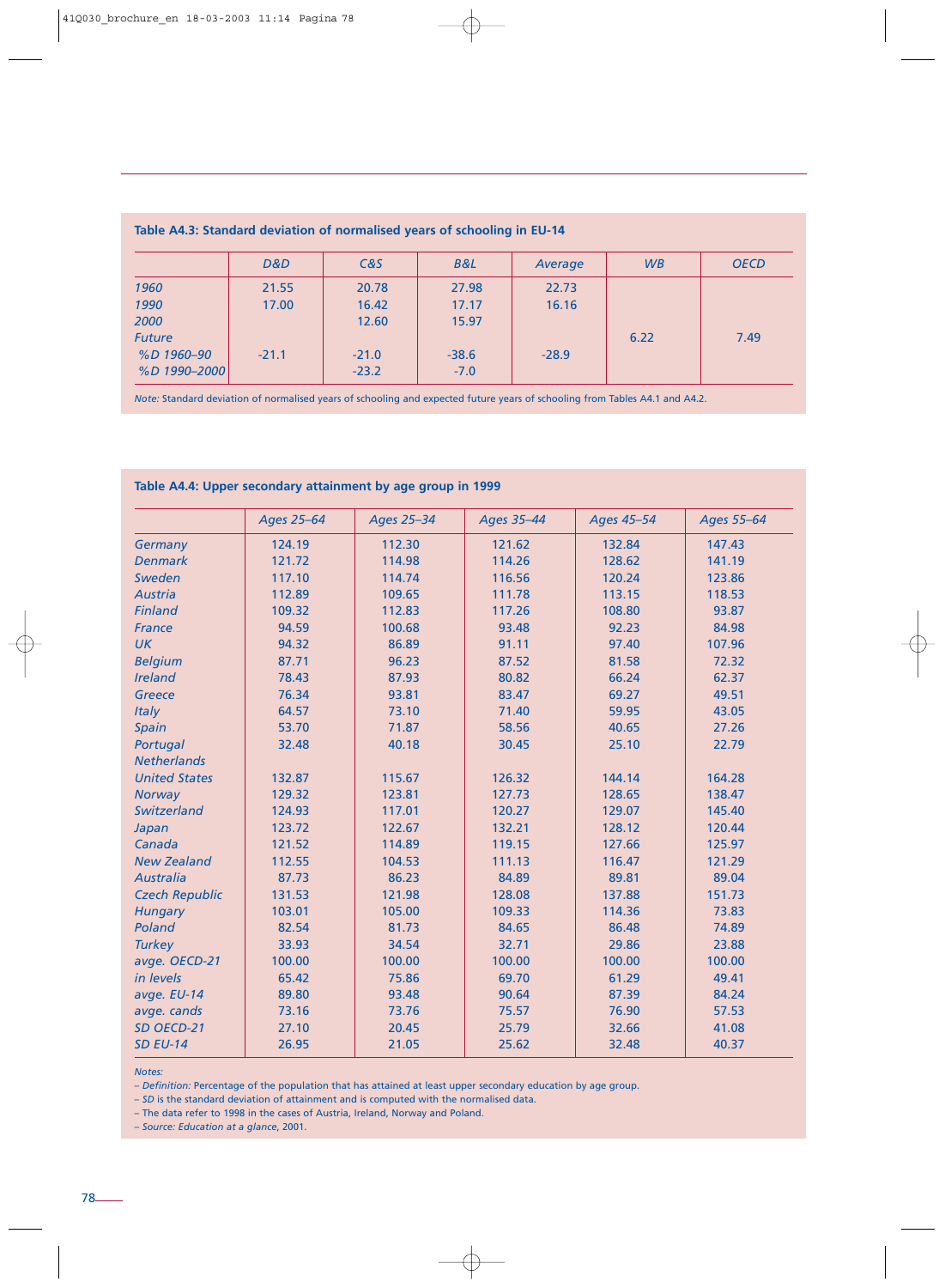**Table A4.3: Standard deviation of normalised years of schooling in EU-14**

| | *D&D* | *C&S* | *B&L* | *Average* | *WB* | *OECD* |
|---|---|---|---|---|---|---|
| *1960* | 21.55 | 20.78 | 27.98 | 22.73 | | |
| *1990* | 17.00 | 16.42 | 17.17 | 16.16 | | |
| *2000* | | 12.60 | 15.97 | | | |
| *Future* | | | | | 6.22 | 7.49 |
| *%D 1960–90* | -21.1 | -21.0 | -38.6 | -28.9 | | |
| *%D 1990–2000* | | -23.2 | -7.0 | | | |

*Note:* Standard deviation of normalised years of schooling and expected future years of schooling from Tables A4.1 and A4.2.

**Table A4.4: Upper secondary attainment by age group in 1999**

| | *Ages 25–64* | *Ages 25–34* | *Ages 35–44* | *Ages 45–54* | *Ages 55–64* |
|---|---|---|---|---|---|
| *Germany* | 124.19 | 112.30 | 121.62 | 132.84 | 147.43 |
| *Denmark* | 121.72 | 114.98 | 114.26 | 128.62 | 141.19 |
| *Sweden* | 117.10 | 114.74 | 116.56 | 120.24 | 123.86 |
| *Austria* | 112.89 | 109.65 | 111.78 | 113.15 | 118.53 |
| *Finland* | 109.32 | 112.83 | 117.26 | 108.80 | 93.87 |
| *France* | 94.59 | 100.68 | 93.48 | 92.23 | 84.98 |
| *UK* | 94.32 | 86.89 | 91.11 | 97.40 | 107.96 |
| *Belgium* | 87.71 | 96.23 | 87.52 | 81.58 | 72.32 |
| *Ireland* | 78.43 | 87.93 | 80.82 | 66.24 | 62.37 |
| *Greece* | 76.34 | 93.81 | 83.47 | 69.27 | 49.51 |
| *Italy* | 64.57 | 73.10 | 71.40 | 59.95 | 43.05 |
| *Spain* | 53.70 | 71.87 | 58.56 | 40.65 | 27.26 |
| *Portugal* | 32.48 | 40.18 | 30.45 | 25.10 | 22.79 |
| *Netherlands* | | | | | |
| *United States* | 132.87 | 115.67 | 126.32 | 144.14 | 164.28 |
| *Norway* | 129.32 | 123.81 | 127.73 | 128.65 | 138.47 |
| *Switzerland* | 124.93 | 117.01 | 120.27 | 129.07 | 145.40 |
| *Japan* | 123.72 | 122.67 | 132.21 | 128.12 | 120.44 |
| *Canada* | 121.52 | 114.89 | 119.15 | 127.66 | 125.97 |
| *New Zealand* | 112.55 | 104.53 | 111.13 | 116.47 | 121.29 |
| *Australia* | 87.73 | 86.23 | 84.89 | 89.81 | 89.04 |
| *Czech Republic* | 131.53 | 121.98 | 128.08 | 137.88 | 151.73 |
| *Hungary* | 103.01 | 105.00 | 109.33 | 114.36 | 73.83 |
| *Poland* | 82.54 | 81.73 | 84.65 | 86.48 | 74.89 |
| *Turkey* | 33.93 | 34.54 | 32.71 | 29.86 | 23.88 |
| *avge. OECD-21* | 100.00 | 100.00 | 100.00 | 100.00 | 100.00 |
| *in levels* | 65.42 | 75.86 | 69.70 | 61.29 | 49.41 |
| *avge. EU-14* | 89.80 | 93.48 | 90.64 | 87.39 | 84.24 |
| *avge. cands* | 73.16 | 73.76 | 75.57 | 76.90 | 57.53 |
| *SD OECD-21* | 27.10 | 20.45 | 25.79 | 32.66 | 41.08 |
| *SD EU-14* | 26.95 | 21.05 | 25.62 | 32.48 | 40.37 |

*Notes:*

– *Definition:* Percentage of the population that has attained at least upper secondary education by age group.

– *SD* is the standard deviation of attainment and is computed with the normalised data.

– The data refer to 1998 in the cases of Austria, Ireland, Norway and Poland.

– *Source: Education at a glance*, 2001.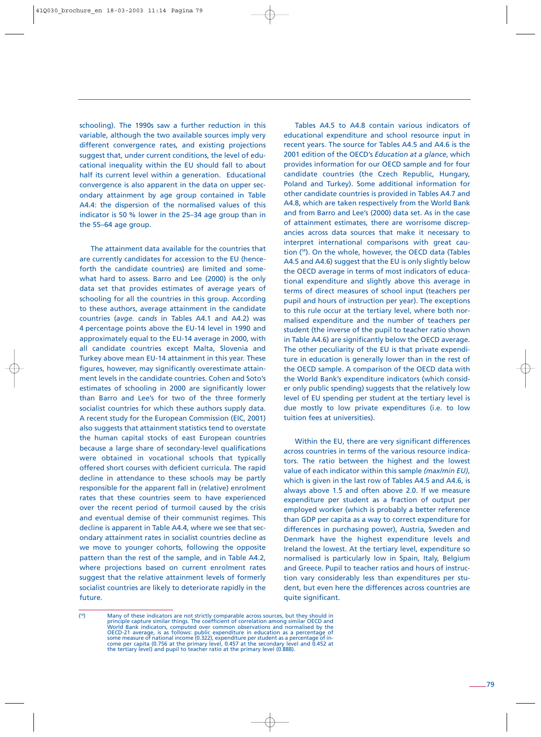schooling). The 1990s saw a further reduction in this variable, although the two available sources imply very different convergence rates, and existing projections suggest that, under current conditions, the level of educational inequality within the EU should fall to about half its current level within a generation. Educational convergence is also apparent in the data on upper secondary attainment by age group contained in Table A4.4: the dispersion of the normalised values of this indicator is 50 % lower in the 25–34 age group than in the 55–64 age group.

The attainment data available for the countries that are currently candidates for accession to the EU (henceforth the candidate countries) are limited and somewhat hard to assess. Barro and Lee (2000) is the only data set that provides estimates of average years of schooling for all the countries in this group. According to these authors, average attainment in the candidate countries (*avge. cands* in Tables A4.1 and A4.2) was 4 percentage points above the EU-14 level in 1990 and approximately equal to the EU-14 average in 2000, with all candidate countries except Malta, Slovenia and Turkey above mean EU-14 attainment in this year. These figures, however, may significantly overestimate attainment levels in the candidate countries. Cohen and Soto's estimates of schooling in 2000 are significantly lower than Barro and Lee's for two of the three formerly socialist countries for which these authors supply data. A recent study for the European Commission (EIC, 2001) also suggests that attainment statistics tend to overstate the human capital stocks of east European countries because a large share of secondary-level qualifications were obtained in vocational schools that typically offered short courses with deficient curricula. The rapid decline in attendance to these schools may be partly responsible for the apparent fall in (relative) enrolment rates that these countries seem to have experienced over the recent period of turmoil caused by the crisis and eventual demise of their communist regimes. This decline is apparent in Table A4.4, where we see that secondary attainment rates in socialist countries decline as we move to younger cohorts, following the opposite pattern than the rest of the sample, and in Table A4.2, where projections based on current enrolment rates suggest that the relative attainment levels of formerly socialist countries are likely to deteriorate rapidly in the future.

Tables A4.5 to A4.8 contain various indicators of educational expenditure and school resource input in recent years. The source for Tables A4.5 and A4.6 is the 2001 edition of the OECD's *Education at a glance*, which provides information for our OECD sample and for four candidate countries (the Czech Republic, Hungary, Poland and Turkey). Some additional information for other candidate countries is provided in Tables A4.7 and A4.8, which are taken respectively from the World Bank and from Barro and Lee's (2000) data set. As in the case of attainment estimates, there are worrisome discrepancies across data sources that make it necessary to interpret international comparisons with great caution [58]. On the whole, however, the OECD data (Tables A4.5 and A4.6) suggest that the EU is only slightly below the OECD average in terms of most indicators of educational expenditure and slightly above this average in terms of direct measures of school input (teachers per pupil and hours of instruction per year). The exceptions to this rule occur at the tertiary level, where both normalised expenditure and the number of teachers per student (the inverse of the pupil to teacher ratio shown in Table A4.6) are significantly below the OECD average. The other peculiarity of the EU is that private expenditure in education is generally lower than in the rest of the OECD sample. A comparison of the OECD data with the World Bank's expenditure indicators (which consider only public spending) suggests that the relatively low level of EU spending per student at the tertiary level is due mostly to low private expenditures (i.e. to low tuition fees at universities).

Within the EU, there are very significant differences across countries in terms of the various resource indicators. The ratio between the highest and the lowest value of each indicator within this sample *(max/min EU)*, which is given in the last row of Tables A4.5 and A4.6, is always above 1.5 and often above 2.0. If we measure expenditure per student as a fraction of output per employed worker (which is probably a better reference than GDP per capita as a way to correct expenditure for differences in purchasing power), Austria, Sweden and Denmark have the highest expenditure levels and Ireland the lowest. At the tertiary level, expenditure so normalised is particularly low in Spain, Italy, Belgium and Greece. Pupil to teacher ratios and hours of instruction vary considerably less than expenditures per student, but even here the differences across countries are quite significant.

---

[58] Many of these indicators are not strictly comparable across sources, but they should in principle capture similar things. The coefficient of correlation among similar OECD and World Bank indicators, computed over common observations and normalised by the OECD-21 average, is as follows: public expenditure in education as a percentage of some measure of national income (0.322), expenditure per student as a percentage of income per capita (0.756 at the primary level, 0.457 at the secondary level and 0.452 at the tertiary level) and pupil to teacher ratio at the primary level (0.888).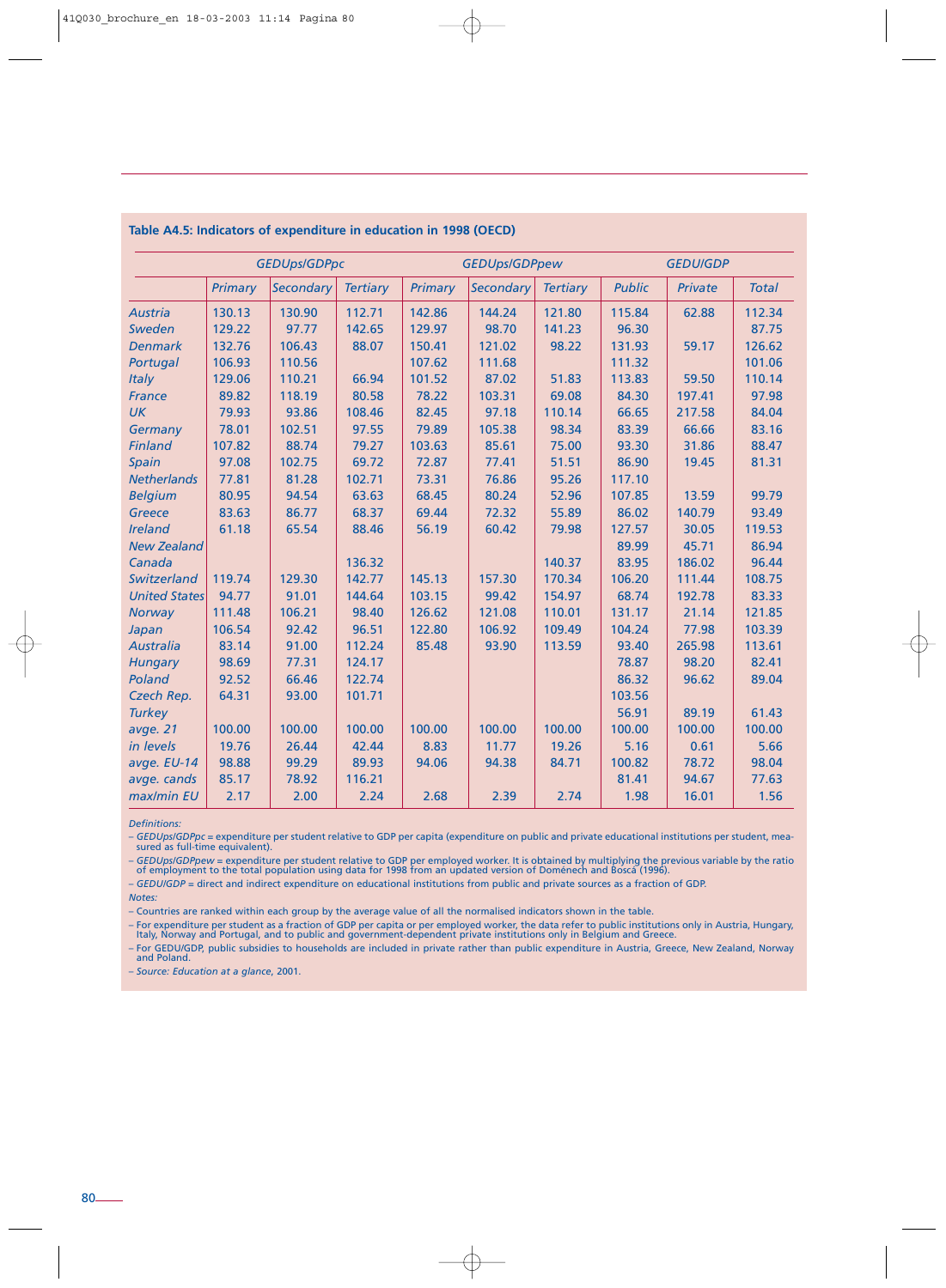**Table A4.5: Indicators of expenditure in education in 1998 (OECD)**

| | *GEDUps/GDPpc* | | | *GEDUps/GDPpew* | | | *GEDU/GDP* | | |
|---|---|---|---|---|---|---|---|---|---|
| | *Primary* | *Secondary* | *Tertiary* | *Primary* | *Secondary* | *Tertiary* | *Public* | *Private* | *Total* |
| *Austria* | 130.13 | 130.90 | 112.71 | 142.86 | 144.24 | 121.80 | 115.84 | 62.88 | 112.34 |
| *Sweden* | 129.22 | 97.77 | 142.65 | 129.97 | 98.70 | 141.23 | 96.30 | | 87.75 |
| *Denmark* | 132.76 | 106.43 | 88.07 | 150.41 | 121.02 | 98.22 | 131.93 | 59.17 | 126.62 |
| *Portugal* | 106.93 | 110.56 | | 107.62 | 111.68 | | 111.32 | | 101.06 |
| *Italy* | 129.06 | 110.21 | 66.94 | 101.52 | 87.02 | 51.83 | 113.83 | 59.50 | 110.14 |
| *France* | 89.82 | 118.19 | 80.58 | 78.22 | 103.31 | 69.08 | 84.30 | 197.41 | 97.98 |
| *UK* | 79.93 | 93.86 | 108.46 | 82.45 | 97.18 | 110.14 | 66.65 | 217.58 | 84.04 |
| *Germany* | 78.01 | 102.51 | 97.55 | 79.89 | 105.38 | 98.34 | 83.39 | 66.66 | 83.16 |
| *Finland* | 107.82 | 88.74 | 79.27 | 103.63 | 85.61 | 75.00 | 93.30 | 31.86 | 88.47 |
| *Spain* | 97.08 | 102.75 | 69.72 | 72.87 | 77.41 | 51.51 | 86.90 | 19.45 | 81.31 |
| *Netherlands* | 77.81 | 81.28 | 102.71 | 73.31 | 76.86 | 95.26 | 117.10 | | |
| *Belgium* | 80.95 | 94.54 | 63.63 | 68.45 | 80.24 | 52.96 | 107.85 | 13.59 | 99.79 |
| *Greece* | 83.63 | 86.77 | 68.37 | 69.44 | 72.32 | 55.89 | 86.02 | 140.79 | 93.49 |
| *Ireland* | 61.18 | 65.54 | 88.46 | 56.19 | 60.42 | 79.98 | 127.57 | 30.05 | 119.53 |
| *New Zealand* | | | | | | | 89.99 | 45.71 | 86.94 |
| *Canada* | | | 136.32 | | | 140.37 | 83.95 | 186.02 | 96.44 |
| *Switzerland* | 119.74 | 129.30 | 142.77 | 145.13 | 157.30 | 170.34 | 106.20 | 111.44 | 108.75 |
| *United States* | 94.77 | 91.01 | 144.64 | 103.15 | 99.42 | 154.97 | 68.74 | 192.78 | 83.33 |
| *Norway* | 111.48 | 106.21 | 98.40 | 126.62 | 121.08 | 110.01 | 131.17 | 21.14 | 121.85 |
| *Japan* | 106.54 | 92.42 | 96.51 | 122.80 | 106.92 | 109.49 | 104.24 | 77.98 | 103.39 |
| *Australia* | 83.14 | 91.00 | 112.24 | 85.48 | 93.90 | 113.59 | 93.40 | 265.98 | 113.61 |
| *Hungary* | 98.69 | 77.31 | 124.17 | | | | 78.87 | 98.20 | 82.41 |
| *Poland* | 92.52 | 66.46 | 122.74 | | | | 86.32 | 96.62 | 89.04 |
| *Czech Rep.* | 64.31 | 93.00 | 101.71 | | | | 103.56 | | |
| *Turkey* | | | | | | | 56.91 | 89.19 | 61.43 |
| *avge. 21* | 100.00 | 100.00 | 100.00 | 100.00 | 100.00 | 100.00 | 100.00 | 100.00 | 100.00 |
| *in levels* | 19.76 | 26.44 | 42.44 | 8.83 | 11.77 | 19.26 | 5.16 | 0.61 | 5.66 |
| *avge. EU-14* | 98.88 | 99.29 | 89.93 | 94.06 | 94.38 | 84.71 | 100.82 | 78.72 | 98.04 |
| *avge. cands* | 85.17 | 78.92 | 116.21 | | | | 81.41 | 94.67 | 77.63 |
| *max/min EU* | 2.17 | 2.00 | 2.24 | 2.68 | 2.39 | 2.74 | 1.98 | 16.01 | 1.56 |

*Definitions:*

– *GEDUps/GDPpc* = expenditure per student relative to GDP per capita (expenditure on public and private educational institutions per student, measured as full-time equivalent).

– *GEDUps/GDPpew* = expenditure per student relative to GDP per employed worker. It is obtained by multiplying the previous variable by the ratio of employment to the total population using data for 1998 from an updated version of Doménech and Boscá (1996).

– *GEDU/GDP* = direct and indirect expenditure on educational institutions from public and private sources as a fraction of GDP.

*Notes:*

– Countries are ranked within each group by the average value of all the normalised indicators shown in the table.

– For expenditure per student as a fraction of GDP per capita or per employed worker, the data refer to public institutions only in Austria, Hungary, Italy, Norway and Portugal, and to public and government-dependent private institutions only in Belgium and Greece.

– For GEDU/GDP, public subsidies to households are included in private rather than public expenditure in Austria, Greece, New Zealand, Norway and Poland.

– *Source: Education at a glance*, 2001.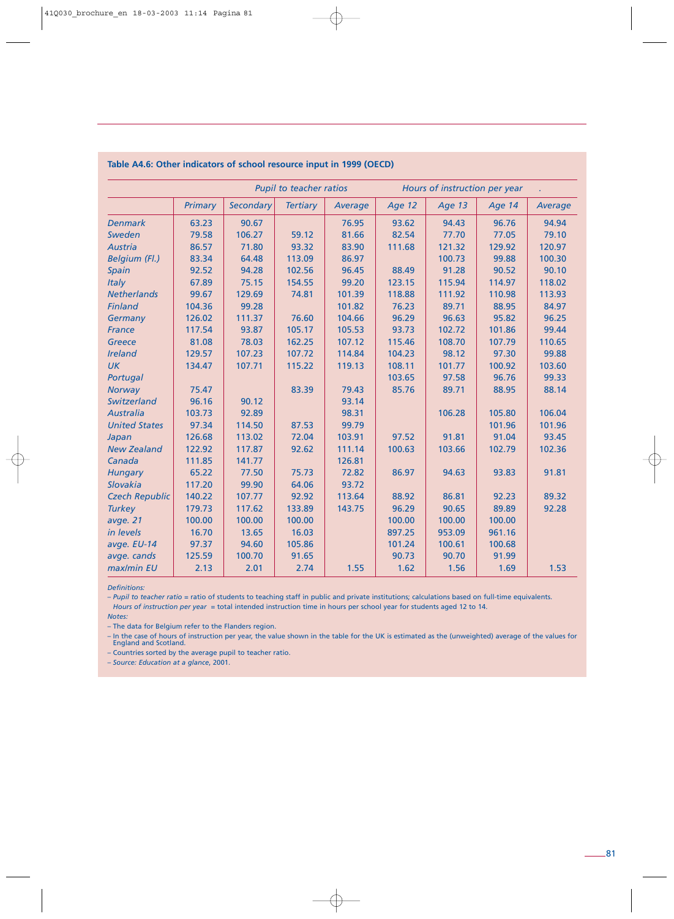**Table A4.6: Other indicators of school resource input in 1999 (OECD)**

| | *Pupil to teacher ratios* | | | | *Hours of instruction per year* | | | |
|---|---|---|---|---|---|---|---|---|
| | *Primary* | *Secondary* | *Tertiary* | *Average* | *Age 12* | *Age 13* | *Age 14* | *Average* |
| *Denmark* | 63.23 | 90.67 | | 76.95 | 93.62 | 94.43 | 96.76 | 94.94 |
| *Sweden* | 79.58 | 106.27 | 59.12 | 81.66 | 82.54 | 77.70 | 77.05 | 79.10 |
| *Austria* | 86.57 | 71.80 | 93.32 | 83.90 | 111.68 | 121.32 | 129.92 | 120.97 |
| *Belgium (Fl.)* | 83.34 | 64.48 | 113.09 | 86.97 | | 100.73 | 99.88 | 100.30 |
| *Spain* | 92.52 | 94.28 | 102.56 | 96.45 | 88.49 | 91.28 | 90.52 | 90.10 |
| *Italy* | 67.89 | 75.15 | 154.55 | 99.20 | 123.15 | 115.94 | 114.97 | 118.02 |
| *Netherlands* | 99.67 | 129.69 | 74.81 | 101.39 | 118.88 | 111.92 | 110.98 | 113.93 |
| *Finland* | 104.36 | 99.28 | | 101.82 | 76.23 | 89.71 | 88.95 | 84.97 |
| *Germany* | 126.02 | 111.37 | 76.60 | 104.66 | 96.29 | 96.63 | 95.82 | 96.25 |
| *France* | 117.54 | 93.87 | 105.17 | 105.53 | 93.73 | 102.72 | 101.86 | 99.44 |
| *Greece* | 81.08 | 78.03 | 162.25 | 107.12 | 115.46 | 108.70 | 107.79 | 110.65 |
| *Ireland* | 129.57 | 107.23 | 107.72 | 114.84 | 104.23 | 98.12 | 97.30 | 99.88 |
| *UK* | 134.47 | 107.71 | 115.22 | 119.13 | 108.11 | 101.77 | 100.92 | 103.60 |
| *Portugal* | | | | | 103.65 | 97.58 | 96.76 | 99.33 |
| *Norway* | 75.47 | | 83.39 | 79.43 | 85.76 | 89.71 | 88.95 | 88.14 |
| *Switzerland* | 96.16 | 90.12 | | 93.14 | | | | |
| *Australia* | 103.73 | 92.89 | | 98.31 | | 106.28 | 105.80 | 106.04 |
| *United States* | 97.34 | 114.50 | 87.53 | 99.79 | | | 101.96 | 101.96 |
| *Japan* | 126.68 | 113.02 | 72.04 | 103.91 | 97.52 | 91.81 | 91.04 | 93.45 |
| *New Zealand* | 122.92 | 117.87 | 92.62 | 111.14 | 100.63 | 103.66 | 102.79 | 102.36 |
| *Canada* | 111.85 | 141.77 | | 126.81 | | | | |
| *Hungary* | 65.22 | 77.50 | 75.73 | 72.82 | 86.97 | 94.63 | 93.83 | 91.81 |
| *Slovakia* | 117.20 | 99.90 | 64.06 | 93.72 | | | | |
| *Czech Republic* | 140.22 | 107.77 | 92.92 | 113.64 | 88.92 | 86.81 | 92.23 | 89.32 |
| *Turkey* | 179.73 | 117.62 | 133.89 | 143.75 | 96.29 | 90.65 | 89.89 | 92.28 |
| *avge. 21* | 100.00 | 100.00 | 100.00 | | 100.00 | 100.00 | 100.00 | |
| *in levels* | 16.70 | 13.65 | 16.03 | | 897.25 | 953.09 | 961.16 | |
| *avge. EU-14* | 97.37 | 94.60 | 105.86 | | 101.24 | 100.61 | 100.68 | |
| *avge. cands* | 125.59 | 100.70 | 91.65 | | 90.73 | 90.70 | 91.99 | |
| *max/min EU* | 2.13 | 2.01 | 2.74 | 1.55 | 1.62 | 1.56 | 1.69 | 1.53 |

*Definitions:*

– *Pupil to teacher ratio* = ratio of students to teaching staff in public and private institutions; calculations based on full-time equivalents.
*Hours of instruction per year* = total intended instruction time in hours per school year for students aged 12 to 14.

*Notes:*

– The data for Belgium refer to the Flanders region.

– In the case of hours of instruction per year, the value shown in the table for the UK is estimated as the (unweighted) average of the values for England and Scotland.

– Countries sorted by the average pupil to teacher ratio.

– *Source: Education at a glance*, 2001.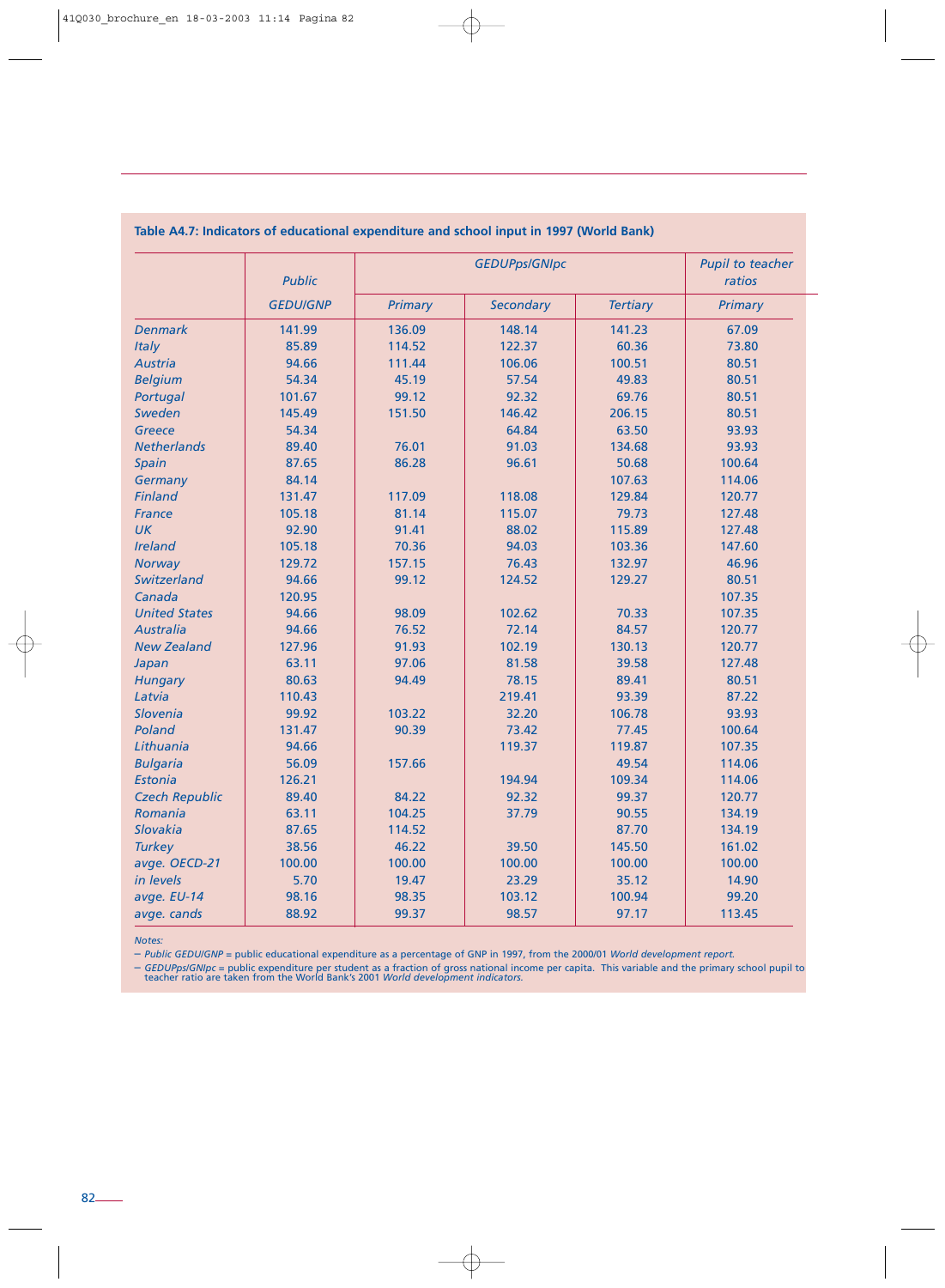**Table A4.7: Indicators of educational expenditure and school input in 1997 (World Bank)**

| | Public | GEDUPps/GNIpc | | | Pupil to teacher ratios |
|---|---|---|---|---|---|
| | GEDU/GNP | Primary | Secondary | Tertiary | Primary |
| *Denmark* | 141.99 | 136.09 | 148.14 | 141.23 | 67.09 |
| *Italy* | 85.89 | 114.52 | 122.37 | 60.36 | 73.80 |
| *Austria* | 94.66 | 111.44 | 106.06 | 100.51 | 80.51 |
| *Belgium* | 54.34 | 45.19 | 57.54 | 49.83 | 80.51 |
| *Portugal* | 101.67 | 99.12 | 92.32 | 69.76 | 80.51 |
| *Sweden* | 145.49 | 151.50 | 146.42 | 206.15 | 80.51 |
| *Greece* | 54.34 | | 64.84 | 63.50 | 93.93 |
| *Netherlands* | 89.40 | 76.01 | 91.03 | 134.68 | 93.93 |
| *Spain* | 87.65 | 86.28 | 96.61 | 50.68 | 100.64 |
| *Germany* | 84.14 | | | 107.63 | 114.06 |
| *Finland* | 131.47 | 117.09 | 118.08 | 129.84 | 120.77 |
| *France* | 105.18 | 81.14 | 115.07 | 79.73 | 127.48 |
| *UK* | 92.90 | 91.41 | 88.02 | 115.89 | 127.48 |
| *Ireland* | 105.18 | 70.36 | 94.03 | 103.36 | 147.60 |
| *Norway* | 129.72 | 157.15 | 76.43 | 132.97 | 46.96 |
| *Switzerland* | 94.66 | 99.12 | 124.52 | 129.27 | 80.51 |
| *Canada* | 120.95 | | | | 107.35 |
| *United States* | 94.66 | 98.09 | 102.62 | 70.33 | 107.35 |
| *Australia* | 94.66 | 76.52 | 72.14 | 84.57 | 120.77 |
| *New Zealand* | 127.96 | 91.93 | 102.19 | 130.13 | 120.77 |
| *Japan* | 63.11 | 97.06 | 81.58 | 39.58 | 127.48 |
| *Hungary* | 80.63 | 94.49 | 78.15 | 89.41 | 80.51 |
| *Latvia* | 110.43 | | 219.41 | 93.39 | 87.22 |
| *Slovenia* | 99.92 | 103.22 | 32.20 | 106.78 | 93.93 |
| *Poland* | 131.47 | 90.39 | 73.42 | 77.45 | 100.64 |
| *Lithuania* | 94.66 | | 119.37 | 119.87 | 107.35 |
| *Bulgaria* | 56.09 | 157.66 | | 49.54 | 114.06 |
| *Estonia* | 126.21 | | 194.94 | 109.34 | 114.06 |
| *Czech Republic* | 89.40 | 84.22 | 92.32 | 99.37 | 120.77 |
| *Romania* | 63.11 | 104.25 | 37.79 | 90.55 | 134.19 |
| *Slovakia* | 87.65 | 114.52 | | 87.70 | 134.19 |
| *Turkey* | 38.56 | 46.22 | 39.50 | 145.50 | 161.02 |
| *avge. OECD-21* | 100.00 | 100.00 | 100.00 | 100.00 | 100.00 |
| *in levels* | 5.70 | 19.47 | 23.29 | 35.12 | 14.90 |
| *avge. EU-14* | 98.16 | 98.35 | 103.12 | 100.94 | 99.20 |
| *avge. cands* | 88.92 | 99.37 | 98.57 | 97.17 | 113.45 |

*Notes:*

– *Public GEDU/GNP* = public educational expenditure as a percentage of GNP in 1997, from the 2000/01 *World development report.*

– *GEDUPps/GNIpc* = public expenditure per student as a fraction of gross national income per capita. This variable and the primary school pupil to teacher ratio are taken from the World Bank's 2001 *World development indicators.*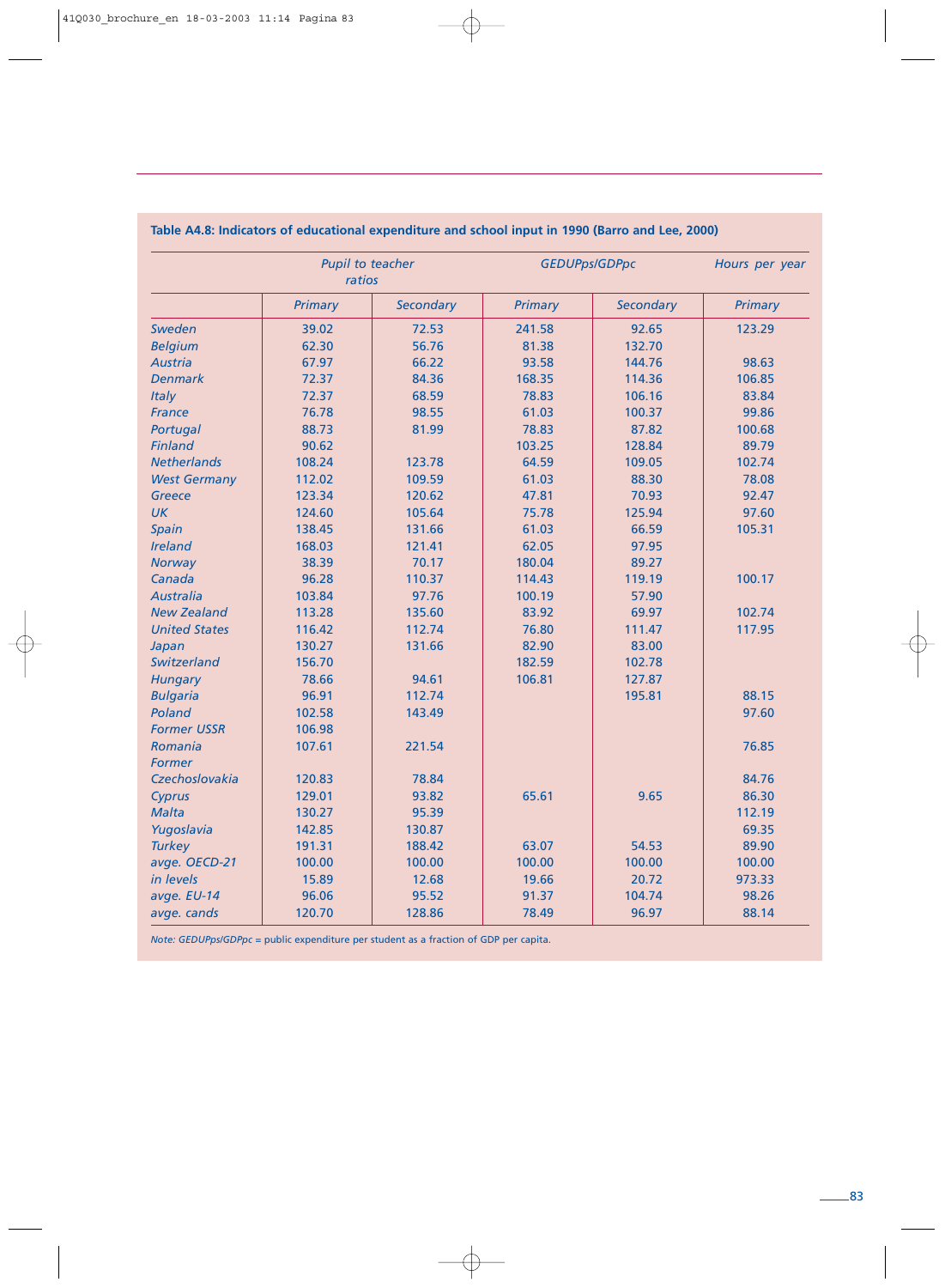**Table A4.8: Indicators of educational expenditure and school input in 1990 (Barro and Lee, 2000)**

| | *Pupil to teacher ratios* | | *GEDUPps/GDPpc* | | *Hours per year* |
|---|---|---|---|---|---|
| | *Primary* | *Secondary* | *Primary* | *Secondary* | *Primary* |
| *Sweden* | 39.02 | 72.53 | 241.58 | 92.65 | 123.29 |
| *Belgium* | 62.30 | 56.76 | 81.38 | 132.70 | |
| *Austria* | 67.97 | 66.22 | 93.58 | 144.76 | 98.63 |
| *Denmark* | 72.37 | 84.36 | 168.35 | 114.36 | 106.85 |
| *Italy* | 72.37 | 68.59 | 78.83 | 106.16 | 83.84 |
| *France* | 76.78 | 98.55 | 61.03 | 100.37 | 99.86 |
| *Portugal* | 88.73 | 81.99 | 78.83 | 87.82 | 100.68 |
| *Finland* | 90.62 | | 103.25 | 128.84 | 89.79 |
| *Netherlands* | 108.24 | 123.78 | 64.59 | 109.05 | 102.74 |
| *West Germany* | 112.02 | 109.59 | 61.03 | 88.30 | 78.08 |
| *Greece* | 123.34 | 120.62 | 47.81 | 70.93 | 92.47 |
| *UK* | 124.60 | 105.64 | 75.78 | 125.94 | 97.60 |
| *Spain* | 138.45 | 131.66 | 61.03 | 66.59 | 105.31 |
| *Ireland* | 168.03 | 121.41 | 62.05 | 97.95 | |
| *Norway* | 38.39 | 70.17 | 180.04 | 89.27 | |
| *Canada* | 96.28 | 110.37 | 114.43 | 119.19 | 100.17 |
| *Australia* | 103.84 | 97.76 | 100.19 | 57.90 | |
| *New Zealand* | 113.28 | 135.60 | 83.92 | 69.97 | 102.74 |
| *United States* | 116.42 | 112.74 | 76.80 | 111.47 | 117.95 |
| *Japan* | 130.27 | 131.66 | 82.90 | 83.00 | |
| *Switzerland* | 156.70 | | 182.59 | 102.78 | |
| *Hungary* | 78.66 | 94.61 | 106.81 | 127.87 | |
| *Bulgaria* | 96.91 | 112.74 | | 195.81 | 88.15 |
| *Poland* | 102.58 | 143.49 | | | 97.60 |
| *Former USSR* | 106.98 | | | | |
| *Romania* | 107.61 | 221.54 | | | 76.85 |
| *Former Czechoslovakia* | 120.83 | 78.84 | | | 84.76 |
| *Cyprus* | 129.01 | 93.82 | 65.61 | 9.65 | 86.30 |
| *Malta* | 130.27 | 95.39 | | | 112.19 |
| *Yugoslavia* | 142.85 | 130.87 | | | 69.35 |
| *Turkey* | 191.31 | 188.42 | 63.07 | 54.53 | 89.90 |
| *avge. OECD-21* | 100.00 | 100.00 | 100.00 | 100.00 | 100.00 |
| *in levels* | 15.89 | 12.68 | 19.66 | 20.72 | 973.33 |
| *avge. EU-14* | 96.06 | 95.52 | 91.37 | 104.74 | 98.26 |
| *avge. cands* | 120.70 | 128.86 | 78.49 | 96.97 | 88.14 |

*Note: GEDUPps/GDPpc* = public expenditure per student as a fraction of GDP per capita.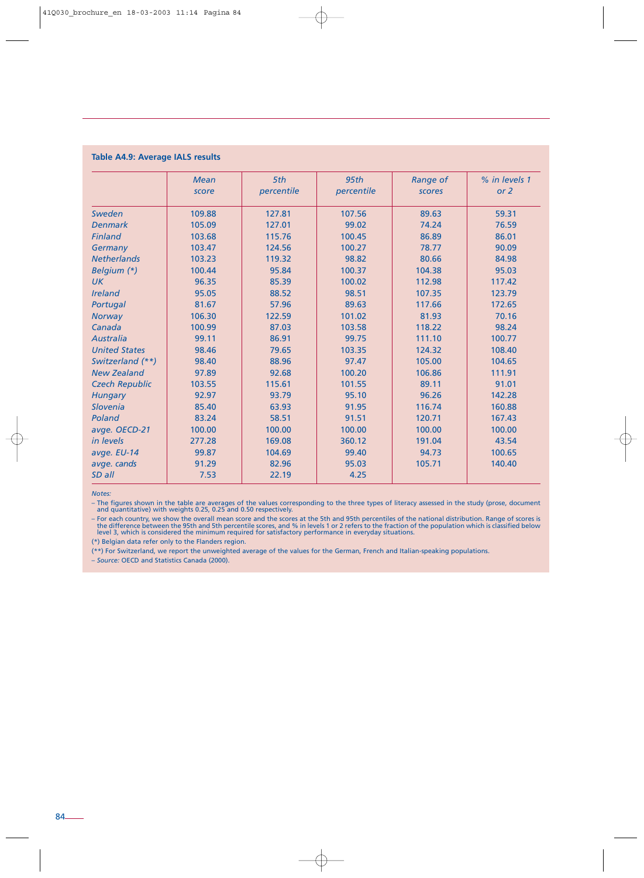**Table A4.9: Average IALS results**

| | *Mean score* | *5th percentile* | *95th percentile* | *Range of scores* | *% in levels 1 or 2* |
|---|---|---|---|---|---|
| *Sweden* | 109.88 | 127.81 | 107.56 | 89.63 | 59.31 |
| *Denmark* | 105.09 | 127.01 | 99.02 | 74.24 | 76.59 |
| *Finland* | 103.68 | 115.76 | 100.45 | 86.89 | 86.01 |
| *Germany* | 103.47 | 124.56 | 100.27 | 78.77 | 90.09 |
| *Netherlands* | 103.23 | 119.32 | 98.82 | 80.66 | 84.98 |
| *Belgium (*)* | 100.44 | 95.84 | 100.37 | 104.38 | 95.03 |
| *UK* | 96.35 | 85.39 | 100.02 | 112.98 | 117.42 |
| *Ireland* | 95.05 | 88.52 | 98.51 | 107.35 | 123.79 |
| *Portugal* | 81.67 | 57.96 | 89.63 | 117.66 | 172.65 |
| *Norway* | 106.30 | 122.59 | 101.02 | 81.93 | 70.16 |
| *Canada* | 100.99 | 87.03 | 103.58 | 118.22 | 98.24 |
| *Australia* | 99.11 | 86.91 | 99.75 | 111.10 | 100.77 |
| *United States* | 98.46 | 79.65 | 103.35 | 124.32 | 108.40 |
| *Switzerland (**)* | 98.40 | 88.96 | 97.47 | 105.00 | 104.65 |
| *New Zealand* | 97.89 | 92.68 | 100.20 | 106.86 | 111.91 |
| *Czech Republic* | 103.55 | 115.61 | 101.55 | 89.11 | 91.01 |
| *Hungary* | 92.97 | 93.79 | 95.10 | 96.26 | 142.28 |
| *Slovenia* | 85.40 | 63.93 | 91.95 | 116.74 | 160.88 |
| *Poland* | 83.24 | 58.51 | 91.51 | 120.71 | 167.43 |
| *avge. OECD-21* | 100.00 | 100.00 | 100.00 | 100.00 | 100.00 |
| *in levels* | 277.28 | 169.08 | 360.12 | 191.04 | 43.54 |
| *avge. EU-14* | 99.87 | 104.69 | 99.40 | 94.73 | 100.65 |
| *avge. cands* | 91.29 | 82.96 | 95.03 | 105.71 | 140.40 |
| *SD all* | 7.53 | 22.19 | 4.25 | | |

*Notes:*

– The figures shown in the table are averages of the values corresponding to the three types of literacy assessed in the study (prose, document and quantitative) with weights 0.25, 0.25 and 0.50 respectively.

– For each country, we show the overall mean score and the scores at the 5th and 95th percentiles of the national distribution. Range of scores is the difference between the 95th and 5th percentile scores, and % in levels 1 or 2 refers to the fraction of the population which is classified below level 3, which is considered the minimum required for satisfactory performance in everyday situations.

(*) Belgian data refer only to the Flanders region.

(**) For Switzerland, we report the unweighted average of the values for the German, French and Italian-speaking populations.

– *Source:* OECD and Statistics Canada (2000).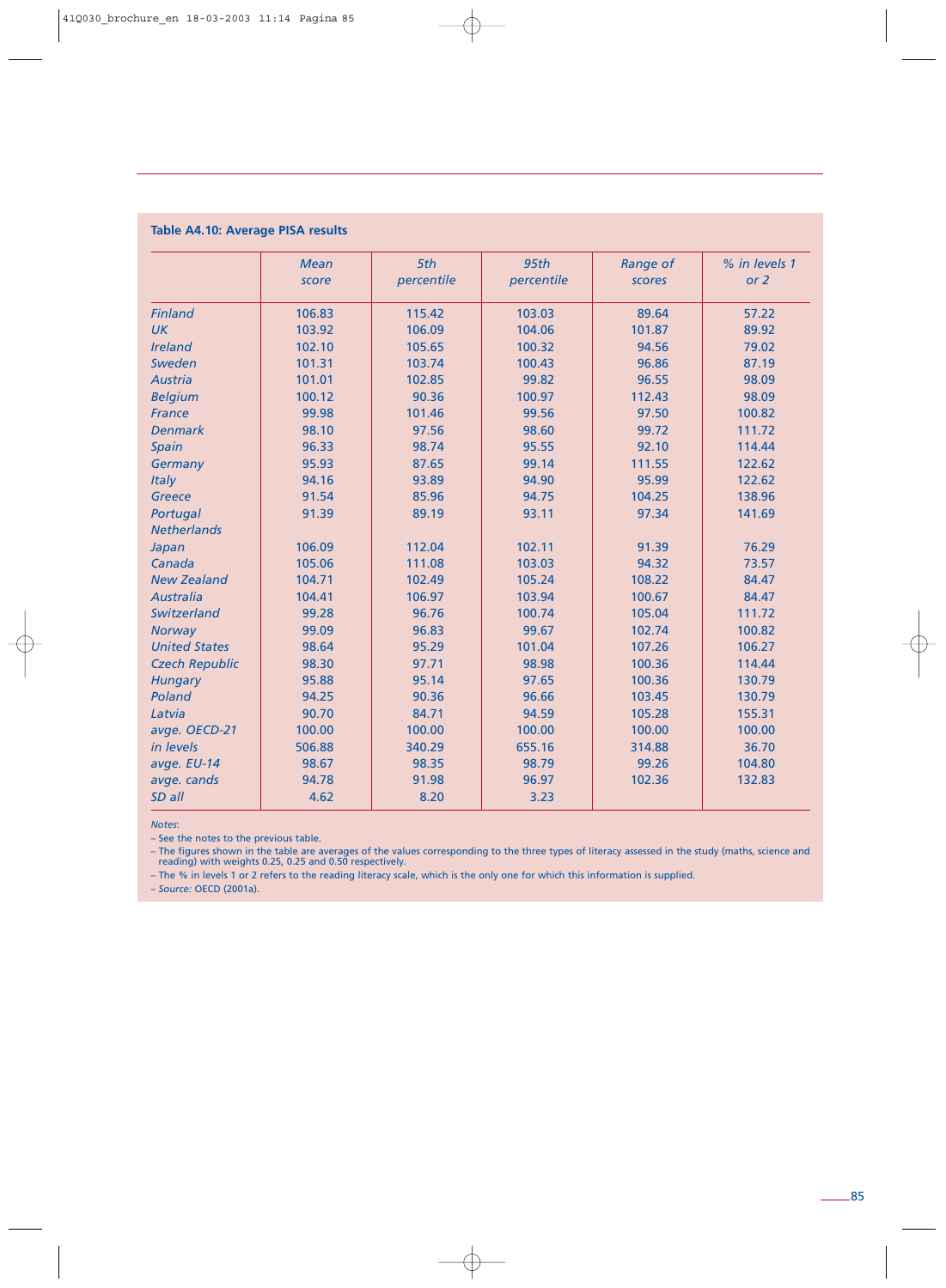**Table A4.10: Average PISA results**

| | *Mean score* | *5th percentile* | *95th percentile* | *Range of scores* | *% in levels 1 or 2* |
|---|---|---|---|---|---|
| *Finland* | 106.83 | 115.42 | 103.03 | 89.64 | 57.22 |
| *UK* | 103.92 | 106.09 | 104.06 | 101.87 | 89.92 |
| *Ireland* | 102.10 | 105.65 | 100.32 | 94.56 | 79.02 |
| *Sweden* | 101.31 | 103.74 | 100.43 | 96.86 | 87.19 |
| *Austria* | 101.01 | 102.85 | 99.82 | 96.55 | 98.09 |
| *Belgium* | 100.12 | 90.36 | 100.97 | 112.43 | 98.09 |
| *France* | 99.98 | 101.46 | 99.56 | 97.50 | 100.82 |
| *Denmark* | 98.10 | 97.56 | 98.60 | 99.72 | 111.72 |
| *Spain* | 96.33 | 98.74 | 95.55 | 92.10 | 114.44 |
| *Germany* | 95.93 | 87.65 | 99.14 | 111.55 | 122.62 |
| *Italy* | 94.16 | 93.89 | 94.90 | 95.99 | 122.62 |
| *Greece* | 91.54 | 85.96 | 94.75 | 104.25 | 138.96 |
| *Portugal* | 91.39 | 89.19 | 93.11 | 97.34 | 141.69 |
| *Netherlands* | | | | | |
| *Japan* | 106.09 | 112.04 | 102.11 | 91.39 | 76.29 |
| *Canada* | 105.06 | 111.08 | 103.03 | 94.32 | 73.57 |
| *New Zealand* | 104.71 | 102.49 | 105.24 | 108.22 | 84.47 |
| *Australia* | 104.41 | 106.97 | 103.94 | 100.67 | 84.47 |
| *Switzerland* | 99.28 | 96.76 | 100.74 | 105.04 | 111.72 |
| *Norway* | 99.09 | 96.83 | 99.67 | 102.74 | 100.82 |
| *United States* | 98.64 | 95.29 | 101.04 | 107.26 | 106.27 |
| *Czech Republic* | 98.30 | 97.71 | 98.98 | 100.36 | 114.44 |
| *Hungary* | 95.88 | 95.14 | 97.65 | 100.36 | 130.79 |
| *Poland* | 94.25 | 90.36 | 96.66 | 103.45 | 130.79 |
| *Latvia* | 90.70 | 84.71 | 94.59 | 105.28 | 155.31 |
| *avge. OECD-21* | 100.00 | 100.00 | 100.00 | 100.00 | 100.00 |
| *in levels* | 506.88 | 340.29 | 655.16 | 314.88 | 36.70 |
| *avge. EU-14* | 98.67 | 98.35 | 98.79 | 99.26 | 104.80 |
| *avge. cands* | 94.78 | 91.98 | 96.97 | 102.36 | 132.83 |
| *SD all* | 4.62 | 8.20 | 3.23 | | |

*Notes:*

– See the notes to the previous table.

– The figures shown in the table are averages of the values corresponding to the three types of literacy assessed in the study (maths, science and reading) with weights 0.25, 0.25 and 0.50 respectively.

– The % in levels 1 or 2 refers to the reading literacy scale, which is the only one for which this information is supplied.

– *Source:* OECD (2001a).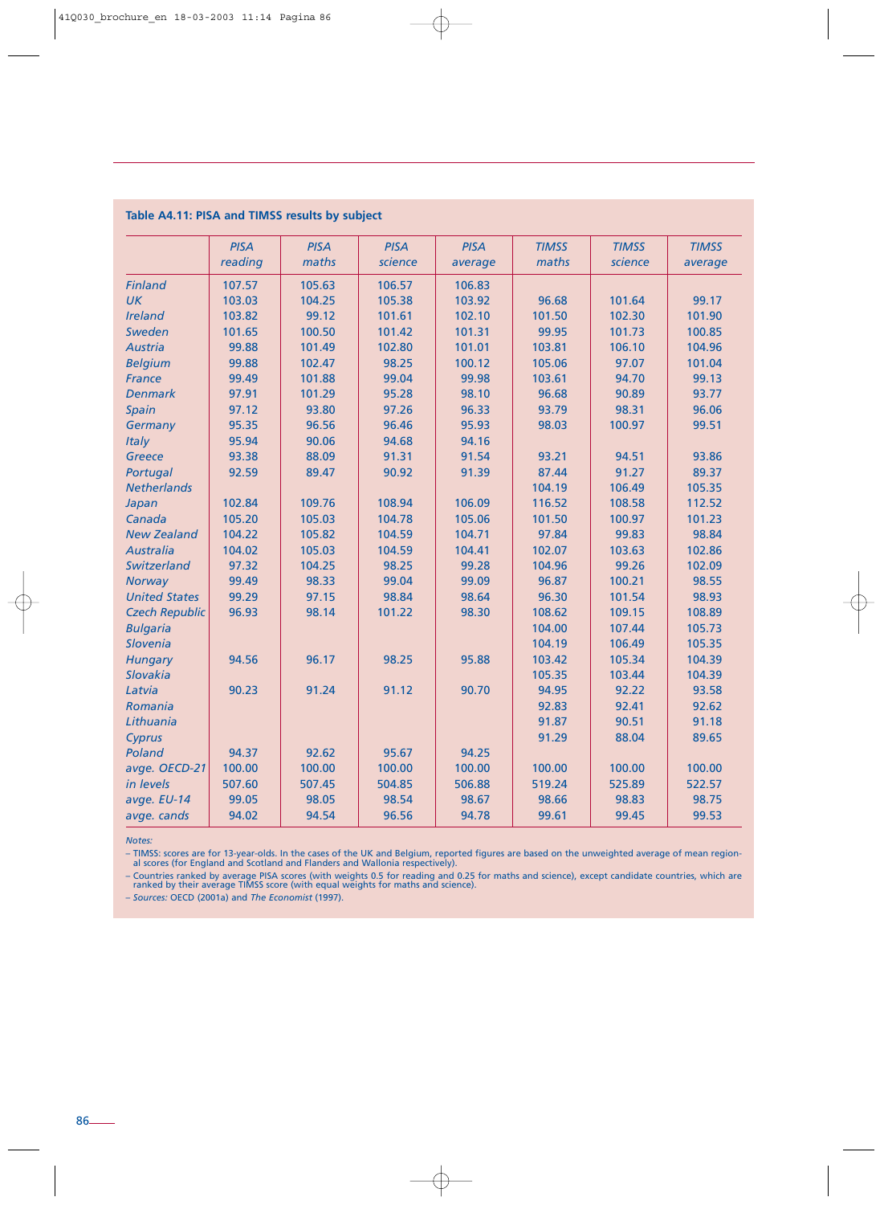**Table A4.11: PISA and TIMSS results by subject**

| | *PISA reading* | *PISA maths* | *PISA science* | *PISA average* | *TIMSS maths* | *TIMSS science* | *TIMSS average* |
|---|---|---|---|---|---|---|---|
| *Finland* | 107.57 | 105.63 | 106.57 | 106.83 | | | |
| *UK* | 103.03 | 104.25 | 105.38 | 103.92 | 96.68 | 101.64 | 99.17 |
| *Ireland* | 103.82 | 99.12 | 101.61 | 102.10 | 101.50 | 102.30 | 101.90 |
| *Sweden* | 101.65 | 100.50 | 101.42 | 101.31 | 99.95 | 101.73 | 100.85 |
| *Austria* | 99.88 | 101.49 | 102.80 | 101.01 | 103.81 | 106.10 | 104.96 |
| *Belgium* | 99.88 | 102.47 | 98.25 | 100.12 | 105.06 | 97.07 | 101.04 |
| *France* | 99.49 | 101.88 | 99.04 | 99.98 | 103.61 | 94.70 | 99.13 |
| *Denmark* | 97.91 | 101.29 | 95.28 | 98.10 | 96.68 | 90.89 | 93.77 |
| *Spain* | 97.12 | 93.80 | 97.26 | 96.33 | 93.79 | 98.31 | 96.06 |
| *Germany* | 95.35 | 96.56 | 96.46 | 95.93 | 98.03 | 100.97 | 99.51 |
| *Italy* | 95.94 | 90.06 | 94.68 | 94.16 | | | |
| *Greece* | 93.38 | 88.09 | 91.31 | 91.54 | 93.21 | 94.51 | 93.86 |
| *Portugal* | 92.59 | 89.47 | 90.92 | 91.39 | 87.44 | 91.27 | 89.37 |
| *Netherlands* | | | | | 104.19 | 106.49 | 105.35 |
| *Japan* | 102.84 | 109.76 | 108.94 | 106.09 | 116.52 | 108.58 | 112.52 |
| *Canada* | 105.20 | 105.03 | 104.78 | 105.06 | 101.50 | 100.97 | 101.23 |
| *New Zealand* | 104.22 | 105.82 | 104.59 | 104.71 | 97.84 | 99.83 | 98.84 |
| *Australia* | 104.02 | 105.03 | 104.59 | 104.41 | 102.07 | 103.63 | 102.86 |
| *Switzerland* | 97.32 | 104.25 | 98.25 | 99.28 | 104.96 | 99.26 | 102.09 |
| *Norway* | 99.49 | 98.33 | 99.04 | 99.09 | 96.87 | 100.21 | 98.55 |
| *United States* | 99.29 | 97.15 | 98.84 | 98.64 | 96.30 | 101.54 | 98.93 |
| *Czech Republic* | 96.93 | 98.14 | 101.22 | 98.30 | 108.62 | 109.15 | 108.89 |
| *Bulgaria* | | | | | 104.00 | 107.44 | 105.73 |
| *Slovenia* | | | | | 104.19 | 106.49 | 105.35 |
| *Hungary* | 94.56 | 96.17 | 98.25 | 95.88 | 103.42 | 105.34 | 104.39 |
| *Slovakia* | | | | | 105.35 | 103.44 | 104.39 |
| *Latvia* | 90.23 | 91.24 | 91.12 | 90.70 | 94.95 | 92.22 | 93.58 |
| *Romania* | | | | | 92.83 | 92.41 | 92.62 |
| *Lithuania* | | | | | 91.87 | 90.51 | 91.18 |
| *Cyprus* | | | | | 91.29 | 88.04 | 89.65 |
| *Poland* | 94.37 | 92.62 | 95.67 | 94.25 | | | |
| *avge. OECD-21* | 100.00 | 100.00 | 100.00 | 100.00 | 100.00 | 100.00 | 100.00 |
| *in levels* | 507.60 | 507.45 | 504.85 | 506.88 | 519.24 | 525.89 | 522.57 |
| *avge. EU-14* | 99.05 | 98.05 | 98.54 | 98.67 | 98.66 | 98.83 | 98.75 |
| *avge. cands* | 94.02 | 94.54 | 96.56 | 94.78 | 99.61 | 99.45 | 99.53 |

*Notes:*

– TIMSS: scores are for 13-year-olds. In the cases of the UK and Belgium, reported figures are based on the unweighted average of mean regional scores (for England and Scotland and Flanders and Wallonia respectively).

– Countries ranked by average PISA scores (with weights 0.5 for reading and 0.25 for maths and science), except candidate countries, which are ranked by their average TIMSS score (with equal weights for maths and science).

– *Sources:* OECD (2001a) and *The Economist* (1997).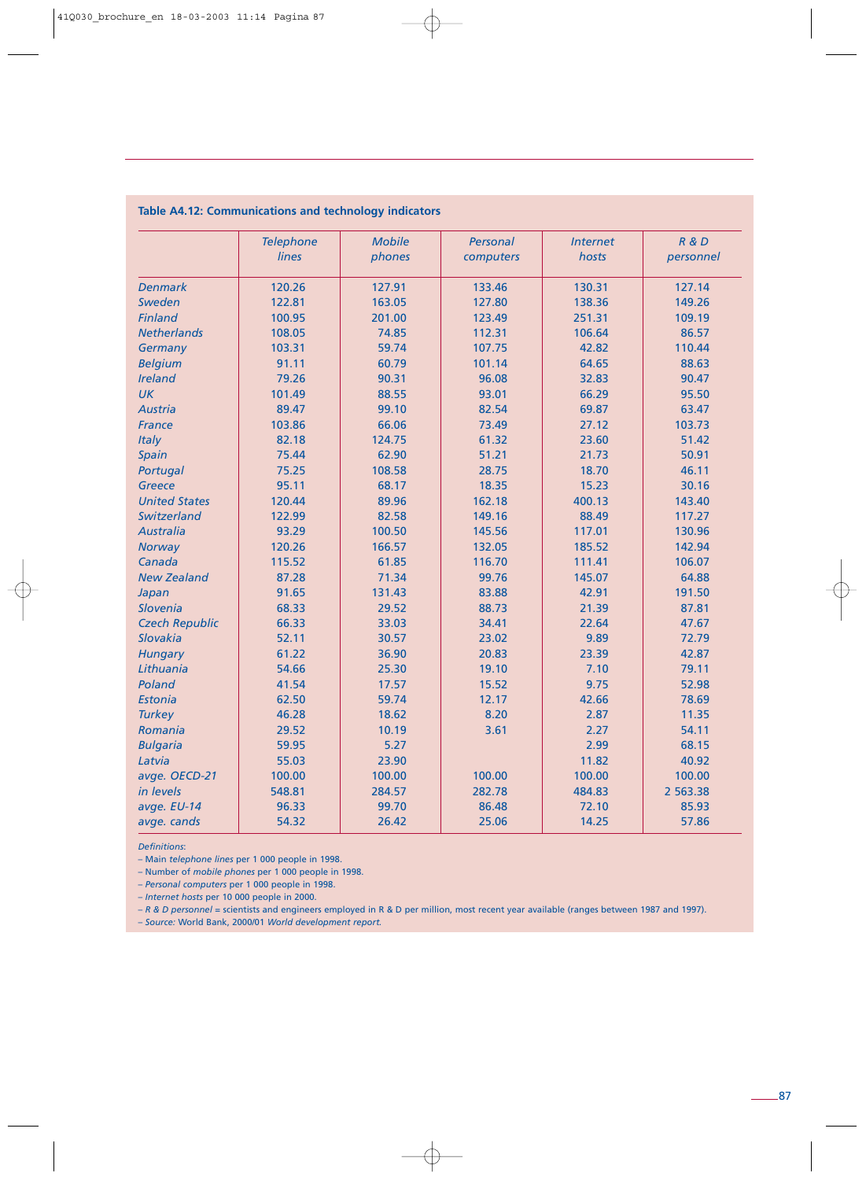**Table A4.12: Communications and technology indicators**

| | *Telephone lines* | *Mobile phones* | *Personal computers* | *Internet hosts* | *R & D personnel* |
|---|---|---|---|---|---|
| *Denmark* | 120.26 | 127.91 | 133.46 | 130.31 | 127.14 |
| *Sweden* | 122.81 | 163.05 | 127.80 | 138.36 | 149.26 |
| *Finland* | 100.95 | 201.00 | 123.49 | 251.31 | 109.19 |
| *Netherlands* | 108.05 | 74.85 | 112.31 | 106.64 | 86.57 |
| *Germany* | 103.31 | 59.74 | 107.75 | 42.82 | 110.44 |
| *Belgium* | 91.11 | 60.79 | 101.14 | 64.65 | 88.63 |
| *Ireland* | 79.26 | 90.31 | 96.08 | 32.83 | 90.47 |
| *UK* | 101.49 | 88.55 | 93.01 | 66.29 | 95.50 |
| *Austria* | 89.47 | 99.10 | 82.54 | 69.87 | 63.47 |
| *France* | 103.86 | 66.06 | 73.49 | 27.12 | 103.73 |
| *Italy* | 82.18 | 124.75 | 61.32 | 23.60 | 51.42 |
| *Spain* | 75.44 | 62.90 | 51.21 | 21.73 | 50.91 |
| *Portugal* | 75.25 | 108.58 | 28.75 | 18.70 | 46.11 |
| *Greece* | 95.11 | 68.17 | 18.35 | 15.23 | 30.16 |
| *United States* | 120.44 | 89.96 | 162.18 | 400.13 | 143.40 |
| *Switzerland* | 122.99 | 82.58 | 149.16 | 88.49 | 117.27 |
| *Australia* | 93.29 | 100.50 | 145.56 | 117.01 | 130.96 |
| *Norway* | 120.26 | 166.57 | 132.05 | 185.52 | 142.94 |
| *Canada* | 115.52 | 61.85 | 116.70 | 111.41 | 106.07 |
| *New Zealand* | 87.28 | 71.34 | 99.76 | 145.07 | 64.88 |
| *Japan* | 91.65 | 131.43 | 83.88 | 42.91 | 191.50 |
| *Slovenia* | 68.33 | 29.52 | 88.73 | 21.39 | 87.81 |
| *Czech Republic* | 66.33 | 33.03 | 34.41 | 22.64 | 47.67 |
| *Slovakia* | 52.11 | 30.57 | 23.02 | 9.89 | 72.79 |
| *Hungary* | 61.22 | 36.90 | 20.83 | 23.39 | 42.87 |
| *Lithuania* | 54.66 | 25.30 | 19.10 | 7.10 | 79.11 |
| *Poland* | 41.54 | 17.57 | 15.52 | 9.75 | 52.98 |
| *Estonia* | 62.50 | 59.74 | 12.17 | 42.66 | 78.69 |
| *Turkey* | 46.28 | 18.62 | 8.20 | 2.87 | 11.35 |
| *Romania* | 29.52 | 10.19 | 3.61 | 2.27 | 54.11 |
| *Bulgaria* | 59.95 | 5.27 | | 2.99 | 68.15 |
| *Latvia* | 55.03 | 23.90 | | 11.82 | 40.92 |
| *avge. OECD-21* | 100.00 | 100.00 | 100.00 | 100.00 | 100.00 |
| *in levels* | 548.81 | 284.57 | 282.78 | 484.83 | 2 563.38 |
| *avge. EU-14* | 96.33 | 99.70 | 86.48 | 72.10 | 85.93 |
| *avge. cands* | 54.32 | 26.42 | 25.06 | 14.25 | 57.86 |

*Definitions:*

– Main *telephone lines* per 1 000 people in 1998.

– Number of *mobile phones* per 1 000 people in 1998.

– *Personal computers* per 1 000 people in 1998.

– *Internet hosts* per 10 000 people in 2000.

– *R & D personnel* = scientists and engineers employed in R & D per million, most recent year available (ranges between 1987 and 1997).

– *Source:* World Bank, 2000/01 *World development report.*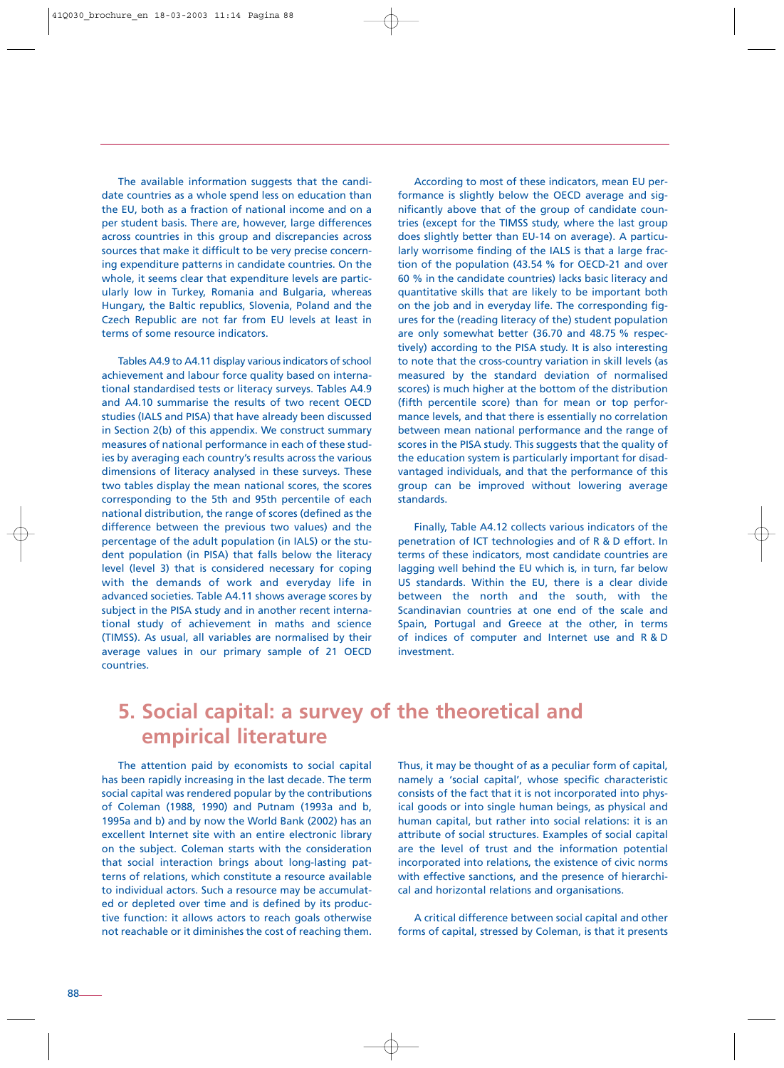The available information suggests that the candidate countries as a whole spend less on education than the EU, both as a fraction of national income and on a per student basis. There are, however, large differences across countries in this group and discrepancies across sources that make it difficult to be very precise concerning expenditure patterns in candidate countries. On the whole, it seems clear that expenditure levels are particularly low in Turkey, Romania and Bulgaria, whereas Hungary, the Baltic republics, Slovenia, Poland and the Czech Republic are not far from EU levels at least in terms of some resource indicators.

Tables A4.9 to A4.11 display various indicators of school achievement and labour force quality based on international standardised tests or literacy surveys. Tables A4.9 and A4.10 summarise the results of two recent OECD studies (IALS and PISA) that have already been discussed in Section 2(b) of this appendix. We construct summary measures of national performance in each of these studies by averaging each country's results across the various dimensions of literacy analysed in these surveys. These two tables display the mean national scores, the scores corresponding to the 5th and 95th percentile of each national distribution, the range of scores (defined as the difference between the previous two values) and the percentage of the adult population (in IALS) or the student population (in PISA) that falls below the literacy level (level 3) that is considered necessary for coping with the demands of work and everyday life in advanced societies. Table A4.11 shows average scores by subject in the PISA study and in another recent international study of achievement in maths and science (TIMSS). As usual, all variables are normalised by their average values in our primary sample of 21 OECD countries.

According to most of these indicators, mean EU performance is slightly below the OECD average and significantly above that of the group of candidate countries (except for the TIMSS study, where the last group does slightly better than EU-14 on average). A particularly worrisome finding of the IALS is that a large fraction of the population (43.54 % for OECD-21 and over 60 % in the candidate countries) lacks basic literacy and quantitative skills that are likely to be important both on the job and in everyday life. The corresponding figures for the (reading literacy of the) student population are only somewhat better (36.70 and 48.75 % respectively) according to the PISA study. It is also interesting to note that the cross-country variation in skill levels (as measured by the standard deviation of normalised scores) is much higher at the bottom of the distribution (fifth percentile score) than for mean or top performance levels, and that there is essentially no correlation between mean national performance and the range of scores in the PISA study. This suggests that the quality of the education system is particularly important for disadvantaged individuals, and that the performance of this group can be improved without lowering average standards.

Finally, Table A4.12 collects various indicators of the penetration of ICT technologies and of R & D effort. In terms of these indicators, most candidate countries are lagging well behind the EU which is, in turn, far below US standards. Within the EU, there is a clear divide between the north and the south, with the Scandinavian countries at one end of the scale and Spain, Portugal and Greece at the other, in terms of indices of computer and Internet use and R & D investment.

## 5. Social capital: a survey of the theoretical and empirical literature

The attention paid by economists to social capital has been rapidly increasing in the last decade. The term social capital was rendered popular by the contributions of Coleman (1988, 1990) and Putnam (1993a and b, 1995a and b) and by now the World Bank (2002) has an excellent Internet site with an entire electronic library on the subject. Coleman starts with the consideration that social interaction brings about long-lasting patterns of relations, which constitute a resource available to individual actors. Such a resource may be accumulated or depleted over time and is defined by its productive function: it allows actors to reach goals otherwise not reachable or it diminishes the cost of reaching them. Thus, it may be thought of as a peculiar form of capital, namely a 'social capital', whose specific characteristic consists of the fact that it is not incorporated into physical goods or into single human beings, as physical and human capital, but rather into social relations: it is an attribute of social structures. Examples of social capital are the level of trust and the information potential incorporated into relations, the existence of civic norms with effective sanctions, and the presence of hierarchical and horizontal relations and organisations.

A critical difference between social capital and other forms of capital, stressed by Coleman, is that it presents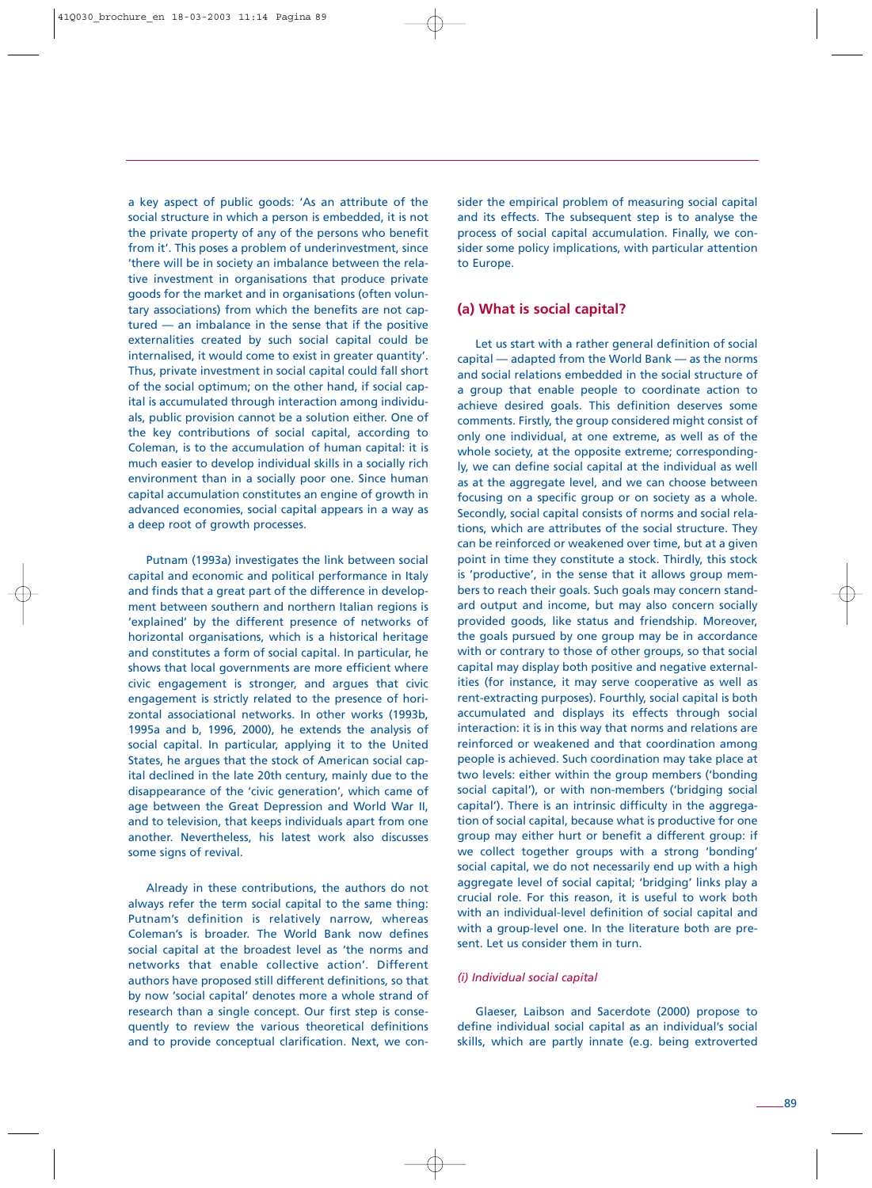a key aspect of public goods: 'As an attribute of the social structure in which a person is embedded, it is not the private property of any of the persons who benefit from it'. This poses a problem of underinvestment, since 'there will be in society an imbalance between the relative investment in organisations that produce private goods for the market and in organisations (often voluntary associations) from which the benefits are not captured — an imbalance in the sense that if the positive externalities created by such social capital could be internalised, it would come to exist in greater quantity'. Thus, private investment in social capital could fall short of the social optimum; on the other hand, if social capital is accumulated through interaction among individuals, public provision cannot be a solution either. One of the key contributions of social capital, according to Coleman, is to the accumulation of human capital: it is much easier to develop individual skills in a socially rich environment than in a socially poor one. Since human capital accumulation constitutes an engine of growth in advanced economies, social capital appears in a way as a deep root of growth processes.

Putnam (1993a) investigates the link between social capital and economic and political performance in Italy and finds that a great part of the difference in development between southern and northern Italian regions is 'explained' by the different presence of networks of horizontal organisations, which is a historical heritage and constitutes a form of social capital. In particular, he shows that local governments are more efficient where civic engagement is stronger, and argues that civic engagement is strictly related to the presence of horizontal associational networks. In other works (1993b, 1995a and b, 1996, 2000), he extends the analysis of social capital. In particular, applying it to the United States, he argues that the stock of American social capital declined in the late 20th century, mainly due to the disappearance of the 'civic generation', which came of age between the Great Depression and World War II, and to television, that keeps individuals apart from one another. Nevertheless, his latest work also discusses some signs of revival.

Already in these contributions, the authors do not always refer the term social capital to the same thing: Putnam's definition is relatively narrow, whereas Coleman's is broader. The World Bank now defines social capital at the broadest level as 'the norms and networks that enable collective action'. Different authors have proposed still different definitions, so that by now 'social capital' denotes more a whole strand of research than a single concept. Our first step is consequently to review the various theoretical definitions and to provide conceptual clarification. Next, we consider the empirical problem of measuring social capital and its effects. The subsequent step is to analyse the process of social capital accumulation. Finally, we consider some policy implications, with particular attention to Europe.

## (a) What is social capital?

Let us start with a rather general definition of social capital — adapted from the World Bank — as the norms and social relations embedded in the social structure of a group that enable people to coordinate action to achieve desired goals. This definition deserves some comments. Firstly, the group considered might consist of only one individual, at one extreme, as well as of the whole society, at the opposite extreme; correspondingly, we can define social capital at the individual as well as at the aggregate level, and we can choose between focusing on a specific group or on society as a whole. Secondly, social capital consists of norms and social relations, which are attributes of the social structure. They can be reinforced or weakened over time, but at a given point in time they constitute a stock. Thirdly, this stock is 'productive', in the sense that it allows group members to reach their goals. Such goals may concern standard output and income, but may also concern socially provided goods, like status and friendship. Moreover, the goals pursued by one group may be in accordance with or contrary to those of other groups, so that social capital may display both positive and negative externalities (for instance, it may serve cooperative as well as rent-extracting purposes). Fourthly, social capital is both accumulated and displays its effects through social interaction: it is in this way that norms and relations are reinforced or weakened and that coordination among people is achieved. Such coordination may take place at two levels: either within the group members ('bonding social capital'), or with non-members ('bridging social capital'). There is an intrinsic difficulty in the aggregation of social capital, because what is productive for one group may either hurt or benefit a different group: if we collect together groups with a strong 'bonding' social capital, we do not necessarily end up with a high aggregate level of social capital; 'bridging' links play a crucial role. For this reason, it is useful to work both with an individual-level definition of social capital and with a group-level one. In the literature both are present. Let us consider them in turn.

### *(i) Individual social capital*

Glaeser, Laibson and Sacerdote (2000) propose to define individual social capital as an individual's social skills, which are partly innate (e.g. being extroverted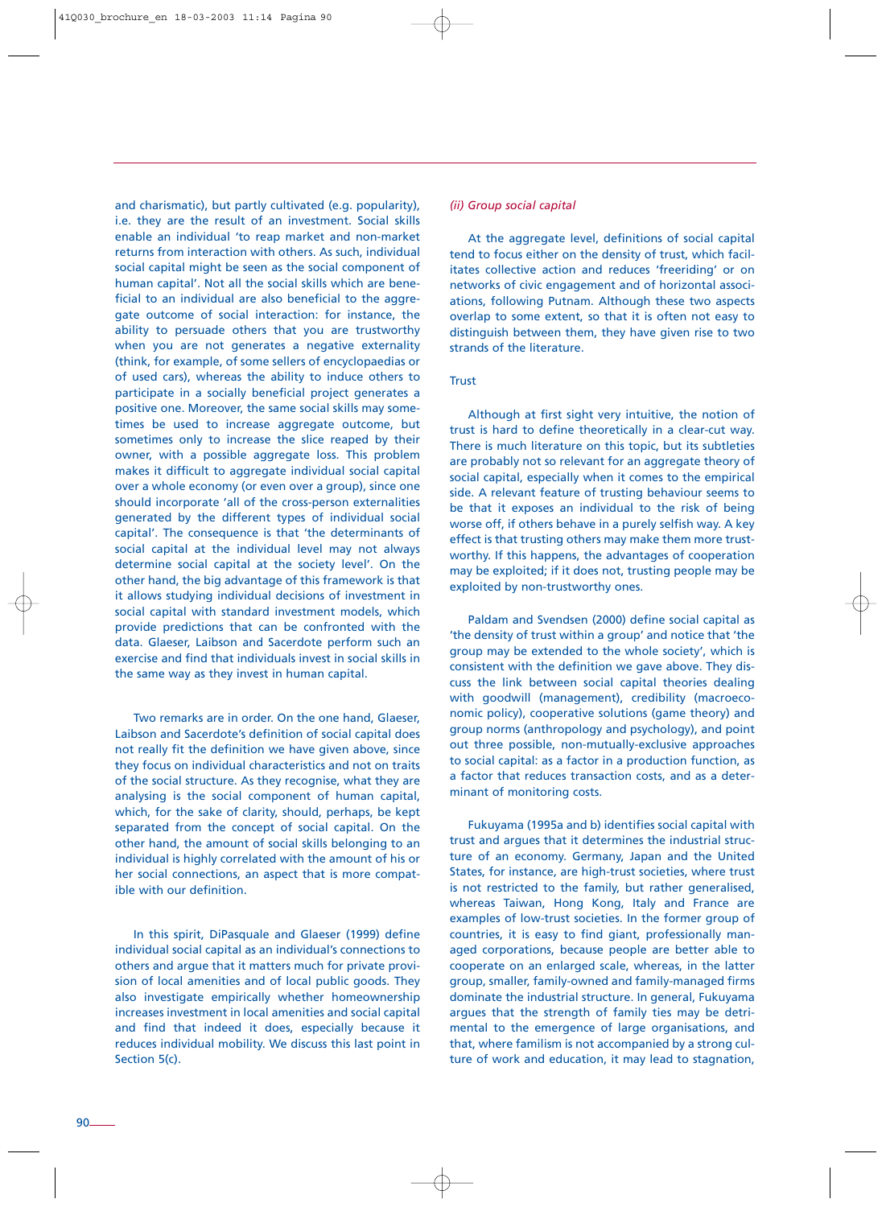and charismatic), but partly cultivated (e.g. popularity), i.e. they are the result of an investment. Social skills enable an individual 'to reap market and non-market returns from interaction with others. As such, individual social capital might be seen as the social component of human capital'. Not all the social skills which are beneficial to an individual are also beneficial to the aggregate outcome of social interaction: for instance, the ability to persuade others that you are trustworthy when you are not generates a negative externality (think, for example, of some sellers of encyclopaedias or of used cars), whereas the ability to induce others to participate in a socially beneficial project generates a positive one. Moreover, the same social skills may sometimes be used to increase aggregate outcome, but sometimes only to increase the slice reaped by their owner, with a possible aggregate loss. This problem makes it difficult to aggregate individual social capital over a whole economy (or even over a group), since one should incorporate 'all of the cross-person externalities generated by the different types of individual social capital'. The consequence is that 'the determinants of social capital at the individual level may not always determine social capital at the society level'. On the other hand, the big advantage of this framework is that it allows studying individual decisions of investment in social capital with standard investment models, which provide predictions that can be confronted with the data. Glaeser, Laibson and Sacerdote perform such an exercise and find that individuals invest in social skills in the same way as they invest in human capital.

Two remarks are in order. On the one hand, Glaeser, Laibson and Sacerdote's definition of social capital does not really fit the definition we have given above, since they focus on individual characteristics and not on traits of the social structure. As they recognise, what they are analysing is the social component of human capital, which, for the sake of clarity, should, perhaps, be kept separated from the concept of social capital. On the other hand, the amount of social skills belonging to an individual is highly correlated with the amount of his or her social connections, an aspect that is more compatible with our definition.

In this spirit, DiPasquale and Glaeser (1999) define individual social capital as an individual's connections to others and argue that it matters much for private provision of local amenities and of local public goods. They also investigate empirically whether homeownership increases investment in local amenities and social capital and find that indeed it does, especially because it reduces individual mobility. We discuss this last point in Section 5(c).

#### *(ii) Group social capital*

At the aggregate level, definitions of social capital tend to focus either on the density of trust, which facilitates collective action and reduces 'freeriding' or on networks of civic engagement and of horizontal associations, following Putnam. Although these two aspects overlap to some extent, so that it is often not easy to distinguish between them, they have given rise to two strands of the literature.

##### Trust

Although at first sight very intuitive, the notion of trust is hard to define theoretically in a clear-cut way. There is much literature on this topic, but its subtleties are probably not so relevant for an aggregate theory of social capital, especially when it comes to the empirical side. A relevant feature of trusting behaviour seems to be that it exposes an individual to the risk of being worse off, if others behave in a purely selfish way. A key effect is that trusting others may make them more trustworthy. If this happens, the advantages of cooperation may be exploited; if it does not, trusting people may be exploited by non-trustworthy ones.

Paldam and Svendsen (2000) define social capital as 'the density of trust within a group' and notice that 'the group may be extended to the whole society', which is consistent with the definition we gave above. They discuss the link between social capital theories dealing with goodwill (management), credibility (macroeconomic policy), cooperative solutions (game theory) and group norms (anthropology and psychology), and point out three possible, non-mutually-exclusive approaches to social capital: as a factor in a production function, as a factor that reduces transaction costs, and as a determinant of monitoring costs.

Fukuyama (1995a and b) identifies social capital with trust and argues that it determines the industrial structure of an economy. Germany, Japan and the United States, for instance, are high-trust societies, where trust is not restricted to the family, but rather generalised, whereas Taiwan, Hong Kong, Italy and France are examples of low-trust societies. In the former group of countries, it is easy to find giant, professionally managed corporations, because people are better able to cooperate on an enlarged scale, whereas, in the latter group, smaller, family-owned and family-managed firms dominate the industrial structure. In general, Fukuyama argues that the strength of family ties may be detrimental to the emergence of large organisations, and that, where familism is not accompanied by a strong culture of work and education, it may lead to stagnation,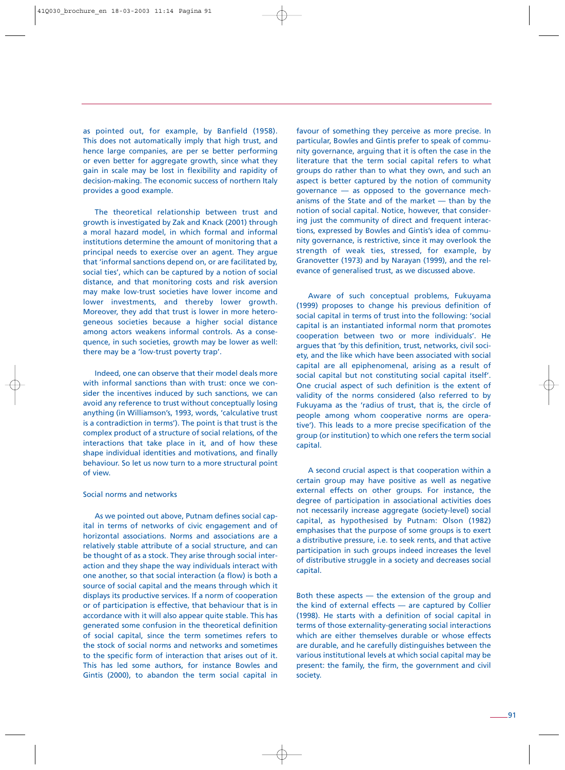as pointed out, for example, by Banfield (1958). This does not automatically imply that high trust, and hence large companies, are per se better performing or even better for aggregate growth, since what they gain in scale may be lost in flexibility and rapidity of decision-making. The economic success of northern Italy provides a good example.

The theoretical relationship between trust and growth is investigated by Zak and Knack (2001) through a moral hazard model, in which formal and informal institutions determine the amount of monitoring that a principal needs to exercise over an agent. They argue that 'informal sanctions depend on, or are facilitated by, social ties', which can be captured by a notion of social distance, and that monitoring costs and risk aversion may make low-trust societies have lower income and lower investments, and thereby lower growth. Moreover, they add that trust is lower in more heterogeneous societies because a higher social distance among actors weakens informal controls. As a consequence, in such societies, growth may be lower as well: there may be a 'low-trust poverty trap'.

Indeed, one can observe that their model deals more with informal sanctions than with trust: once we consider the incentives induced by such sanctions, we can avoid any reference to trust without conceptually losing anything (in Williamson's, 1993, words, 'calculative trust is a contradiction in terms'). The point is that trust is the complex product of a structure of social relations, of the interactions that take place in it, and of how these shape individual identities and motivations, and finally behaviour. So let us now turn to a more structural point of view.

## Social norms and networks

As we pointed out above, Putnam defines social capital in terms of networks of civic engagement and of horizontal associations. Norms and associations are a relatively stable attribute of a social structure, and can be thought of as a stock. They arise through social interaction and they shape the way individuals interact with one another, so that social interaction (a flow) is both a source of social capital and the means through which it displays its productive services. If a norm of cooperation or of participation is effective, that behaviour that is in accordance with it will also appear quite stable. This has generated some confusion in the theoretical definition of social capital, since the term sometimes refers to the stock of social norms and networks and sometimes to the specific form of interaction that arises out of it. This has led some authors, for instance Bowles and Gintis (2000), to abandon the term social capital in favour of something they perceive as more precise. In particular, Bowles and Gintis prefer to speak of community governance, arguing that it is often the case in the literature that the term social capital refers to what groups do rather than to what they own, and such an aspect is better captured by the notion of community governance — as opposed to the governance mechanisms of the State and of the market — than by the notion of social capital. Notice, however, that considering just the community of direct and frequent interactions, expressed by Bowles and Gintis's idea of community governance, is restrictive, since it may overlook the strength of weak ties, stressed, for example, by Granovetter (1973) and by Narayan (1999), and the relevance of generalised trust, as we discussed above.

Aware of such conceptual problems, Fukuyama (1999) proposes to change his previous definition of social capital in terms of trust into the following: 'social capital is an instantiated informal norm that promotes cooperation between two or more individuals'. He argues that 'by this definition, trust, networks, civil society, and the like which have been associated with social capital are all epiphenomenal, arising as a result of social capital but not constituting social capital itself'. One crucial aspect of such definition is the extent of validity of the norms considered (also referred to by Fukuyama as the 'radius of trust, that is, the circle of people among whom cooperative norms are operative'). This leads to a more precise specification of the group (or institution) to which one refers the term social capital.

A second crucial aspect is that cooperation within a certain group may have positive as well as negative external effects on other groups. For instance, the degree of participation in associational activities does not necessarily increase aggregate (society-level) social capital, as hypothesised by Putnam: Olson (1982) emphasises that the purpose of some groups is to exert a distributive pressure, i.e. to seek rents, and that active participation in such groups indeed increases the level of distributive struggle in a society and decreases social capital.

Both these aspects — the extension of the group and the kind of external effects — are captured by Collier (1998). He starts with a definition of social capital in terms of those externality-generating social interactions which are either themselves durable or whose effects are durable, and he carefully distinguishes between the various institutional levels at which social capital may be present: the family, the firm, the government and civil society.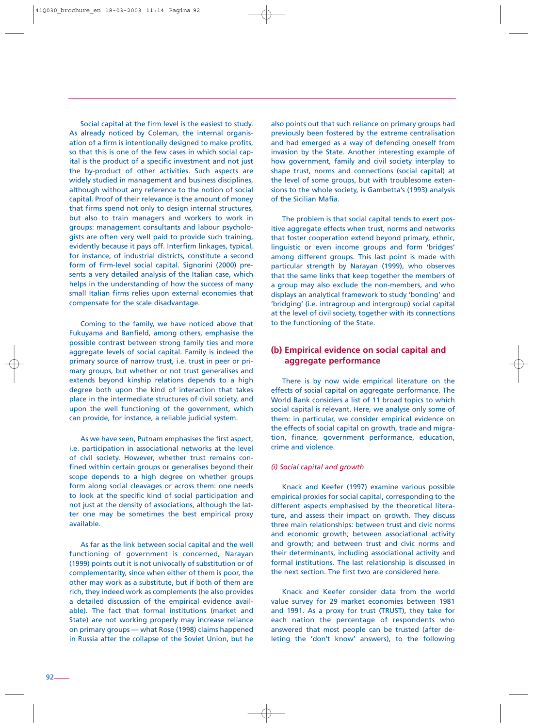Social capital at the firm level is the easiest to study. As already noticed by Coleman, the internal organisation of a firm is intentionally designed to make profits, so that this is one of the few cases in which social capital is the product of a specific investment and not just the by-product of other activities. Such aspects are widely studied in management and business disciplines, although without any reference to the notion of social capital. Proof of their relevance is the amount of money that firms spend not only to design internal structures, but also to train managers and workers to work in groups: management consultants and labour psychologists are often very well paid to provide such training, evidently because it pays off. Interfirm linkages, typical, for instance, of industrial districts, constitute a second form of firm-level social capital. Signorini (2000) presents a very detailed analysis of the Italian case, which helps in the understanding of how the success of many small Italian firms relies upon external economies that compensate for the scale disadvantage.

Coming to the family, we have noticed above that Fukuyama and Banfield, among others, emphasise the possible contrast between strong family ties and more aggregate levels of social capital. Family is indeed the primary source of narrow trust, i.e. trust in peer or primary groups, but whether or not trust generalises and extends beyond kinship relations depends to a high degree both upon the kind of interaction that takes place in the intermediate structures of civil society, and upon the well functioning of the government, which can provide, for instance, a reliable judicial system.

As we have seen, Putnam emphasises the first aspect, i.e. participation in associational networks at the level of civil society. However, whether trust remains confined within certain groups or generalises beyond their scope depends to a high degree on whether groups form along social cleavages or across them: one needs to look at the specific kind of social participation and not just at the density of associations, although the latter one may be sometimes the best empirical proxy available.

As far as the link between social capital and the well functioning of government is concerned, Narayan (1999) points out it is not univocally of substitution or of complementarity, since when either of them is poor, the other may work as a substitute, but if both of them are rich, they indeed work as complements (he also provides a detailed discussion of the empirical evidence available). The fact that formal institutions (market and State) are not working properly may increase reliance on primary groups — what Rose (1998) claims happened in Russia after the collapse of the Soviet Union, but he also points out that such reliance on primary groups had previously been fostered by the extreme centralisation and had emerged as a way of defending oneself from invasion by the State. Another interesting example of how government, family and civil society interplay to shape trust, norms and connections (social capital) at the level of some groups, but with troublesome extensions to the whole society, is Gambetta's (1993) analysis of the Sicilian Mafia.

The problem is that social capital tends to exert positive aggregate effects when trust, norms and networks that foster cooperation extend beyond primary, ethnic, linguistic or even income groups and form 'bridges' among different groups. This last point is made with particular strength by Narayan (1999), who observes that the same links that keep together the members of a group may also exclude the non-members, and who displays an analytical framework to study 'bonding' and 'bridging' (i.e. intragroup and intergroup) social capital at the level of civil society, together with its connections to the functioning of the State.

## (b) Empirical evidence on social capital and aggregate performance

There is by now wide empirical literature on the effects of social capital on aggregate performance. The World Bank considers a list of 11 broad topics to which social capital is relevant. Here, we analyse only some of them: in particular, we consider empirical evidence on the effects of social capital on growth, trade and migration, finance, government performance, education, crime and violence.

### *(i) Social capital and growth*

Knack and Keefer (1997) examine various possible empirical proxies for social capital, corresponding to the different aspects emphasised by the theoretical literature, and assess their impact on growth. They discuss three main relationships: between trust and civic norms and economic growth; between associational activity and growth; and between trust and civic norms and their determinants, including associational activity and formal institutions. The last relationship is discussed in the next section. The first two are considered here.

Knack and Keefer consider data from the world value survey for 29 market economies between 1981 and 1991. As a proxy for trust (TRUST), they take for each nation the percentage of respondents who answered that most people can be trusted (after deleting the 'don't know' answers), to the following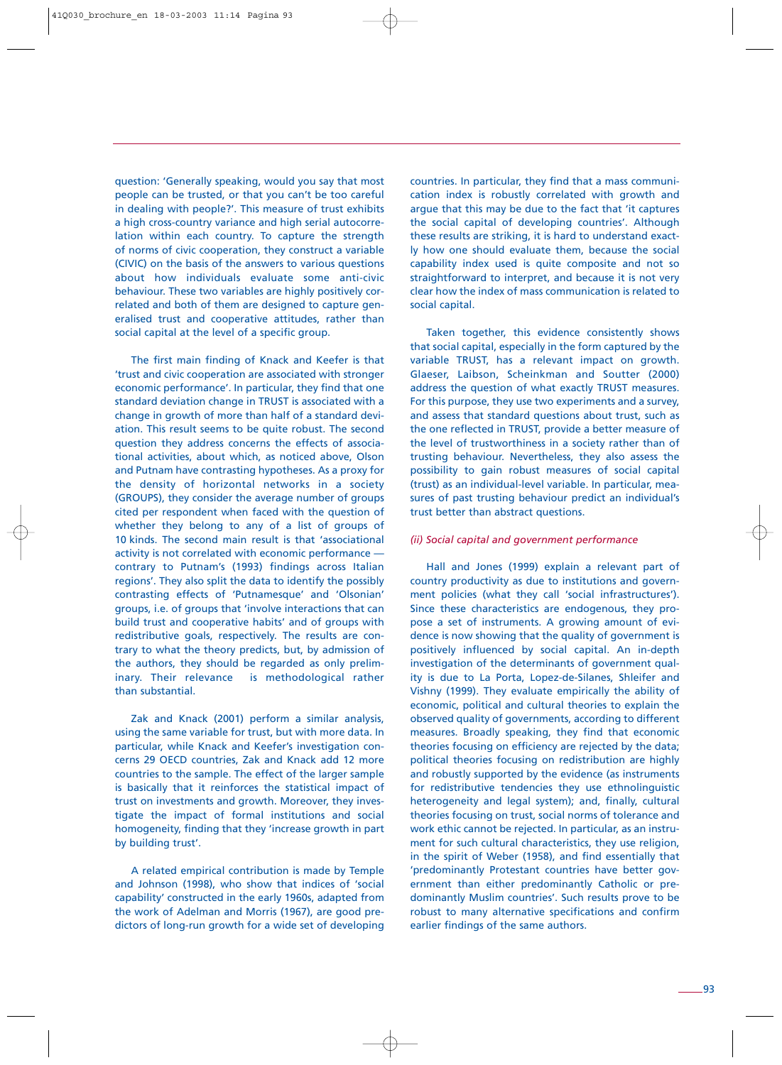question: 'Generally speaking, would you say that most people can be trusted, or that you can't be too careful in dealing with people?'. This measure of trust exhibits a high cross-country variance and high serial autocorrelation within each country. To capture the strength of norms of civic cooperation, they construct a variable (CIVIC) on the basis of the answers to various questions about how individuals evaluate some anti-civic behaviour. These two variables are highly positively correlated and both of them are designed to capture generalised trust and cooperative attitudes, rather than social capital at the level of a specific group.

The first main finding of Knack and Keefer is that 'trust and civic cooperation are associated with stronger economic performance'. In particular, they find that one standard deviation change in TRUST is associated with a change in growth of more than half of a standard deviation. This result seems to be quite robust. The second question they address concerns the effects of associational activities, about which, as noticed above, Olson and Putnam have contrasting hypotheses. As a proxy for the density of horizontal networks in a society (GROUPS), they consider the average number of groups cited per respondent when faced with the question of whether they belong to any of a list of groups of 10 kinds. The second main result is that 'associational activity is not correlated with economic performance — contrary to Putnam's (1993) findings across Italian regions'. They also split the data to identify the possibly contrasting effects of 'Putnamesque' and 'Olsonian' groups, i.e. of groups that 'involve interactions that can build trust and cooperative habits' and of groups with redistributive goals, respectively. The results are contrary to what the theory predicts, but, by admission of the authors, they should be regarded as only preliminary. Their relevance is methodological rather than substantial.

Zak and Knack (2001) perform a similar analysis, using the same variable for trust, but with more data. In particular, while Knack and Keefer's investigation concerns 29 OECD countries, Zak and Knack add 12 more countries to the sample. The effect of the larger sample is basically that it reinforces the statistical impact of trust on investments and growth. Moreover, they investigate the impact of formal institutions and social homogeneity, finding that they 'increase growth in part by building trust'.

A related empirical contribution is made by Temple and Johnson (1998), who show that indices of 'social capability' constructed in the early 1960s, adapted from the work of Adelman and Morris (1967), are good predictors of long-run growth for a wide set of developing countries. In particular, they find that a mass communication index is robustly correlated with growth and argue that this may be due to the fact that 'it captures the social capital of developing countries'. Although these results are striking, it is hard to understand exactly how one should evaluate them, because the social capability index used is quite composite and not so straightforward to interpret, and because it is not very clear how the index of mass communication is related to social capital.

Taken together, this evidence consistently shows that social capital, especially in the form captured by the variable TRUST, has a relevant impact on growth. Glaeser, Laibson, Scheinkman and Soutter (2000) address the question of what exactly TRUST measures. For this purpose, they use two experiments and a survey, and assess that standard questions about trust, such as the one reflected in TRUST, provide a better measure of the level of trustworthiness in a society rather than of trusting behaviour. Nevertheless, they also assess the possibility to gain robust measures of social capital (trust) as an individual-level variable. In particular, measures of past trusting behaviour predict an individual's trust better than abstract questions.

*(ii) Social capital and government performance*

Hall and Jones (1999) explain a relevant part of country productivity as due to institutions and government policies (what they call 'social infrastructures'). Since these characteristics are endogenous, they propose a set of instruments. A growing amount of evidence is now showing that the quality of government is positively influenced by social capital. An in-depth investigation of the determinants of government quality is due to La Porta, Lopez-de-Silanes, Shleifer and Vishny (1999). They evaluate empirically the ability of economic, political and cultural theories to explain the observed quality of governments, according to different measures. Broadly speaking, they find that economic theories focusing on efficiency are rejected by the data; political theories focusing on redistribution are highly and robustly supported by the evidence (as instruments for redistributive tendencies they use ethnolinguistic heterogeneity and legal system); and, finally, cultural theories focusing on trust, social norms of tolerance and work ethic cannot be rejected. In particular, as an instrument for such cultural characteristics, they use religion, in the spirit of Weber (1958), and find essentially that 'predominantly Protestant countries have better government than either predominantly Catholic or predominantly Muslim countries'. Such results prove to be robust to many alternative specifications and confirm earlier findings of the same authors.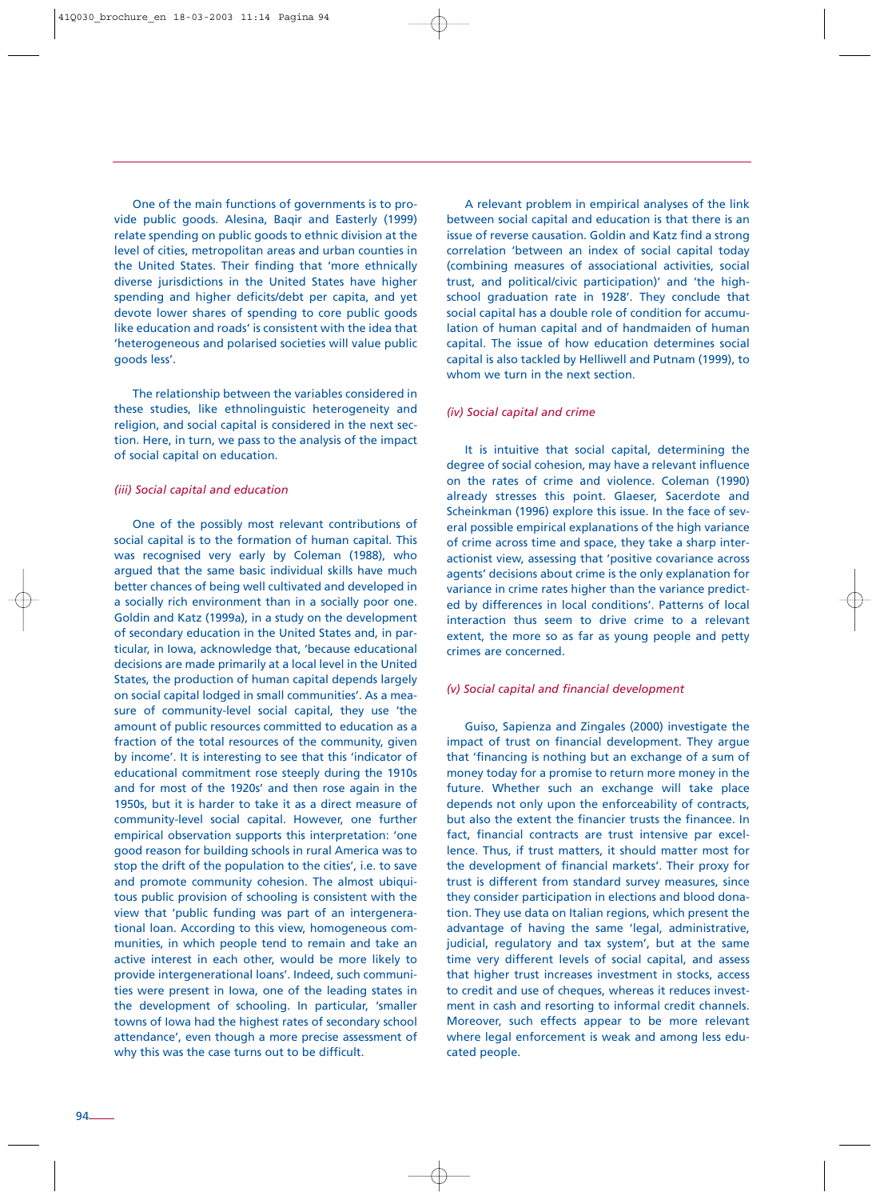One of the main functions of governments is to provide public goods. Alesina, Baqir and Easterly (1999) relate spending on public goods to ethnic division at the level of cities, metropolitan areas and urban counties in the United States. Their finding that 'more ethnically diverse jurisdictions in the United States have higher spending and higher deficits/debt per capita, and yet devote lower shares of spending to core public goods like education and roads' is consistent with the idea that 'heterogeneous and polarised societies will value public goods less'.

The relationship between the variables considered in these studies, like ethnolinguistic heterogeneity and religion, and social capital is considered in the next section. Here, in turn, we pass to the analysis of the impact of social capital on education.

*(iii) Social capital and education*

One of the possibly most relevant contributions of social capital is to the formation of human capital. This was recognised very early by Coleman (1988), who argued that the same basic individual skills have much better chances of being well cultivated and developed in a socially rich environment than in a socially poor one. Goldin and Katz (1999a), in a study on the development of secondary education in the United States and, in particular, in Iowa, acknowledge that, 'because educational decisions are made primarily at a local level in the United States, the production of human capital depends largely on social capital lodged in small communities'. As a measure of community-level social capital, they use 'the amount of public resources committed to education as a fraction of the total resources of the community, given by income'. It is interesting to see that this 'indicator of educational commitment rose steeply during the 1910s and for most of the 1920s' and then rose again in the 1950s, but it is harder to take it as a direct measure of community-level social capital. However, one further empirical observation supports this interpretation: 'one good reason for building schools in rural America was to stop the drift of the population to the cities', i.e. to save and promote community cohesion. The almost ubiquitous public provision of schooling is consistent with the view that 'public funding was part of an intergenerational loan. According to this view, homogeneous communities, in which people tend to remain and take an active interest in each other, would be more likely to provide intergenerational loans'. Indeed, such communities were present in Iowa, one of the leading states in the development of schooling. In particular, 'smaller towns of Iowa had the highest rates of secondary school attendance', even though a more precise assessment of why this was the case turns out to be difficult.

A relevant problem in empirical analyses of the link between social capital and education is that there is an issue of reverse causation. Goldin and Katz find a strong correlation 'between an index of social capital today (combining measures of associational activities, social trust, and political/civic participation)' and 'the high-school graduation rate in 1928'. They conclude that social capital has a double role of condition for accumulation of human capital and of handmaiden of human capital. The issue of how education determines social capital is also tackled by Helliwell and Putnam (1999), to whom we turn in the next section.

*(iv) Social capital and crime*

It is intuitive that social capital, determining the degree of social cohesion, may have a relevant influence on the rates of crime and violence. Coleman (1990) already stresses this point. Glaeser, Sacerdote and Scheinkman (1996) explore this issue. In the face of several possible empirical explanations of the high variance of crime across time and space, they take a sharp interactionist view, assessing that 'positive covariance across agents' decisions about crime is the only explanation for variance in crime rates higher than the variance predicted by differences in local conditions'. Patterns of local interaction thus seem to drive crime to a relevant extent, the more so as far as young people and petty crimes are concerned.

*(v) Social capital and financial development*

Guiso, Sapienza and Zingales (2000) investigate the impact of trust on financial development. They argue that 'financing is nothing but an exchange of a sum of money today for a promise to return more money in the future. Whether such an exchange will take place depends not only upon the enforceability of contracts, but also the extent the financier trusts the financee. In fact, financial contracts are trust intensive par excellence. Thus, if trust matters, it should matter most for the development of financial markets'. Their proxy for trust is different from standard survey measures, since they consider participation in elections and blood donation. They use data on Italian regions, which present the advantage of having the same 'legal, administrative, judicial, regulatory and tax system', but at the same time very different levels of social capital, and assess that higher trust increases investment in stocks, access to credit and use of cheques, whereas it reduces investment in cash and resorting to informal credit channels. Moreover, such effects appear to be more relevant where legal enforcement is weak and among less educated people.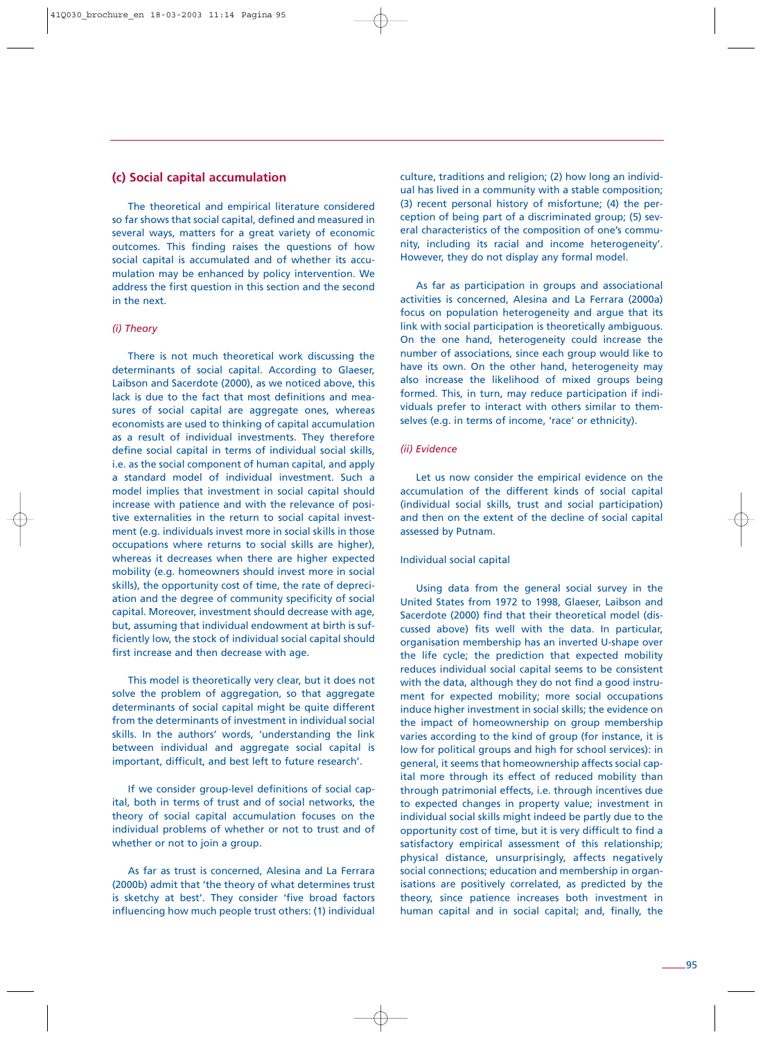### (c) Social capital accumulation

The theoretical and empirical literature considered so far shows that social capital, defined and measured in several ways, matters for a great variety of economic outcomes. This finding raises the questions of how social capital is accumulated and of whether its accumulation may be enhanced by policy intervention. We address the first question in this section and the second in the next.

*(i) Theory*

There is not much theoretical work discussing the determinants of social capital. According to Glaeser, Laibson and Sacerdote (2000), as we noticed above, this lack is due to the fact that most definitions and measures of social capital are aggregate ones, whereas economists are used to thinking of capital accumulation as a result of individual investments. They therefore define social capital in terms of individual social skills, i.e. as the social component of human capital, and apply a standard model of individual investment. Such a model implies that investment in social capital should increase with patience and with the relevance of positive externalities in the return to social capital investment (e.g. individuals invest more in social skills in those occupations where returns to social skills are higher), whereas it decreases when there are higher expected mobility (e.g. homeowners should invest more in social skills), the opportunity cost of time, the rate of depreciation and the degree of community specificity of social capital. Moreover, investment should decrease with age, but, assuming that individual endowment at birth is sufficiently low, the stock of individual social capital should first increase and then decrease with age.

This model is theoretically very clear, but it does not solve the problem of aggregation, so that aggregate determinants of social capital might be quite different from the determinants of investment in individual social skills. In the authors' words, 'understanding the link between individual and aggregate social capital is important, difficult, and best left to future research'.

If we consider group-level definitions of social capital, both in terms of trust and of social networks, the theory of social capital accumulation focuses on the individual problems of whether or not to trust and of whether or not to join a group.

As far as trust is concerned, Alesina and La Ferrara (2000b) admit that 'the theory of what determines trust is sketchy at best'. They consider 'five broad factors influencing how much people trust others: (1) individual culture, traditions and religion; (2) how long an individual has lived in a community with a stable composition; (3) recent personal history of misfortune; (4) the perception of being part of a discriminated group; (5) several characteristics of the composition of one's community, including its racial and income heterogeneity'. However, they do not display any formal model.

As far as participation in groups and associational activities is concerned, Alesina and La Ferrara (2000a) focus on population heterogeneity and argue that its link with social participation is theoretically ambiguous. On the one hand, heterogeneity could increase the number of associations, since each group would like to have its own. On the other hand, heterogeneity may also increase the likelihood of mixed groups being formed. This, in turn, may reduce participation if individuals prefer to interact with others similar to themselves (e.g. in terms of income, 'race' or ethnicity).

*(ii) Evidence*

Let us now consider the empirical evidence on the accumulation of the different kinds of social capital (individual social skills, trust and social participation) and then on the extent of the decline of social capital assessed by Putnam.

Individual social capital

Using data from the general social survey in the United States from 1972 to 1998, Glaeser, Laibson and Sacerdote (2000) find that their theoretical model (discussed above) fits well with the data. In particular, organisation membership has an inverted U-shape over the life cycle; the prediction that expected mobility reduces individual social capital seems to be consistent with the data, although they do not find a good instrument for expected mobility; more social occupations induce higher investment in social skills; the evidence on the impact of homeownership on group membership varies according to the kind of group (for instance, it is low for political groups and high for school services): in general, it seems that homeownership affects social capital more through its effect of reduced mobility than through patrimonial effects, i.e. through incentives due to expected changes in property value; investment in individual social skills might indeed be partly due to the opportunity cost of time, but it is very difficult to find a satisfactory empirical assessment of this relationship; physical distance, unsurprisingly, affects negatively social connections; education and membership in organisations are positively correlated, as predicted by the theory, since patience increases both investment in human capital and in social capital; and, finally, the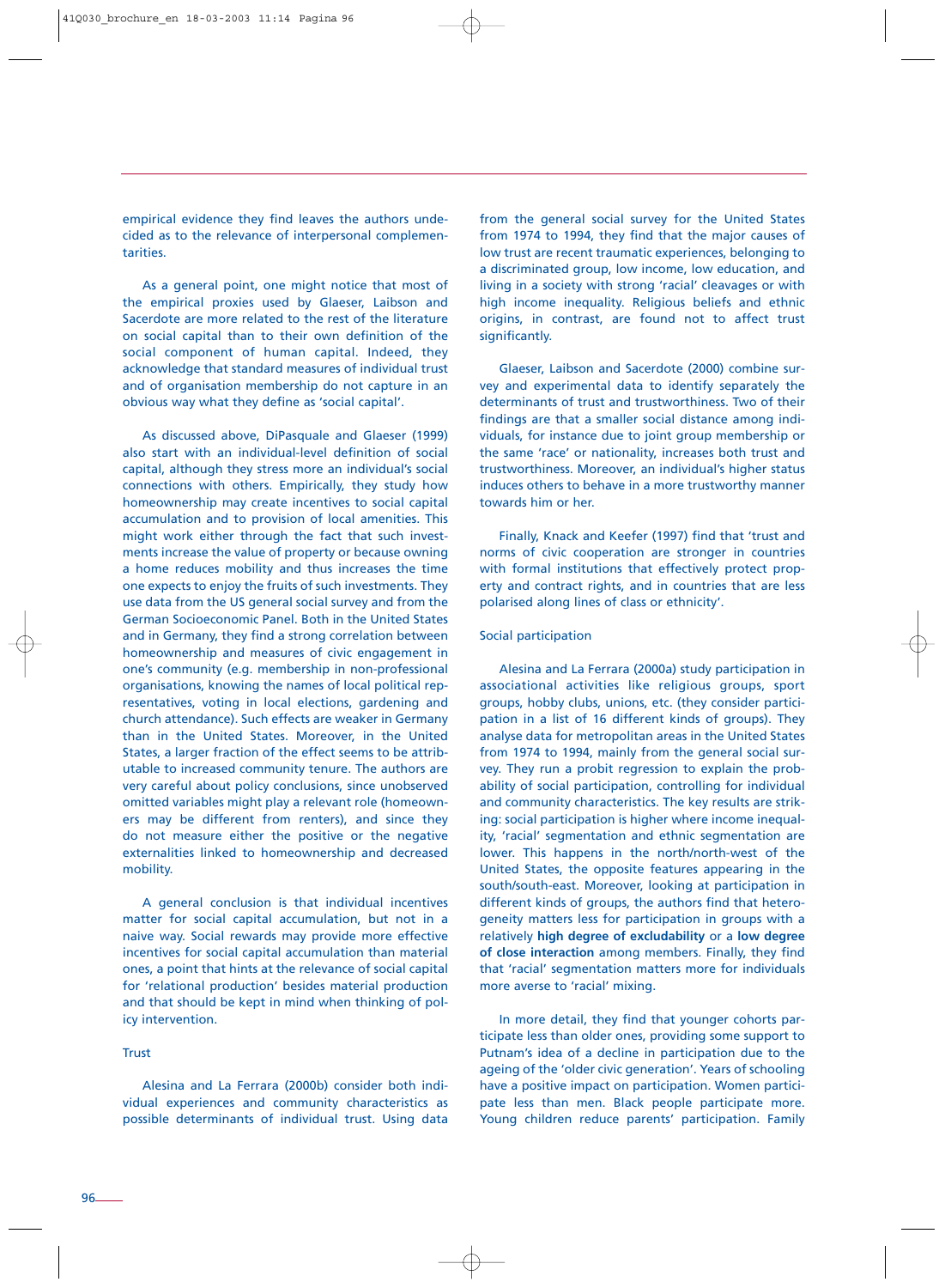empirical evidence they find leaves the authors undecided as to the relevance of interpersonal complementarities.

As a general point, one might notice that most of the empirical proxies used by Glaeser, Laibson and Sacerdote are more related to the rest of the literature on social capital than to their own definition of the social component of human capital. Indeed, they acknowledge that standard measures of individual trust and of organisation membership do not capture in an obvious way what they define as 'social capital'.

As discussed above, DiPasquale and Glaeser (1999) also start with an individual-level definition of social capital, although they stress more an individual's social connections with others. Empirically, they study how homeownership may create incentives to social capital accumulation and to provision of local amenities. This might work either through the fact that such investments increase the value of property or because owning a home reduces mobility and thus increases the time one expects to enjoy the fruits of such investments. They use data from the US general social survey and from the German Socioeconomic Panel. Both in the United States and in Germany, they find a strong correlation between homeownership and measures of civic engagement in one's community (e.g. membership in non-professional organisations, knowing the names of local political representatives, voting in local elections, gardening and church attendance). Such effects are weaker in Germany than in the United States. Moreover, in the United States, a larger fraction of the effect seems to be attributable to increased community tenure. The authors are very careful about policy conclusions, since unobserved omitted variables might play a relevant role (homeowners may be different from renters), and since they do not measure either the positive or the negative externalities linked to homeownership and decreased mobility.

A general conclusion is that individual incentives matter for social capital accumulation, but not in a naive way. Social rewards may provide more effective incentives for social capital accumulation than material ones, a point that hints at the relevance of social capital for 'relational production' besides material production and that should be kept in mind when thinking of policy intervention.

Trust

Alesina and La Ferrara (2000b) consider both individual experiences and community characteristics as possible determinants of individual trust. Using data from the general social survey for the United States from 1974 to 1994, they find that the major causes of low trust are recent traumatic experiences, belonging to a discriminated group, low income, low education, and living in a society with strong 'racial' cleavages or with high income inequality. Religious beliefs and ethnic origins, in contrast, are found not to affect trust significantly.

Glaeser, Laibson and Sacerdote (2000) combine survey and experimental data to identify separately the determinants of trust and trustworthiness. Two of their findings are that a smaller social distance among individuals, for instance due to joint group membership or the same 'race' or nationality, increases both trust and trustworthiness. Moreover, an individual's higher status induces others to behave in a more trustworthy manner towards him or her.

Finally, Knack and Keefer (1997) find that 'trust and norms of civic cooperation are stronger in countries with formal institutions that effectively protect property and contract rights, and in countries that are less polarised along lines of class or ethnicity'.

Social participation

Alesina and La Ferrara (2000a) study participation in associational activities like religious groups, sport groups, hobby clubs, unions, etc. (they consider participation in a list of 16 different kinds of groups). They analyse data for metropolitan areas in the United States from 1974 to 1994, mainly from the general social survey. They run a probit regression to explain the probability of social participation, controlling for individual and community characteristics. The key results are striking: social participation is higher where income inequality, 'racial' segmentation and ethnic segmentation are lower. This happens in the north/north-west of the United States, the opposite features appearing in the south/south-east. Moreover, looking at participation in different kinds of groups, the authors find that heterogeneity matters less for participation in groups with a relatively **high degree of excludability** or a **low degree of close interaction** among members. Finally, they find that 'racial' segmentation matters more for individuals more averse to 'racial' mixing.

In more detail, they find that younger cohorts participate less than older ones, providing some support to Putnam's idea of a decline in participation due to the ageing of the 'older civic generation'. Years of schooling have a positive impact on participation. Women participate less than men. Black people participate more. Young children reduce parents' participation. Family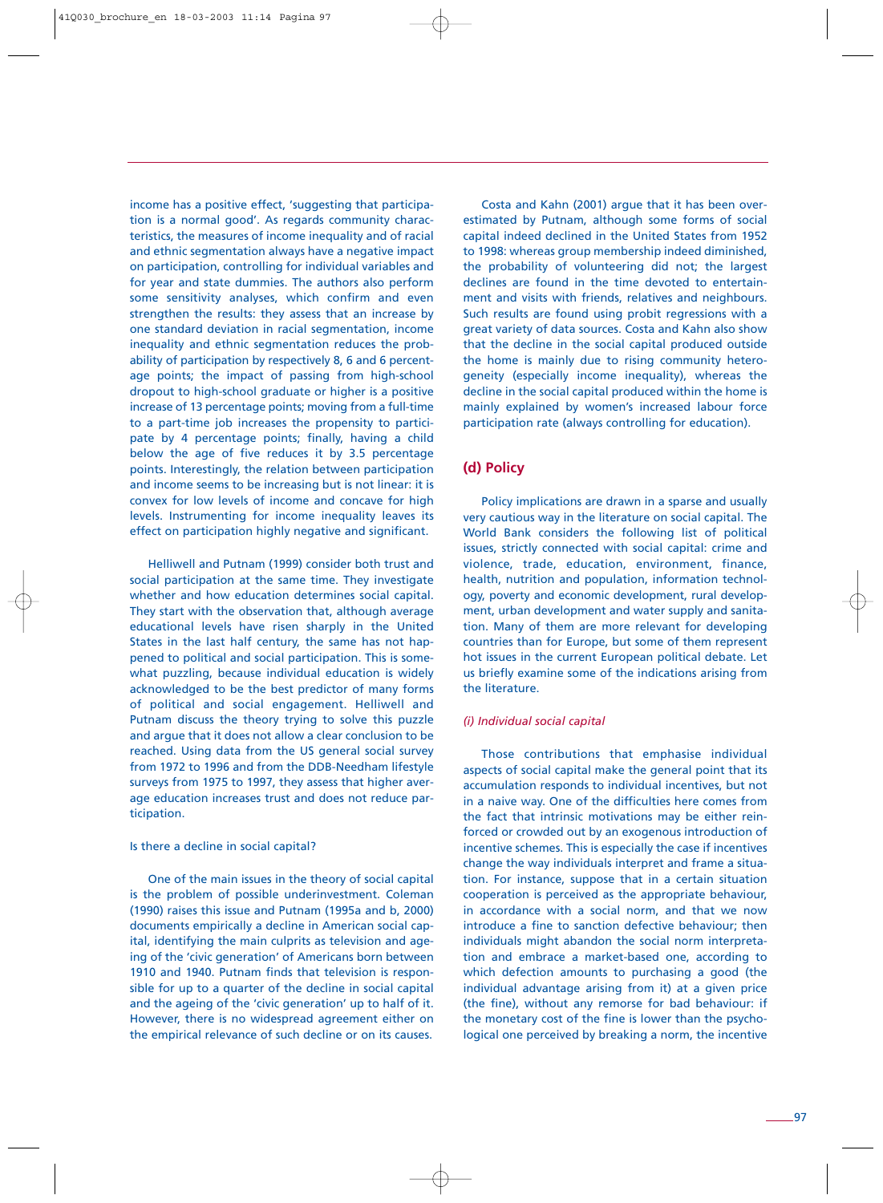income has a positive effect, 'suggesting that participation is a normal good'. As regards community characteristics, the measures of income inequality and of racial and ethnic segmentation always have a negative impact on participation, controlling for individual variables and for year and state dummies. The authors also perform some sensitivity analyses, which confirm and even strengthen the results: they assess that an increase by one standard deviation in racial segmentation, income inequality and ethnic segmentation reduces the probability of participation by respectively 8, 6 and 6 percentage points; the impact of passing from high-school dropout to high-school graduate or higher is a positive increase of 13 percentage points; moving from a full-time to a part-time job increases the propensity to participate by 4 percentage points; finally, having a child below the age of five reduces it by 3.5 percentage points. Interestingly, the relation between participation and income seems to be increasing but is not linear: it is convex for low levels of income and concave for high levels. Instrumenting for income inequality leaves its effect on participation highly negative and significant.

Helliwell and Putnam (1999) consider both trust and social participation at the same time. They investigate whether and how education determines social capital. They start with the observation that, although average educational levels have risen sharply in the United States in the last half century, the same has not happened to political and social participation. This is somewhat puzzling, because individual education is widely acknowledged to be the best predictor of many forms of political and social engagement. Helliwell and Putnam discuss the theory trying to solve this puzzle and argue that it does not allow a clear conclusion to be reached. Using data from the US general social survey from 1972 to 1996 and from the DDB-Needham lifestyle surveys from 1975 to 1997, they assess that higher average education increases trust and does not reduce participation.

Is there a decline in social capital?

One of the main issues in the theory of social capital is the problem of possible underinvestment. Coleman (1990) raises this issue and Putnam (1995a and b, 2000) documents empirically a decline in American social capital, identifying the main culprits as television and ageing of the 'civic generation' of Americans born between 1910 and 1940. Putnam finds that television is responsible for up to a quarter of the decline in social capital and the ageing of the 'civic generation' up to half of it. However, there is no widespread agreement either on the empirical relevance of such decline or on its causes.

Costa and Kahn (2001) argue that it has been overestimated by Putnam, although some forms of social capital indeed declined in the United States from 1952 to 1998: whereas group membership indeed diminished, the probability of volunteering did not; the largest declines are found in the time devoted to entertainment and visits with friends, relatives and neighbours. Such results are found using probit regressions with a great variety of data sources. Costa and Kahn also show that the decline in the social capital produced outside the home is mainly due to rising community heterogeneity (especially income inequality), whereas the decline in the social capital produced within the home is mainly explained by women's increased labour force participation rate (always controlling for education).

## (d) Policy

Policy implications are drawn in a sparse and usually very cautious way in the literature on social capital. The World Bank considers the following list of political issues, strictly connected with social capital: crime and violence, trade, education, environment, finance, health, nutrition and population, information technology, poverty and economic development, rural development, urban development and water supply and sanitation. Many of them are more relevant for developing countries than for Europe, but some of them represent hot issues in the current European political debate. Let us briefly examine some of the indications arising from the literature.

### *(i) Individual social capital*

Those contributions that emphasise individual aspects of social capital make the general point that its accumulation responds to individual incentives, but not in a naive way. One of the difficulties here comes from the fact that intrinsic motivations may be either reinforced or crowded out by an exogenous introduction of incentive schemes. This is especially the case if incentives change the way individuals interpret and frame a situation. For instance, suppose that in a certain situation cooperation is perceived as the appropriate behaviour, in accordance with a social norm, and that we now introduce a fine to sanction defective behaviour; then individuals might abandon the social norm interpretation and embrace a market-based one, according to which defection amounts to purchasing a good (the individual advantage arising from it) at a given price (the fine), without any remorse for bad behaviour: if the monetary cost of the fine is lower than the psychological one perceived by breaking a norm, the incentive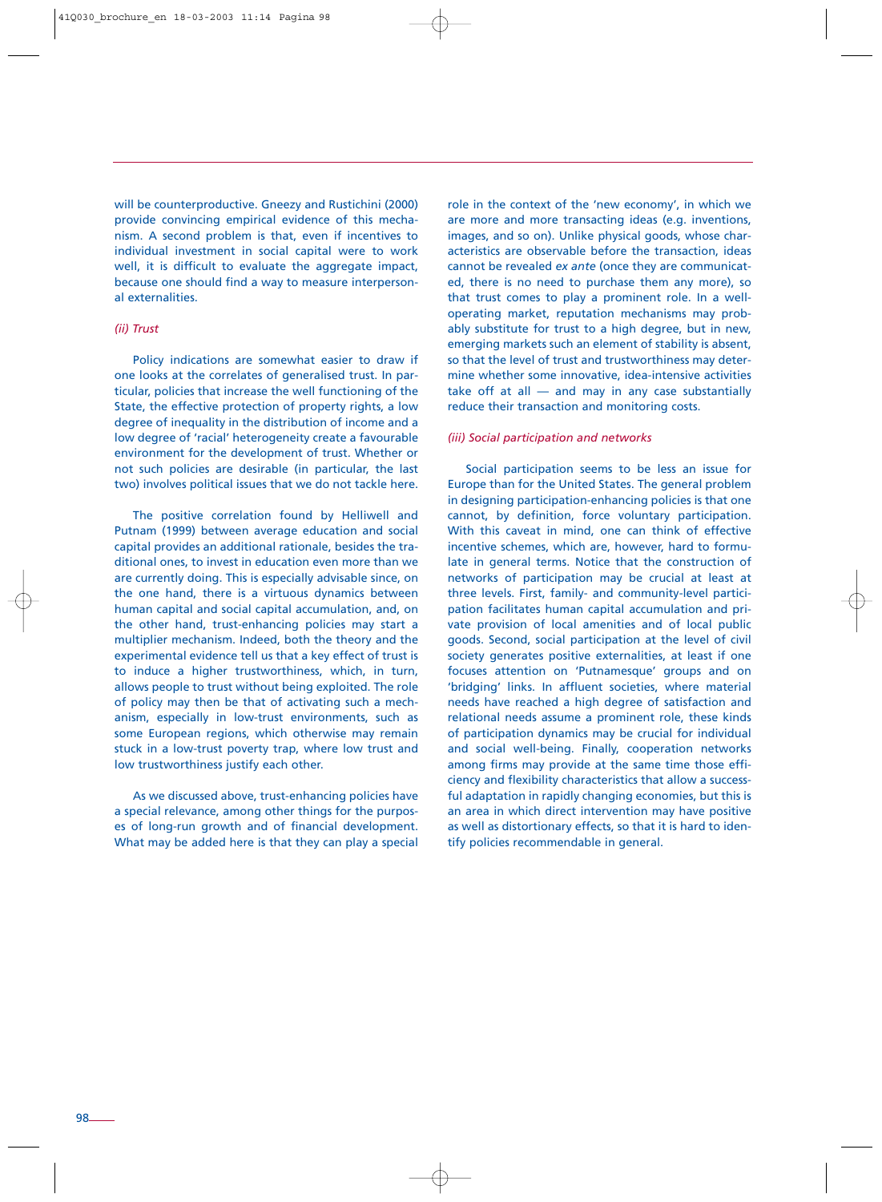will be counterproductive. Gneezy and Rustichini (2000) provide convincing empirical evidence of this mechanism. A second problem is that, even if incentives to individual investment in social capital were to work well, it is difficult to evaluate the aggregate impact, because one should find a way to measure interpersonal externalities.

### *(ii) Trust*

Policy indications are somewhat easier to draw if one looks at the correlates of generalised trust. In particular, policies that increase the well functioning of the State, the effective protection of property rights, a low degree of inequality in the distribution of income and a low degree of 'racial' heterogeneity create a favourable environment for the development of trust. Whether or not such policies are desirable (in particular, the last two) involves political issues that we do not tackle here.

The positive correlation found by Helliwell and Putnam (1999) between average education and social capital provides an additional rationale, besides the traditional ones, to invest in education even more than we are currently doing. This is especially advisable since, on the one hand, there is a virtuous dynamics between human capital and social capital accumulation, and, on the other hand, trust-enhancing policies may start a multiplier mechanism. Indeed, both the theory and the experimental evidence tell us that a key effect of trust is to induce a higher trustworthiness, which, in turn, allows people to trust without being exploited. The role of policy may then be that of activating such a mechanism, especially in low-trust environments, such as some European regions, which otherwise may remain stuck in a low-trust poverty trap, where low trust and low trustworthiness justify each other.

As we discussed above, trust-enhancing policies have a special relevance, among other things for the purposes of long-run growth and of financial development. What may be added here is that they can play a special role in the context of the 'new economy', in which we are more and more transacting ideas (e.g. inventions, images, and so on). Unlike physical goods, whose characteristics are observable before the transaction, ideas cannot be revealed *ex ante* (once they are communicated, there is no need to purchase them any more), so that trust comes to play a prominent role. In a well-operating market, reputation mechanisms may probably substitute for trust to a high degree, but in new, emerging markets such an element of stability is absent, so that the level of trust and trustworthiness may determine whether some innovative, idea-intensive activities take off at all — and may in any case substantially reduce their transaction and monitoring costs.

### *(iii) Social participation and networks*

Social participation seems to be less an issue for Europe than for the United States. The general problem in designing participation-enhancing policies is that one cannot, by definition, force voluntary participation. With this caveat in mind, one can think of effective incentive schemes, which are, however, hard to formulate in general terms. Notice that the construction of networks of participation may be crucial at least at three levels. First, family- and community-level participation facilitates human capital accumulation and private provision of local amenities and of local public goods. Second, social participation at the level of civil society generates positive externalities, at least if one focuses attention on 'Putnamesque' groups and on 'bridging' links. In affluent societies, where material needs have reached a high degree of satisfaction and relational needs assume a prominent role, these kinds of participation dynamics may be crucial for individual and social well-being. Finally, cooperation networks among firms may provide at the same time those efficiency and flexibility characteristics that allow a successful adaptation in rapidly changing economies, but this is an area in which direct intervention may have positive as well as distortionary effects, so that it is hard to identify policies recommendable in general.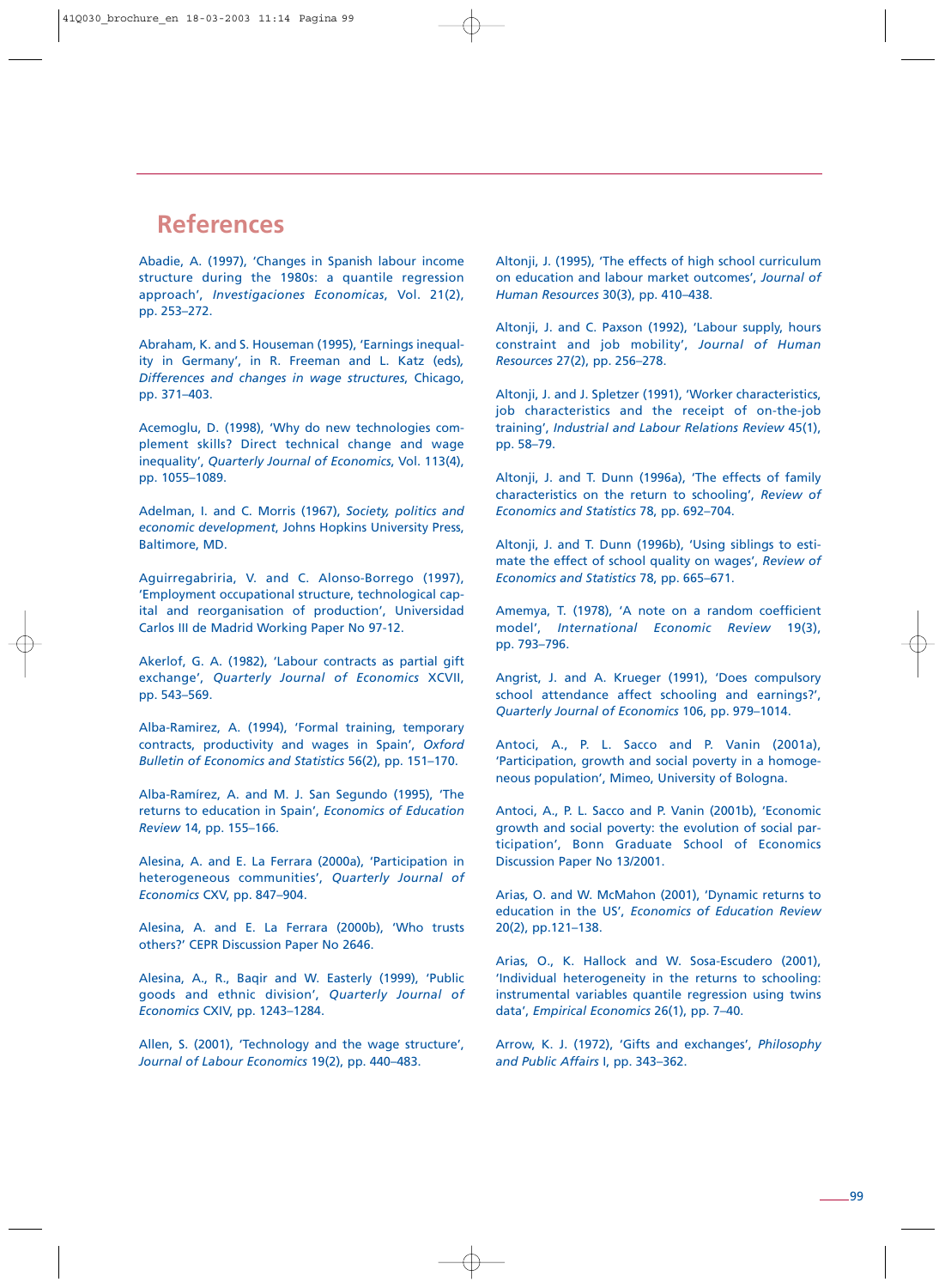## References

Abadie, A. (1997), 'Changes in Spanish labour income structure during the 1980s: a quantile regression approach', *Investigaciones Economicas*, Vol. 21(2), pp. 253–272.

Abraham, K. and S. Houseman (1995), 'Earnings inequality in Germany', in R. Freeman and L. Katz (eds), *Differences and changes in wage structures*, Chicago, pp. 371–403.

Acemoglu, D. (1998), 'Why do new technologies complement skills? Direct technical change and wage inequality', *Quarterly Journal of Economics*, Vol. 113(4), pp. 1055–1089.

Adelman, I. and C. Morris (1967), *Society, politics and economic development*, Johns Hopkins University Press, Baltimore, MD.

Aguirregabriria, V. and C. Alonso-Borrego (1997), 'Employment occupational structure, technological capital and reorganisation of production', Universidad Carlos III de Madrid Working Paper No 97-12.

Akerlof, G. A. (1982), 'Labour contracts as partial gift exchange', *Quarterly Journal of Economics* XCVII, pp. 543–569.

Alba-Ramirez, A. (1994), 'Formal training, temporary contracts, productivity and wages in Spain', *Oxford Bulletin of Economics and Statistics* 56(2), pp. 151–170.

Alba-Ramírez, A. and M. J. San Segundo (1995), 'The returns to education in Spain', *Economics of Education Review* 14, pp. 155–166.

Alesina, A. and E. La Ferrara (2000a), 'Participation in heterogeneous communities', *Quarterly Journal of Economics* CXV, pp. 847–904.

Alesina, A. and E. La Ferrara (2000b), 'Who trusts others?' CEPR Discussion Paper No 2646.

Alesina, A., R., Baqir and W. Easterly (1999), 'Public goods and ethnic division', *Quarterly Journal of Economics* CXIV, pp. 1243–1284.

Allen, S. (2001), 'Technology and the wage structure', *Journal of Labour Economics* 19(2), pp. 440–483.

Altonji, J. (1995), 'The effects of high school curriculum on education and labour market outcomes', *Journal of Human Resources* 30(3), pp. 410–438.

Altonji, J. and C. Paxson (1992), 'Labour supply, hours constraint and job mobility', *Journal of Human Resources* 27(2), pp. 256–278.

Altonji, J. and J. Spletzer (1991), 'Worker characteristics, job characteristics and the receipt of on-the-job training', *Industrial and Labour Relations Review* 45(1), pp. 58–79.

Altonji, J. and T. Dunn (1996a), 'The effects of family characteristics on the return to schooling', *Review of Economics and Statistics* 78, pp. 692–704.

Altonji, J. and T. Dunn (1996b), 'Using siblings to estimate the effect of school quality on wages', *Review of Economics and Statistics* 78, pp. 665–671.

Amemya, T. (1978), 'A note on a random coefficient model', *International Economic Review* 19(3), pp. 793–796.

Angrist, J. and A. Krueger (1991), 'Does compulsory school attendance affect schooling and earnings?', *Quarterly Journal of Economics* 106, pp. 979–1014.

Antoci, A., P. L. Sacco and P. Vanin (2001a), 'Participation, growth and social poverty in a homogeneous population', Mimeo, University of Bologna.

Antoci, A., P. L. Sacco and P. Vanin (2001b), 'Economic growth and social poverty: the evolution of social participation', Bonn Graduate School of Economics Discussion Paper No 13/2001.

Arias, O. and W. McMahon (2001), 'Dynamic returns to education in the US', *Economics of Education Review* 20(2), pp.121–138.

Arias, O., K. Hallock and W. Sosa-Escudero (2001), 'Individual heterogeneity in the returns to schooling: instrumental variables quantile regression using twins data', *Empirical Economics* 26(1), pp. 7–40.

Arrow, K. J. (1972), 'Gifts and exchanges', *Philosophy and Public Affairs* I, pp. 343–362.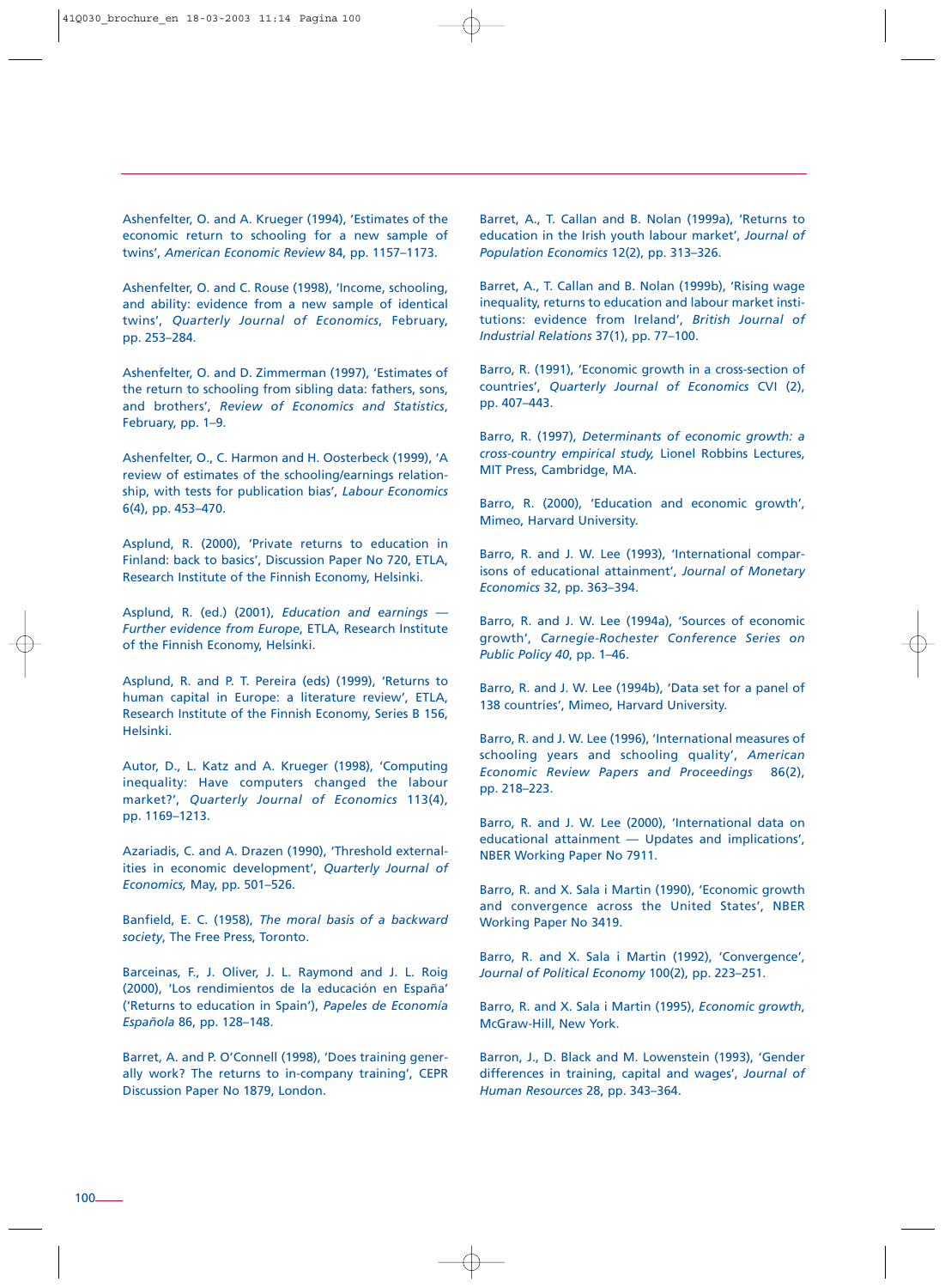Ashenfelter, O. and A. Krueger (1994), 'Estimates of the economic return to schooling for a new sample of twins', *American Economic Review* 84, pp. 1157–1173.

Ashenfelter, O. and C. Rouse (1998), 'Income, schooling, and ability: evidence from a new sample of identical twins', *Quarterly Journal of Economics*, February, pp. 253–284.

Ashenfelter, O. and D. Zimmerman (1997), 'Estimates of the return to schooling from sibling data: fathers, sons, and brothers', *Review of Economics and Statistics*, February, pp. 1–9.

Ashenfelter, O., C. Harmon and H. Oosterbeck (1999), 'A review of estimates of the schooling/earnings relationship, with tests for publication bias', *Labour Economics* 6(4), pp. 453–470.

Asplund, R. (2000), 'Private returns to education in Finland: back to basics', Discussion Paper No 720, ETLA, Research Institute of the Finnish Economy, Helsinki.

Asplund, R. (ed.) (2001), *Education and earnings — Further evidence from Europe*, ETLA, Research Institute of the Finnish Economy, Helsinki.

Asplund, R. and P. T. Pereira (eds) (1999), 'Returns to human capital in Europe: a literature review', ETLA, Research Institute of the Finnish Economy, Series B 156, Helsinki.

Autor, D., L. Katz and A. Krueger (1998), 'Computing inequality: Have computers changed the labour market?', *Quarterly Journal of Economics* 113(4), pp. 1169–1213.

Azariadis, C. and A. Drazen (1990), 'Threshold externalities in economic development', *Quarterly Journal of Economics,* May, pp. 501–526.

Banfield, E. C. (1958), *The moral basis of a backward society*, The Free Press, Toronto.

Barceinas, F., J. Oliver, J. L. Raymond and J. L. Roig (2000), 'Los rendimientos de la educación en España' ('Returns to education in Spain'), *Papeles de Economía Española* 86, pp. 128–148.

Barret, A. and P. O'Connell (1998), 'Does training generally work? The returns to in-company training', CEPR Discussion Paper No 1879, London.

Barret, A., T. Callan and B. Nolan (1999a), 'Returns to education in the Irish youth labour market', *Journal of Population Economics* 12(2), pp. 313–326.

Barret, A., T. Callan and B. Nolan (1999b), 'Rising wage inequality, returns to education and labour market institutions: evidence from Ireland', *British Journal of Industrial Relations* 37(1), pp. 77–100.

Barro, R. (1991), 'Economic growth in a cross-section of countries', *Quarterly Journal of Economics* CVI (2), pp. 407–443.

Barro, R. (1997), *Determinants of economic growth: a cross-country empirical study,* Lionel Robbins Lectures, MIT Press, Cambridge, MA.

Barro, R. (2000), 'Education and economic growth', Mimeo, Harvard University.

Barro, R. and J. W. Lee (1993), 'International comparisons of educational attainment', *Journal of Monetary Economics* 32, pp. 363–394.

Barro, R. and J. W. Lee (1994a), 'Sources of economic growth', *Carnegie-Rochester Conference Series on Public Policy 40*, pp. 1–46.

Barro, R. and J. W. Lee (1994b), 'Data set for a panel of 138 countries', Mimeo, Harvard University.

Barro, R. and J. W. Lee (1996), 'International measures of schooling years and schooling quality', *American Economic Review Papers and Proceedings* 86(2), pp. 218–223.

Barro, R. and J. W. Lee (2000), 'International data on educational attainment — Updates and implications', NBER Working Paper No 7911.

Barro, R. and X. Sala i Martin (1990), 'Economic growth and convergence across the United States', NBER Working Paper No 3419.

Barro, R. and X. Sala i Martin (1992), 'Convergence', *Journal of Political Economy* 100(2), pp. 223–251.

Barro, R. and X. Sala i Martin (1995), *Economic growth*, McGraw-Hill, New York.

Barron, J., D. Black and M. Lowenstein (1993), 'Gender differences in training, capital and wages', *Journal of Human Resources* 28, pp. 343–364.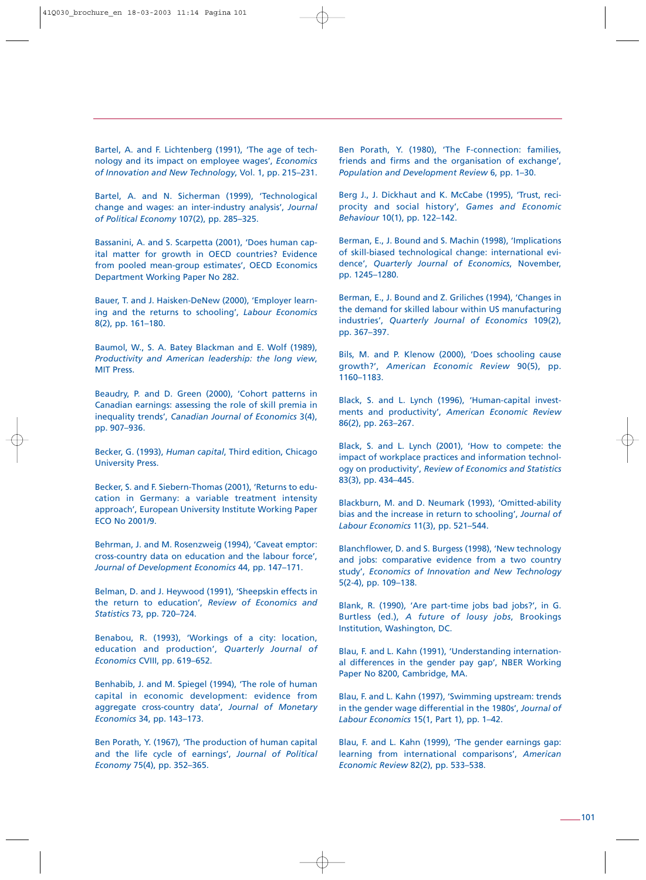Bartel, A. and F. Lichtenberg (1991), 'The age of technology and its impact on employee wages', *Economics of Innovation and New Technology*, Vol. 1, pp. 215–231.

Bartel, A. and N. Sicherman (1999), 'Technological change and wages: an inter-industry analysis', *Journal of Political Economy* 107(2), pp. 285–325.

Bassanini, A. and S. Scarpetta (2001), 'Does human capital matter for growth in OECD countries? Evidence from pooled mean-group estimates', OECD Economics Department Working Paper No 282.

Bauer, T. and J. Haisken-DeNew (2000), 'Employer learning and the returns to schooling', *Labour Economics* 8(2), pp. 161–180.

Baumol, W., S. A. Batey Blackman and E. Wolf (1989), *Productivity and American leadership: the long view*, MIT Press.

Beaudry, P. and D. Green (2000), 'Cohort patterns in Canadian earnings: assessing the role of skill premia in inequality trends', *Canadian Journal of Economics* 3(4), pp. 907–936.

Becker, G. (1993), *Human capital*, Third edition, Chicago University Press.

Becker, S. and F. Siebern-Thomas (2001), 'Returns to education in Germany: a variable treatment intensity approach', European University Institute Working Paper ECO No 2001/9.

Behrman, J. and M. Rosenzweig (1994), 'Caveat emptor: cross-country data on education and the labour force', *Journal of Development Economics* 44, pp. 147–171.

Belman, D. and J. Heywood (1991), 'Sheepskin effects in the return to education', *Review of Economics and Statistics* 73, pp. 720–724.

Benabou, R. (1993), 'Workings of a city: location, education and production', *Quarterly Journal of Economics* CVIII, pp. 619–652.

Benhabib, J. and M. Spiegel (1994), 'The role of human capital in economic development: evidence from aggregate cross-country data', *Journal of Monetary Economics* 34, pp. 143–173.

Ben Porath, Y. (1967), 'The production of human capital and the life cycle of earnings', *Journal of Political Economy* 75(4), pp. 352–365.

Ben Porath, Y. (1980), 'The F-connection: families, friends and firms and the organisation of exchange', *Population and Development Review* 6, pp. 1–30.

Berg J., J. Dickhaut and K. McCabe (1995), 'Trust, reciprocity and social history', *Games and Economic Behaviour* 10(1), pp. 122–142.

Berman, E., J. Bound and S. Machin (1998), 'Implications of skill-biased technological change: international evidence', *Quarterly Journal of Economics*, November, pp. 1245–1280.

Berman, E., J. Bound and Z. Griliches (1994), 'Changes in the demand for skilled labour within US manufacturing industries', *Quarterly Journal of Economics* 109(2), pp. 367–397.

Bils, M. and P. Klenow (2000), 'Does schooling cause growth?', *American Economic Review* 90(5), pp. 1160–1183.

Black, S. and L. Lynch (1996), 'Human-capital investments and productivity', *American Economic Review* 86(2), pp. 263–267.

Black, S. and L. Lynch (2001), 'How to compete: the impact of workplace practices and information technology on productivity', *Review of Economics and Statistics* 83(3), pp. 434–445.

Blackburn, M. and D. Neumark (1993), 'Omitted-ability bias and the increase in return to schooling', *Journal of Labour Economics* 11(3), pp. 521–544.

Blanchflower, D. and S. Burgess (1998), 'New technology and jobs: comparative evidence from a two country study', *Economics of Innovation and New Technology* 5(2-4), pp. 109–138.

Blank, R. (1990), 'Are part-time jobs bad jobs?', in G. Burtless (ed.), *A future of lousy jobs*, Brookings Institution, Washington, DC.

Blau, F. and L. Kahn (1991), 'Understanding international differences in the gender pay gap', NBER Working Paper No 8200, Cambridge, MA.

Blau, F. and L. Kahn (1997), 'Swimming upstream: trends in the gender wage differential in the 1980s', *Journal of Labour Economics* 15(1, Part 1), pp. 1–42.

Blau, F. and L. Kahn (1999), 'The gender earnings gap: learning from international comparisons', *American Economic Review* 82(2), pp. 533–538.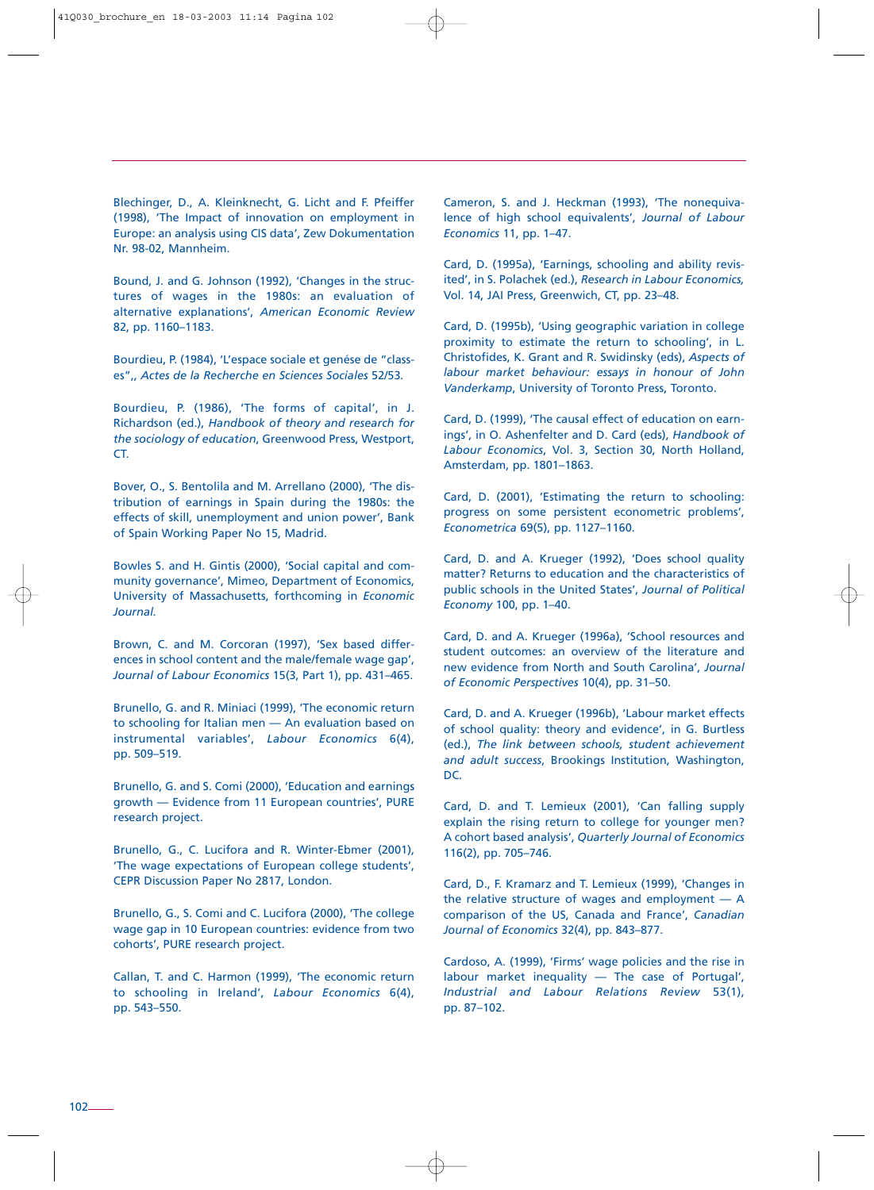Blechinger, D., A. Kleinknecht, G. Licht and F. Pfeiffer (1998), 'The Impact of innovation on employment in Europe: an analysis using CIS data', Zew Dokumentation Nr. 98-02, Mannheim.

Bound, J. and G. Johnson (1992), 'Changes in the structures of wages in the 1980s: an evaluation of alternative explanations', *American Economic Review* 82, pp. 1160–1183.

Bourdieu, P. (1984), 'L'espace sociale et genése de "classes",, *Actes de la Recherche en Sciences Sociales* 52/53.

Bourdieu, P. (1986), 'The forms of capital', in J. Richardson (ed.), *Handbook of theory and research for the sociology of education*, Greenwood Press, Westport, CT.

Bover, O., S. Bentolila and M. Arrellano (2000), 'The distribution of earnings in Spain during the 1980s: the effects of skill, unemployment and union power', Bank of Spain Working Paper No 15, Madrid.

Bowles S. and H. Gintis (2000), 'Social capital and community governance', Mimeo, Department of Economics, University of Massachusetts, forthcoming in *Economic Journal*.

Brown, C. and M. Corcoran (1997), 'Sex based differences in school content and the male/female wage gap', *Journal of Labour Economics* 15(3, Part 1), pp. 431–465.

Brunello, G. and R. Miniaci (1999), 'The economic return to schooling for Italian men — An evaluation based on instrumental variables', *Labour Economics* 6(4), pp. 509–519.

Brunello, G. and S. Comi (2000), 'Education and earnings growth — Evidence from 11 European countries', PURE research project.

Brunello, G., C. Lucifora and R. Winter-Ebmer (2001), 'The wage expectations of European college students', CEPR Discussion Paper No 2817, London.

Brunello, G., S. Comi and C. Lucifora (2000), 'The college wage gap in 10 European countries: evidence from two cohorts', PURE research project.

Callan, T. and C. Harmon (1999), 'The economic return to schooling in Ireland', *Labour Economics* 6(4), pp. 543–550.

Cameron, S. and J. Heckman (1993), 'The nonequivalence of high school equivalents', *Journal of Labour Economics* 11, pp. 1–47.

Card, D. (1995a), 'Earnings, schooling and ability revisited', in S. Polachek (ed.), *Research in Labour Economics,* Vol. 14, JAI Press, Greenwich, CT, pp. 23–48.

Card, D. (1995b), 'Using geographic variation in college proximity to estimate the return to schooling', in L. Christofides, K. Grant and R. Swidinsky (eds), *Aspects of labour market behaviour: essays in honour of John Vanderkamp*, University of Toronto Press, Toronto.

Card, D. (1999), 'The causal effect of education on earnings', in O. Ashenfelter and D. Card (eds), *Handbook of Labour Economics*, Vol. 3, Section 30, North Holland, Amsterdam, pp. 1801–1863.

Card, D. (2001), 'Estimating the return to schooling: progress on some persistent econometric problems', *Econometrica* 69(5), pp. 1127–1160.

Card, D. and A. Krueger (1992), 'Does school quality matter? Returns to education and the characteristics of public schools in the United States', *Journal of Political Economy* 100, pp. 1–40.

Card, D. and A. Krueger (1996a), 'School resources and student outcomes: an overview of the literature and new evidence from North and South Carolina', *Journal of Economic Perspectives* 10(4), pp. 31–50.

Card, D. and A. Krueger (1996b), 'Labour market effects of school quality: theory and evidence', in G. Burtless (ed.), *The link between schools, student achievement and adult success*, Brookings Institution, Washington, DC.

Card, D. and T. Lemieux (2001), 'Can falling supply explain the rising return to college for younger men? A cohort based analysis', *Quarterly Journal of Economics* 116(2), pp. 705–746.

Card, D., F. Kramarz and T. Lemieux (1999), 'Changes in the relative structure of wages and employment — A comparison of the US, Canada and France', *Canadian Journal of Economics* 32(4), pp. 843–877.

Cardoso, A. (1999), 'Firms' wage policies and the rise in labour market inequality — The case of Portugal', *Industrial and Labour Relations Review* 53(1), pp. 87–102.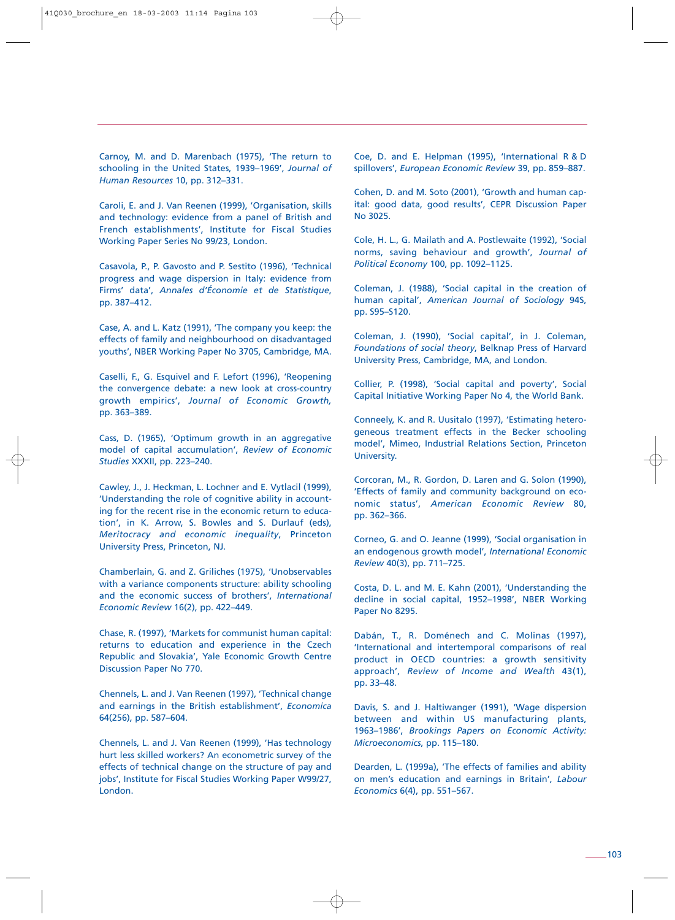Carnoy, M. and D. Marenbach (1975), 'The return to schooling in the United States, 1939–1969', *Journal of Human Resources* 10, pp. 312–331.

Caroli, E. and J. Van Reenen (1999), 'Organisation, skills and technology: evidence from a panel of British and French establishments', Institute for Fiscal Studies Working Paper Series No 99/23, London.

Casavola, P., P. Gavosto and P. Sestito (1996), 'Technical progress and wage dispersion in Italy: evidence from Firms' data', *Annales d'Économie et de Statistique*, pp. 387–412.

Case, A. and L. Katz (1991), 'The company you keep: the effects of family and neighbourhood on disadvantaged youths', NBER Working Paper No 3705, Cambridge, MA.

Caselli, F., G. Esquivel and F. Lefort (1996), 'Reopening the convergence debate: a new look at cross-country growth empirics', *Journal of Economic Growth,* pp. 363–389.

Cass, D. (1965), 'Optimum growth in an aggregative model of capital accumulation', *Review of Economic Studies* XXXII, pp. 223–240.

Cawley, J., J. Heckman, L. Lochner and E. Vytlacil (1999), 'Understanding the role of cognitive ability in accounting for the recent rise in the economic return to education', in K. Arrow, S. Bowles and S. Durlauf (eds), *Meritocracy and economic inequality*, Princeton University Press, Princeton, NJ.

Chamberlain, G. and Z. Griliches (1975), 'Unobservables with a variance components structure: ability schooling and the economic success of brothers', *International Economic Review* 16(2), pp. 422–449.

Chase, R. (1997), 'Markets for communist human capital: returns to education and experience in the Czech Republic and Slovakia', Yale Economic Growth Centre Discussion Paper No 770.

Chennels, L. and J. Van Reenen (1997), 'Technical change and earnings in the British establishment', *Economica* 64(256), pp. 587–604.

Chennels, L. and J. Van Reenen (1999), 'Has technology hurt less skilled workers? An econometric survey of the effects of technical change on the structure of pay and jobs', Institute for Fiscal Studies Working Paper W99/27, London.

Coe, D. and E. Helpman (1995), 'International R & D spillovers', *European Economic Review* 39, pp. 859–887.

Cohen, D. and M. Soto (2001), 'Growth and human capital: good data, good results', CEPR Discussion Paper No 3025.

Cole, H. L., G. Mailath and A. Postlewaite (1992), 'Social norms, saving behaviour and growth', *Journal of Political Economy* 100, pp. 1092–1125.

Coleman, J. (1988), 'Social capital in the creation of human capital', *American Journal of Sociology* 94S, pp. S95–S120.

Coleman, J. (1990), 'Social capital', in J. Coleman, *Foundations of social theory*, Belknap Press of Harvard University Press, Cambridge, MA, and London.

Collier, P. (1998), 'Social capital and poverty', Social Capital Initiative Working Paper No 4, the World Bank.

Conneely, K. and R. Uusitalo (1997), 'Estimating heterogeneous treatment effects in the Becker schooling model', Mimeo, Industrial Relations Section, Princeton University.

Corcoran, M., R. Gordon, D. Laren and G. Solon (1990), 'Effects of family and community background on economic status', *American Economic Review* 80, pp. 362–366.

Corneo, G. and O. Jeanne (1999), 'Social organisation in an endogenous growth model', *International Economic Review* 40(3), pp. 711–725.

Costa, D. L. and M. E. Kahn (2001), 'Understanding the decline in social capital, 1952–1998', NBER Working Paper No 8295.

Dabán, T., R. Doménech and C. Molinas (1997), 'International and intertemporal comparisons of real product in OECD countries: a growth sensitivity approach', *Review of Income and Wealth* 43(1), pp. 33–48.

Davis, S. and J. Haltiwanger (1991), 'Wage dispersion between and within US manufacturing plants, 1963–1986', *Brookings Papers on Economic Activity: Microeconomics*, pp. 115–180.

Dearden, L. (1999a), 'The effects of families and ability on men's education and earnings in Britain', *Labour Economics* 6(4), pp. 551–567.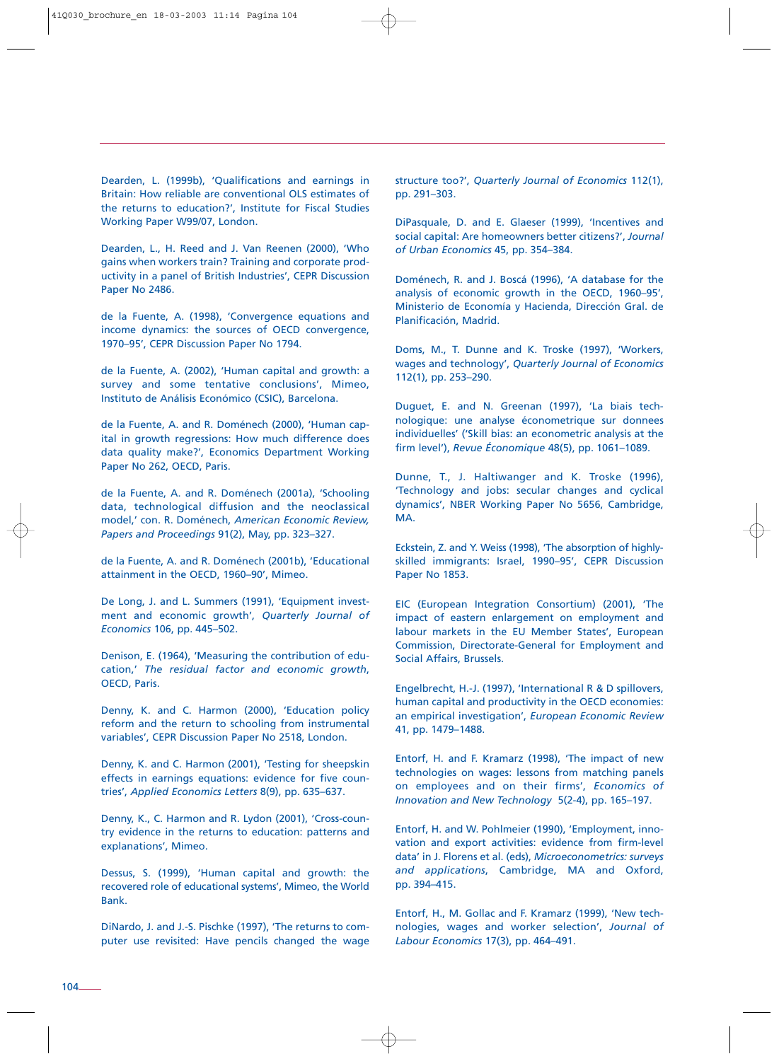Dearden, L. (1999b), 'Qualifications and earnings in Britain: How reliable are conventional OLS estimates of the returns to education?', Institute for Fiscal Studies Working Paper W99/07, London.

Dearden, L., H. Reed and J. Van Reenen (2000), 'Who gains when workers train? Training and corporate productivity in a panel of British Industries', CEPR Discussion Paper No 2486.

de la Fuente, A. (1998), 'Convergence equations and income dynamics: the sources of OECD convergence, 1970–95', CEPR Discussion Paper No 1794.

de la Fuente, A. (2002), 'Human capital and growth: a survey and some tentative conclusions', Mimeo, Instituto de Análisis Económico (CSIC), Barcelona.

de la Fuente, A. and R. Doménech (2000), 'Human capital in growth regressions: How much difference does data quality make?', Economics Department Working Paper No 262, OECD, Paris.

de la Fuente, A. and R. Doménech (2001a), 'Schooling data, technological diffusion and the neoclassical model,' con. R. Doménech, *American Economic Review, Papers and Proceedings* 91(2), May, pp. 323–327.

de la Fuente, A. and R. Doménech (2001b), 'Educational attainment in the OECD, 1960–90', Mimeo.

De Long, J. and L. Summers (1991), 'Equipment investment and economic growth', *Quarterly Journal of Economics* 106, pp. 445–502.

Denison, E. (1964), 'Measuring the contribution of education,' *The residual factor and economic growth*, OECD, Paris.

Denny, K. and C. Harmon (2000), 'Education policy reform and the return to schooling from instrumental variables', CEPR Discussion Paper No 2518, London.

Denny, K. and C. Harmon (2001), 'Testing for sheepskin effects in earnings equations: evidence for five countries', *Applied Economics Letters* 8(9), pp. 635–637.

Denny, K., C. Harmon and R. Lydon (2001), 'Cross-country evidence in the returns to education: patterns and explanations', Mimeo.

Dessus, S. (1999), 'Human capital and growth: the recovered role of educational systems', Mimeo, the World Bank.

DiNardo, J. and J.-S. Pischke (1997), 'The returns to computer use revisited: Have pencils changed the wage structure too?', *Quarterly Journal of Economics* 112(1), pp. 291–303.

DiPasquale, D. and E. Glaeser (1999), 'Incentives and social capital: Are homeowners better citizens?', *Journal of Urban Economics* 45, pp. 354–384.

Doménech, R. and J. Boscá (1996), 'A database for the analysis of economic growth in the OECD, 1960–95', Ministerio de Economía y Hacienda, Dirección Gral. de Planificación, Madrid.

Doms, M., T. Dunne and K. Troske (1997), 'Workers, wages and technology', *Quarterly Journal of Economics* 112(1), pp. 253–290.

Duguet, E. and N. Greenan (1997), 'La biais technologique: une analyse économetrique sur donnees individuelles' ('Skill bias: an econometric analysis at the firm level'), *Revue Économique* 48(5), pp. 1061–1089.

Dunne, T., J. Haltiwanger and K. Troske (1996), 'Technology and jobs: secular changes and cyclical dynamics', NBER Working Paper No 5656, Cambridge, MA.

Eckstein, Z. and Y. Weiss (1998), 'The absorption of highly-skilled immigrants: Israel, 1990–95', CEPR Discussion Paper No 1853.

EIC (European Integration Consortium) (2001), 'The impact of eastern enlargement on employment and labour markets in the EU Member States', European Commission, Directorate-General for Employment and Social Affairs, Brussels.

Engelbrecht, H.-J. (1997), 'International R & D spillovers, human capital and productivity in the OECD economies: an empirical investigation', *European Economic Review* 41, pp. 1479–1488.

Entorf, H. and F. Kramarz (1998), 'The impact of new technologies on wages: lessons from matching panels on employees and on their firms', *Economics of Innovation and New Technology* 5(2-4), pp. 165–197.

Entorf, H. and W. Pohlmeier (1990), 'Employment, innovation and export activities: evidence from firm-level data' in J. Florens et al. (eds), *Microeconometrics: surveys and applications*, Cambridge, MA and Oxford, pp. 394–415.

Entorf, H., M. Gollac and F. Kramarz (1999), 'New technologies, wages and worker selection', *Journal of Labour Economics* 17(3), pp. 464–491.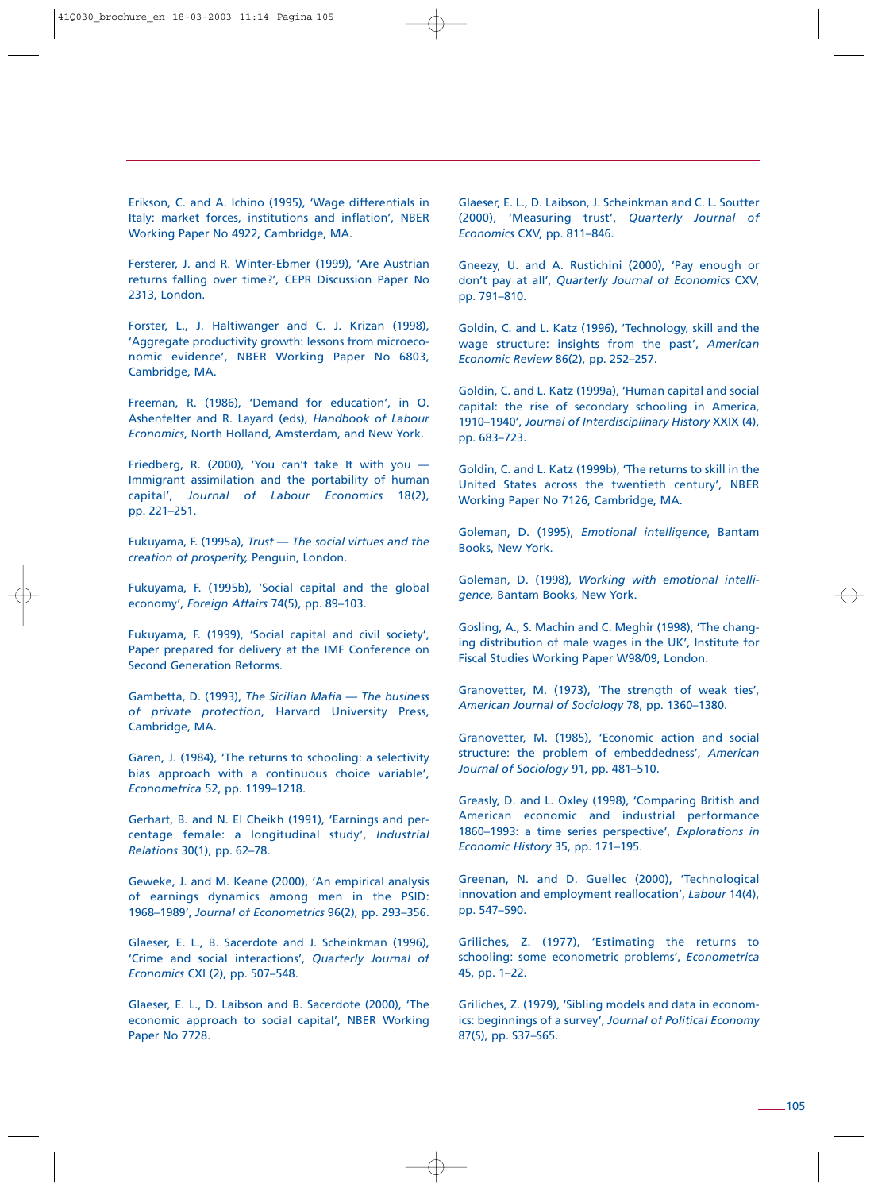Erikson, C. and A. Ichino (1995), 'Wage differentials in Italy: market forces, institutions and inflation', NBER Working Paper No 4922, Cambridge, MA.

Fersterer, J. and R. Winter-Ebmer (1999), 'Are Austrian returns falling over time?', CEPR Discussion Paper No 2313, London.

Forster, L., J. Haltiwanger and C. J. Krizan (1998), 'Aggregate productivity growth: lessons from microeconomic evidence', NBER Working Paper No 6803, Cambridge, MA.

Freeman, R. (1986), 'Demand for education', in O. Ashenfelter and R. Layard (eds), *Handbook of Labour Economics*, North Holland, Amsterdam, and New York.

Friedberg, R. (2000), 'You can't take It with you — Immigrant assimilation and the portability of human capital', *Journal of Labour Economics* 18(2), pp. 221–251.

Fukuyama, F. (1995a), *Trust — The social virtues and the creation of prosperity,* Penguin, London.

Fukuyama, F. (1995b), 'Social capital and the global economy', *Foreign Affairs* 74(5), pp. 89–103.

Fukuyama, F. (1999), 'Social capital and civil society', Paper prepared for delivery at the IMF Conference on Second Generation Reforms.

Gambetta, D. (1993), *The Sicilian Mafia — The business of private protection*, Harvard University Press, Cambridge, MA.

Garen, J. (1984), 'The returns to schooling: a selectivity bias approach with a continuous choice variable', *Econometrica* 52, pp. 1199–1218.

Gerhart, B. and N. El Cheikh (1991), 'Earnings and percentage female: a longitudinal study', *Industrial Relations* 30(1), pp. 62–78.

Geweke, J. and M. Keane (2000), 'An empirical analysis of earnings dynamics among men in the PSID: 1968–1989', *Journal of Econometrics* 96(2), pp. 293–356.

Glaeser, E. L., B. Sacerdote and J. Scheinkman (1996), 'Crime and social interactions', *Quarterly Journal of Economics* CXI (2), pp. 507–548.

Glaeser, E. L., D. Laibson and B. Sacerdote (2000), 'The economic approach to social capital', NBER Working Paper No 7728.

Glaeser, E. L., D. Laibson, J. Scheinkman and C. L. Soutter (2000), 'Measuring trust', *Quarterly Journal of Economics* CXV, pp. 811–846.

Gneezy, U. and A. Rustichini (2000), 'Pay enough or don't pay at all', *Quarterly Journal of Economics* CXV, pp. 791–810.

Goldin, C. and L. Katz (1996), 'Technology, skill and the wage structure: insights from the past', *American Economic Review* 86(2), pp. 252–257.

Goldin, C. and L. Katz (1999a), 'Human capital and social capital: the rise of secondary schooling in America, 1910–1940', *Journal of Interdisciplinary History* XXIX (4), pp. 683–723.

Goldin, C. and L. Katz (1999b), 'The returns to skill in the United States across the twentieth century', NBER Working Paper No 7126, Cambridge, MA.

Goleman, D. (1995), *Emotional intelligence*, Bantam Books, New York.

Goleman, D. (1998), *Working with emotional intelligence,* Bantam Books, New York.

Gosling, A., S. Machin and C. Meghir (1998), 'The changing distribution of male wages in the UK', Institute for Fiscal Studies Working Paper W98/09, London.

Granovetter, M. (1973), 'The strength of weak ties', *American Journal of Sociology* 78, pp. 1360–1380.

Granovetter, M. (1985), 'Economic action and social structure: the problem of embeddedness', *American Journal of Sociology* 91, pp. 481–510.

Greasly, D. and L. Oxley (1998), 'Comparing British and American economic and industrial performance 1860–1993: a time series perspective', *Explorations in Economic History* 35, pp. 171–195.

Greenan, N. and D. Guellec (2000), 'Technological innovation and employment reallocation', *Labour* 14(4), pp. 547–590.

Griliches, Z. (1977), 'Estimating the returns to schooling: some econometric problems', *Econometrica* 45, pp. 1–22.

Griliches, Z. (1979), 'Sibling models and data in economics: beginnings of a survey', *Journal of Political Economy* 87(S), pp. S37–S65.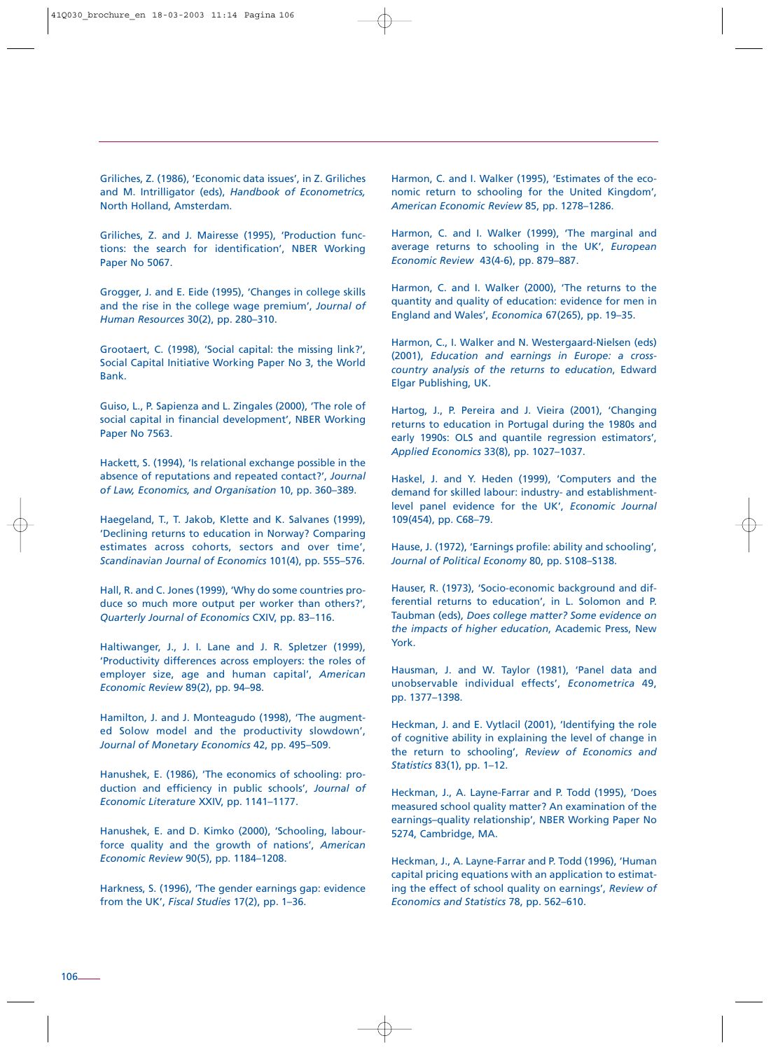Griliches, Z. (1986), 'Economic data issues', in Z. Griliches and M. Intrilligator (eds), *Handbook of Econometrics,* North Holland, Amsterdam.

Griliches, Z. and J. Mairesse (1995), 'Production functions: the search for identification', NBER Working Paper No 5067.

Grogger, J. and E. Eide (1995), 'Changes in college skills and the rise in the college wage premium', *Journal of Human Resources* 30(2), pp. 280–310.

Grootaert, C. (1998), 'Social capital: the missing link?', Social Capital Initiative Working Paper No 3, the World Bank.

Guiso, L., P. Sapienza and L. Zingales (2000), 'The role of social capital in financial development', NBER Working Paper No 7563.

Hackett, S. (1994), 'Is relational exchange possible in the absence of reputations and repeated contact?', *Journal of Law, Economics, and Organisation* 10, pp. 360–389.

Haegeland, T., T. Jakob, Klette and K. Salvanes (1999), 'Declining returns to education in Norway? Comparing estimates across cohorts, sectors and over time', *Scandinavian Journal of Economics* 101(4), pp. 555–576.

Hall, R. and C. Jones (1999), 'Why do some countries produce so much more output per worker than others?', *Quarterly Journal of Economics* CXIV, pp. 83–116.

Haltiwanger, J., J. I. Lane and J. R. Spletzer (1999), 'Productivity differences across employers: the roles of employer size, age and human capital', *American Economic Review* 89(2), pp. 94–98.

Hamilton, J. and J. Monteagudo (1998), 'The augmented Solow model and the productivity slowdown', *Journal of Monetary Economics* 42, pp. 495–509.

Hanushek, E. (1986), 'The economics of schooling: production and efficiency in public schools', *Journal of Economic Literature* XXIV, pp. 1141–1177.

Hanushek, E. and D. Kimko (2000), 'Schooling, labourforce quality and the growth of nations', *American Economic Review* 90(5), pp. 1184–1208.

Harkness, S. (1996), 'The gender earnings gap: evidence from the UK', *Fiscal Studies* 17(2), pp. 1–36.

Harmon, C. and I. Walker (1995), 'Estimates of the economic return to schooling for the United Kingdom', *American Economic Review* 85, pp. 1278–1286.

Harmon, C. and I. Walker (1999), 'The marginal and average returns to schooling in the UK', *European Economic Review* 43(4-6), pp. 879–887.

Harmon, C. and I. Walker (2000), 'The returns to the quantity and quality of education: evidence for men in England and Wales', *Economica* 67(265), pp. 19–35.

Harmon, C., I. Walker and N. Westergaard-Nielsen (eds) (2001), *Education and earnings in Europe: a cross-country analysis of the returns to education*, Edward Elgar Publishing, UK.

Hartog, J., P. Pereira and J. Vieira (2001), 'Changing returns to education in Portugal during the 1980s and early 1990s: OLS and quantile regression estimators', *Applied Economics* 33(8), pp. 1027–1037.

Haskel, J. and Y. Heden (1999), 'Computers and the demand for skilled labour: industry- and establishment-level panel evidence for the UK', *Economic Journal* 109(454), pp. C68–79.

Hause, J. (1972), 'Earnings profile: ability and schooling', *Journal of Political Economy* 80, pp. S108–S138.

Hauser, R. (1973), 'Socio-economic background and differential returns to education', in L. Solomon and P. Taubman (eds), *Does college matter? Some evidence on the impacts of higher education*, Academic Press, New York.

Hausman, J. and W. Taylor (1981), 'Panel data and unobservable individual effects', *Econometrica* 49, pp. 1377–1398.

Heckman, J. and E. Vytlacil (2001), 'Identifying the role of cognitive ability in explaining the level of change in the return to schooling', *Review of Economics and Statistics* 83(1), pp. 1–12.

Heckman, J., A. Layne-Farrar and P. Todd (1995), 'Does measured school quality matter? An examination of the earnings–quality relationship', NBER Working Paper No 5274, Cambridge, MA.

Heckman, J., A. Layne-Farrar and P. Todd (1996), 'Human capital pricing equations with an application to estimating the effect of school quality on earnings', *Review of Economics and Statistics* 78, pp. 562–610.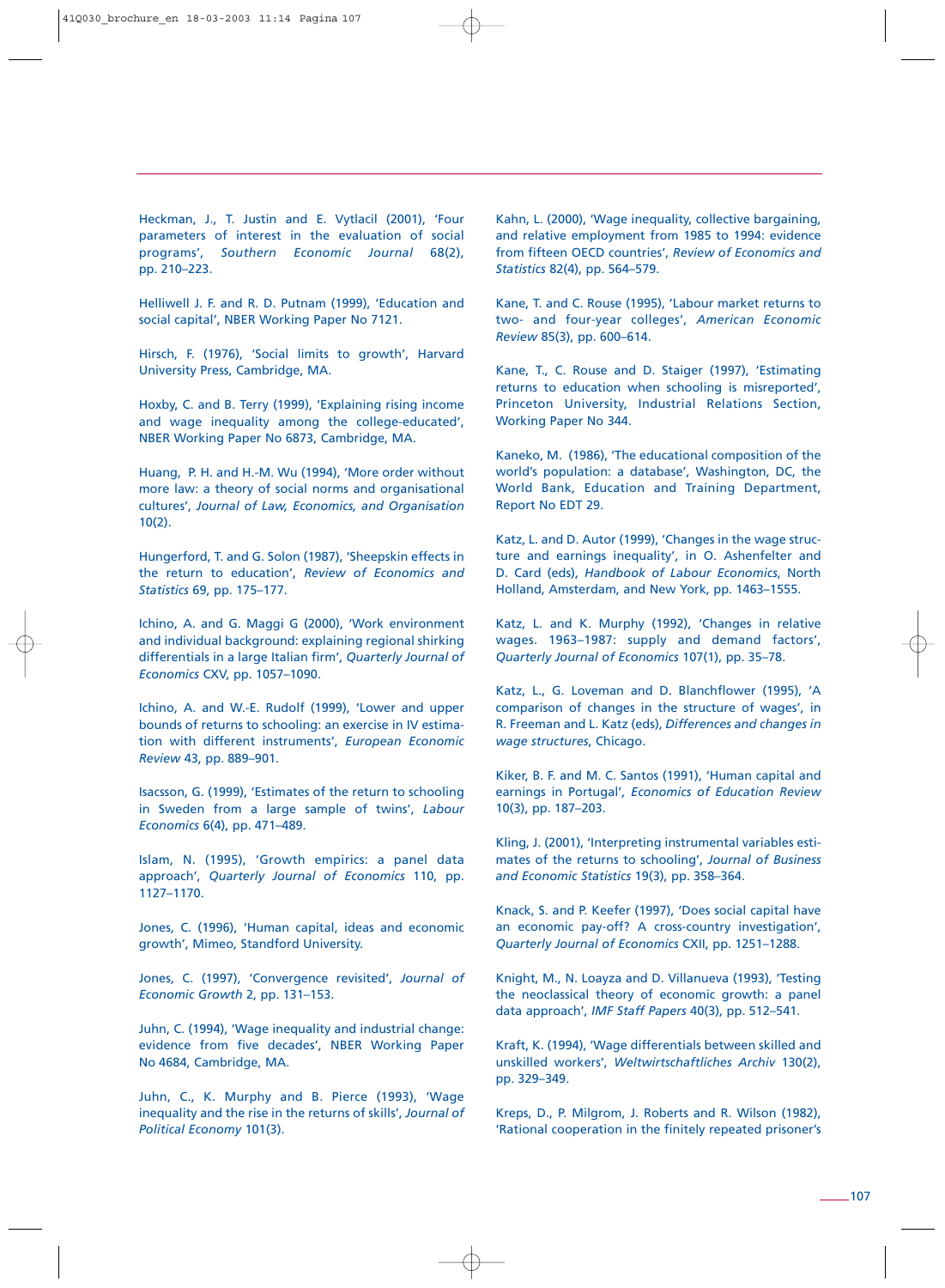Heckman, J., T. Justin and E. Vytlacil (2001), 'Four parameters of interest in the evaluation of social programs', *Southern Economic Journal* 68(2), pp. 210–223.

Helliwell J. F. and R. D. Putnam (1999), 'Education and social capital', NBER Working Paper No 7121.

Hirsch, F. (1976), 'Social limits to growth', Harvard University Press, Cambridge, MA.

Hoxby, C. and B. Terry (1999), 'Explaining rising income and wage inequality among the college-educated', NBER Working Paper No 6873, Cambridge, MA.

Huang, P. H. and H.-M. Wu (1994), 'More order without more law: a theory of social norms and organisational cultures', *Journal of Law, Economics, and Organisation* 10(2).

Hungerford, T. and G. Solon (1987), 'Sheepskin effects in the return to education', *Review of Economics and Statistics* 69, pp. 175–177.

Ichino, A. and G. Maggi G (2000), 'Work environment and individual background: explaining regional shirking differentials in a large Italian firm', *Quarterly Journal of Economics* CXV, pp. 1057–1090.

Ichino, A. and W.-E. Rudolf (1999), 'Lower and upper bounds of returns to schooling: an exercise in IV estimation with different instruments', *European Economic Review* 43, pp. 889–901.

Isacsson, G. (1999), 'Estimates of the return to schooling in Sweden from a large sample of twins', *Labour Economics* 6(4), pp. 471–489.

Islam, N. (1995), 'Growth empirics: a panel data approach', *Quarterly Journal of Economics* 110, pp. 1127–1170.

Jones, C. (1996), 'Human capital, ideas and economic growth', Mimeo, Standford University.

Jones, C. (1997), 'Convergence revisited', *Journal of Economic Growth* 2, pp. 131–153.

Juhn, C. (1994), 'Wage inequality and industrial change: evidence from five decades', NBER Working Paper No 4684, Cambridge, MA.

Juhn, C., K. Murphy and B. Pierce (1993), 'Wage inequality and the rise in the returns of skills', *Journal of Political Economy* 101(3).

Kahn, L. (2000), 'Wage inequality, collective bargaining, and relative employment from 1985 to 1994: evidence from fifteen OECD countries', *Review of Economics and Statistics* 82(4), pp. 564–579.

Kane, T. and C. Rouse (1995), 'Labour market returns to two- and four-year colleges', *American Economic Review* 85(3), pp. 600–614.

Kane, T., C. Rouse and D. Staiger (1997), 'Estimating returns to education when schooling is misreported', Princeton University, Industrial Relations Section, Working Paper No 344.

Kaneko, M. (1986), 'The educational composition of the world's population: a database', Washington, DC, the World Bank, Education and Training Department, Report No EDT 29.

Katz, L. and D. Autor (1999), 'Changes in the wage structure and earnings inequality', in O. Ashenfelter and D. Card (eds), *Handbook of Labour Economics*, North Holland, Amsterdam, and New York, pp. 1463–1555.

Katz, L. and K. Murphy (1992), 'Changes in relative wages. 1963–1987: supply and demand factors', *Quarterly Journal of Economics* 107(1), pp. 35–78.

Katz, L., G. Loveman and D. Blanchflower (1995), 'A comparison of changes in the structure of wages', in R. Freeman and L. Katz (eds), *Differences and changes in wage structures*, Chicago.

Kiker, B. F. and M. C. Santos (1991), 'Human capital and earnings in Portugal', *Economics of Education Review* 10(3), pp. 187–203.

Kling, J. (2001), 'Interpreting instrumental variables estimates of the returns to schooling', *Journal of Business and Economic Statistics* 19(3), pp. 358–364.

Knack, S. and P. Keefer (1997), 'Does social capital have an economic pay-off? A cross-country investigation', *Quarterly Journal of Economics* CXII, pp. 1251–1288.

Knight, M., N. Loayza and D. Villanueva (1993), 'Testing the neoclassical theory of economic growth: a panel data approach', *IMF Staff Papers* 40(3), pp. 512–541.

Kraft, K. (1994), 'Wage differentials between skilled and unskilled workers', *Weltwirtschaftliches Archiv* 130(2), pp. 329–349.

Kreps, D., P. Milgrom, J. Roberts and R. Wilson (1982), 'Rational cooperation in the finitely repeated prisoner's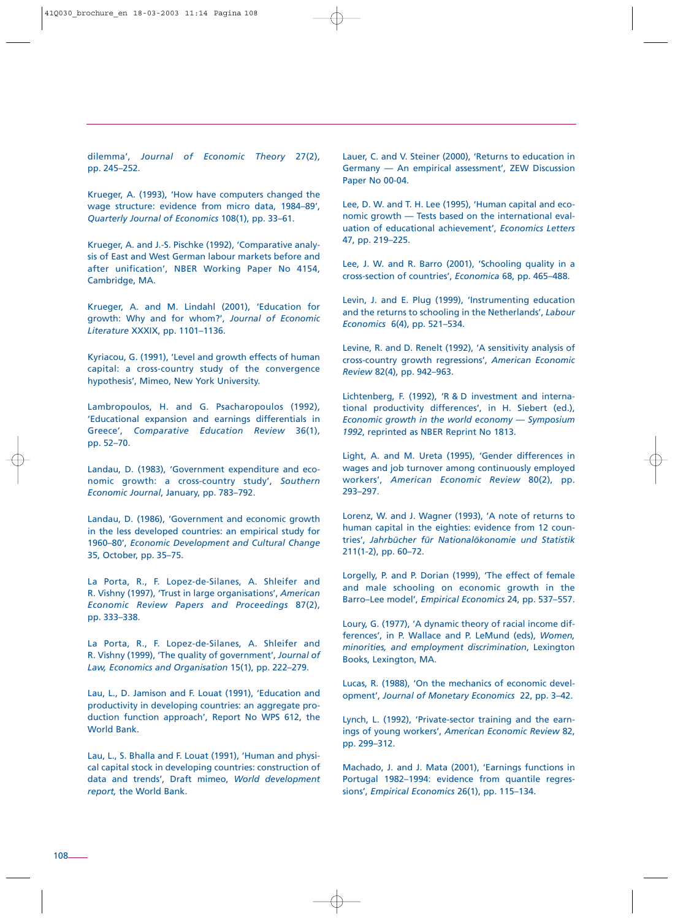dilemma', *Journal of Economic Theory* 27(2), pp. 245–252.

Krueger, A. (1993), 'How have computers changed the wage structure: evidence from micro data, 1984–89', *Quarterly Journal of Economics* 108(1), pp. 33–61.

Krueger, A. and J.-S. Pischke (1992), 'Comparative analysis of East and West German labour markets before and after unification', NBER Working Paper No 4154, Cambridge, MA.

Krueger, A. and M. Lindahl (2001), 'Education for growth: Why and for whom?', *Journal of Economic Literature* XXXIX, pp. 1101–1136.

Kyriacou, G. (1991), 'Level and growth effects of human capital: a cross-country study of the convergence hypothesis', Mimeo, New York University.

Lambropoulos, H. and G. Psacharopoulos (1992), 'Educational expansion and earnings differentials in Greece', *Comparative Education Review* 36(1), pp. 52–70.

Landau, D. (1983), 'Government expenditure and economic growth: a cross-country study', *Southern Economic Journal*, January, pp. 783–792.

Landau, D. (1986), 'Government and economic growth in the less developed countries: an empirical study for 1960–80', *Economic Development and Cultural Change* 35, October, pp. 35–75.

La Porta, R., F. Lopez-de-Silanes, A. Shleifer and R. Vishny (1997), 'Trust in large organisations', *American Economic Review Papers and Proceedings* 87(2), pp. 333–338.

La Porta, R., F. Lopez-de-Silanes, A. Shleifer and R. Vishny (1999), 'The quality of government', *Journal of Law, Economics and Organisation* 15(1), pp. 222–279.

Lau, L., D. Jamison and F. Louat (1991), 'Education and productivity in developing countries: an aggregate production function approach', Report No WPS 612, the World Bank.

Lau, L., S. Bhalla and F. Louat (1991), 'Human and physical capital stock in developing countries: construction of data and trends', Draft mimeo, *World development report,* the World Bank.

Lauer, C. and V. Steiner (2000), 'Returns to education in Germany — An empirical assessment', ZEW Discussion Paper No 00-04.

Lee, D. W. and T. H. Lee (1995), 'Human capital and economic growth — Tests based on the international evaluation of educational achievement', *Economics Letters* 47, pp. 219–225.

Lee, J. W. and R. Barro (2001), 'Schooling quality in a cross-section of countries', *Economica* 68, pp. 465–488.

Levin, J. and E. Plug (1999), 'Instrumenting education and the returns to schooling in the Netherlands', *Labour Economics* 6(4), pp. 521–534.

Levine, R. and D. Renelt (1992), 'A sensitivity analysis of cross-country growth regressions', *American Economic Review* 82(4), pp. 942–963.

Lichtenberg, F. (1992), 'R & D investment and international productivity differences', in H. Siebert (ed.), *Economic growth in the world economy — Symposium 1992*, reprinted as NBER Reprint No 1813.

Light, A. and M. Ureta (1995), 'Gender differences in wages and job turnover among continuously employed workers', *American Economic Review* 80(2), pp. 293–297.

Lorenz, W. and J. Wagner (1993), 'A note of returns to human capital in the eighties: evidence from 12 countries', *Jahrbücher für Nationalökonomie und Statistik* 211(1-2), pp. 60–72.

Lorgelly, P. and P. Dorian (1999), 'The effect of female and male schooling on economic growth in the Barro–Lee model', *Empirical Economics* 24, pp. 537–557.

Loury, G. (1977), 'A dynamic theory of racial income differences', in P. Wallace and P. LeMund (eds), *Women, minorities, and employment discrimination*, Lexington Books, Lexington, MA.

Lucas, R. (1988), 'On the mechanics of economic development', *Journal of Monetary Economics* 22, pp. 3–42.

Lynch, L. (1992), 'Private-sector training and the earnings of young workers', *American Economic Review* 82, pp. 299–312.

Machado, J. and J. Mata (2001), 'Earnings functions in Portugal 1982–1994: evidence from quantile regressions', *Empirical Economics* 26(1), pp. 115–134.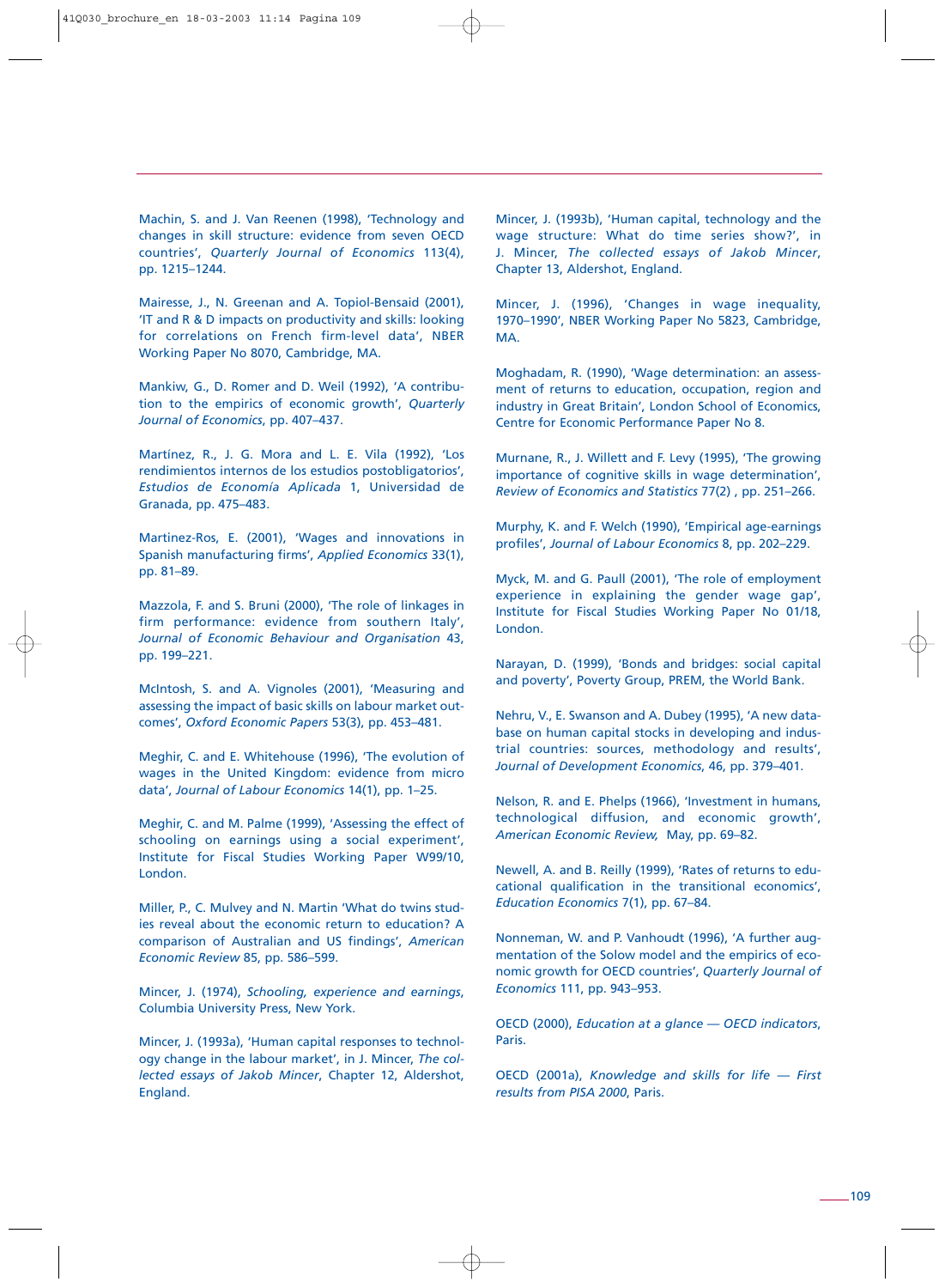Machin, S. and J. Van Reenen (1998), 'Technology and changes in skill structure: evidence from seven OECD countries', *Quarterly Journal of Economics* 113(4), pp. 1215–1244.

Mairesse, J., N. Greenan and A. Topiol-Bensaid (2001), 'IT and R & D impacts on productivity and skills: looking for correlations on French firm-level data', NBER Working Paper No 8070, Cambridge, MA.

Mankiw, G., D. Romer and D. Weil (1992), 'A contribution to the empirics of economic growth', *Quarterly Journal of Economics*, pp. 407–437.

Martínez, R., J. G. Mora and L. E. Vila (1992), 'Los rendimientos internos de los estudios postobligatorios', *Estudios de Economía Aplicada* 1, Universidad de Granada, pp. 475–483.

Martinez-Ros, E. (2001), 'Wages and innovations in Spanish manufacturing firms', *Applied Economics* 33(1), pp. 81–89.

Mazzola, F. and S. Bruni (2000), 'The role of linkages in firm performance: evidence from southern Italy', *Journal of Economic Behaviour and Organisation* 43, pp. 199–221.

McIntosh, S. and A. Vignoles (2001), 'Measuring and assessing the impact of basic skills on labour market outcomes', *Oxford Economic Papers* 53(3), pp. 453–481.

Meghir, C. and E. Whitehouse (1996), 'The evolution of wages in the United Kingdom: evidence from micro data', *Journal of Labour Economics* 14(1), pp. 1–25.

Meghir, C. and M. Palme (1999), 'Assessing the effect of schooling on earnings using a social experiment', Institute for Fiscal Studies Working Paper W99/10, London.

Miller, P., C. Mulvey and N. Martin 'What do twins studies reveal about the economic return to education? A comparison of Australian and US findings', *American Economic Review* 85, pp. 586–599.

Mincer, J. (1974), *Schooling, experience and earnings*, Columbia University Press, New York.

Mincer, J. (1993a), 'Human capital responses to technology change in the labour market', in J. Mincer, *The collected essays of Jakob Mincer*, Chapter 12, Aldershot, England.

Mincer, J. (1993b), 'Human capital, technology and the wage structure: What do time series show?', in J. Mincer, *The collected essays of Jakob Mincer*, Chapter 13, Aldershot, England.

Mincer, J. (1996), 'Changes in wage inequality, 1970–1990', NBER Working Paper No 5823, Cambridge, MA.

Moghadam, R. (1990), 'Wage determination: an assessment of returns to education, occupation, region and industry in Great Britain', London School of Economics, Centre for Economic Performance Paper No 8.

Murnane, R., J. Willett and F. Levy (1995), 'The growing importance of cognitive skills in wage determination', *Review of Economics and Statistics* 77(2) , pp. 251–266.

Murphy, K. and F. Welch (1990), 'Empirical age-earnings profiles', *Journal of Labour Economics* 8, pp. 202–229.

Myck, M. and G. Paull (2001), 'The role of employment experience in explaining the gender wage gap', Institute for Fiscal Studies Working Paper No 01/18, London.

Narayan, D. (1999), 'Bonds and bridges: social capital and poverty', Poverty Group, PREM, the World Bank.

Nehru, V., E. Swanson and A. Dubey (1995), 'A new database on human capital stocks in developing and industrial countries: sources, methodology and results', *Journal of Development Economics*, 46, pp. 379–401.

Nelson, R. and E. Phelps (1966), 'Investment in humans, technological diffusion, and economic growth', *American Economic Review,* May, pp. 69–82.

Newell, A. and B. Reilly (1999), 'Rates of returns to educational qualification in the transitional economics', *Education Economics* 7(1), pp. 67–84.

Nonneman, W. and P. Vanhoudt (1996), 'A further augmentation of the Solow model and the empirics of economic growth for OECD countries', *Quarterly Journal of Economics* 111, pp. 943–953.

OECD (2000), *Education at a glance — OECD indicators*, Paris.

OECD (2001a), *Knowledge and skills for life — First results from PISA 2000*, Paris.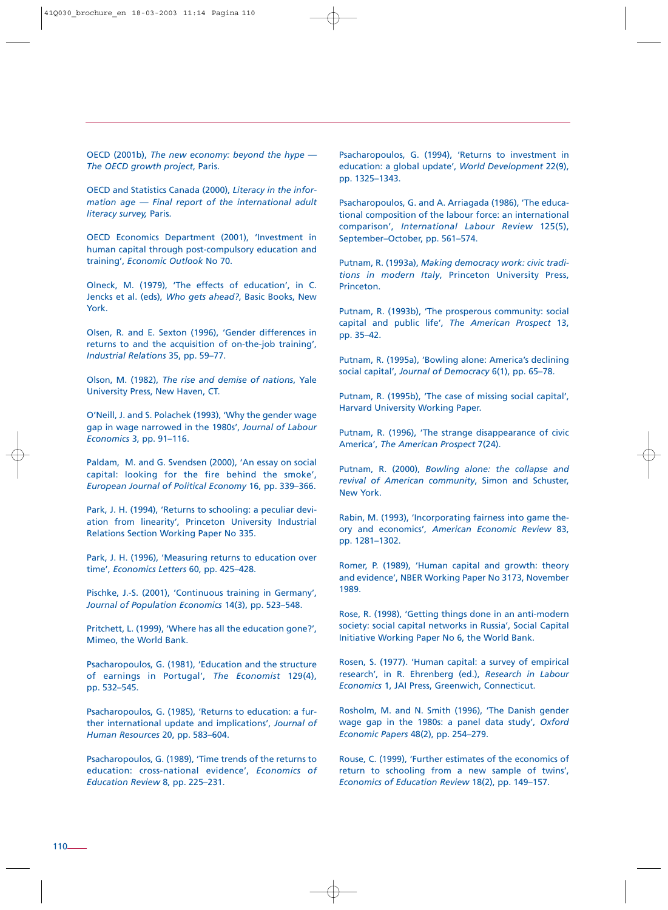OECD (2001b), *The new economy: beyond the hype — The OECD growth project*, Paris.

OECD and Statistics Canada (2000), *Literacy in the information age — Final report of the international adult literacy survey,* Paris.

OECD Economics Department (2001), 'Investment in human capital through post-compulsory education and training', *Economic Outlook* No 70.

Olneck, M. (1979), 'The effects of education', in C. Jencks et al. (eds), *Who gets ahead?*, Basic Books, New York.

Olsen, R. and E. Sexton (1996), 'Gender differences in returns to and the acquisition of on-the-job training', *Industrial Relations* 35, pp. 59–77.

Olson, M. (1982), *The rise and demise of nations*, Yale University Press, New Haven, CT.

O'Neill, J. and S. Polachek (1993), 'Why the gender wage gap in wage narrowed in the 1980s', *Journal of Labour Economics* 3, pp. 91–116.

Paldam, M. and G. Svendsen (2000), 'An essay on social capital: looking for the fire behind the smoke', *European Journal of Political Economy* 16, pp. 339–366.

Park, J. H. (1994), 'Returns to schooling: a peculiar deviation from linearity', Princeton University Industrial Relations Section Working Paper No 335.

Park, J. H. (1996), 'Measuring returns to education over time', *Economics Letters* 60, pp. 425–428.

Pischke, J.-S. (2001), 'Continuous training in Germany', *Journal of Population Economics* 14(3), pp. 523–548.

Pritchett, L. (1999), 'Where has all the education gone?', Mimeo, the World Bank.

Psacharopoulos, G. (1981), 'Education and the structure of earnings in Portugal', *The Economist* 129(4), pp. 532–545.

Psacharopoulos, G. (1985), 'Returns to education: a further international update and implications', *Journal of Human Resources* 20, pp. 583–604.

Psacharopoulos, G. (1989), 'Time trends of the returns to education: cross-national evidence', *Economics of Education Review* 8, pp. 225–231.

Psacharopoulos, G. (1994), 'Returns to investment in education: a global update', *World Development* 22(9), pp. 1325–1343.

Psacharopoulos, G. and A. Arriagada (1986), 'The educational composition of the labour force: an international comparison', *International Labour Review* 125(5), September–October, pp. 561–574.

Putnam, R. (1993a), *Making democracy work: civic traditions in modern Italy*, Princeton University Press, Princeton.

Putnam, R. (1993b), 'The prosperous community: social capital and public life', *The American Prospect* 13, pp. 35–42.

Putnam, R. (1995a), 'Bowling alone: America's declining social capital', *Journal of Democracy* 6(1), pp. 65–78.

Putnam, R. (1995b), 'The case of missing social capital', Harvard University Working Paper.

Putnam, R. (1996), 'The strange disappearance of civic America', *The American Prospect* 7(24).

Putnam, R. (2000), *Bowling alone: the collapse and revival of American community*, Simon and Schuster, New York.

Rabin, M. (1993), 'Incorporating fairness into game theory and economics', *American Economic Review* 83, pp. 1281–1302.

Romer, P. (1989), 'Human capital and growth: theory and evidence', NBER Working Paper No 3173, November 1989.

Rose, R. (1998), 'Getting things done in an anti-modern society: social capital networks in Russia', Social Capital Initiative Working Paper No 6, the World Bank.

Rosen, S. (1977). 'Human capital: a survey of empirical research', in R. Ehrenberg (ed.), *Research in Labour Economics* 1, JAI Press, Greenwich, Connecticut.

Rosholm, M. and N. Smith (1996), 'The Danish gender wage gap in the 1980s: a panel data study', *Oxford Economic Papers* 48(2), pp. 254–279.

Rouse, C. (1999), 'Further estimates of the economics of return to schooling from a new sample of twins', *Economics of Education Review* 18(2), pp. 149–157.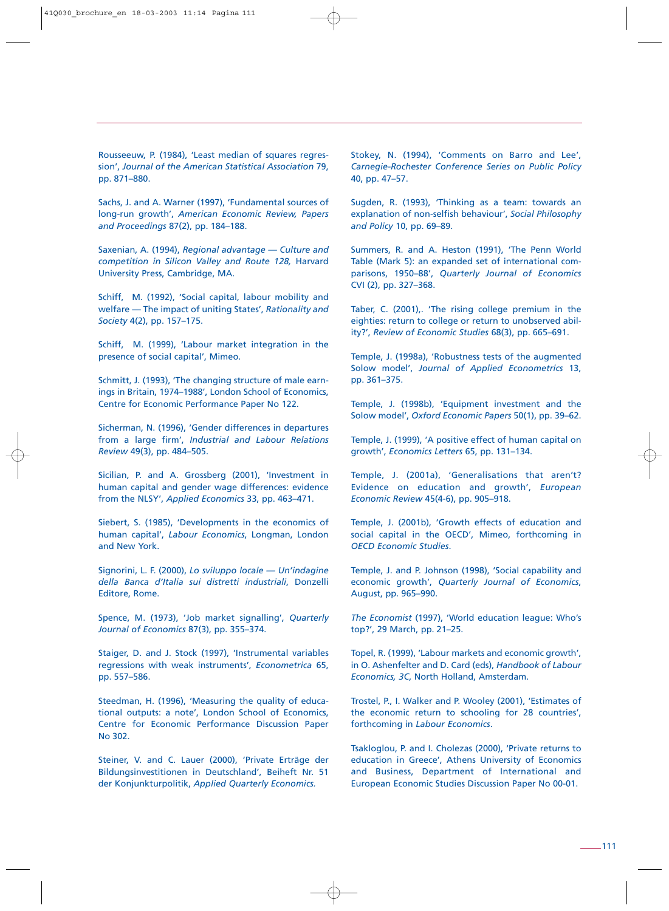Rousseeuw, P. (1984), 'Least median of squares regression', *Journal of the American Statistical Association* 79, pp. 871–880.

Sachs, J. and A. Warner (1997), 'Fundamental sources of long-run growth', *American Economic Review, Papers and Proceedings* 87(2), pp. 184–188.

Saxenian, A. (1994), *Regional advantage — Culture and competition in Silicon Valley and Route 128,* Harvard University Press, Cambridge, MA.

Schiff, M. (1992), 'Social capital, labour mobility and welfare — The impact of uniting States', *Rationality and Society* 4(2), pp. 157–175.

Schiff, M. (1999), 'Labour market integration in the presence of social capital', Mimeo.

Schmitt, J. (1993), 'The changing structure of male earnings in Britain, 1974–1988', London School of Economics, Centre for Economic Performance Paper No 122.

Sicherman, N. (1996), 'Gender differences in departures from a large firm', *Industrial and Labour Relations Review* 49(3), pp. 484–505.

Sicilian, P. and A. Grossberg (2001), 'Investment in human capital and gender wage differences: evidence from the NLSY', *Applied Economics* 33, pp. 463–471.

Siebert, S. (1985), 'Developments in the economics of human capital', *Labour Economics*, Longman, London and New York.

Signorini, L. F. (2000), *Lo sviluppo locale — Un'indagine della Banca d'Italia sui distretti industriali*, Donzelli Editore, Rome.

Spence, M. (1973), 'Job market signalling', *Quarterly Journal of Economics* 87(3), pp. 355–374.

Staiger, D. and J. Stock (1997), 'Instrumental variables regressions with weak instruments', *Econometrica* 65, pp. 557–586.

Steedman, H. (1996), 'Measuring the quality of educational outputs: a note', London School of Economics, Centre for Economic Performance Discussion Paper No 302.

Steiner, V. and C. Lauer (2000), 'Private Erträge der Bildungsinvestitionen in Deutschland', Beiheft Nr. 51 der Konjunkturpolitik, *Applied Quarterly Economics.*

Stokey, N. (1994), 'Comments on Barro and Lee', *Carnegie-Rochester Conference Series on Public Policy* 40, pp. 47–57.

Sugden, R. (1993), 'Thinking as a team: towards an explanation of non-selfish behaviour', *Social Philosophy and Policy* 10, pp. 69–89.

Summers, R. and A. Heston (1991), 'The Penn World Table (Mark 5): an expanded set of international comparisons, 1950–88', *Quarterly Journal of Economics* CVI (2), pp. 327–368.

Taber, C. (2001),. 'The rising college premium in the eighties: return to college or return to unobserved ability?', *Review of Economic Studies* 68(3), pp. 665–691.

Temple, J. (1998a), 'Robustness tests of the augmented Solow model', *Journal of Applied Econometrics* 13, pp. 361–375.

Temple, J. (1998b), 'Equipment investment and the Solow model', *Oxford Economic Papers* 50(1), pp. 39–62.

Temple, J. (1999), 'A positive effect of human capital on growth', *Economics Letters* 65, pp. 131–134.

Temple, J. (2001a), 'Generalisations that aren't? Evidence on education and growth', *European Economic Review* 45(4-6), pp. 905–918.

Temple, J. (2001b), 'Growth effects of education and social capital in the OECD', Mimeo, forthcoming in *OECD Economic Studies*.

Temple, J. and P. Johnson (1998), 'Social capability and economic growth', *Quarterly Journal of Economics*, August, pp. 965–990.

*The Economist* (1997), 'World education league: Who's top?', 29 March, pp. 21–25.

Topel, R. (1999), 'Labour markets and economic growth', in O. Ashenfelter and D. Card (eds), *Handbook of Labour Economics, 3C*, North Holland, Amsterdam.

Trostel, P., I. Walker and P. Wooley (2001), 'Estimates of the economic return to schooling for 28 countries', forthcoming in *Labour Economics*.

Tsakloglou, P. and I. Cholezas (2000), 'Private returns to education in Greece', Athens University of Economics and Business, Department of International and European Economic Studies Discussion Paper No 00-01.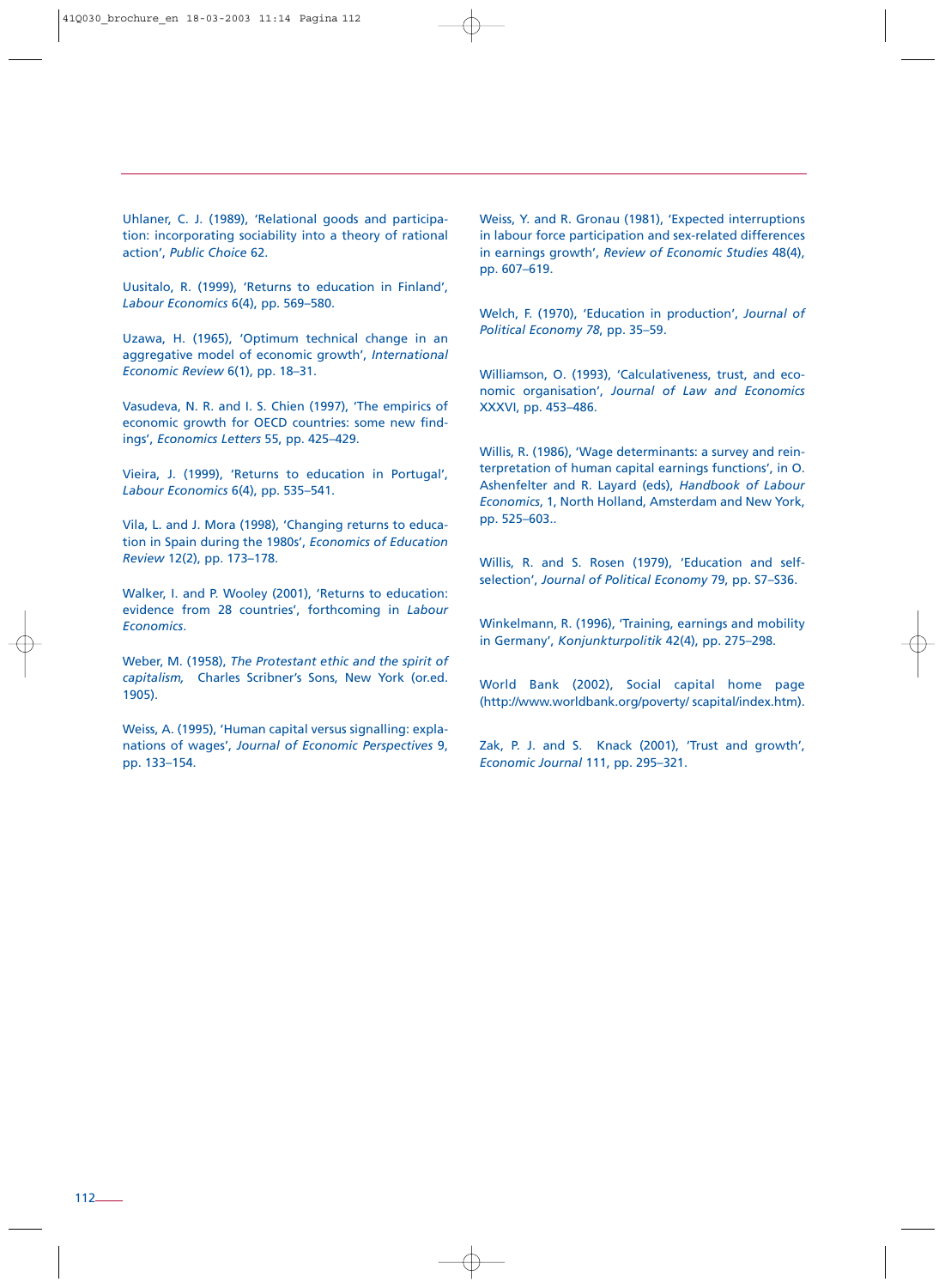Uhlaner, C. J. (1989), 'Relational goods and participation: incorporating sociability into a theory of rational action', *Public Choice* 62.

Uusitalo, R. (1999), 'Returns to education in Finland', *Labour Economics* 6(4), pp. 569–580.

Uzawa, H. (1965), 'Optimum technical change in an aggregative model of economic growth', *International Economic Review* 6(1), pp. 18–31.

Vasudeva, N. R. and I. S. Chien (1997), 'The empirics of economic growth for OECD countries: some new findings', *Economics Letters* 55, pp. 425–429.

Vieira, J. (1999), 'Returns to education in Portugal', *Labour Economics* 6(4), pp. 535–541.

Vila, L. and J. Mora (1998), 'Changing returns to education in Spain during the 1980s', *Economics of Education Review* 12(2), pp. 173–178.

Walker, I. and P. Wooley (2001), 'Returns to education: evidence from 28 countries', forthcoming in *Labour Economics*.

Weber, M. (1958), *The Protestant ethic and the spirit of capitalism,* Charles Scribner's Sons, New York (or.ed. 1905).

Weiss, A. (1995), 'Human capital versus signalling: explanations of wages', *Journal of Economic Perspectives* 9, pp. 133–154.

Weiss, Y. and R. Gronau (1981), 'Expected interruptions in labour force participation and sex-related differences in earnings growth', *Review of Economic Studies* 48(4), pp. 607–619.

Welch, F. (1970), 'Education in production', *Journal of Political Economy 78*, pp. 35–59.

Williamson, O. (1993), 'Calculativeness, trust, and economic organisation', *Journal of Law and Economics* XXXVI, pp. 453–486.

Willis, R. (1986), 'Wage determinants: a survey and reinterpretation of human capital earnings functions', in O. Ashenfelter and R. Layard (eds), *Handbook of Labour Economics*, 1, North Holland, Amsterdam and New York, pp. 525–603..

Willis, R. and S. Rosen (1979), 'Education and self-selection', *Journal of Political Economy* 79, pp. S7–S36.

Winkelmann, R. (1996), 'Training, earnings and mobility in Germany', *Konjunkturpolitik* 42(4), pp. 275–298.

World Bank (2002), Social capital home page (http://www.worldbank.org/poverty/ scapital/index.htm).

Zak, P. J. and S. Knack (2001), 'Trust and growth', *Economic Journal* 111, pp. 295–321.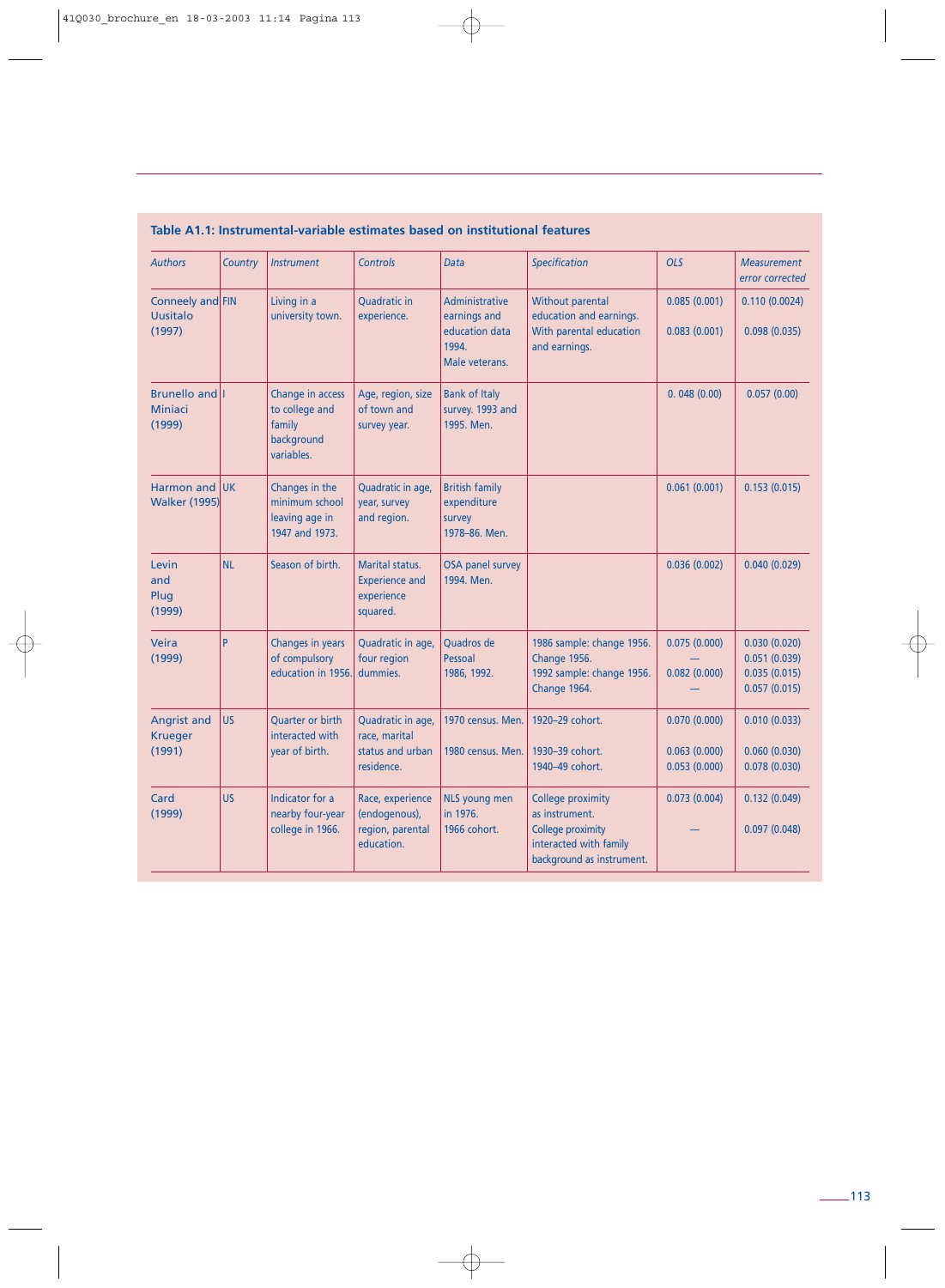**Table A1.1: Instrumental-variable estimates based on institutional features**

| *Authors* | *Country* | *Instrument* | *Controls* | *Data* | *Specification* | *OLS* | *Measurement error corrected* |
|---|---|---|---|---|---|---|---|
| Conneely and Uusitalo (1997) | FIN | Living in a university town. | Quadratic in experience. | Administrative earnings and education data 1994. Male veterans. | Without parental education and earnings. With parental education and earnings. | 0.085 (0.001) 0.083 (0.001) | 0.110 (0.0024) 0.098 (0.035) |
| Brunello and Miniaci (1999) | I | Change in access to college and family background variables. | Age, region, size of town and survey year. | Bank of Italy survey. 1993 and 1995. Men. | | 0. 048 (0.00) | 0.057 (0.00) |
| Harmon and Walker (1995) | UK | Changes in the minimum school leaving age in 1947 and 1973. | Quadratic in age, year, survey and region. | British family expenditure survey 1978–86. Men. | | 0.061 (0.001) | 0.153 (0.015) |
| Levin and Plug (1999) | NL | Season of birth. | Marital status. Experience and experience squared. | OSA panel survey 1994. Men. | | 0.036 (0.002) | 0.040 (0.029) |
| Veira (1999) | P | Changes in years of compulsory education in 1956. | Quadratic in age, four region dummies. | Quadros de Pessoal 1986, 1992. | 1986 sample: change 1956. Change 1956. 1992 sample: change 1956. Change 1964. | 0.075 (0.000) — 0.082 (0.000) — | 0.030 (0.020) 0.051 (0.039) 0.035 (0.015) 0.057 (0.015) |
| Angrist and Krueger (1991) | US | Quarter or birth interacted with year of birth. | Quadratic in age, race, marital status and urban residence. | 1970 census. Men. 1980 census. Men. | 1920–29 cohort. 1930–39 cohort. 1940–49 cohort. | 0.070 (0.000) 0.063 (0.000) 0.053 (0.000) | 0.010 (0.033) 0.060 (0.030) 0.078 (0.030) |
| Card (1999) | US | Indicator for a nearby four-year college in 1966. | Race, experience (endogenous), region, parental education. | NLS young men in 1976. 1966 cohort. | College proximity as instrument. College proximity interacted with family background as instrument. | 0.073 (0.004) — | 0.132 (0.049) 0.097 (0.048) |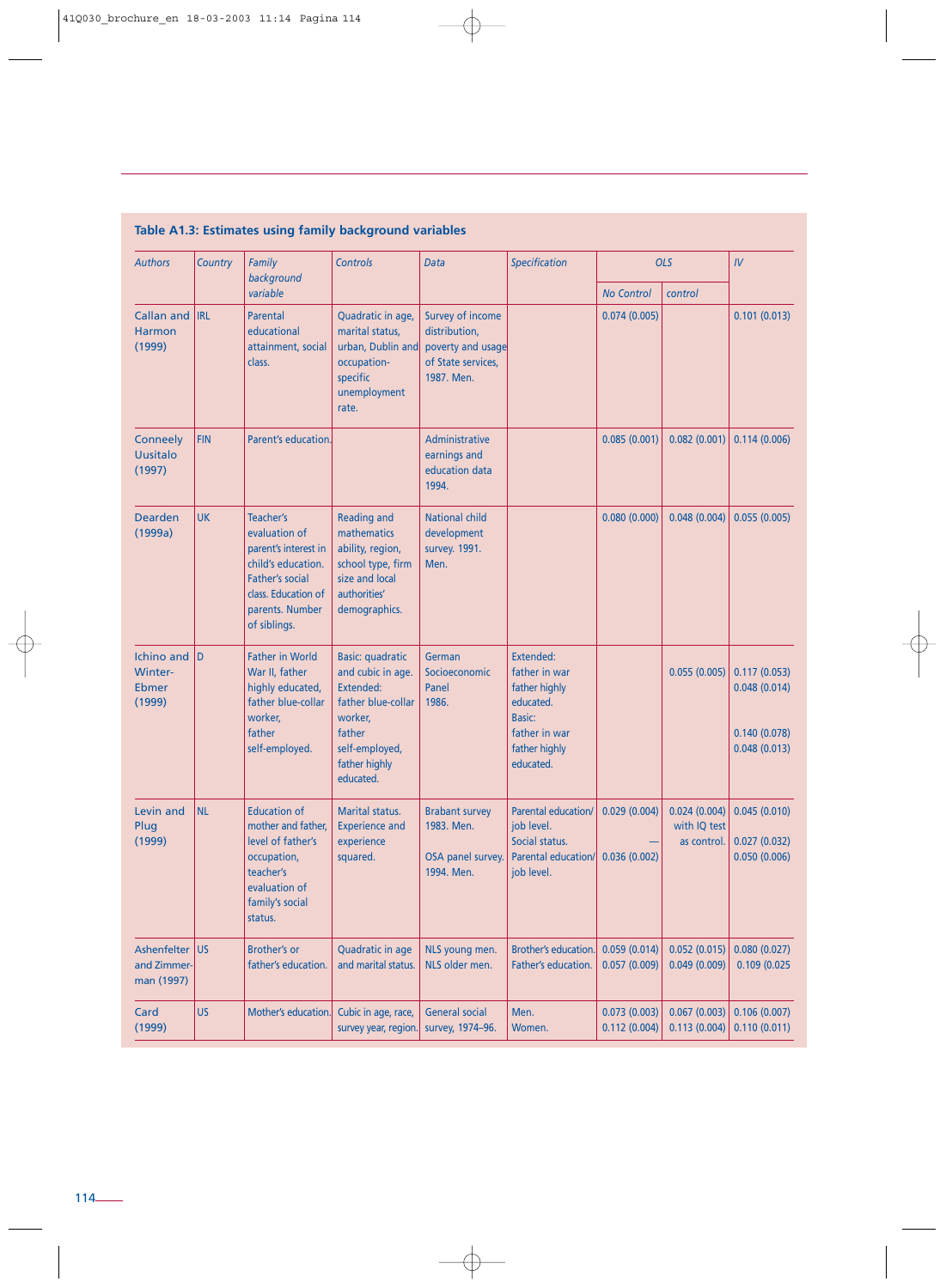### Table A1.3: Estimates using family background variables

| *Authors* | *Country* | *Family background variable* | *Controls* | *Data* | *Specification* | *OLS* | | *IV* |
|---|---|---|---|---|---|---|---|---|
| | | | | | | *No Control* | *control* | |
| Callan and Harmon (1999) | IRL | Parental educational attainment, social class. | Quadratic in age, marital status, urban, Dublin and occupation-specific unemployment rate. | Survey of income distribution, poverty and usage of State services, 1987. Men. | | 0.074 (0.005) | | 0.101 (0.013) |
| Conneely Uusitalo (1997) | FIN | Parent's education. | | Administrative earnings and education data 1994. | | 0.085 (0.001) | 0.082 (0.001) | 0.114 (0.006) |
| Dearden (1999a) | UK | Teacher's evaluation of parent's interest in child's education. Father's social class. Education of parents. Number of siblings. | Reading and mathematics ability, region, school type, firm size and local authorities' demographics. | National child development survey. 1991. Men. | | 0.080 (0.000) | 0.048 (0.004) | 0.055 (0.005) |
| Ichino and Winter-Ebmer (1999) | D | Father in World War II, father highly educated, father blue-collar worker, father self-employed. | Basic: quadratic and cubic in age. Extended: father blue-collar worker, father self-employed, father highly educated. | German Socioeconomic Panel 1986. | Extended: father in war<br>father highly educated.<br>Basic: father in war<br>father highly educated. | | 0.055 (0.005) | 0.117 (0.053)<br>0.048 (0.014)<br><br>0.140 (0.078)<br>0.048 (0.013) |
| Levin and Plug (1999) | NL | Education of mother and father, level of father's occupation, teacher's evaluation of family's social status. | Marital status. Experience and experience squared. | Brabant survey 1983. Men.<br><br>OSA panel survey. 1994. Men. | Parental education/ job level.<br>Social status.<br>Parental education/ job level. | 0.029 (0.004)<br>—<br>0.036 (0.002) | 0.024 (0.004) with IQ test as control. | 0.045 (0.010)<br>0.027 (0.032)<br>0.050 (0.006) |
| Ashenfelter and Zimmerman (1997) | US | Brother's or father's education. | Quadratic in age and marital status. | NLS young men.<br>NLS older men. | Brother's education.<br>Father's education. | 0.059 (0.014)<br>0.057 (0.009) | 0.052 (0.015)<br>0.049 (0.009) | 0.080 (0.027)<br>0.109 (0.025 |
| Card (1999) | US | Mother's education. | Cubic in age, race, survey year, region. | General social survey, 1974–96. | Men.<br>Women. | 0.073 (0.003)<br>0.112 (0.004) | 0.067 (0.003)<br>0.113 (0.004) | 0.106 (0.007)<br>0.110 (0.011) |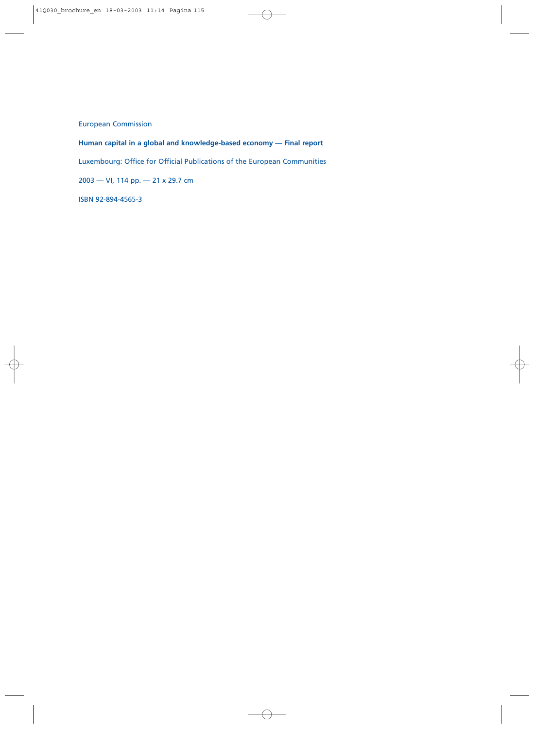European Commission

**Human capital in a global and knowledge-based economy — Final report**

Luxembourg: Office for Official Publications of the European Communities

2003 — VI, 114 pp. — 21 x 29.7 cm

ISBN 92-894-4565-3